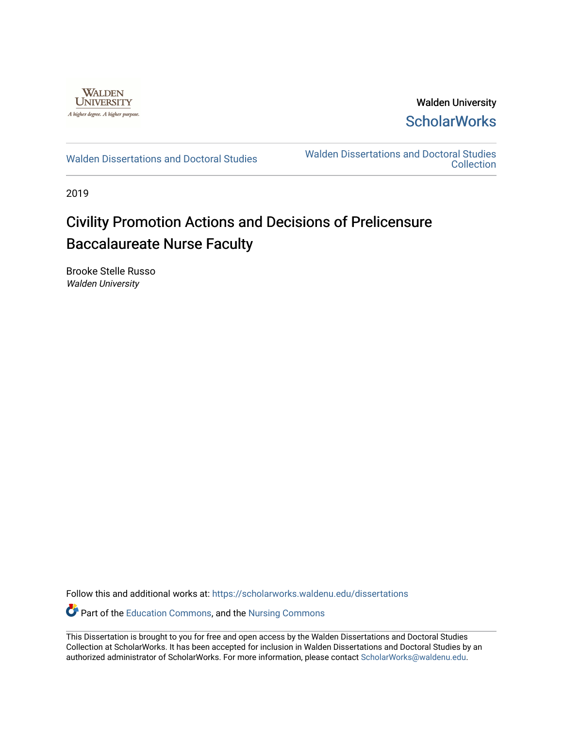Walden University

ScholarWorks

Walden Dissertations and Doctoral Studies

Walden Dissertations and Doctoral Studies Collection

2019

# Civility Promotion Actions and Decisions of Prelicensure Baccalaureate Nurse Faculty

Brooke Stelle Russo
*Walden University*

Follow this and additional works at: https://scholarworks.waldenu.edu/dissertations

Part of the Education Commons, and the Nursing Commons

This Dissertation is brought to you for free and open access by the Walden Dissertations and Doctoral Studies Collection at ScholarWorks. It has been accepted for inclusion in Walden Dissertations and Doctoral Studies by an authorized administrator of ScholarWorks. For more information, please contact ScholarWorks@waldenu.edu.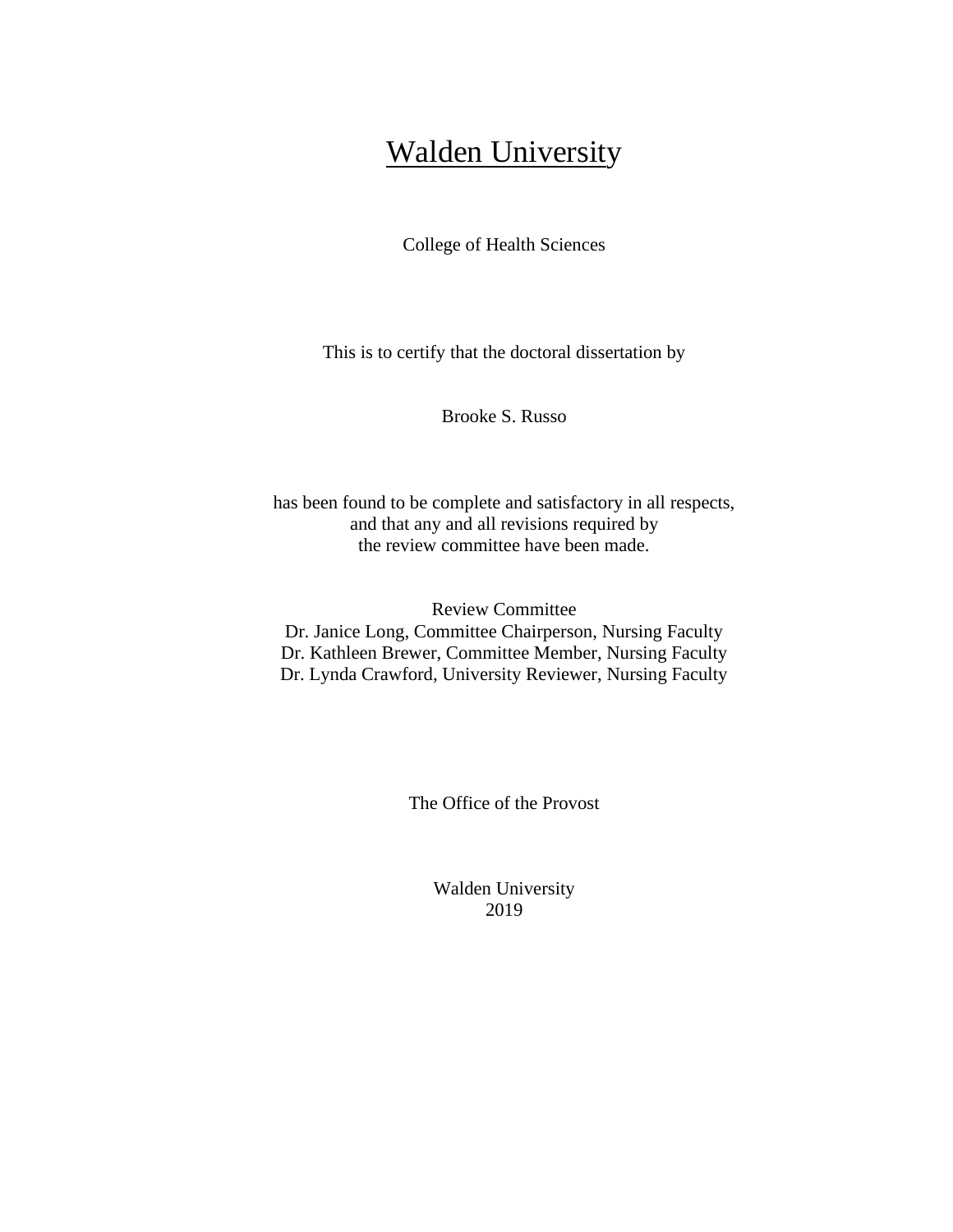# Walden University

College of Health Sciences

This is to certify that the doctoral dissertation by

Brooke S. Russo

has been found to be complete and satisfactory in all respects,
and that any and all revisions required by
the review committee have been made.

Review Committee
Dr. Janice Long, Committee Chairperson, Nursing Faculty
Dr. Kathleen Brewer, Committee Member, Nursing Faculty
Dr. Lynda Crawford, University Reviewer, Nursing Faculty

The Office of the Provost

Walden University
2019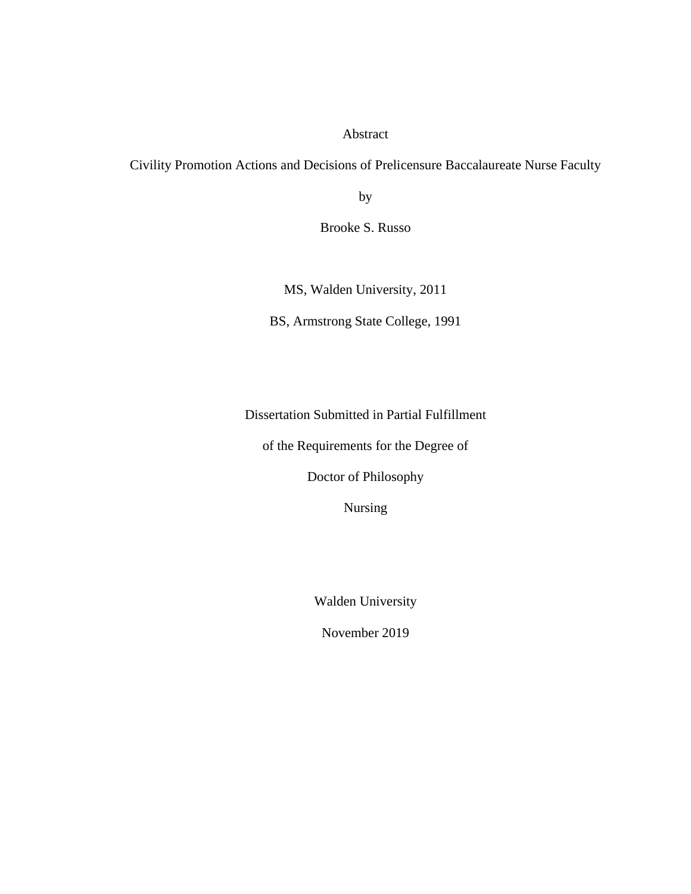Abstract

Civility Promotion Actions and Decisions of Prelicensure Baccalaureate Nurse Faculty

by

Brooke S. Russo

MS, Walden University, 2011

BS, Armstrong State College, 1991

Dissertation Submitted in Partial Fulfillment

of the Requirements for the Degree of

Doctor of Philosophy

Nursing

Walden University

November 2019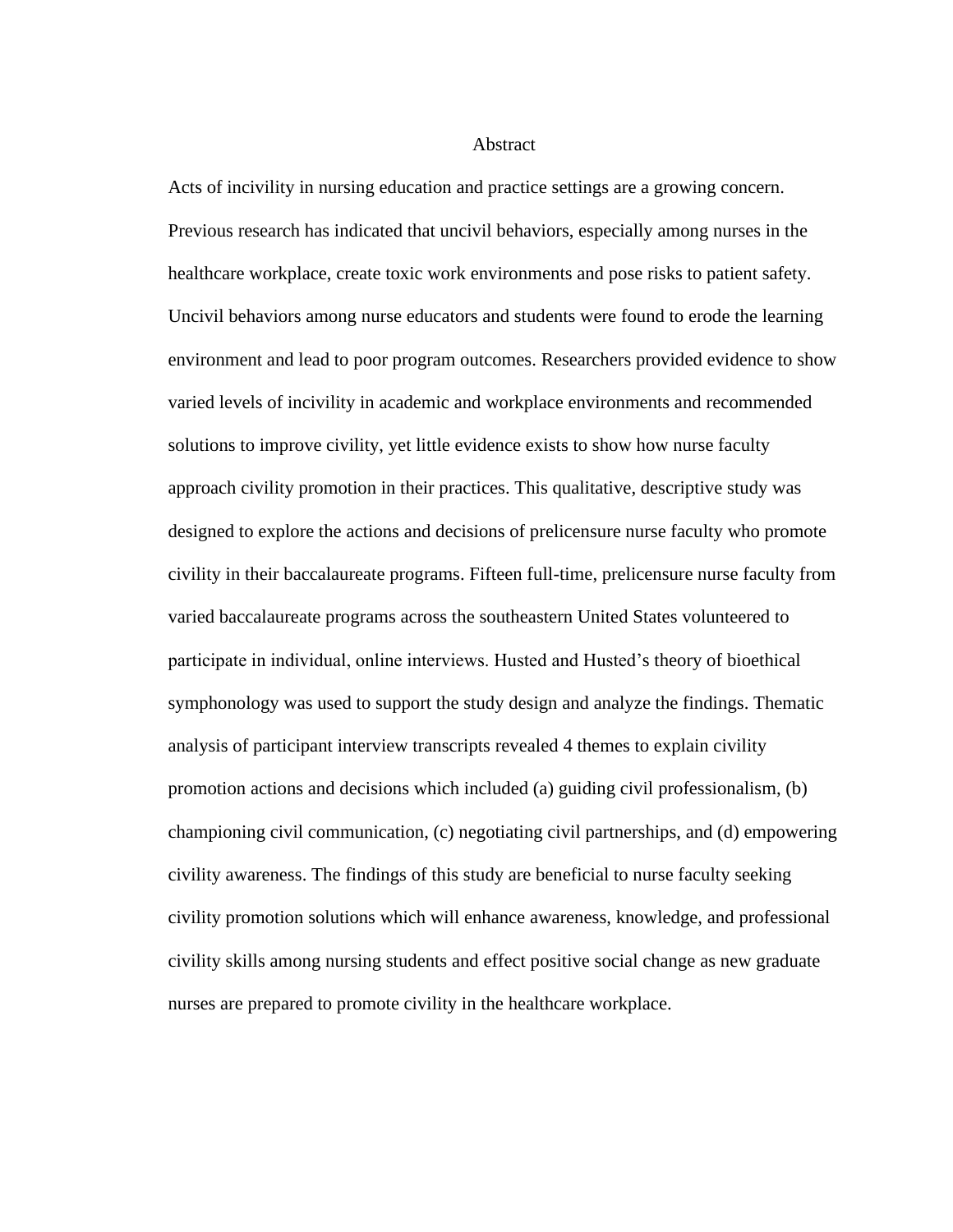# Abstract

Acts of incivility in nursing education and practice settings are a growing concern. Previous research has indicated that uncivil behaviors, especially among nurses in the healthcare workplace, create toxic work environments and pose risks to patient safety. Uncivil behaviors among nurse educators and students were found to erode the learning environment and lead to poor program outcomes. Researchers provided evidence to show varied levels of incivility in academic and workplace environments and recommended solutions to improve civility, yet little evidence exists to show how nurse faculty approach civility promotion in their practices. This qualitative, descriptive study was designed to explore the actions and decisions of prelicensure nurse faculty who promote civility in their baccalaureate programs. Fifteen full-time, prelicensure nurse faculty from varied baccalaureate programs across the southeastern United States volunteered to participate in individual, online interviews. Husted and Husted's theory of bioethical symphonology was used to support the study design and analyze the findings. Thematic analysis of participant interview transcripts revealed 4 themes to explain civility promotion actions and decisions which included (a) guiding civil professionalism, (b) championing civil communication, (c) negotiating civil partnerships, and (d) empowering civility awareness. The findings of this study are beneficial to nurse faculty seeking civility promotion solutions which will enhance awareness, knowledge, and professional civility skills among nursing students and effect positive social change as new graduate nurses are prepared to promote civility in the healthcare workplace.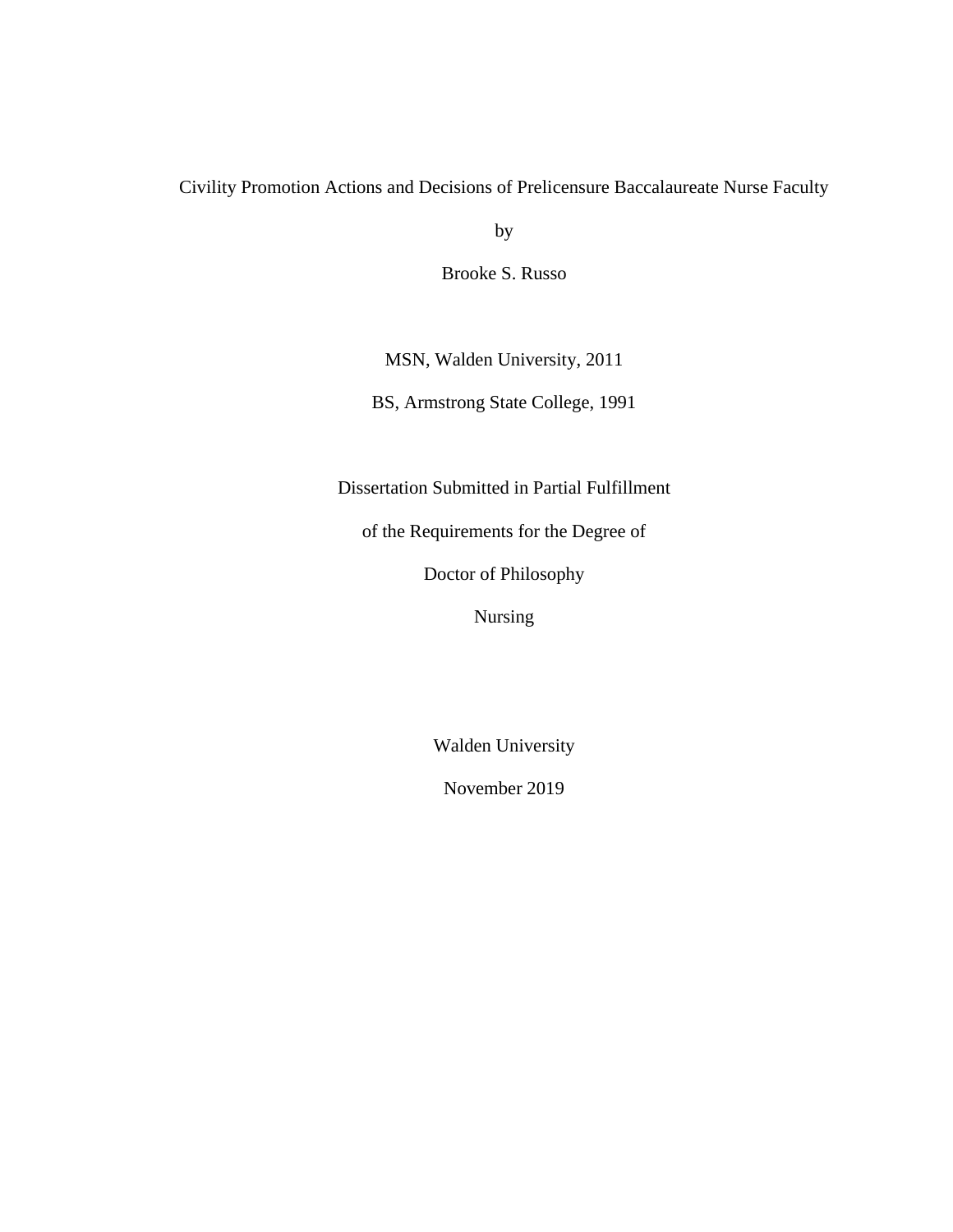Civility Promotion Actions and Decisions of Prelicensure Baccalaureate Nurse Faculty

by

Brooke S. Russo

MSN, Walden University, 2011

BS, Armstrong State College, 1991

Dissertation Submitted in Partial Fulfillment

of the Requirements for the Degree of

Doctor of Philosophy

Nursing

Walden University

November 2019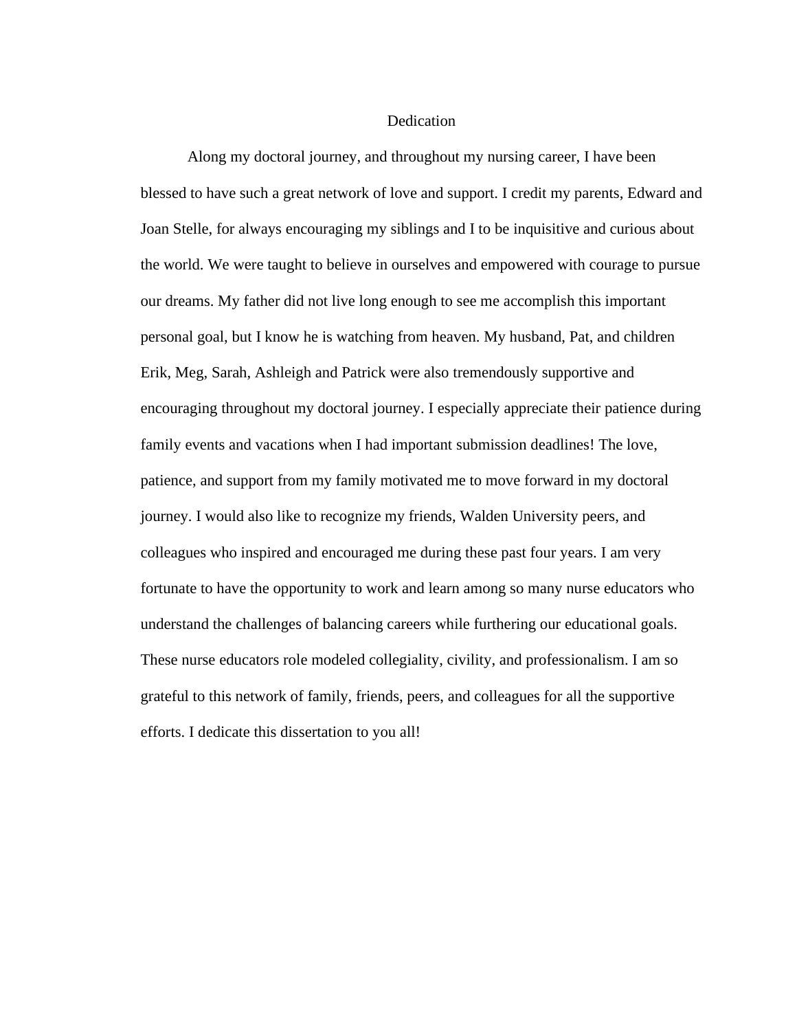# Dedication

Along my doctoral journey, and throughout my nursing career, I have been blessed to have such a great network of love and support. I credit my parents, Edward and Joan Stelle, for always encouraging my siblings and I to be inquisitive and curious about the world. We were taught to believe in ourselves and empowered with courage to pursue our dreams. My father did not live long enough to see me accomplish this important personal goal, but I know he is watching from heaven. My husband, Pat, and children Erik, Meg, Sarah, Ashleigh and Patrick were also tremendously supportive and encouraging throughout my doctoral journey. I especially appreciate their patience during family events and vacations when I had important submission deadlines! The love, patience, and support from my family motivated me to move forward in my doctoral journey. I would also like to recognize my friends, Walden University peers, and colleagues who inspired and encouraged me during these past four years. I am very fortunate to have the opportunity to work and learn among so many nurse educators who understand the challenges of balancing careers while furthering our educational goals. These nurse educators role modeled collegiality, civility, and professionalism. I am so grateful to this network of family, friends, peers, and colleagues for all the supportive efforts. I dedicate this dissertation to you all!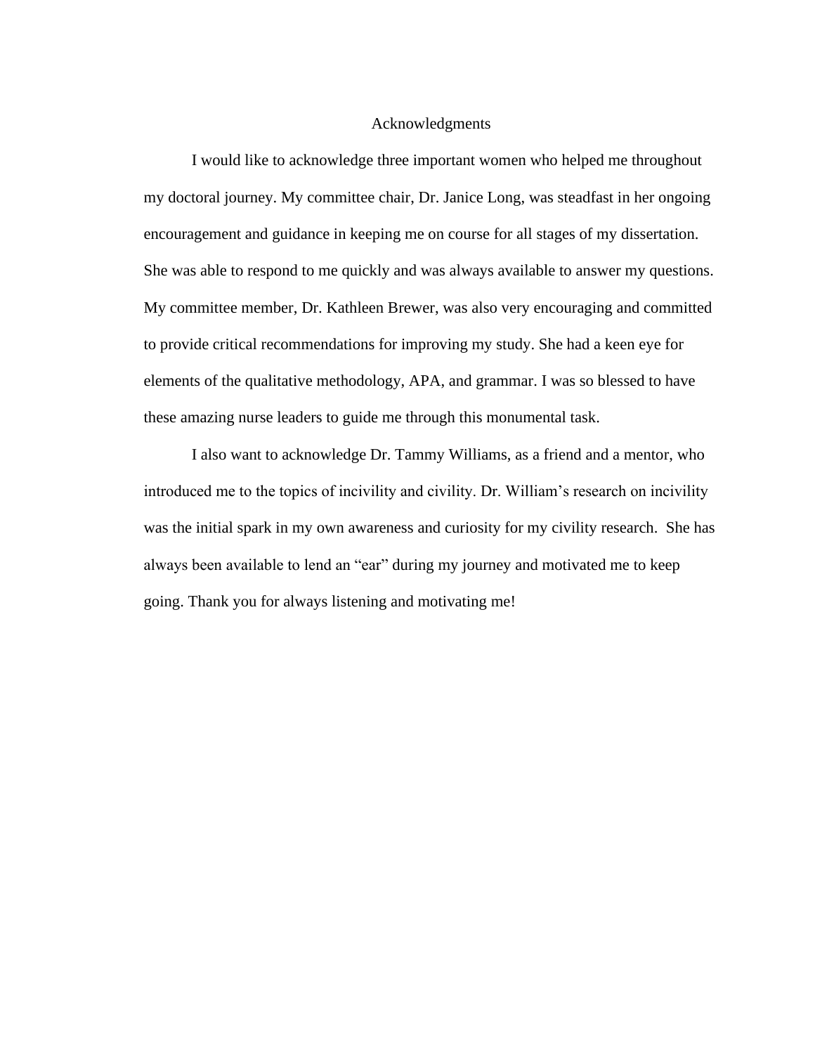# Acknowledgments

I would like to acknowledge three important women who helped me throughout my doctoral journey. My committee chair, Dr. Janice Long, was steadfast in her ongoing encouragement and guidance in keeping me on course for all stages of my dissertation. She was able to respond to me quickly and was always available to answer my questions. My committee member, Dr. Kathleen Brewer, was also very encouraging and committed to provide critical recommendations for improving my study. She had a keen eye for elements of the qualitative methodology, APA, and grammar. I was so blessed to have these amazing nurse leaders to guide me through this monumental task.

I also want to acknowledge Dr. Tammy Williams, as a friend and a mentor, who introduced me to the topics of incivility and civility. Dr. William's research on incivility was the initial spark in my own awareness and curiosity for my civility research. She has always been available to lend an "ear" during my journey and motivated me to keep going. Thank you for always listening and motivating me!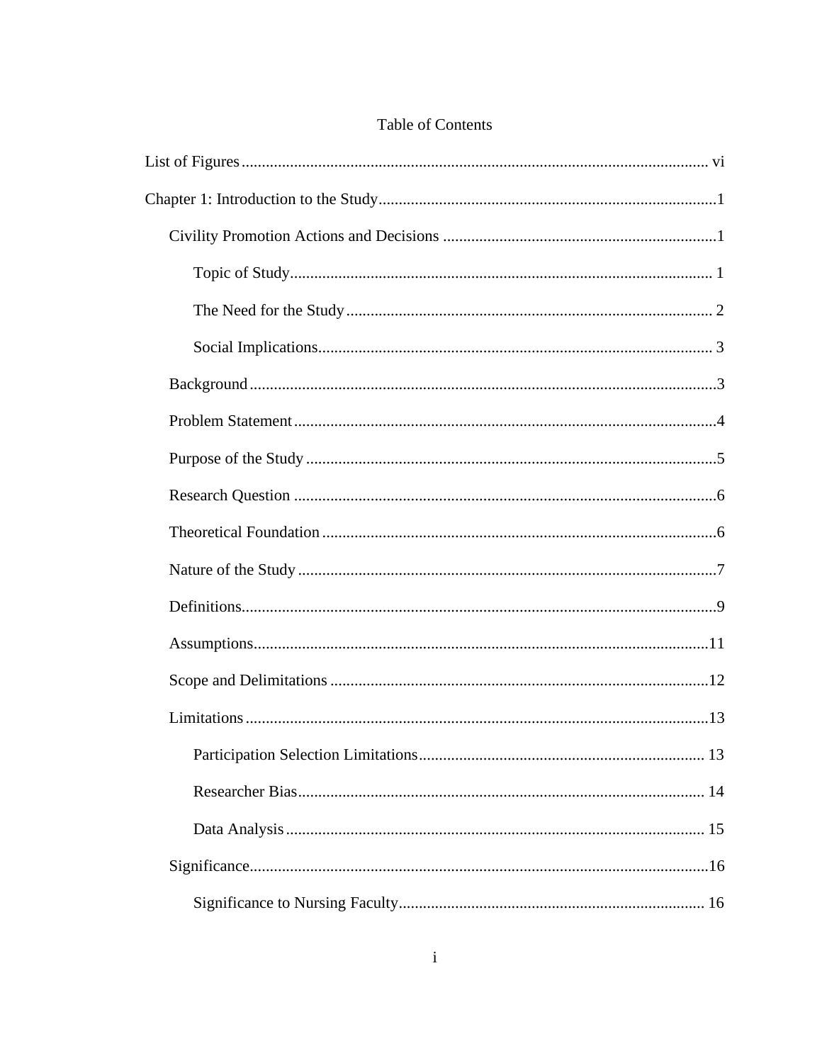Table of Contents

List of Figures .......... vi

Chapter 1: Introduction to the Study .......... 1

- Civility Promotion Actions and Decisions .......... 1
  - Topic of Study .......... 1
  - The Need for the Study .......... 2
  - Social Implications .......... 3
- Background .......... 3
- Problem Statement .......... 4
- Purpose of the Study .......... 5
- Research Question .......... 6
- Theoretical Foundation .......... 6
- Nature of the Study .......... 7
- Definitions .......... 9
- Assumptions .......... 11
- Scope and Delimitations .......... 12
- Limitations .......... 13
  - Participation Selection Limitations .......... 13
  - Researcher Bias .......... 14
  - Data Analysis .......... 15
- Significance .......... 16
  - Significance to Nursing Faculty .......... 16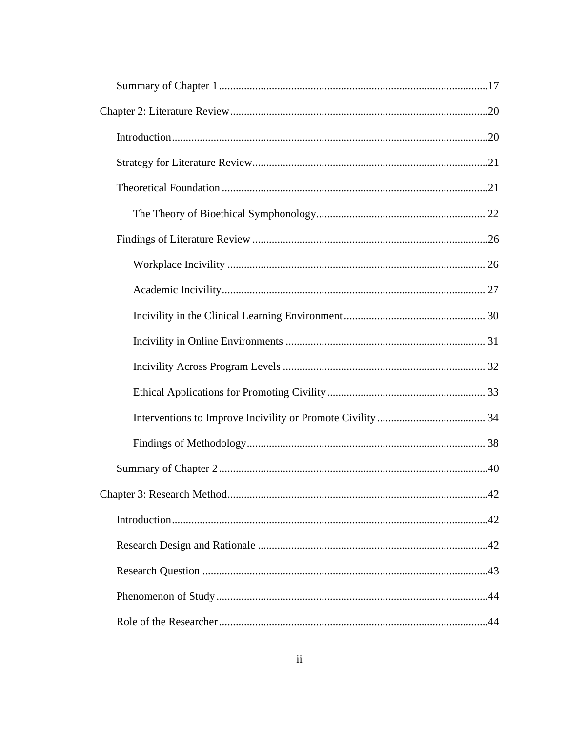Summary of Chapter 1 ....................................................................................17

Chapter 2: Literature Review ............................................................................20

Introduction ................................................................................................20

Strategy for Literature Review ....................................................................21

Theoretical Foundation ...............................................................................21

The Theory of Bioethical Symphonology ............................................................ 22

Findings of Literature Review ....................................................................26

Workplace Incivility ............................................................................................ 26

Academic Incivility .............................................................................................. 27

Incivility in the Clinical Learning Environment .................................................. 30

Incivility in Online Environments ....................................................................... 31

Incivility Across Program Levels ........................................................................ 32

Ethical Applications for Promoting Civility ........................................................ 33

Interventions to Improve Incivility or Promote Civility ...................................... 34

Findings of Methodology ..................................................................................... 38

Summary of Chapter 2 ................................................................................40

Chapter 3: Research Method .............................................................................42

Introduction ................................................................................................42

Research Design and Rationale ..................................................................42

Research Question ......................................................................................43

Phenomenon of Study .................................................................................44

Role of the Researcher ................................................................................44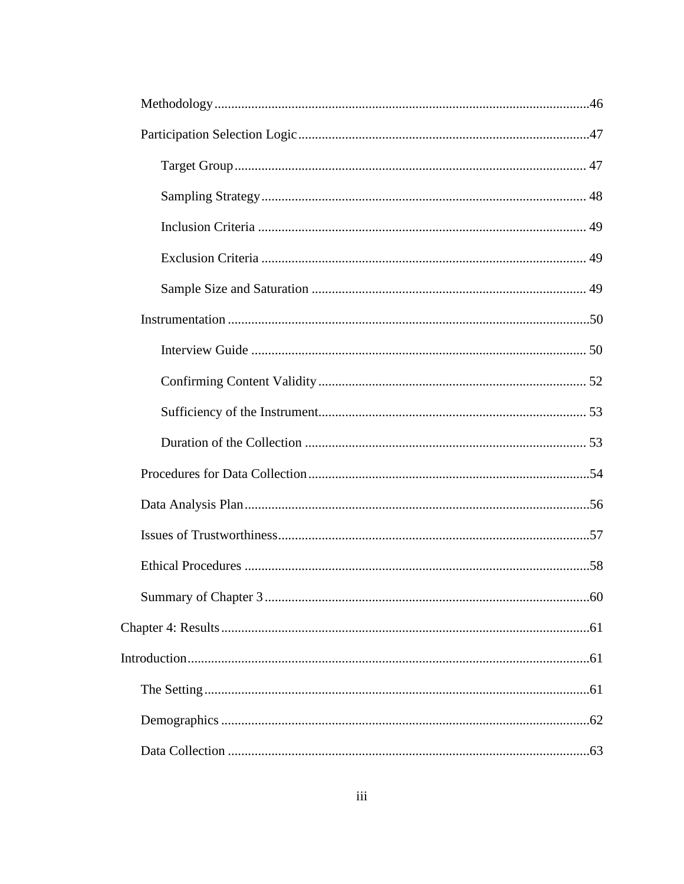Methodology......................................................................................................46

Participation Selection Logic.............................................................................47

Target Group.......................................................................................... 47

Sampling Strategy.................................................................................. 48

Inclusion Criteria ................................................................................... 49

Exclusion Criteria .................................................................................. 49

Sample Size and Saturation ................................................................... 49

Instrumentation..................................................................................................50

Interview Guide ...................................................................................... 50

Confirming Content Validity.................................................................. 52

Sufficiency of the Instrument.................................................................. 53

Duration of the Collection ...................................................................... 53

Procedures for Data Collection..........................................................................54

Data Analysis Plan.............................................................................................56

Issues of Trustworthiness...................................................................................57

Ethical Procedures .............................................................................................58

Summary of Chapter 3.......................................................................................60

Chapter 4: Results....................................................................................................61

Introduction..............................................................................................................61

The Setting.........................................................................................................61

Demographics ....................................................................................................62

Data Collection ..................................................................................................63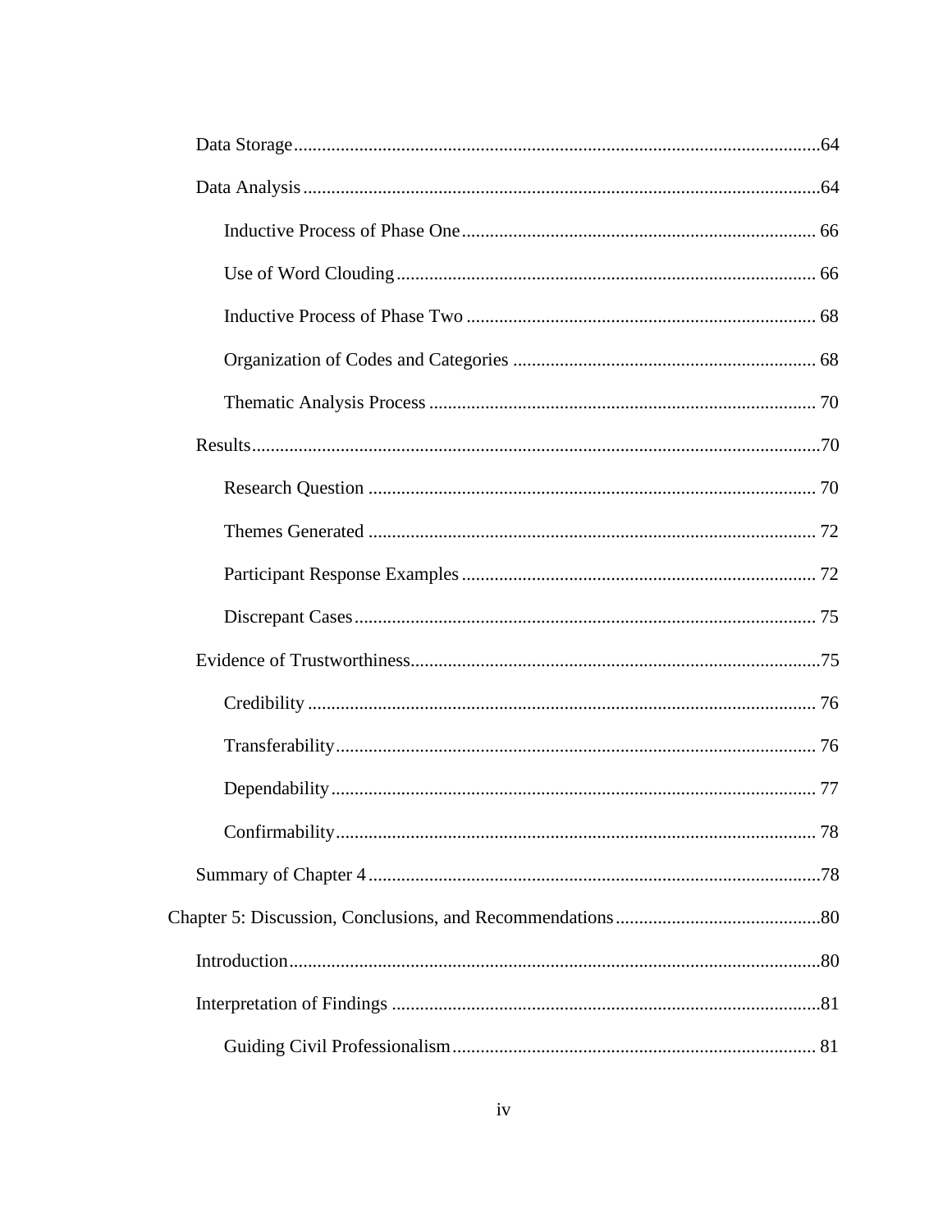Data Storage ........................................................................................................64

Data Analysis ......................................................................................................64

Inductive Process of Phase One ........................................................................ 66

Use of Word Clouding ....................................................................................... 66

Inductive Process of Phase Two ........................................................................ 68

Organization of Codes and Categories .............................................................. 68

Thematic Analysis Process ................................................................................ 70

Results .................................................................................................................70

Research Question ............................................................................................. 70

Themes Generated ............................................................................................. 72

Participant Response Examples ......................................................................... 72

Discrepant Cases ................................................................................................ 75

Evidence of Trustworthiness ...............................................................................75

Credibility .......................................................................................................... 76

Transferability .................................................................................................... 76

Dependability ..................................................................................................... 77

Confirmability .................................................................................................... 78

Summary of Chapter 4 ........................................................................................78

Chapter 5: Discussion, Conclusions, and Recommendations ...................................80

Introduction .........................................................................................................80

Interpretation of Findings ...................................................................................81

Guiding Civil Professionalism ........................................................................... 81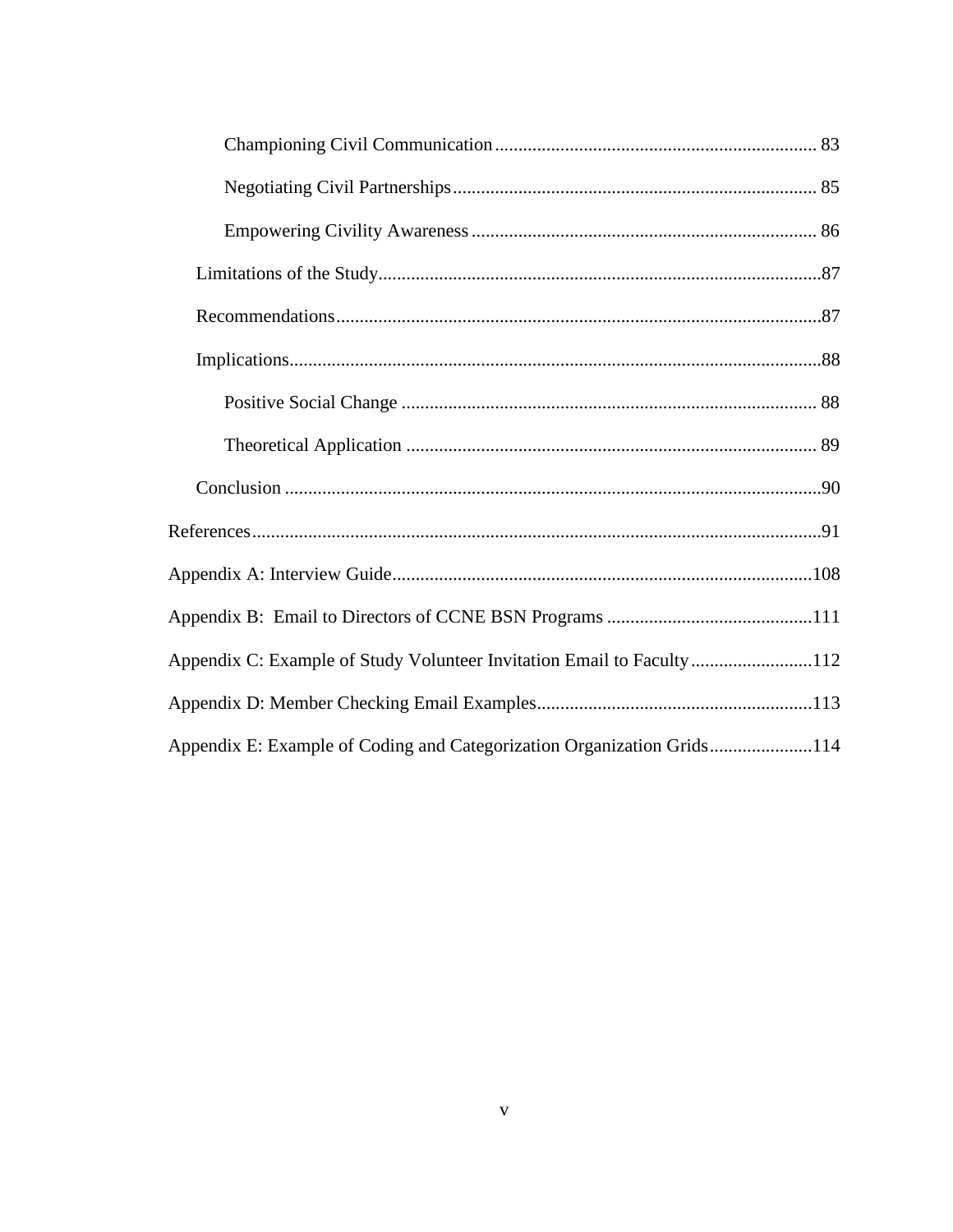Championing Civil Communication ..................................................................... 83

Negotiating Civil Partnerships .............................................................................. 85

Empowering Civility Awareness .......................................................................... 86

Limitations of the Study...............................................................................................87

Recommendations........................................................................................................87

Implications..................................................................................................................88

Positive Social Change ......................................................................................... 88

Theoretical Application ........................................................................................ 89

Conclusion ...................................................................................................................90

References..........................................................................................................................91

Appendix A: Interview Guide..........................................................................................108

Appendix B: Email to Directors of CCNE BSN Programs ............................................111

Appendix C: Example of Study Volunteer Invitation Email to Faculty..........................112

Appendix D: Member Checking Email Examples...........................................................113

Appendix E: Example of Coding and Categorization Organization Grids......................114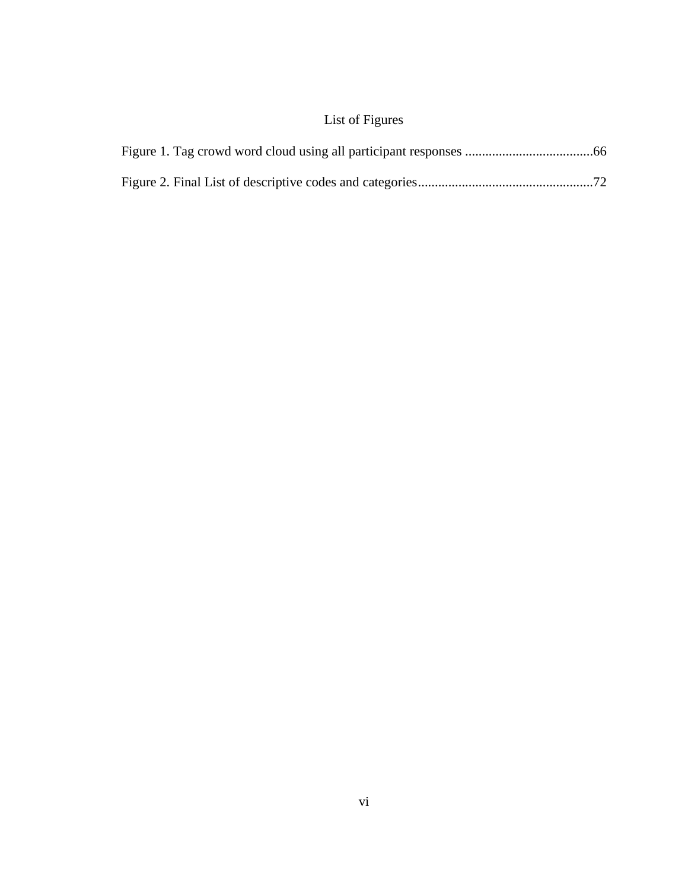# List of Figures

Figure 1. Tag crowd word cloud using all participant responses ......................................66

Figure 2. Final List of descriptive codes and categories....................................................72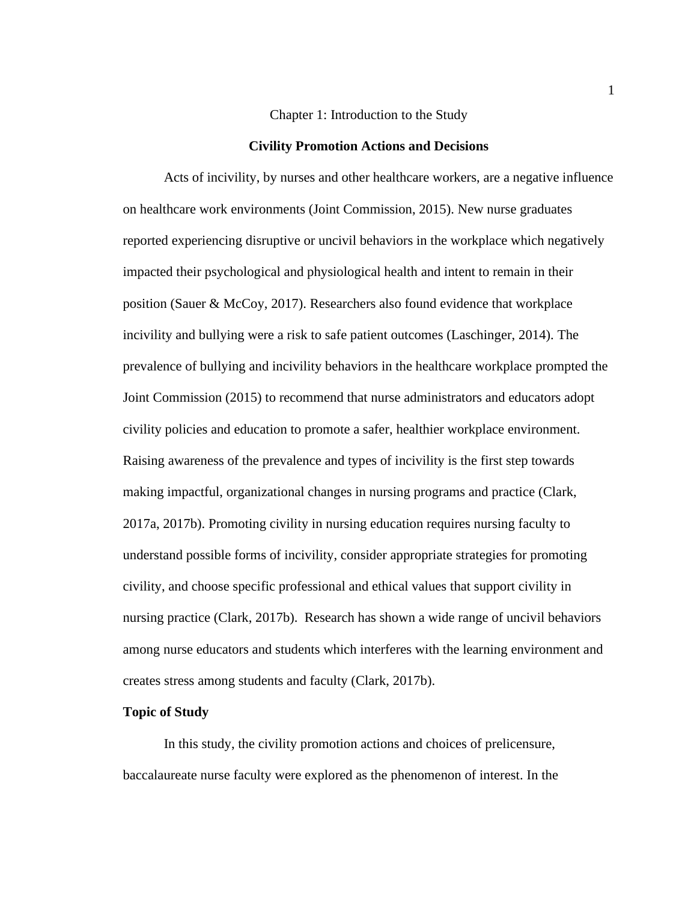# Chapter 1: Introduction to the Study

## Civility Promotion Actions and Decisions

Acts of incivility, by nurses and other healthcare workers, are a negative influence on healthcare work environments (Joint Commission, 2015). New nurse graduates reported experiencing disruptive or uncivil behaviors in the workplace which negatively impacted their psychological and physiological health and intent to remain in their position (Sauer & McCoy, 2017). Researchers also found evidence that workplace incivility and bullying were a risk to safe patient outcomes (Laschinger, 2014). The prevalence of bullying and incivility behaviors in the healthcare workplace prompted the Joint Commission (2015) to recommend that nurse administrators and educators adopt civility policies and education to promote a safer, healthier workplace environment. Raising awareness of the prevalence and types of incivility is the first step towards making impactful, organizational changes in nursing programs and practice (Clark, 2017a, 2017b). Promoting civility in nursing education requires nursing faculty to understand possible forms of incivility, consider appropriate strategies for promoting civility, and choose specific professional and ethical values that support civility in nursing practice (Clark, 2017b). Research has shown a wide range of uncivil behaviors among nurse educators and students which interferes with the learning environment and creates stress among students and faculty (Clark, 2017b).

### Topic of Study

In this study, the civility promotion actions and choices of prelicensure, baccalaureate nurse faculty were explored as the phenomenon of interest. In the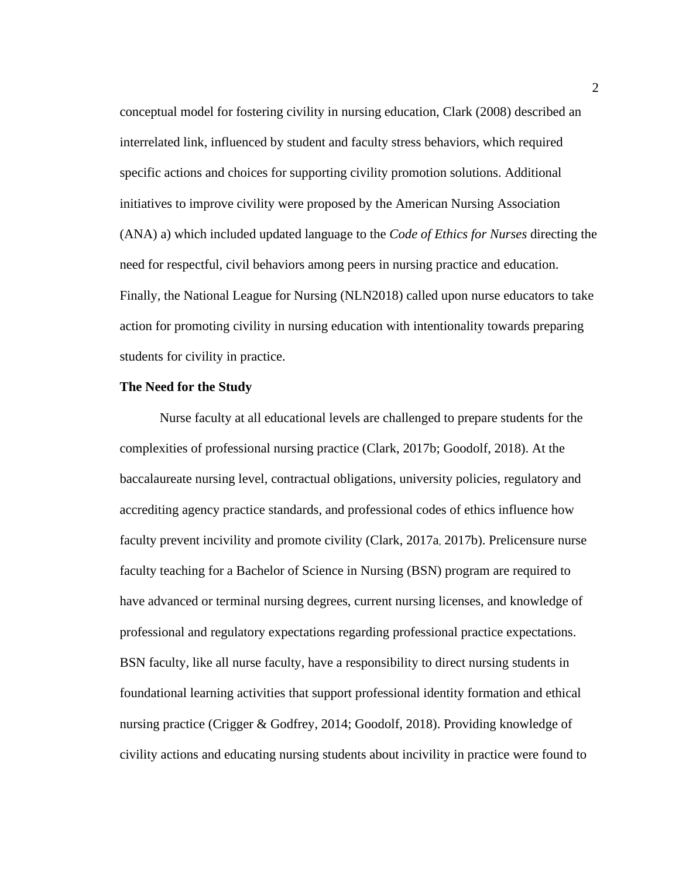conceptual model for fostering civility in nursing education, Clark (2008) described an interrelated link, influenced by student and faculty stress behaviors, which required specific actions and choices for supporting civility promotion solutions. Additional initiatives to improve civility were proposed by the American Nursing Association (ANA) a) which included updated language to the *Code of Ethics for Nurses* directing the need for respectful, civil behaviors among peers in nursing practice and education. Finally, the National League for Nursing (NLN2018) called upon nurse educators to take action for promoting civility in nursing education with intentionality towards preparing students for civility in practice.

**The Need for the Study**

Nurse faculty at all educational levels are challenged to prepare students for the complexities of professional nursing practice (Clark, 2017b; Goodolf, 2018). At the baccalaureate nursing level, contractual obligations, university policies, regulatory and accrediting agency practice standards, and professional codes of ethics influence how faculty prevent incivility and promote civility (Clark, 2017a, 2017b). Prelicensure nurse faculty teaching for a Bachelor of Science in Nursing (BSN) program are required to have advanced or terminal nursing degrees, current nursing licenses, and knowledge of professional and regulatory expectations regarding professional practice expectations. BSN faculty, like all nurse faculty, have a responsibility to direct nursing students in foundational learning activities that support professional identity formation and ethical nursing practice (Crigger & Godfrey, 2014; Goodolf, 2018). Providing knowledge of civility actions and educating nursing students about incivility in practice were found to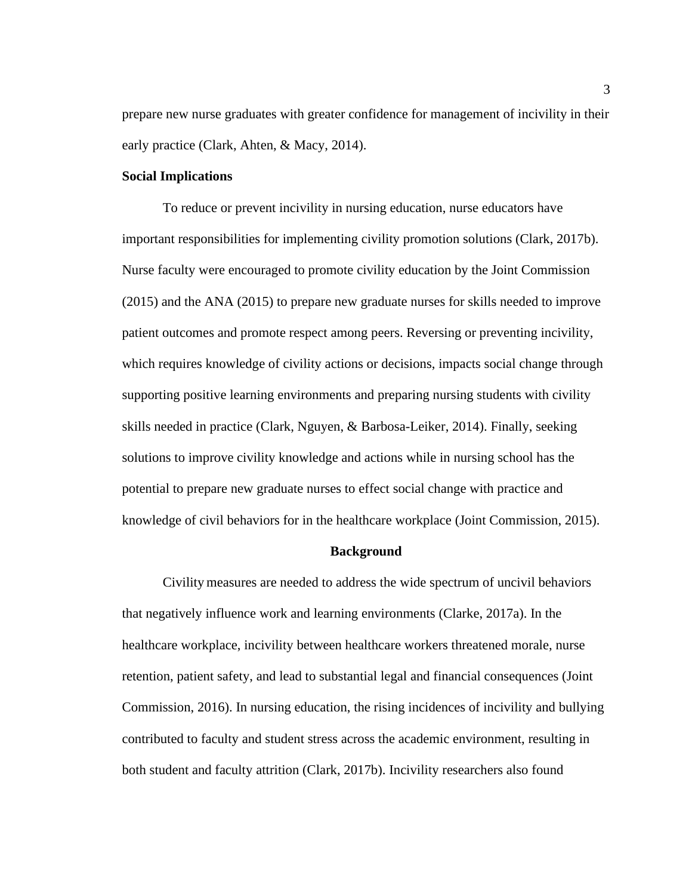prepare new nurse graduates with greater confidence for management of incivility in their early practice (Clark, Ahten, & Macy, 2014).

### Social Implications

To reduce or prevent incivility in nursing education, nurse educators have important responsibilities for implementing civility promotion solutions (Clark, 2017b). Nurse faculty were encouraged to promote civility education by the Joint Commission (2015) and the ANA (2015) to prepare new graduate nurses for skills needed to improve patient outcomes and promote respect among peers. Reversing or preventing incivility, which requires knowledge of civility actions or decisions, impacts social change through supporting positive learning environments and preparing nursing students with civility skills needed in practice (Clark, Nguyen, & Barbosa-Leiker, 2014). Finally, seeking solutions to improve civility knowledge and actions while in nursing school has the potential to prepare new graduate nurses to effect social change with practice and knowledge of civil behaviors for in the healthcare workplace (Joint Commission, 2015).

## Background

Civility measures are needed to address the wide spectrum of uncivil behaviors that negatively influence work and learning environments (Clarke, 2017a). In the healthcare workplace, incivility between healthcare workers threatened morale, nurse retention, patient safety, and lead to substantial legal and financial consequences (Joint Commission, 2016). In nursing education, the rising incidences of incivility and bullying contributed to faculty and student stress across the academic environment, resulting in both student and faculty attrition (Clark, 2017b). Incivility researchers also found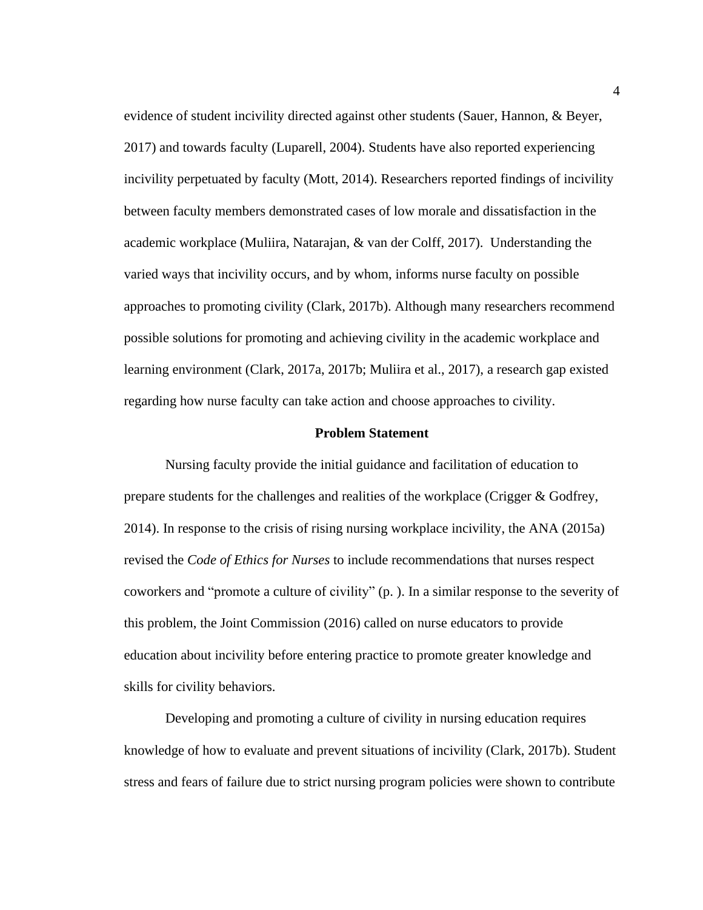evidence of student incivility directed against other students (Sauer, Hannon, & Beyer, 2017) and towards faculty (Luparell, 2004). Students have also reported experiencing incivility perpetuated by faculty (Mott, 2014). Researchers reported findings of incivility between faculty members demonstrated cases of low morale and dissatisfaction in the academic workplace (Muliira, Natarajan, & van der Colff, 2017). Understanding the varied ways that incivility occurs, and by whom, informs nurse faculty on possible approaches to promoting civility (Clark, 2017b). Although many researchers recommend possible solutions for promoting and achieving civility in the academic workplace and learning environment (Clark, 2017a, 2017b; Muliira et al., 2017), a research gap existed regarding how nurse faculty can take action and choose approaches to civility.

## Problem Statement

Nursing faculty provide the initial guidance and facilitation of education to prepare students for the challenges and realities of the workplace (Crigger & Godfrey, 2014). In response to the crisis of rising nursing workplace incivility, the ANA (2015a) revised the *Code of Ethics for Nurses* to include recommendations that nurses respect coworkers and "promote a culture of civility" (p. ). In a similar response to the severity of this problem, the Joint Commission (2016) called on nurse educators to provide education about incivility before entering practice to promote greater knowledge and skills for civility behaviors.

Developing and promoting a culture of civility in nursing education requires knowledge of how to evaluate and prevent situations of incivility (Clark, 2017b). Student stress and fears of failure due to strict nursing program policies were shown to contribute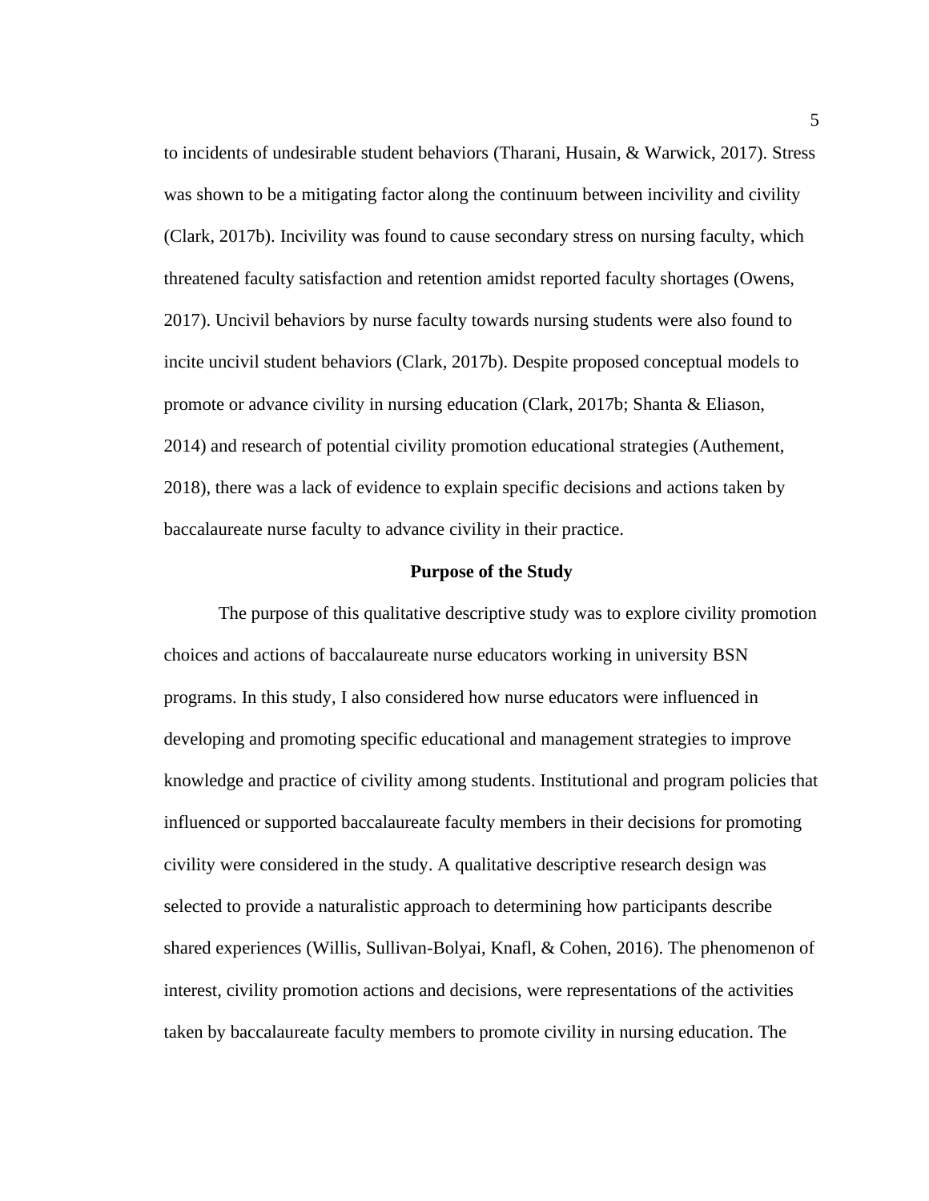to incidents of undesirable student behaviors (Tharani, Husain, & Warwick, 2017). Stress was shown to be a mitigating factor along the continuum between incivility and civility (Clark, 2017b). Incivility was found to cause secondary stress on nursing faculty, which threatened faculty satisfaction and retention amidst reported faculty shortages (Owens, 2017). Uncivil behaviors by nurse faculty towards nursing students were also found to incite uncivil student behaviors (Clark, 2017b). Despite proposed conceptual models to promote or advance civility in nursing education (Clark, 2017b; Shanta & Eliason, 2014) and research of potential civility promotion educational strategies (Authement, 2018), there was a lack of evidence to explain specific decisions and actions taken by baccalaureate nurse faculty to advance civility in their practice.

## Purpose of the Study

The purpose of this qualitative descriptive study was to explore civility promotion choices and actions of baccalaureate nurse educators working in university BSN programs. In this study, I also considered how nurse educators were influenced in developing and promoting specific educational and management strategies to improve knowledge and practice of civility among students. Institutional and program policies that influenced or supported baccalaureate faculty members in their decisions for promoting civility were considered in the study. A qualitative descriptive research design was selected to provide a naturalistic approach to determining how participants describe shared experiences (Willis, Sullivan-Bolyai, Knafl, & Cohen, 2016). The phenomenon of interest, civility promotion actions and decisions, were representations of the activities taken by baccalaureate faculty members to promote civility in nursing education. The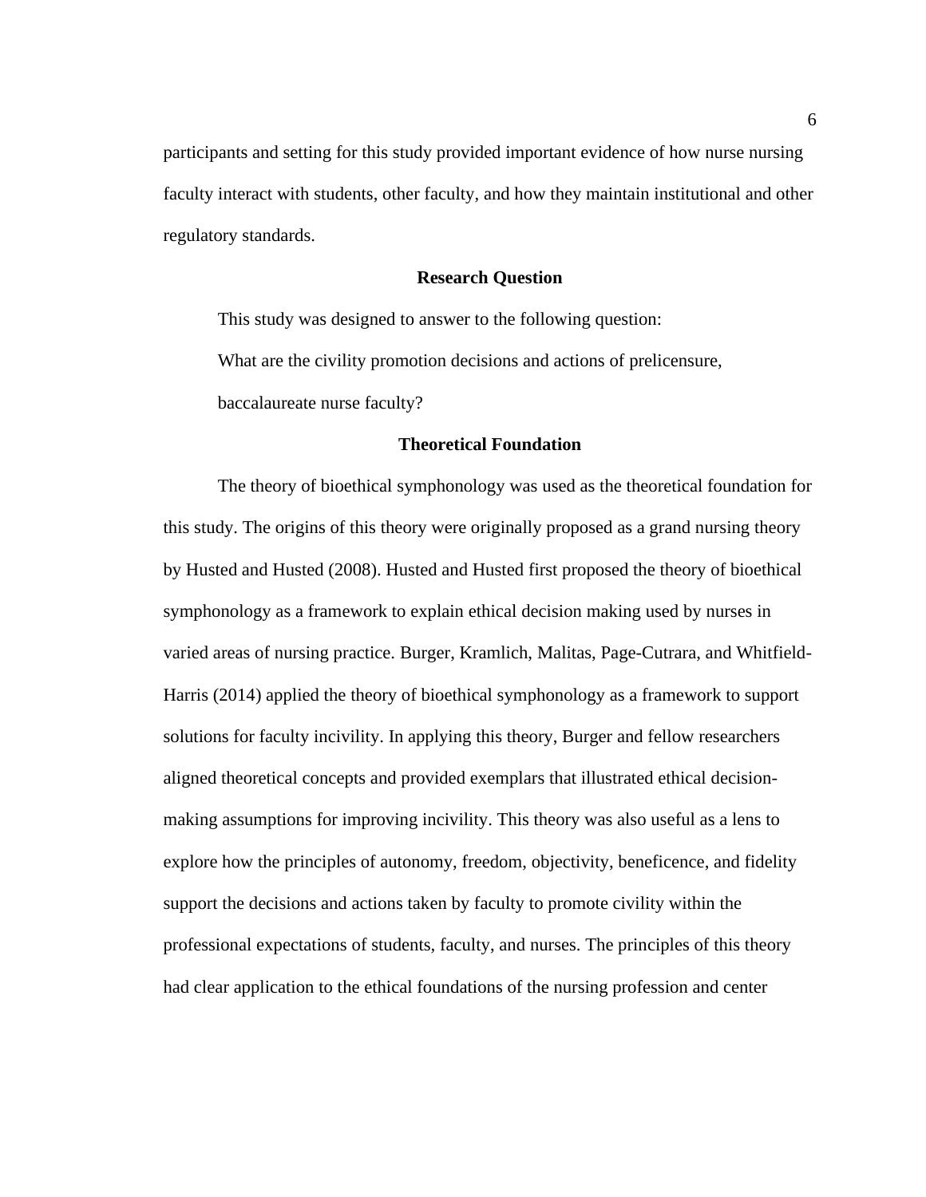participants and setting for this study provided important evidence of how nurse nursing faculty interact with students, other faculty, and how they maintain institutional and other regulatory standards.

## Research Question

This study was designed to answer to the following question:

What are the civility promotion decisions and actions of prelicensure, baccalaureate nurse faculty?

## Theoretical Foundation

The theory of bioethical symphonology was used as the theoretical foundation for this study. The origins of this theory were originally proposed as a grand nursing theory by Husted and Husted (2008). Husted and Husted first proposed the theory of bioethical symphonology as a framework to explain ethical decision making used by nurses in varied areas of nursing practice. Burger, Kramlich, Malitas, Page-Cutrara, and Whitfield-Harris (2014) applied the theory of bioethical symphonology as a framework to support solutions for faculty incivility. In applying this theory, Burger and fellow researchers aligned theoretical concepts and provided exemplars that illustrated ethical decision-making assumptions for improving incivility. This theory was also useful as a lens to explore how the principles of autonomy, freedom, objectivity, beneficence, and fidelity support the decisions and actions taken by faculty to promote civility within the professional expectations of students, faculty, and nurses. The principles of this theory had clear application to the ethical foundations of the nursing profession and center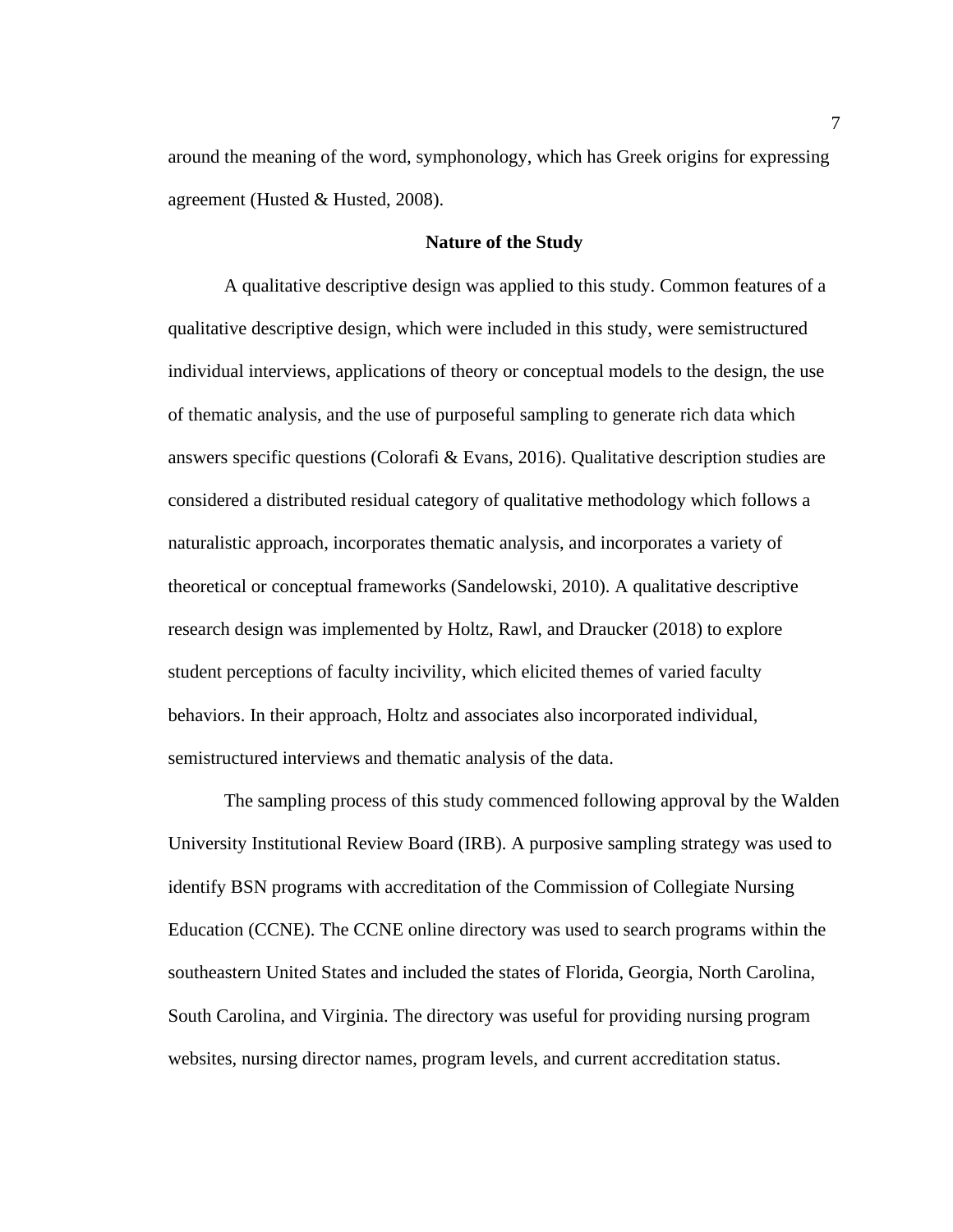around the meaning of the word, symphonology, which has Greek origins for expressing agreement (Husted & Husted, 2008).

## Nature of the Study

A qualitative descriptive design was applied to this study. Common features of a qualitative descriptive design, which were included in this study, were semistructured individual interviews, applications of theory or conceptual models to the design, the use of thematic analysis, and the use of purposeful sampling to generate rich data which answers specific questions (Colorafi & Evans, 2016). Qualitative description studies are considered a distributed residual category of qualitative methodology which follows a naturalistic approach, incorporates thematic analysis, and incorporates a variety of theoretical or conceptual frameworks (Sandelowski, 2010). A qualitative descriptive research design was implemented by Holtz, Rawl, and Draucker (2018) to explore student perceptions of faculty incivility, which elicited themes of varied faculty behaviors. In their approach, Holtz and associates also incorporated individual, semistructured interviews and thematic analysis of the data.

The sampling process of this study commenced following approval by the Walden University Institutional Review Board (IRB). A purposive sampling strategy was used to identify BSN programs with accreditation of the Commission of Collegiate Nursing Education (CCNE). The CCNE online directory was used to search programs within the southeastern United States and included the states of Florida, Georgia, North Carolina, South Carolina, and Virginia. The directory was useful for providing nursing program websites, nursing director names, program levels, and current accreditation status.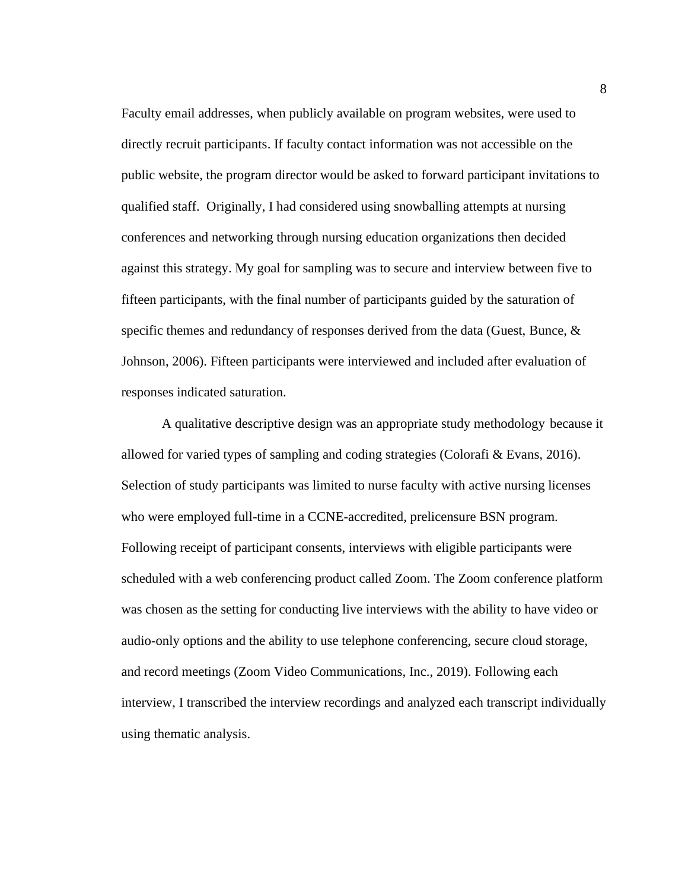Faculty email addresses, when publicly available on program websites, were used to directly recruit participants. If faculty contact information was not accessible on the public website, the program director would be asked to forward participant invitations to qualified staff. Originally, I had considered using snowballing attempts at nursing conferences and networking through nursing education organizations then decided against this strategy. My goal for sampling was to secure and interview between five to fifteen participants, with the final number of participants guided by the saturation of specific themes and redundancy of responses derived from the data (Guest, Bunce, & Johnson, 2006). Fifteen participants were interviewed and included after evaluation of responses indicated saturation.

A qualitative descriptive design was an appropriate study methodology because it allowed for varied types of sampling and coding strategies (Colorafi & Evans, 2016). Selection of study participants was limited to nurse faculty with active nursing licenses who were employed full-time in a CCNE-accredited, prelicensure BSN program. Following receipt of participant consents, interviews with eligible participants were scheduled with a web conferencing product called Zoom. The Zoom conference platform was chosen as the setting for conducting live interviews with the ability to have video or audio-only options and the ability to use telephone conferencing, secure cloud storage, and record meetings (Zoom Video Communications, Inc., 2019). Following each interview, I transcribed the interview recordings and analyzed each transcript individually using thematic analysis.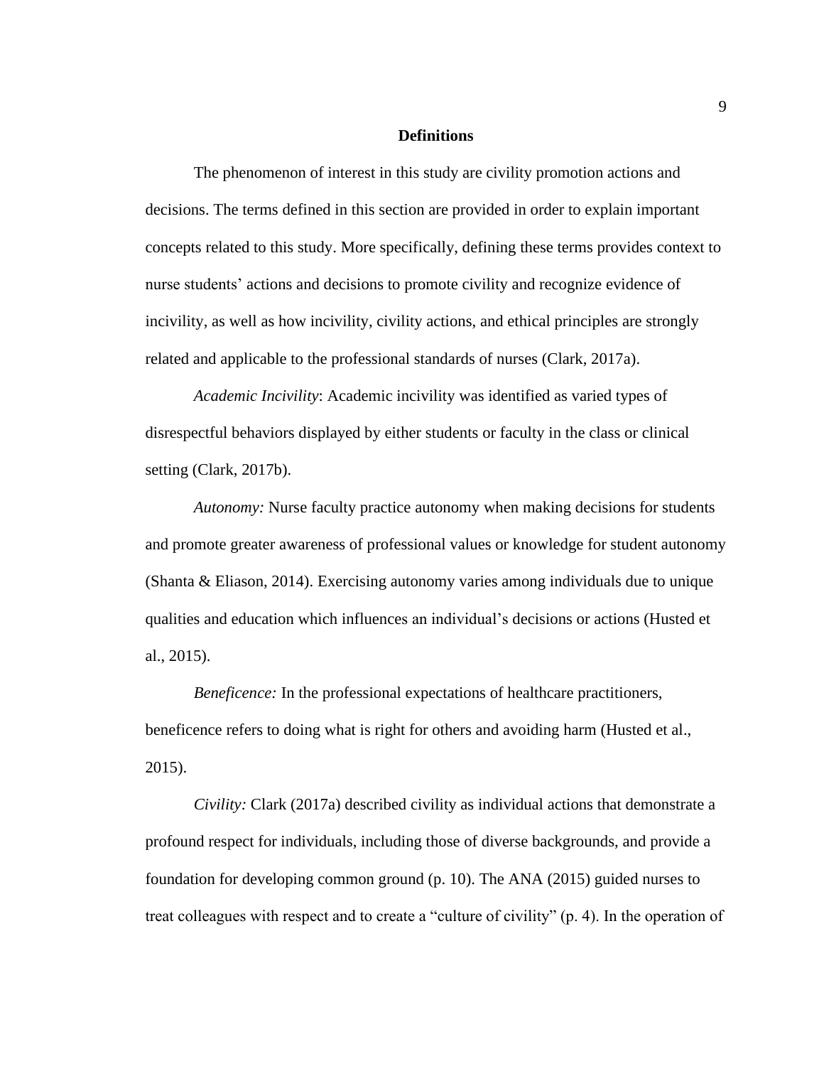## Definitions

The phenomenon of interest in this study are civility promotion actions and decisions. The terms defined in this section are provided in order to explain important concepts related to this study. More specifically, defining these terms provides context to nurse students' actions and decisions to promote civility and recognize evidence of incivility, as well as how incivility, civility actions, and ethical principles are strongly related and applicable to the professional standards of nurses (Clark, 2017a).

*Academic Incivility*: Academic incivility was identified as varied types of disrespectful behaviors displayed by either students or faculty in the class or clinical setting (Clark, 2017b).

*Autonomy:* Nurse faculty practice autonomy when making decisions for students and promote greater awareness of professional values or knowledge for student autonomy (Shanta & Eliason, 2014). Exercising autonomy varies among individuals due to unique qualities and education which influences an individual's decisions or actions (Husted et al., 2015).

*Beneficence:* In the professional expectations of healthcare practitioners, beneficence refers to doing what is right for others and avoiding harm (Husted et al., 2015).

*Civility:* Clark (2017a) described civility as individual actions that demonstrate a profound respect for individuals, including those of diverse backgrounds, and provide a foundation for developing common ground (p. 10). The ANA (2015) guided nurses to treat colleagues with respect and to create a "culture of civility" (p. 4). In the operation of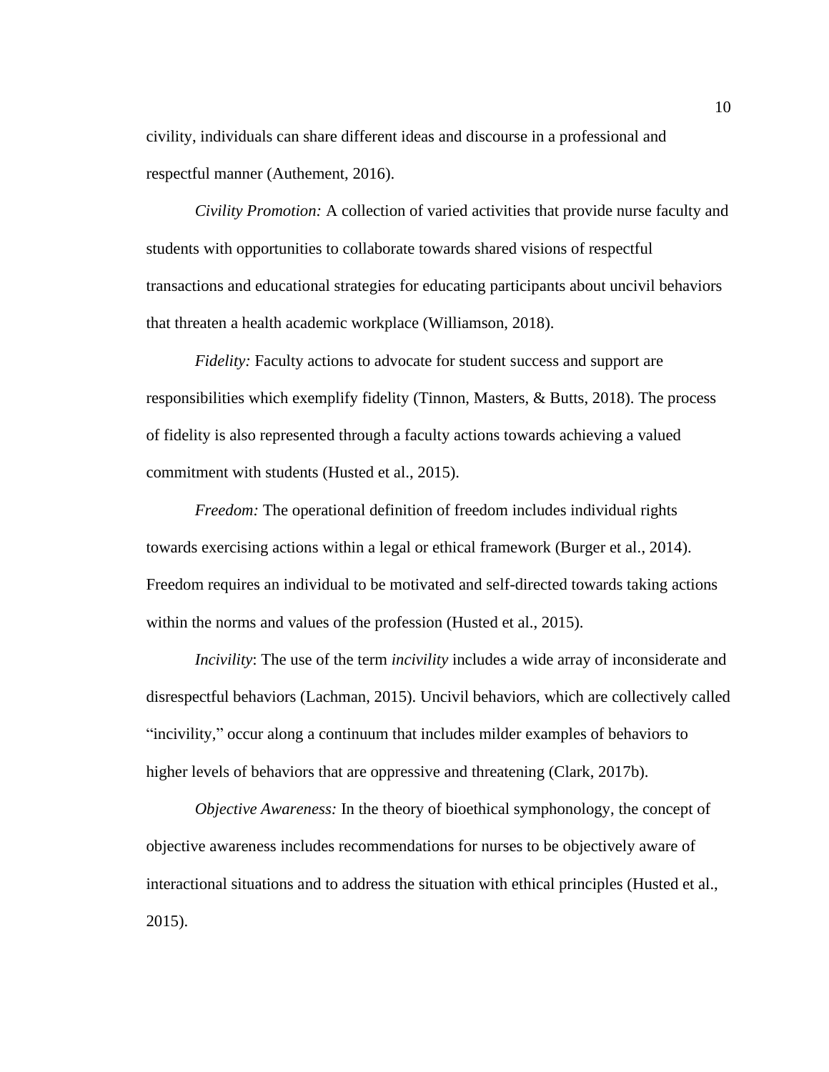civility, individuals can share different ideas and discourse in a professional and respectful manner (Authement, 2016).

*Civility Promotion:* A collection of varied activities that provide nurse faculty and students with opportunities to collaborate towards shared visions of respectful transactions and educational strategies for educating participants about uncivil behaviors that threaten a health academic workplace (Williamson, 2018).

*Fidelity:* Faculty actions to advocate for student success and support are responsibilities which exemplify fidelity (Tinnon, Masters, & Butts, 2018). The process of fidelity is also represented through a faculty actions towards achieving a valued commitment with students (Husted et al., 2015).

*Freedom:* The operational definition of freedom includes individual rights towards exercising actions within a legal or ethical framework (Burger et al., 2014). Freedom requires an individual to be motivated and self-directed towards taking actions within the norms and values of the profession (Husted et al., 2015).

*Incivility*: The use of the term *incivility* includes a wide array of inconsiderate and disrespectful behaviors (Lachman, 2015). Uncivil behaviors, which are collectively called "incivility," occur along a continuum that includes milder examples of behaviors to higher levels of behaviors that are oppressive and threatening (Clark, 2017b).

*Objective Awareness:* In the theory of bioethical symphonology, the concept of objective awareness includes recommendations for nurses to be objectively aware of interactional situations and to address the situation with ethical principles (Husted et al., 2015).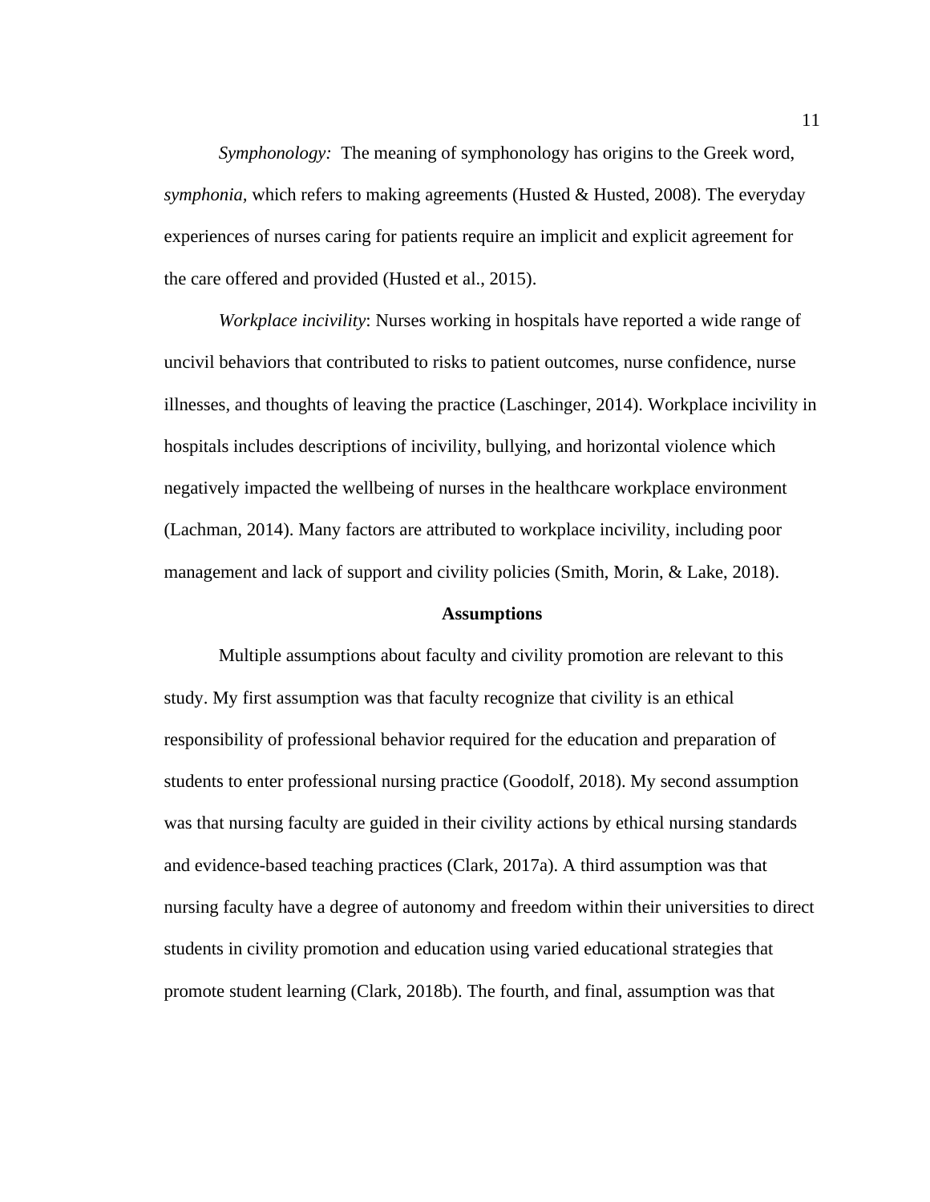*Symphonology:* The meaning of symphonology has origins to the Greek word, *symphonia,* which refers to making agreements (Husted & Husted, 2008). The everyday experiences of nurses caring for patients require an implicit and explicit agreement for the care offered and provided (Husted et al., 2015).

*Workplace incivility*: Nurses working in hospitals have reported a wide range of uncivil behaviors that contributed to risks to patient outcomes, nurse confidence, nurse illnesses, and thoughts of leaving the practice (Laschinger, 2014). Workplace incivility in hospitals includes descriptions of incivility, bullying, and horizontal violence which negatively impacted the wellbeing of nurses in the healthcare workplace environment (Lachman, 2014). Many factors are attributed to workplace incivility, including poor management and lack of support and civility policies (Smith, Morin, & Lake, 2018).

## Assumptions

Multiple assumptions about faculty and civility promotion are relevant to this study. My first assumption was that faculty recognize that civility is an ethical responsibility of professional behavior required for the education and preparation of students to enter professional nursing practice (Goodolf, 2018). My second assumption was that nursing faculty are guided in their civility actions by ethical nursing standards and evidence-based teaching practices (Clark, 2017a). A third assumption was that nursing faculty have a degree of autonomy and freedom within their universities to direct students in civility promotion and education using varied educational strategies that promote student learning (Clark, 2018b). The fourth, and final, assumption was that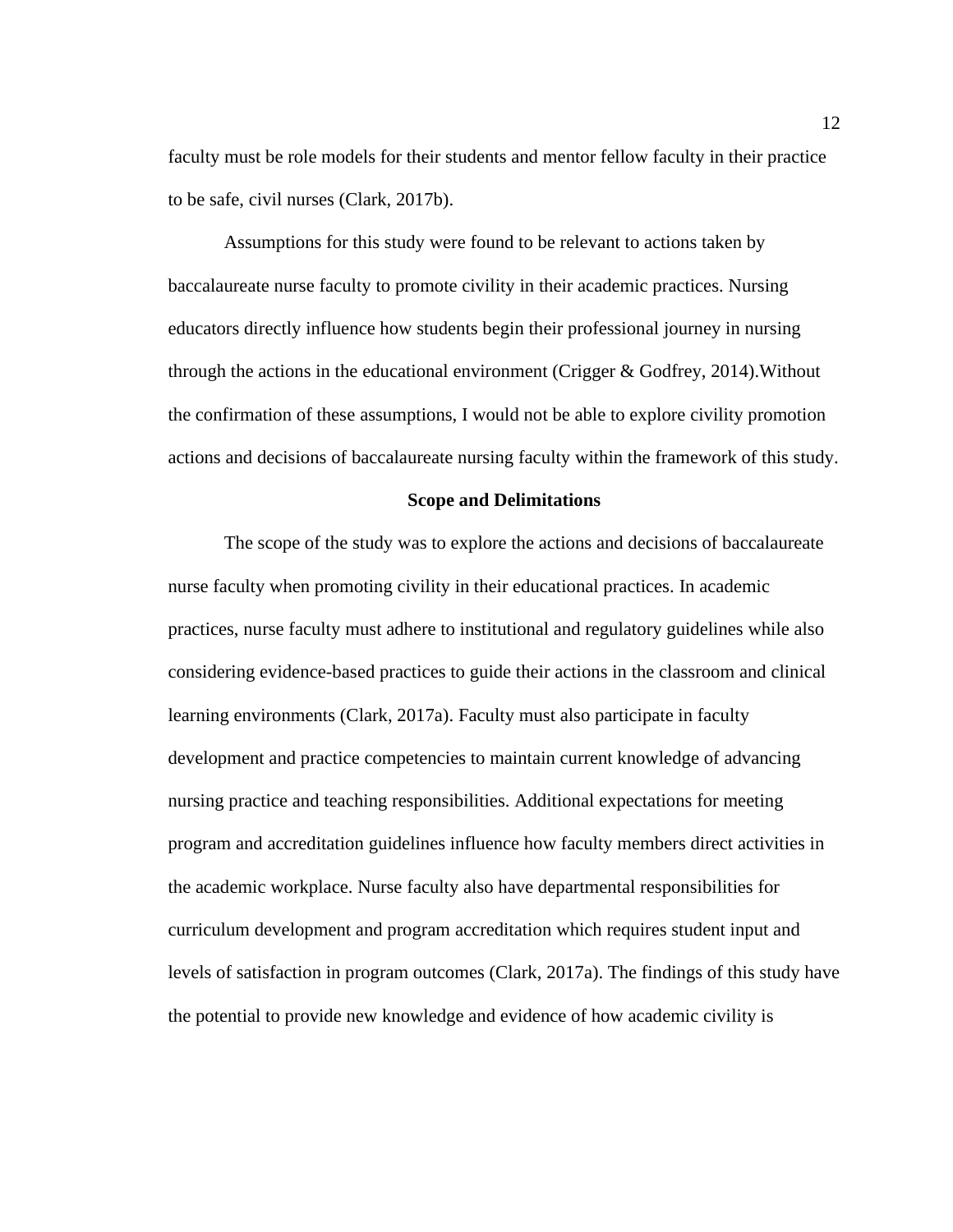faculty must be role models for their students and mentor fellow faculty in their practice to be safe, civil nurses (Clark, 2017b).

Assumptions for this study were found to be relevant to actions taken by baccalaureate nurse faculty to promote civility in their academic practices. Nursing educators directly influence how students begin their professional journey in nursing through the actions in the educational environment (Crigger & Godfrey, 2014).Without the confirmation of these assumptions, I would not be able to explore civility promotion actions and decisions of baccalaureate nursing faculty within the framework of this study.

## Scope and Delimitations

The scope of the study was to explore the actions and decisions of baccalaureate nurse faculty when promoting civility in their educational practices. In academic practices, nurse faculty must adhere to institutional and regulatory guidelines while also considering evidence-based practices to guide their actions in the classroom and clinical learning environments (Clark, 2017a). Faculty must also participate in faculty development and practice competencies to maintain current knowledge of advancing nursing practice and teaching responsibilities. Additional expectations for meeting program and accreditation guidelines influence how faculty members direct activities in the academic workplace. Nurse faculty also have departmental responsibilities for curriculum development and program accreditation which requires student input and levels of satisfaction in program outcomes (Clark, 2017a). The findings of this study have the potential to provide new knowledge and evidence of how academic civility is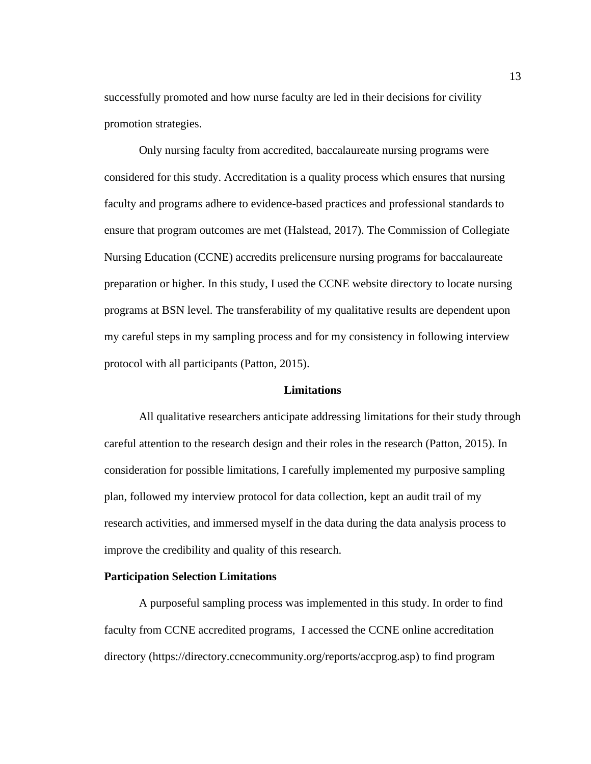successfully promoted and how nurse faculty are led in their decisions for civility promotion strategies.

Only nursing faculty from accredited, baccalaureate nursing programs were considered for this study. Accreditation is a quality process which ensures that nursing faculty and programs adhere to evidence-based practices and professional standards to ensure that program outcomes are met (Halstead, 2017). The Commission of Collegiate Nursing Education (CCNE) accredits prelicensure nursing programs for baccalaureate preparation or higher. In this study, I used the CCNE website directory to locate nursing programs at BSN level. The transferability of my qualitative results are dependent upon my careful steps in my sampling process and for my consistency in following interview protocol with all participants (Patton, 2015).

## Limitations

All qualitative researchers anticipate addressing limitations for their study through careful attention to the research design and their roles in the research (Patton, 2015). In consideration for possible limitations, I carefully implemented my purposive sampling plan, followed my interview protocol for data collection, kept an audit trail of my research activities, and immersed myself in the data during the data analysis process to improve the credibility and quality of this research.

### Participation Selection Limitations

A purposeful sampling process was implemented in this study. In order to find faculty from CCNE accredited programs, I accessed the CCNE online accreditation directory (https://directory.ccnecommunity.org/reports/accprog.asp) to find program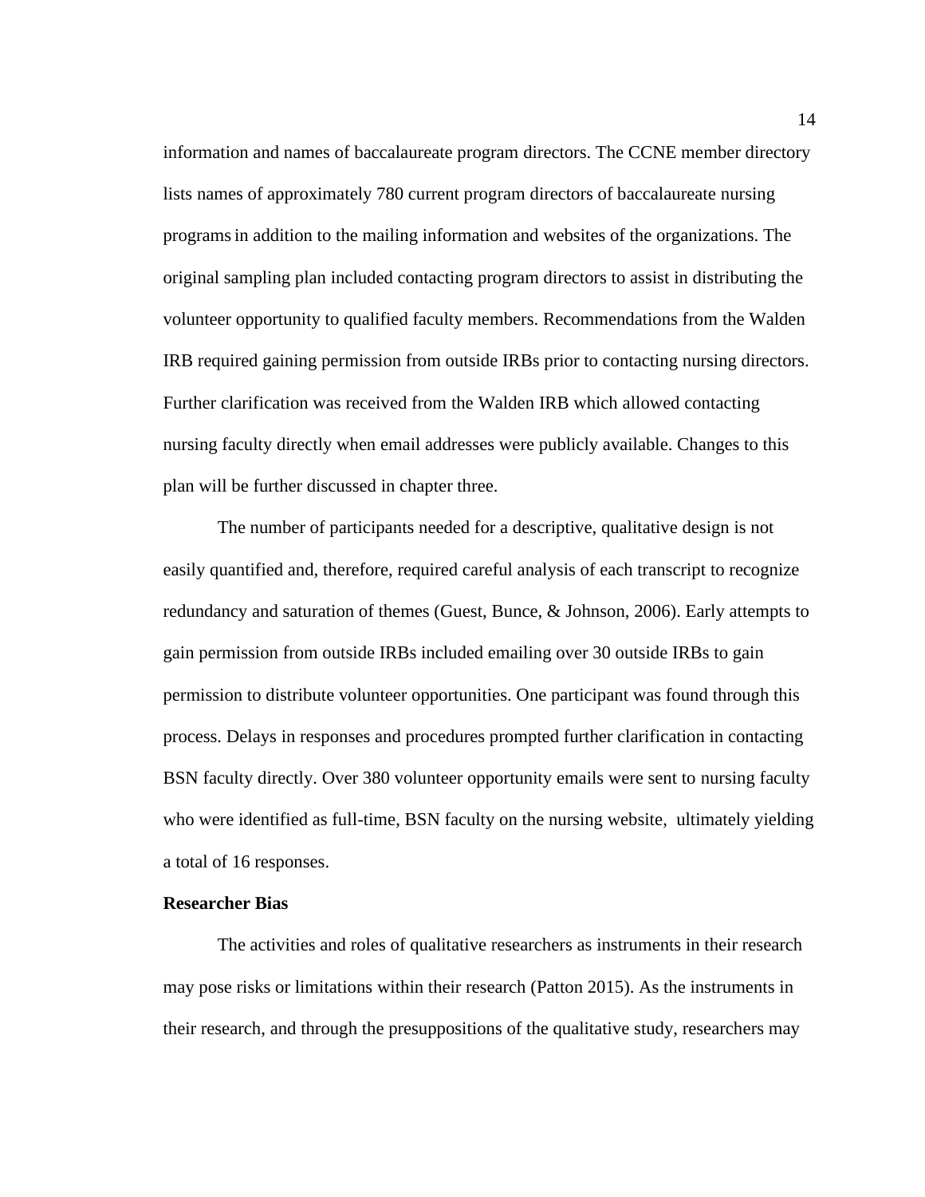information and names of baccalaureate program directors. The CCNE member directory lists names of approximately 780 current program directors of baccalaureate nursing programs in addition to the mailing information and websites of the organizations. The original sampling plan included contacting program directors to assist in distributing the volunteer opportunity to qualified faculty members. Recommendations from the Walden IRB required gaining permission from outside IRBs prior to contacting nursing directors. Further clarification was received from the Walden IRB which allowed contacting nursing faculty directly when email addresses were publicly available. Changes to this plan will be further discussed in chapter three.

The number of participants needed for a descriptive, qualitative design is not easily quantified and, therefore, required careful analysis of each transcript to recognize redundancy and saturation of themes (Guest, Bunce, & Johnson, 2006). Early attempts to gain permission from outside IRBs included emailing over 30 outside IRBs to gain permission to distribute volunteer opportunities. One participant was found through this process. Delays in responses and procedures prompted further clarification in contacting BSN faculty directly. Over 380 volunteer opportunity emails were sent to nursing faculty who were identified as full-time, BSN faculty on the nursing website, ultimately yielding a total of 16 responses.

**Researcher Bias**

The activities and roles of qualitative researchers as instruments in their research may pose risks or limitations within their research (Patton 2015). As the instruments in their research, and through the presuppositions of the qualitative study, researchers may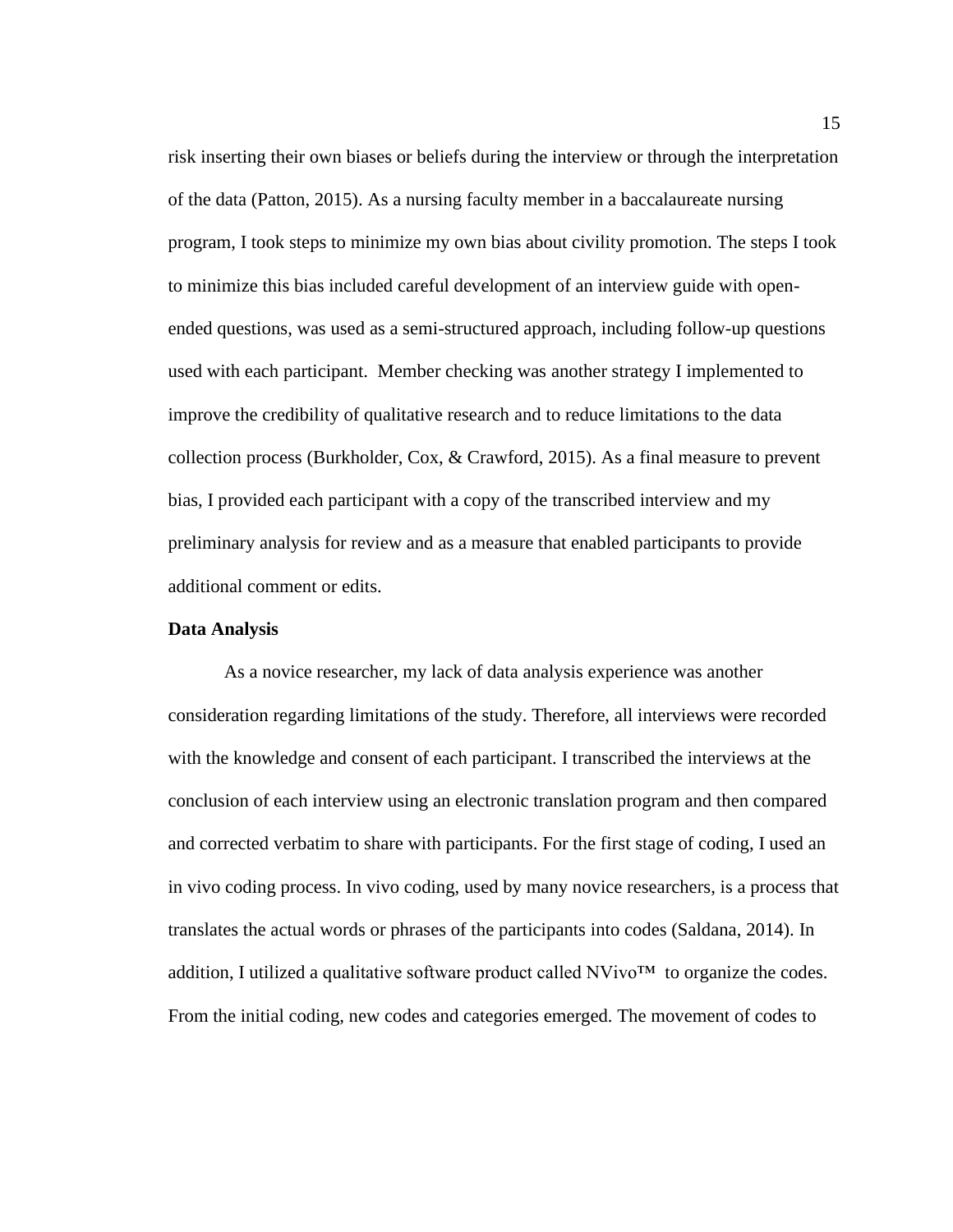risk inserting their own biases or beliefs during the interview or through the interpretation of the data (Patton, 2015). As a nursing faculty member in a baccalaureate nursing program, I took steps to minimize my own bias about civility promotion. The steps I took to minimize this bias included careful development of an interview guide with open-ended questions, was used as a semi-structured approach, including follow-up questions used with each participant. Member checking was another strategy I implemented to improve the credibility of qualitative research and to reduce limitations to the data collection process (Burkholder, Cox, & Crawford, 2015). As a final measure to prevent bias, I provided each participant with a copy of the transcribed interview and my preliminary analysis for review and as a measure that enabled participants to provide additional comment or edits.

**Data Analysis**

As a novice researcher, my lack of data analysis experience was another consideration regarding limitations of the study. Therefore, all interviews were recorded with the knowledge and consent of each participant. I transcribed the interviews at the conclusion of each interview using an electronic translation program and then compared and corrected verbatim to share with participants. For the first stage of coding, I used an in vivo coding process. In vivo coding, used by many novice researchers, is a process that translates the actual words or phrases of the participants into codes (Saldana, 2014). In addition, I utilized a qualitative software product called NVivo™ to organize the codes. From the initial coding, new codes and categories emerged. The movement of codes to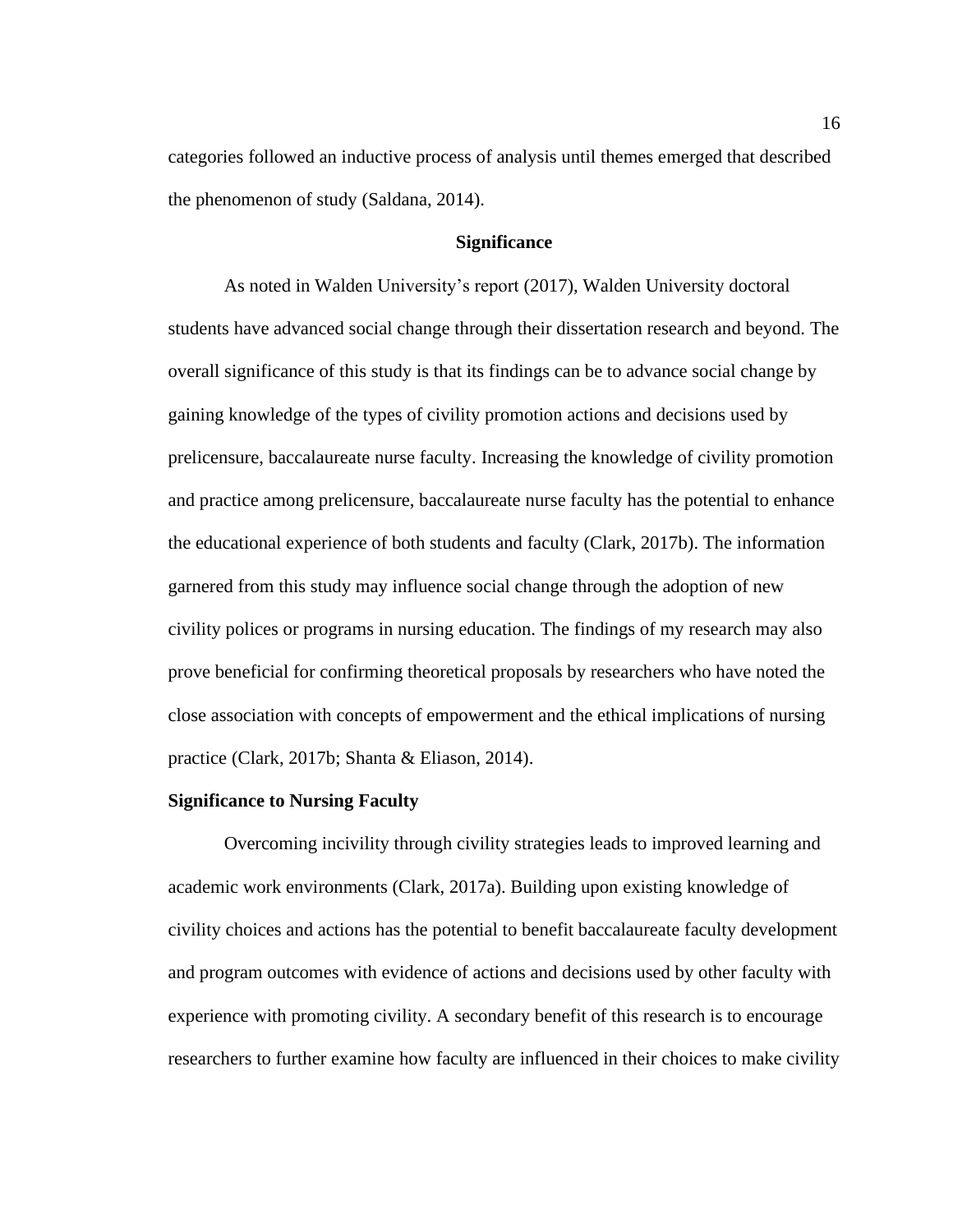categories followed an inductive process of analysis until themes emerged that described the phenomenon of study (Saldana, 2014).

## Significance

As noted in Walden University's report (2017), Walden University doctoral students have advanced social change through their dissertation research and beyond. The overall significance of this study is that its findings can be to advance social change by gaining knowledge of the types of civility promotion actions and decisions used by prelicensure, baccalaureate nurse faculty. Increasing the knowledge of civility promotion and practice among prelicensure, baccalaureate nurse faculty has the potential to enhance the educational experience of both students and faculty (Clark, 2017b). The information garnered from this study may influence social change through the adoption of new civility polices or programs in nursing education. The findings of my research may also prove beneficial for confirming theoretical proposals by researchers who have noted the close association with concepts of empowerment and the ethical implications of nursing practice (Clark, 2017b; Shanta & Eliason, 2014).

### Significance to Nursing Faculty

Overcoming incivility through civility strategies leads to improved learning and academic work environments (Clark, 2017a). Building upon existing knowledge of civility choices and actions has the potential to benefit baccalaureate faculty development and program outcomes with evidence of actions and decisions used by other faculty with experience with promoting civility. A secondary benefit of this research is to encourage researchers to further examine how faculty are influenced in their choices to make civility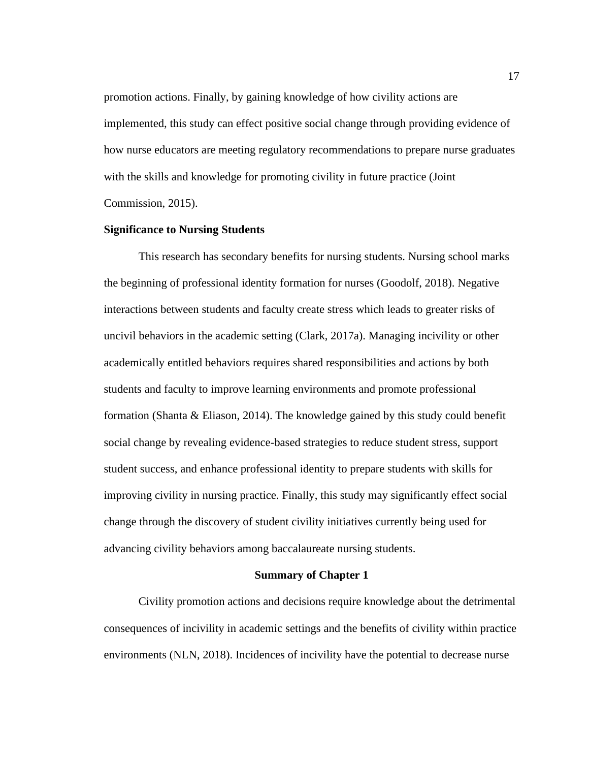promotion actions. Finally, by gaining knowledge of how civility actions are implemented, this study can effect positive social change through providing evidence of how nurse educators are meeting regulatory recommendations to prepare nurse graduates with the skills and knowledge for promoting civility in future practice (Joint Commission, 2015).

### Significance to Nursing Students

This research has secondary benefits for nursing students. Nursing school marks the beginning of professional identity formation for nurses (Goodolf, 2018). Negative interactions between students and faculty create stress which leads to greater risks of uncivil behaviors in the academic setting (Clark, 2017a). Managing incivility or other academically entitled behaviors requires shared responsibilities and actions by both students and faculty to improve learning environments and promote professional formation (Shanta & Eliason, 2014). The knowledge gained by this study could benefit social change by revealing evidence-based strategies to reduce student stress, support student success, and enhance professional identity to prepare students with skills for improving civility in nursing practice. Finally, this study may significantly effect social change through the discovery of student civility initiatives currently being used for advancing civility behaviors among baccalaureate nursing students.

## Summary of Chapter 1

Civility promotion actions and decisions require knowledge about the detrimental consequences of incivility in academic settings and the benefits of civility within practice environments (NLN, 2018). Incidences of incivility have the potential to decrease nurse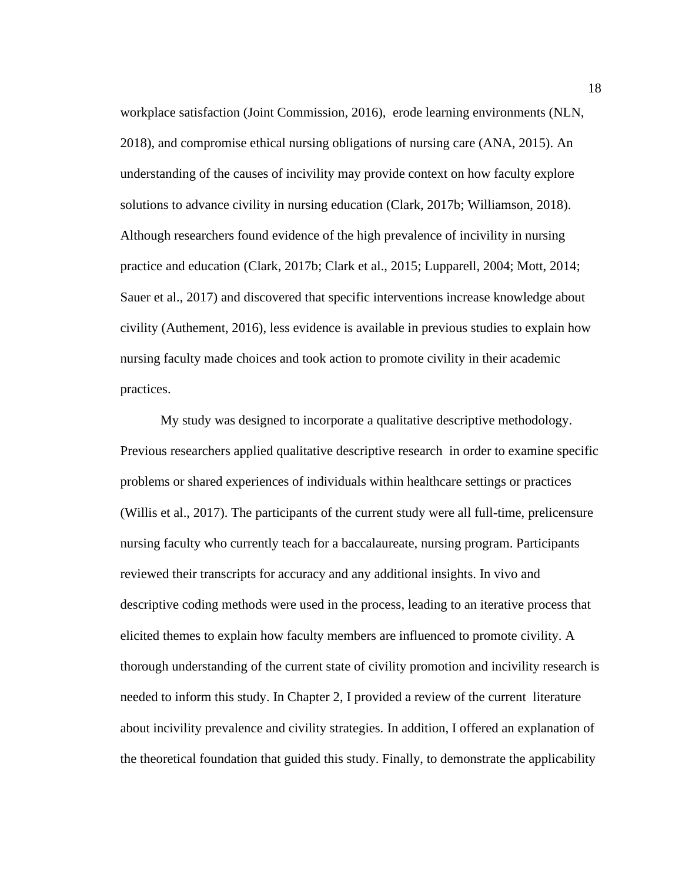workplace satisfaction (Joint Commission, 2016), erode learning environments (NLN, 2018), and compromise ethical nursing obligations of nursing care (ANA, 2015). An understanding of the causes of incivility may provide context on how faculty explore solutions to advance civility in nursing education (Clark, 2017b; Williamson, 2018). Although researchers found evidence of the high prevalence of incivility in nursing practice and education (Clark, 2017b; Clark et al., 2015; Lupparell, 2004; Mott, 2014; Sauer et al., 2017) and discovered that specific interventions increase knowledge about civility (Authement, 2016), less evidence is available in previous studies to explain how nursing faculty made choices and took action to promote civility in their academic practices.

My study was designed to incorporate a qualitative descriptive methodology. Previous researchers applied qualitative descriptive research in order to examine specific problems or shared experiences of individuals within healthcare settings or practices (Willis et al., 2017). The participants of the current study were all full-time, prelicensure nursing faculty who currently teach for a baccalaureate, nursing program. Participants reviewed their transcripts for accuracy and any additional insights. In vivo and descriptive coding methods were used in the process, leading to an iterative process that elicited themes to explain how faculty members are influenced to promote civility. A thorough understanding of the current state of civility promotion and incivility research is needed to inform this study. In Chapter 2, I provided a review of the current literature about incivility prevalence and civility strategies. In addition, I offered an explanation of the theoretical foundation that guided this study. Finally, to demonstrate the applicability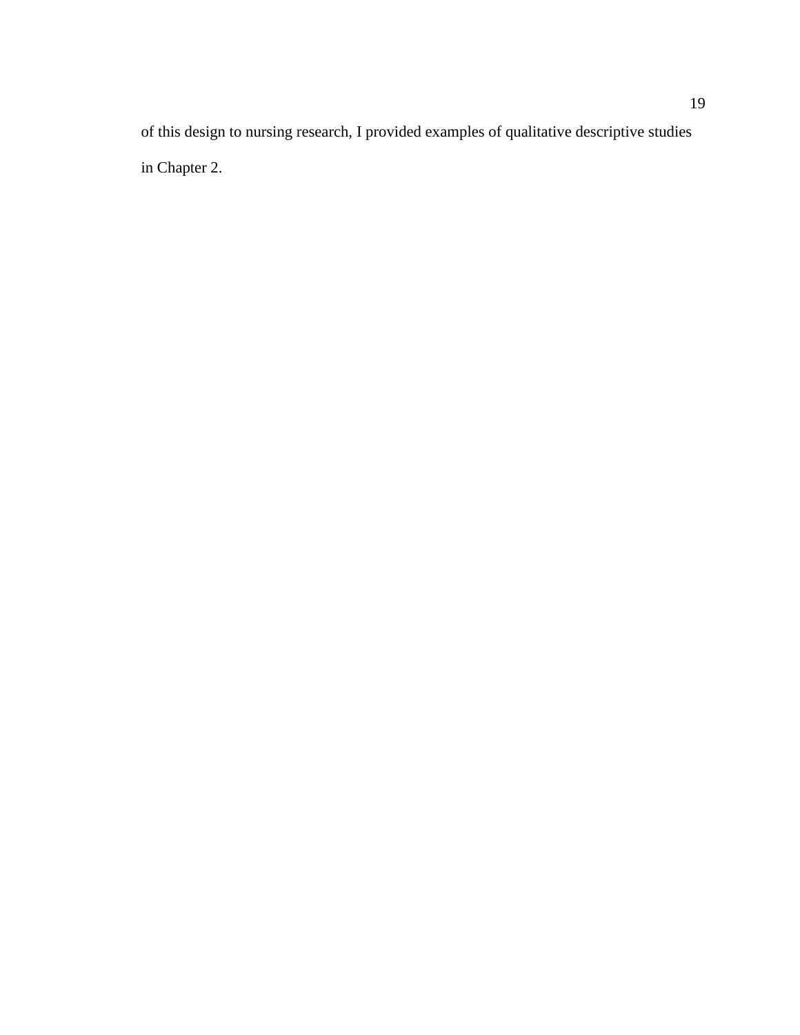of this design to nursing research, I provided examples of qualitative descriptive studies in Chapter 2.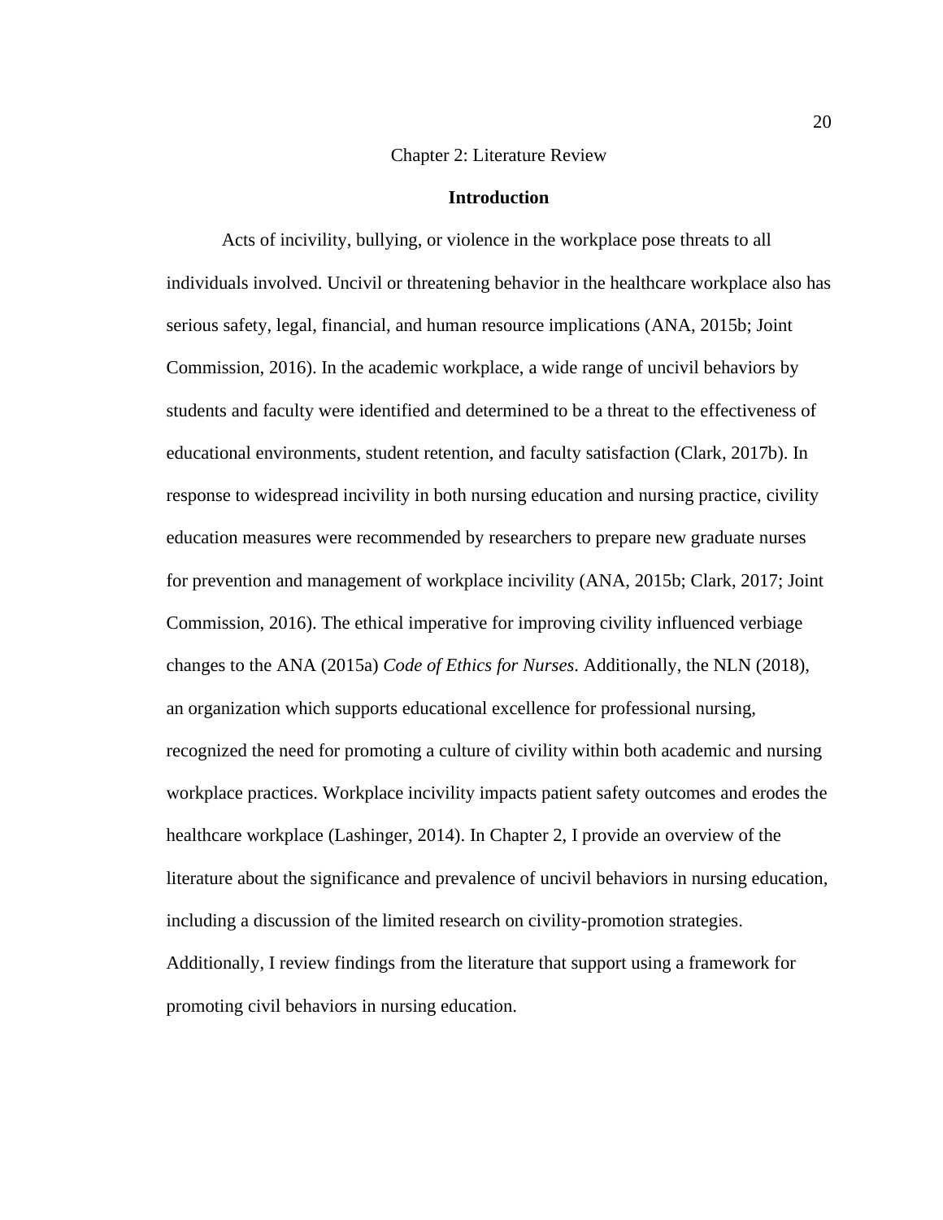# Chapter 2: Literature Review

## Introduction

Acts of incivility, bullying, or violence in the workplace pose threats to all individuals involved. Uncivil or threatening behavior in the healthcare workplace also has serious safety, legal, financial, and human resource implications (ANA, 2015b; Joint Commission, 2016). In the academic workplace, a wide range of uncivil behaviors by students and faculty were identified and determined to be a threat to the effectiveness of educational environments, student retention, and faculty satisfaction (Clark, 2017b). In response to widespread incivility in both nursing education and nursing practice, civility education measures were recommended by researchers to prepare new graduate nurses for prevention and management of workplace incivility (ANA, 2015b; Clark, 2017; Joint Commission, 2016). The ethical imperative for improving civility influenced verbiage changes to the ANA (2015a) *Code of Ethics for Nurses*. Additionally, the NLN (2018), an organization which supports educational excellence for professional nursing, recognized the need for promoting a culture of civility within both academic and nursing workplace practices. Workplace incivility impacts patient safety outcomes and erodes the healthcare workplace (Lashinger, 2014). In Chapter 2, I provide an overview of the literature about the significance and prevalence of uncivil behaviors in nursing education, including a discussion of the limited research on civility-promotion strategies. Additionally, I review findings from the literature that support using a framework for promoting civil behaviors in nursing education.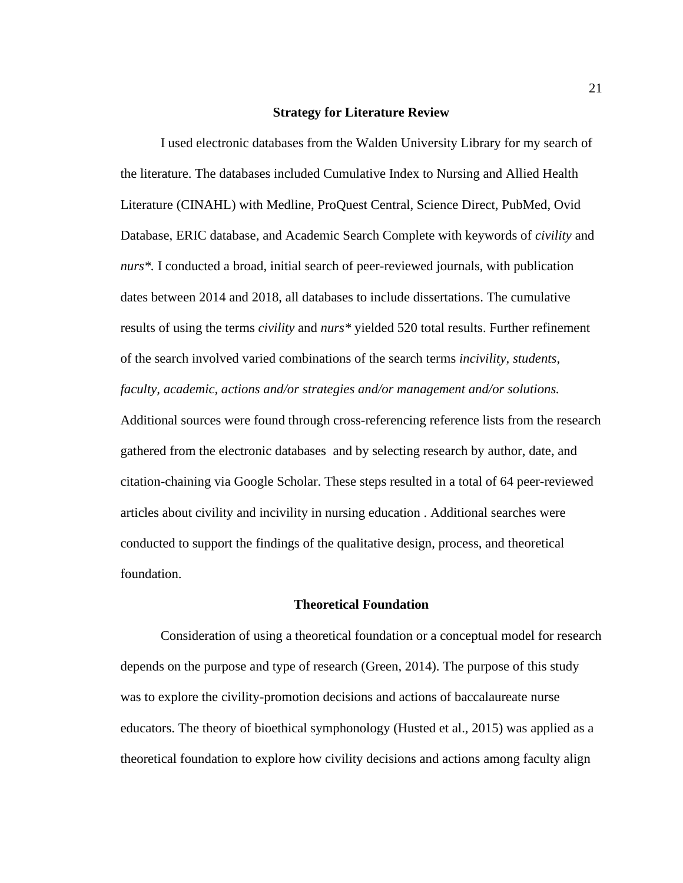## Strategy for Literature Review

I used electronic databases from the Walden University Library for my search of the literature. The databases included Cumulative Index to Nursing and Allied Health Literature (CINAHL) with Medline, ProQuest Central, Science Direct, PubMed, Ovid Database, ERIC database, and Academic Search Complete with keywords of *civility* and *nurs**. I conducted a broad, initial search of peer-reviewed journals, with publication dates between 2014 and 2018, all databases to include dissertations. The cumulative results of using the terms *civility* and *nurs** yielded 520 total results. Further refinement of the search involved varied combinations of the search terms *incivility, students, faculty, academic, actions and/or strategies and/or management and/or solutions.* Additional sources were found through cross-referencing reference lists from the research gathered from the electronic databases and by selecting research by author, date, and citation-chaining via Google Scholar. These steps resulted in a total of 64 peer-reviewed articles about civility and incivility in nursing education . Additional searches were conducted to support the findings of the qualitative design, process, and theoretical foundation.

## Theoretical Foundation

Consideration of using a theoretical foundation or a conceptual model for research depends on the purpose and type of research (Green, 2014). The purpose of this study was to explore the civility-promotion decisions and actions of baccalaureate nurse educators. The theory of bioethical symphonology (Husted et al., 2015) was applied as a theoretical foundation to explore how civility decisions and actions among faculty align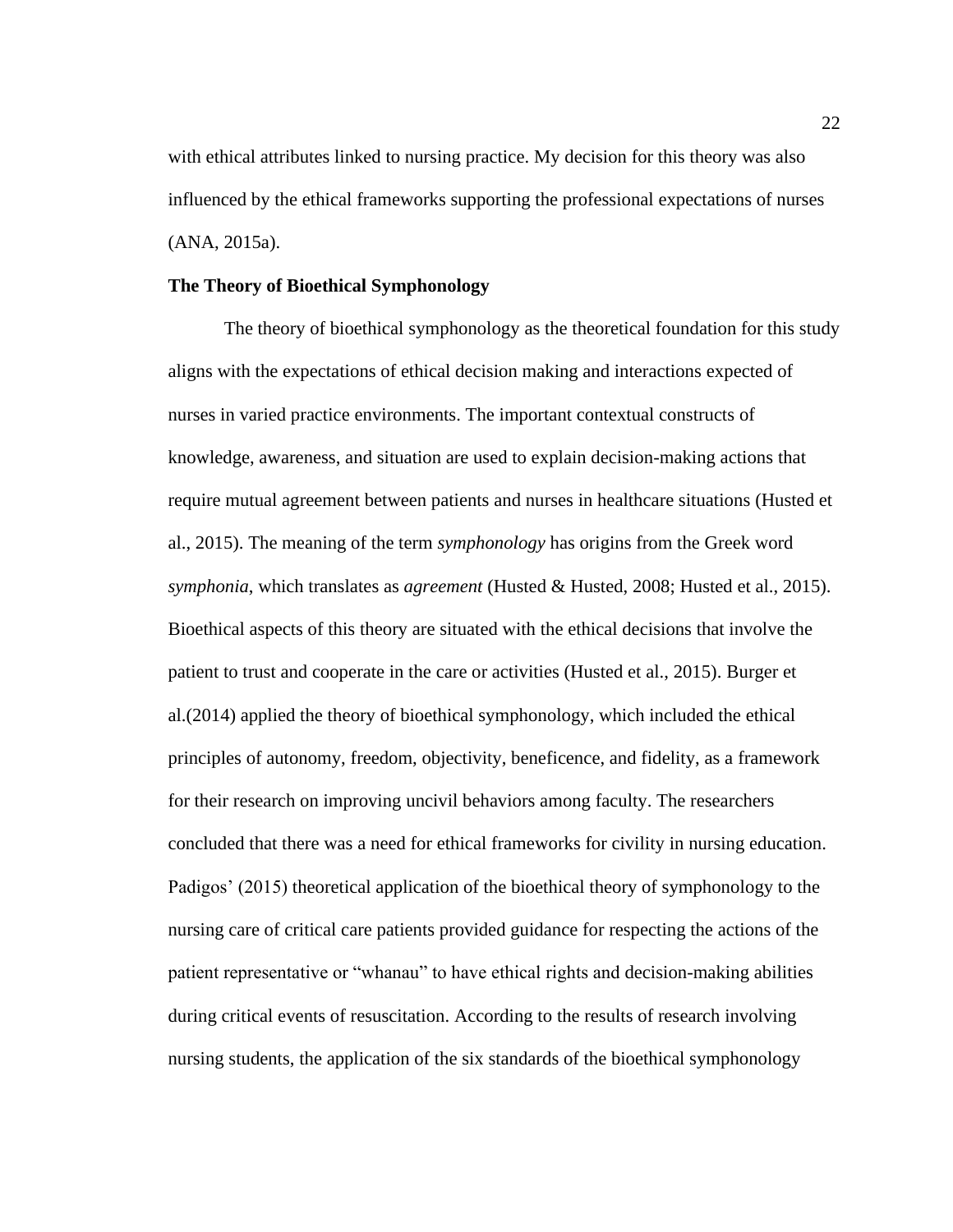with ethical attributes linked to nursing practice. My decision for this theory was also influenced by the ethical frameworks supporting the professional expectations of nurses (ANA, 2015a).

### The Theory of Bioethical Symphonology

The theory of bioethical symphonology as the theoretical foundation for this study aligns with the expectations of ethical decision making and interactions expected of nurses in varied practice environments. The important contextual constructs of knowledge, awareness, and situation are used to explain decision-making actions that require mutual agreement between patients and nurses in healthcare situations (Husted et al., 2015). The meaning of the term *symphonology* has origins from the Greek word *symphonia*, which translates as *agreement* (Husted & Husted, 2008; Husted et al., 2015). Bioethical aspects of this theory are situated with the ethical decisions that involve the patient to trust and cooperate in the care or activities (Husted et al., 2015). Burger et al.(2014) applied the theory of bioethical symphonology, which included the ethical principles of autonomy, freedom, objectivity, beneficence, and fidelity, as a framework for their research on improving uncivil behaviors among faculty. The researchers concluded that there was a need for ethical frameworks for civility in nursing education. Padigos' (2015) theoretical application of the bioethical theory of symphonology to the nursing care of critical care patients provided guidance for respecting the actions of the patient representative or "whanau" to have ethical rights and decision-making abilities during critical events of resuscitation. According to the results of research involving nursing students, the application of the six standards of the bioethical symphonology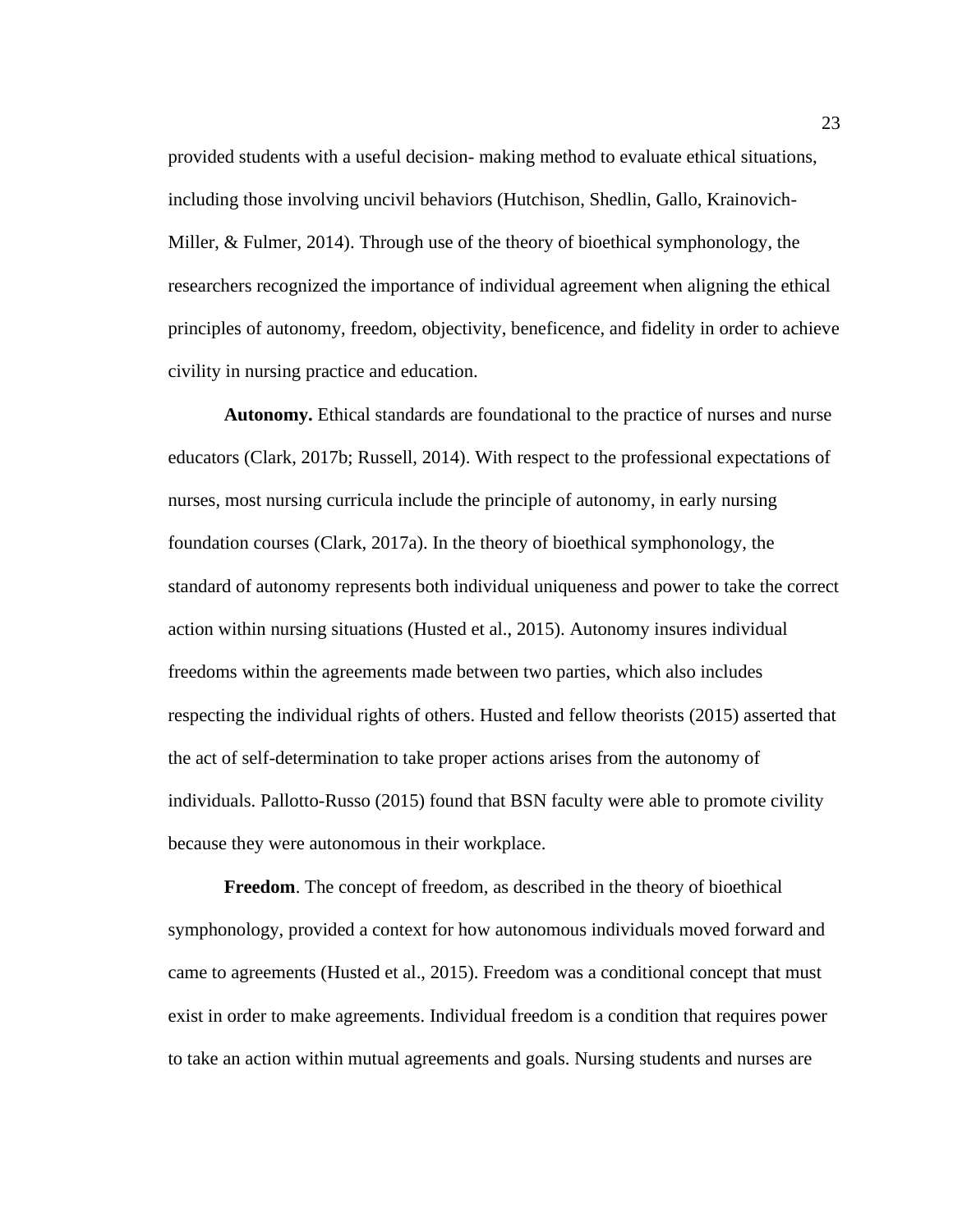provided students with a useful decision- making method to evaluate ethical situations, including those involving uncivil behaviors (Hutchison, Shedlin, Gallo, Krainovich-Miller, & Fulmer, 2014). Through use of the theory of bioethical symphonology, the researchers recognized the importance of individual agreement when aligning the ethical principles of autonomy, freedom, objectivity, beneficence, and fidelity in order to achieve civility in nursing practice and education.

**Autonomy.** Ethical standards are foundational to the practice of nurses and nurse educators (Clark, 2017b; Russell, 2014). With respect to the professional expectations of nurses, most nursing curricula include the principle of autonomy, in early nursing foundation courses (Clark, 2017a). In the theory of bioethical symphonology, the standard of autonomy represents both individual uniqueness and power to take the correct action within nursing situations (Husted et al., 2015). Autonomy insures individual freedoms within the agreements made between two parties, which also includes respecting the individual rights of others. Husted and fellow theorists (2015) asserted that the act of self-determination to take proper actions arises from the autonomy of individuals. Pallotto-Russo (2015) found that BSN faculty were able to promote civility because they were autonomous in their workplace.

**Freedom**. The concept of freedom, as described in the theory of bioethical symphonology, provided a context for how autonomous individuals moved forward and came to agreements (Husted et al., 2015). Freedom was a conditional concept that must exist in order to make agreements. Individual freedom is a condition that requires power to take an action within mutual agreements and goals. Nursing students and nurses are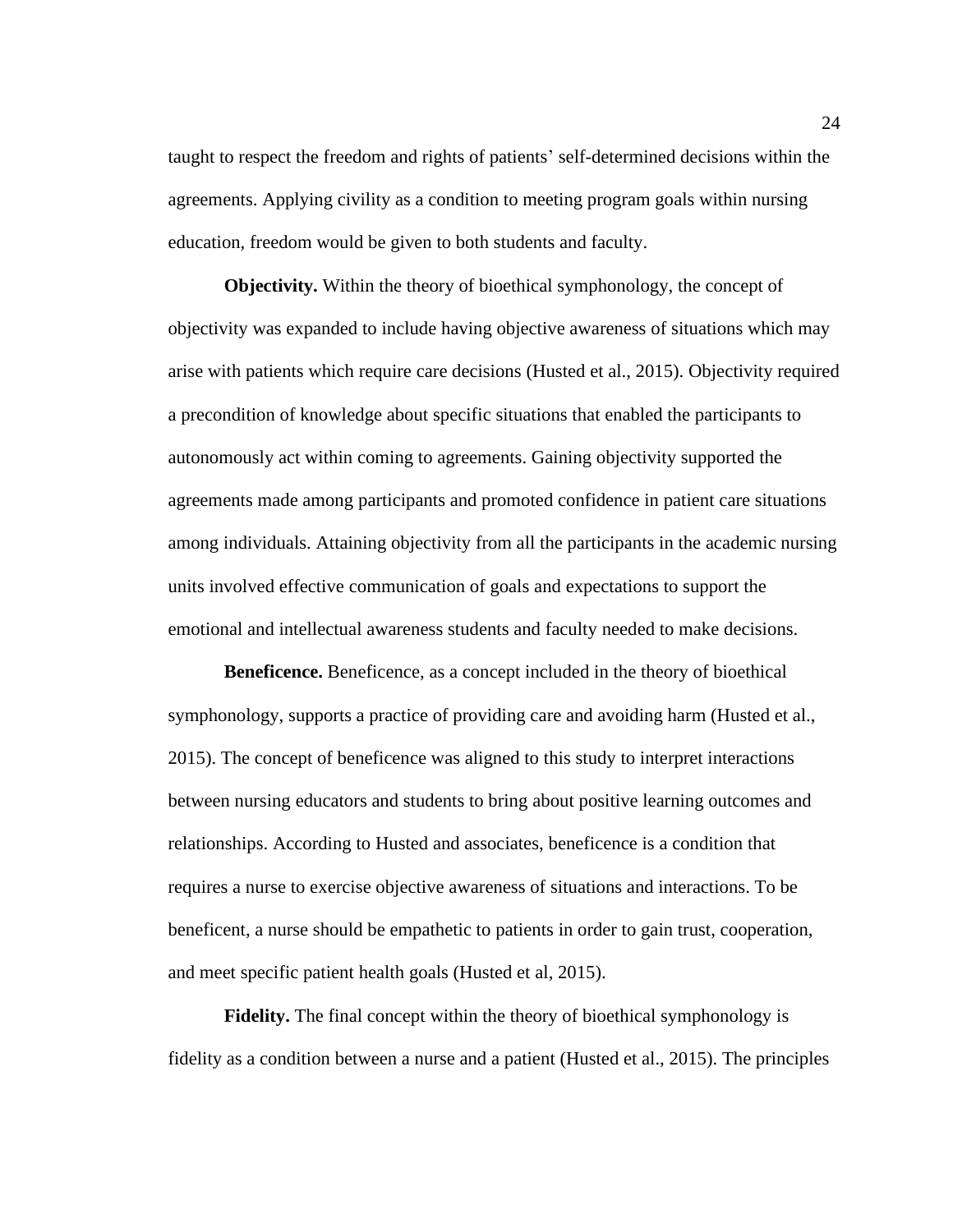taught to respect the freedom and rights of patients' self-determined decisions within the agreements. Applying civility as a condition to meeting program goals within nursing education, freedom would be given to both students and faculty.

**Objectivity.** Within the theory of bioethical symphonology, the concept of objectivity was expanded to include having objective awareness of situations which may arise with patients which require care decisions (Husted et al., 2015). Objectivity required a precondition of knowledge about specific situations that enabled the participants to autonomously act within coming to agreements. Gaining objectivity supported the agreements made among participants and promoted confidence in patient care situations among individuals. Attaining objectivity from all the participants in the academic nursing units involved effective communication of goals and expectations to support the emotional and intellectual awareness students and faculty needed to make decisions.

**Beneficence.** Beneficence, as a concept included in the theory of bioethical symphonology, supports a practice of providing care and avoiding harm (Husted et al., 2015). The concept of beneficence was aligned to this study to interpret interactions between nursing educators and students to bring about positive learning outcomes and relationships. According to Husted and associates, beneficence is a condition that requires a nurse to exercise objective awareness of situations and interactions. To be beneficent, a nurse should be empathetic to patients in order to gain trust, cooperation, and meet specific patient health goals (Husted et al, 2015).

**Fidelity.** The final concept within the theory of bioethical symphonology is fidelity as a condition between a nurse and a patient (Husted et al., 2015). The principles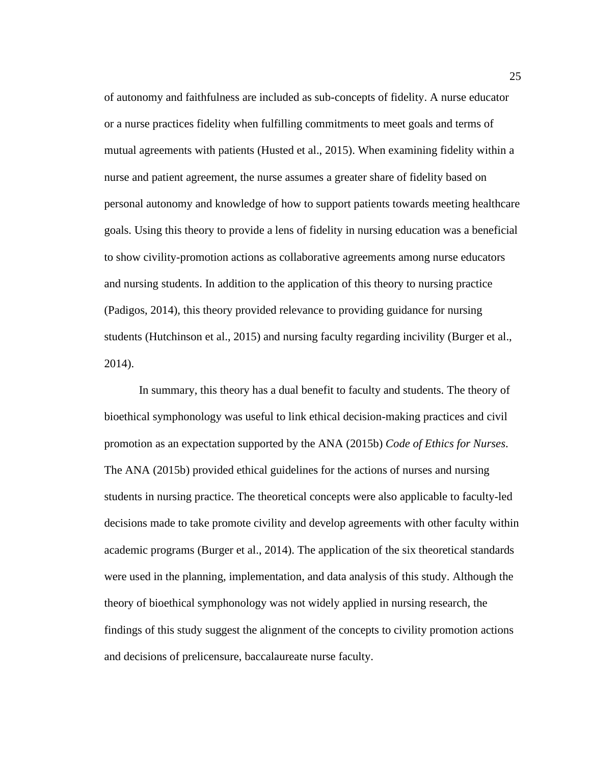of autonomy and faithfulness are included as sub-concepts of fidelity. A nurse educator or a nurse practices fidelity when fulfilling commitments to meet goals and terms of mutual agreements with patients (Husted et al., 2015). When examining fidelity within a nurse and patient agreement, the nurse assumes a greater share of fidelity based on personal autonomy and knowledge of how to support patients towards meeting healthcare goals. Using this theory to provide a lens of fidelity in nursing education was a beneficial to show civility-promotion actions as collaborative agreements among nurse educators and nursing students. In addition to the application of this theory to nursing practice (Padigos, 2014), this theory provided relevance to providing guidance for nursing students (Hutchinson et al., 2015) and nursing faculty regarding incivility (Burger et al., 2014).

In summary, this theory has a dual benefit to faculty and students. The theory of bioethical symphonology was useful to link ethical decision-making practices and civil promotion as an expectation supported by the ANA (2015b) *Code of Ethics for Nurses*. The ANA (2015b) provided ethical guidelines for the actions of nurses and nursing students in nursing practice. The theoretical concepts were also applicable to faculty-led decisions made to take promote civility and develop agreements with other faculty within academic programs (Burger et al., 2014). The application of the six theoretical standards were used in the planning, implementation, and data analysis of this study. Although the theory of bioethical symphonology was not widely applied in nursing research, the findings of this study suggest the alignment of the concepts to civility promotion actions and decisions of prelicensure, baccalaureate nurse faculty.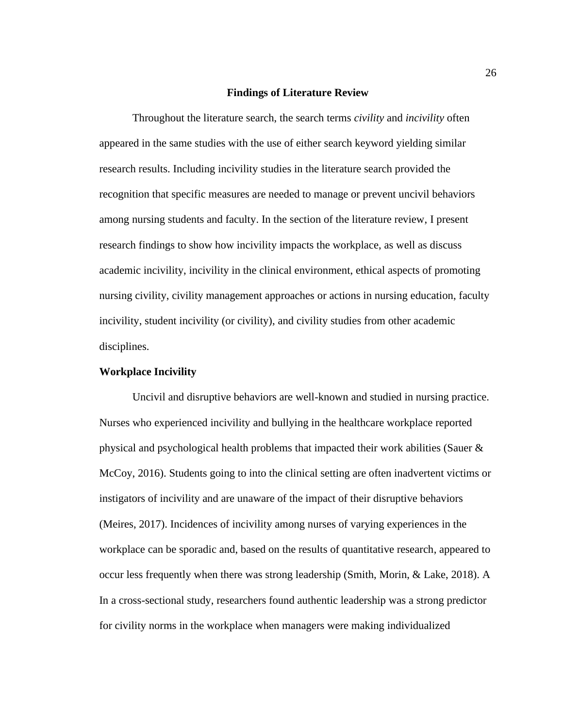## Findings of Literature Review

Throughout the literature search, the search terms *civility* and *incivility* often appeared in the same studies with the use of either search keyword yielding similar research results. Including incivility studies in the literature search provided the recognition that specific measures are needed to manage or prevent uncivil behaviors among nursing students and faculty. In the section of the literature review, I present research findings to show how incivility impacts the workplace, as well as discuss academic incivility, incivility in the clinical environment, ethical aspects of promoting nursing civility, civility management approaches or actions in nursing education, faculty incivility, student incivility (or civility), and civility studies from other academic disciplines.

### Workplace Incivility

Uncivil and disruptive behaviors are well-known and studied in nursing practice. Nurses who experienced incivility and bullying in the healthcare workplace reported physical and psychological health problems that impacted their work abilities (Sauer & McCoy, 2016). Students going to into the clinical setting are often inadvertent victims or instigators of incivility and are unaware of the impact of their disruptive behaviors (Meires, 2017). Incidences of incivility among nurses of varying experiences in the workplace can be sporadic and, based on the results of quantitative research, appeared to occur less frequently when there was strong leadership (Smith, Morin, & Lake, 2018). A In a cross-sectional study, researchers found authentic leadership was a strong predictor for civility norms in the workplace when managers were making individualized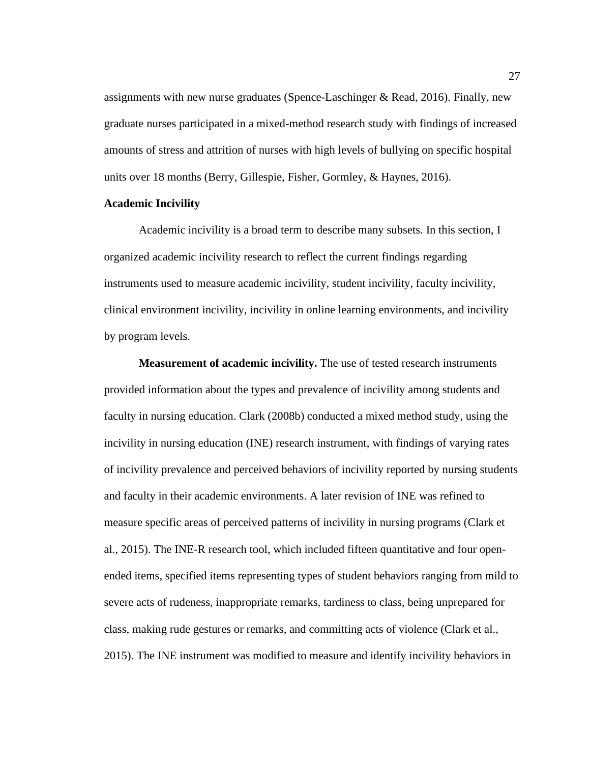assignments with new nurse graduates (Spence-Laschinger & Read, 2016). Finally, new graduate nurses participated in a mixed-method research study with findings of increased amounts of stress and attrition of nurses with high levels of bullying on specific hospital units over 18 months (Berry, Gillespie, Fisher, Gormley, & Haynes, 2016).

## Academic Incivility

Academic incivility is a broad term to describe many subsets. In this section, I organized academic incivility research to reflect the current findings regarding instruments used to measure academic incivility, student incivility, faculty incivility, clinical environment incivility, incivility in online learning environments, and incivility by program levels.

**Measurement of academic incivility.** The use of tested research instruments provided information about the types and prevalence of incivility among students and faculty in nursing education. Clark (2008b) conducted a mixed method study, using the incivility in nursing education (INE) research instrument, with findings of varying rates of incivility prevalence and perceived behaviors of incivility reported by nursing students and faculty in their academic environments. A later revision of INE was refined to measure specific areas of perceived patterns of incivility in nursing programs (Clark et al., 2015). The INE-R research tool, which included fifteen quantitative and four open-ended items, specified items representing types of student behaviors ranging from mild to severe acts of rudeness, inappropriate remarks, tardiness to class, being unprepared for class, making rude gestures or remarks, and committing acts of violence (Clark et al., 2015). The INE instrument was modified to measure and identify incivility behaviors in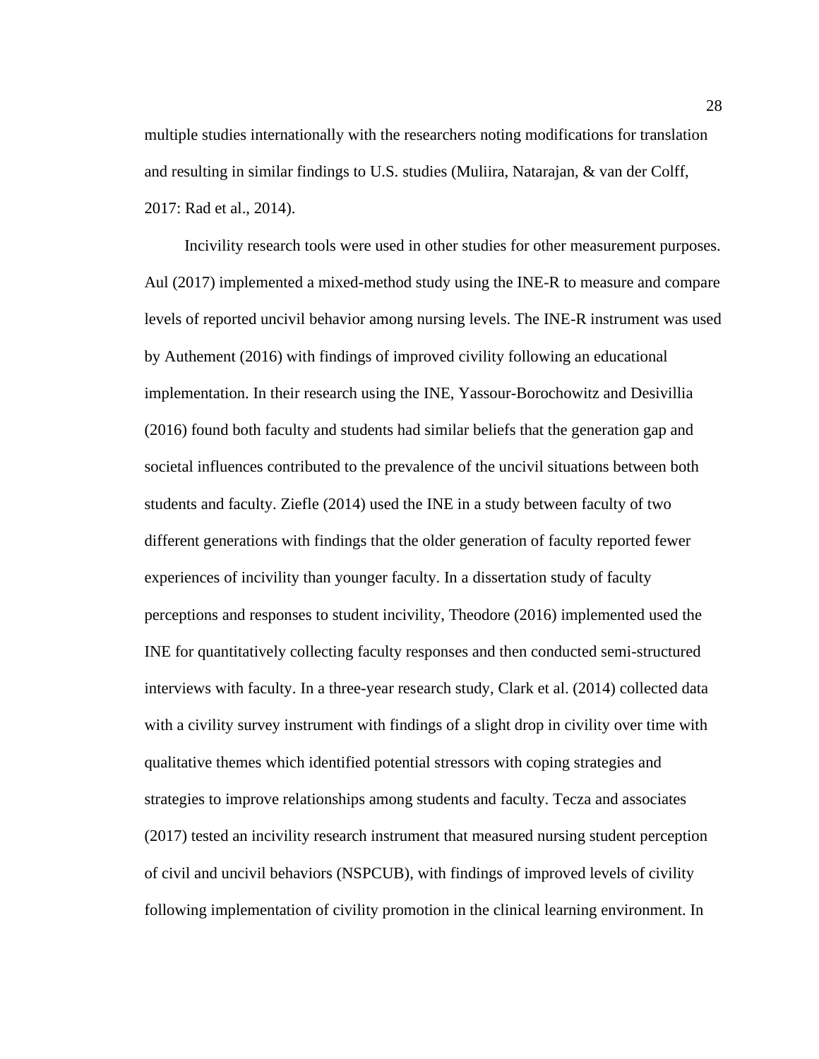multiple studies internationally with the researchers noting modifications for translation and resulting in similar findings to U.S. studies (Muliira, Natarajan, & van der Colff, 2017: Rad et al., 2014).

Incivility research tools were used in other studies for other measurement purposes. Aul (2017) implemented a mixed-method study using the INE-R to measure and compare levels of reported uncivil behavior among nursing levels. The INE-R instrument was used by Authement (2016) with findings of improved civility following an educational implementation. In their research using the INE, Yassour-Borochowitz and Desivillia (2016) found both faculty and students had similar beliefs that the generation gap and societal influences contributed to the prevalence of the uncivil situations between both students and faculty. Ziefle (2014) used the INE in a study between faculty of two different generations with findings that the older generation of faculty reported fewer experiences of incivility than younger faculty. In a dissertation study of faculty perceptions and responses to student incivility, Theodore (2016) implemented used the INE for quantitatively collecting faculty responses and then conducted semi-structured interviews with faculty. In a three-year research study, Clark et al. (2014) collected data with a civility survey instrument with findings of a slight drop in civility over time with qualitative themes which identified potential stressors with coping strategies and strategies to improve relationships among students and faculty. Tecza and associates (2017) tested an incivility research instrument that measured nursing student perception of civil and uncivil behaviors (NSPCUB), with findings of improved levels of civility following implementation of civility promotion in the clinical learning environment. In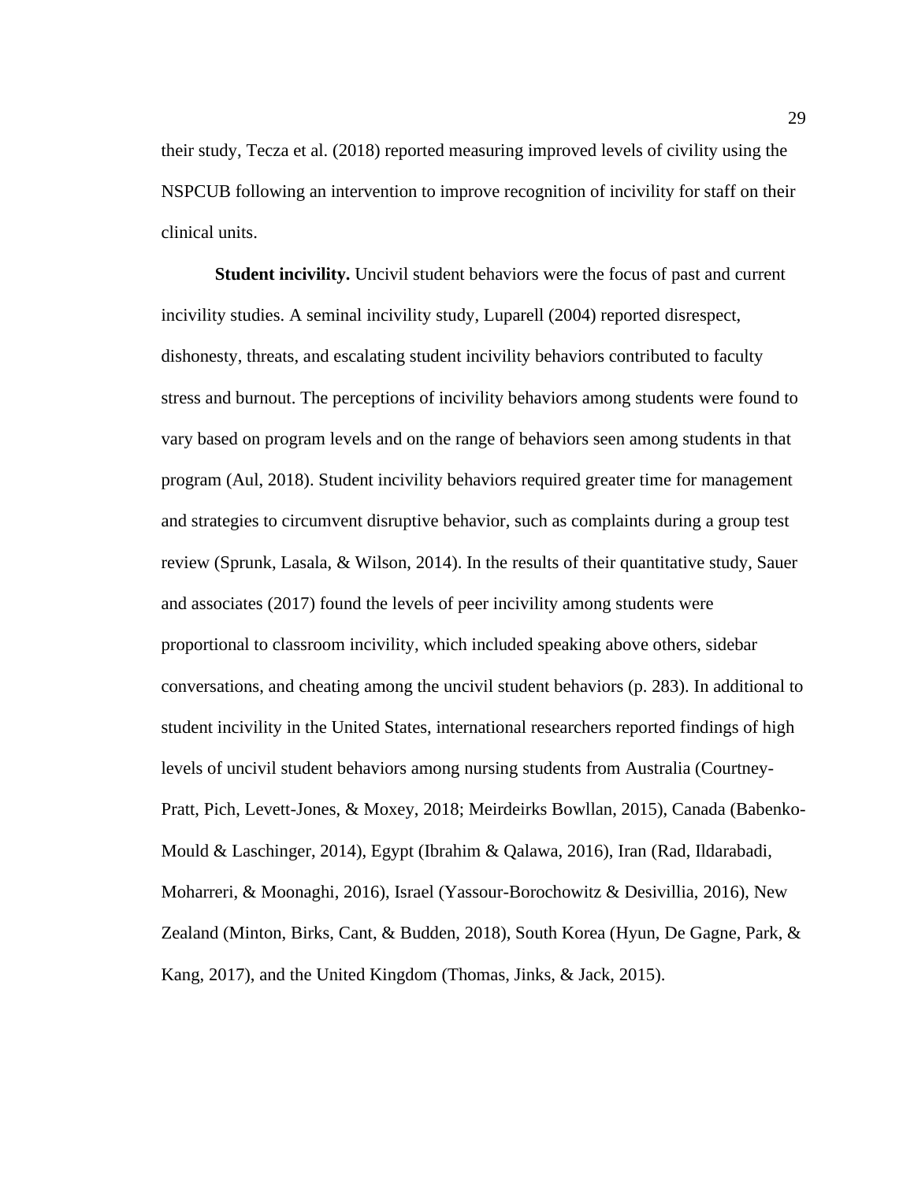their study, Tecza et al. (2018) reported measuring improved levels of civility using the NSPCUB following an intervention to improve recognition of incivility for staff on their clinical units.

**Student incivility.** Uncivil student behaviors were the focus of past and current incivility studies. A seminal incivility study, Luparell (2004) reported disrespect, dishonesty, threats, and escalating student incivility behaviors contributed to faculty stress and burnout. The perceptions of incivility behaviors among students were found to vary based on program levels and on the range of behaviors seen among students in that program (Aul, 2018). Student incivility behaviors required greater time for management and strategies to circumvent disruptive behavior, such as complaints during a group test review (Sprunk, Lasala, & Wilson, 2014). In the results of their quantitative study, Sauer and associates (2017) found the levels of peer incivility among students were proportional to classroom incivility, which included speaking above others, sidebar conversations, and cheating among the uncivil student behaviors (p. 283). In additional to student incivility in the United States, international researchers reported findings of high levels of uncivil student behaviors among nursing students from Australia (Courtney-Pratt, Pich, Levett-Jones, & Moxey, 2018; Meirdeirks Bowllan, 2015), Canada (Babenko-Mould & Laschinger, 2014), Egypt (Ibrahim & Qalawa, 2016), Iran (Rad, Ildarabadi, Moharreri, & Moonaghi, 2016), Israel (Yassour-Borochowitz & Desivillia, 2016), New Zealand (Minton, Birks, Cant, & Budden, 2018), South Korea (Hyun, De Gagne, Park, & Kang, 2017), and the United Kingdom (Thomas, Jinks, & Jack, 2015).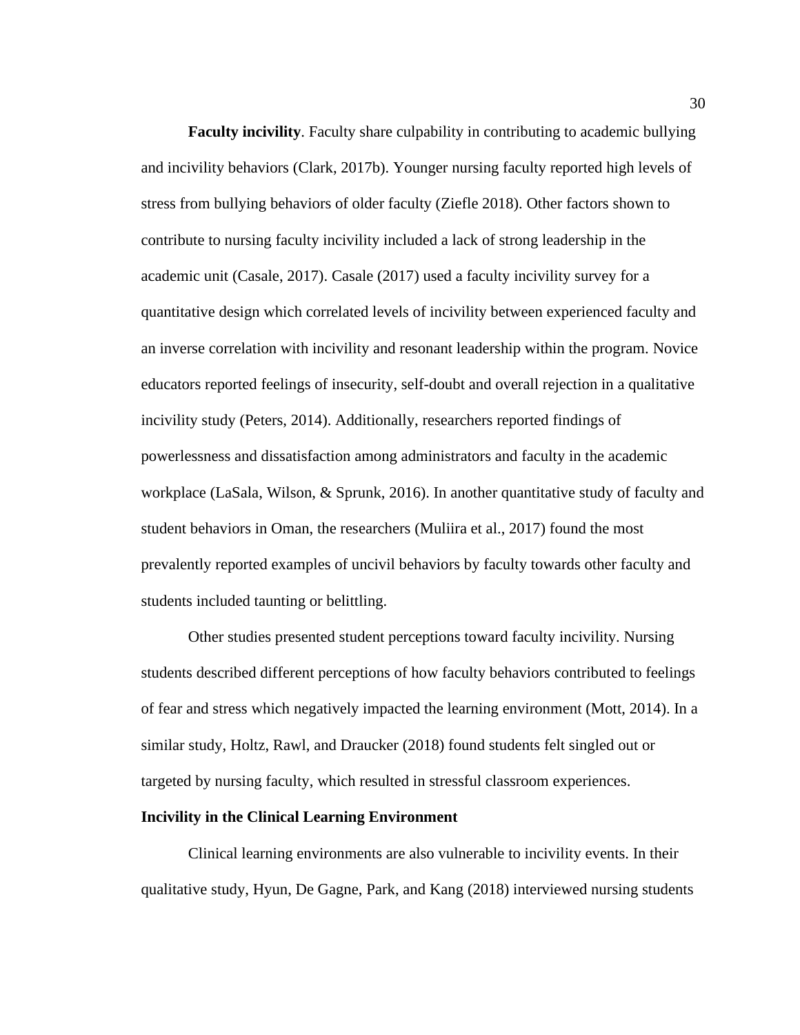**Faculty incivility**. Faculty share culpability in contributing to academic bullying and incivility behaviors (Clark, 2017b). Younger nursing faculty reported high levels of stress from bullying behaviors of older faculty (Ziefle 2018). Other factors shown to contribute to nursing faculty incivility included a lack of strong leadership in the academic unit (Casale, 2017). Casale (2017) used a faculty incivility survey for a quantitative design which correlated levels of incivility between experienced faculty and an inverse correlation with incivility and resonant leadership within the program. Novice educators reported feelings of insecurity, self-doubt and overall rejection in a qualitative incivility study (Peters, 2014). Additionally, researchers reported findings of powerlessness and dissatisfaction among administrators and faculty in the academic workplace (LaSala, Wilson, & Sprunk, 2016). In another quantitative study of faculty and student behaviors in Oman, the researchers (Muliira et al., 2017) found the most prevalently reported examples of uncivil behaviors by faculty towards other faculty and students included taunting or belittling.

Other studies presented student perceptions toward faculty incivility. Nursing students described different perceptions of how faculty behaviors contributed to feelings of fear and stress which negatively impacted the learning environment (Mott, 2014). In a similar study, Holtz, Rawl, and Draucker (2018) found students felt singled out or targeted by nursing faculty, which resulted in stressful classroom experiences.

### Incivility in the Clinical Learning Environment

Clinical learning environments are also vulnerable to incivility events. In their qualitative study, Hyun, De Gagne, Park, and Kang (2018) interviewed nursing students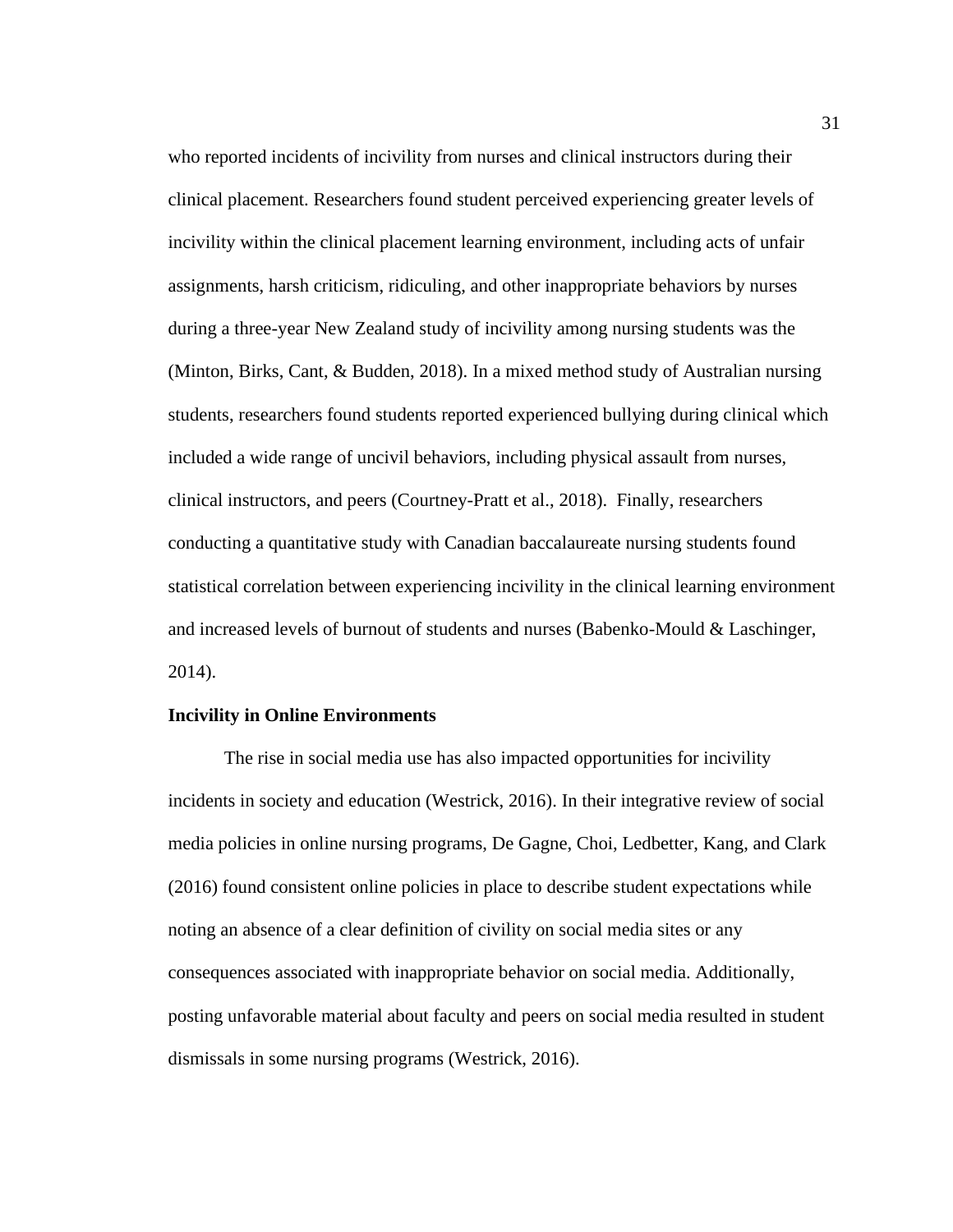who reported incidents of incivility from nurses and clinical instructors during their clinical placement. Researchers found student perceived experiencing greater levels of incivility within the clinical placement learning environment, including acts of unfair assignments, harsh criticism, ridiculing, and other inappropriate behaviors by nurses during a three-year New Zealand study of incivility among nursing students was the (Minton, Birks, Cant, & Budden, 2018). In a mixed method study of Australian nursing students, researchers found students reported experienced bullying during clinical which included a wide range of uncivil behaviors, including physical assault from nurses, clinical instructors, and peers (Courtney-Pratt et al., 2018). Finally, researchers conducting a quantitative study with Canadian baccalaureate nursing students found statistical correlation between experiencing incivility in the clinical learning environment and increased levels of burnout of students and nurses (Babenko-Mould & Laschinger, 2014).

**Incivility in Online Environments**

The rise in social media use has also impacted opportunities for incivility incidents in society and education (Westrick, 2016). In their integrative review of social media policies in online nursing programs, De Gagne, Choi, Ledbetter, Kang, and Clark (2016) found consistent online policies in place to describe student expectations while noting an absence of a clear definition of civility on social media sites or any consequences associated with inappropriate behavior on social media. Additionally, posting unfavorable material about faculty and peers on social media resulted in student dismissals in some nursing programs (Westrick, 2016).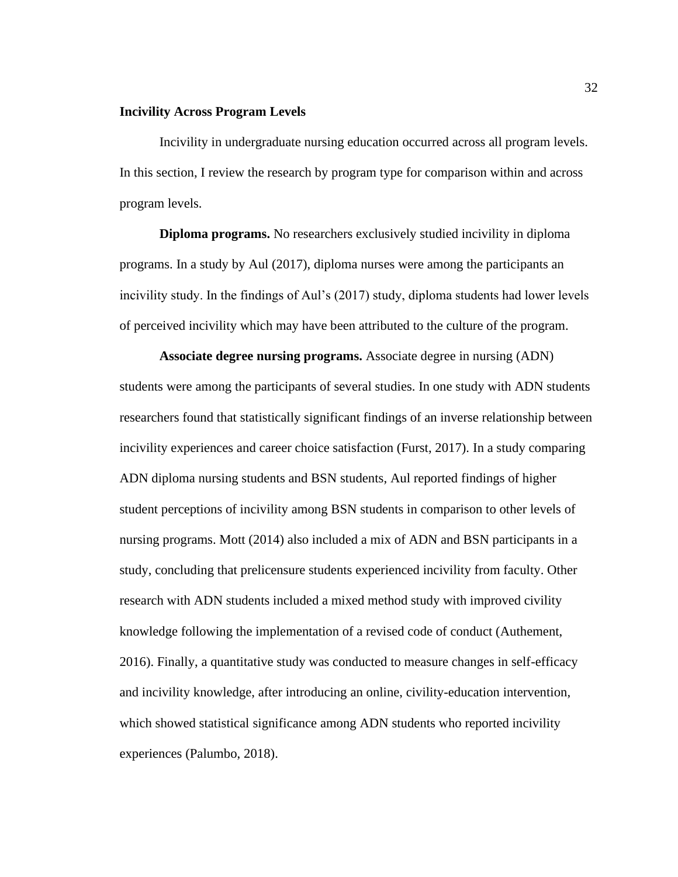## Incivility Across Program Levels

Incivility in undergraduate nursing education occurred across all program levels. In this section, I review the research by program type for comparison within and across program levels.

**Diploma programs.** No researchers exclusively studied incivility in diploma programs. In a study by Aul (2017), diploma nurses were among the participants an incivility study. In the findings of Aul's (2017) study, diploma students had lower levels of perceived incivility which may have been attributed to the culture of the program.

**Associate degree nursing programs.** Associate degree in nursing (ADN) students were among the participants of several studies. In one study with ADN students researchers found that statistically significant findings of an inverse relationship between incivility experiences and career choice satisfaction (Furst, 2017). In a study comparing ADN diploma nursing students and BSN students, Aul reported findings of higher student perceptions of incivility among BSN students in comparison to other levels of nursing programs. Mott (2014) also included a mix of ADN and BSN participants in a study, concluding that prelicensure students experienced incivility from faculty. Other research with ADN students included a mixed method study with improved civility knowledge following the implementation of a revised code of conduct (Authement, 2016). Finally, a quantitative study was conducted to measure changes in self-efficacy and incivility knowledge, after introducing an online, civility-education intervention, which showed statistical significance among ADN students who reported incivility experiences (Palumbo, 2018).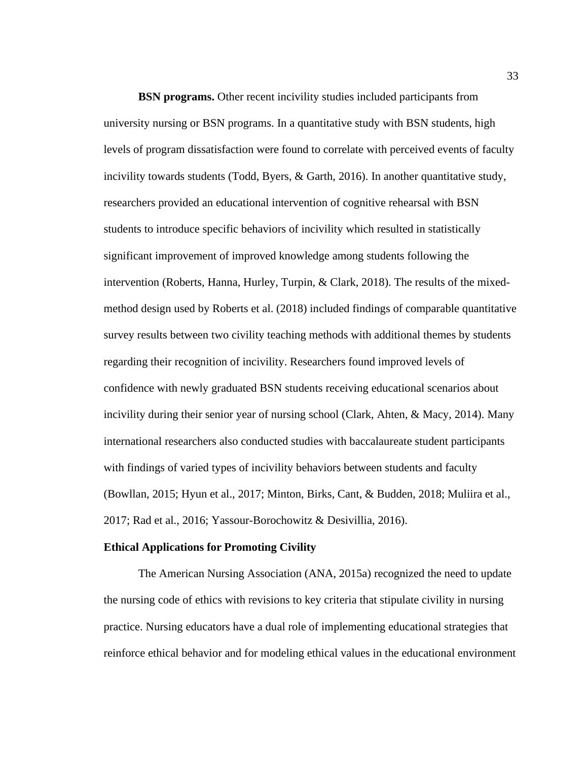**BSN programs.** Other recent incivility studies included participants from university nursing or BSN programs. In a quantitative study with BSN students, high levels of program dissatisfaction were found to correlate with perceived events of faculty incivility towards students (Todd, Byers, & Garth, 2016). In another quantitative study, researchers provided an educational intervention of cognitive rehearsal with BSN students to introduce specific behaviors of incivility which resulted in statistically significant improvement of improved knowledge among students following the intervention (Roberts, Hanna, Hurley, Turpin, & Clark, 2018). The results of the mixed-method design used by Roberts et al. (2018) included findings of comparable quantitative survey results between two civility teaching methods with additional themes by students regarding their recognition of incivility. Researchers found improved levels of confidence with newly graduated BSN students receiving educational scenarios about incivility during their senior year of nursing school (Clark, Ahten, & Macy, 2014). Many international researchers also conducted studies with baccalaureate student participants with findings of varied types of incivility behaviors between students and faculty (Bowllan, 2015; Hyun et al., 2017; Minton, Birks, Cant, & Budden, 2018; Muliira et al., 2017; Rad et al., 2016; Yassour-Borochowitz & Desivillia, 2016).

## Ethical Applications for Promoting Civility

The American Nursing Association (ANA, 2015a) recognized the need to update the nursing code of ethics with revisions to key criteria that stipulate civility in nursing practice. Nursing educators have a dual role of implementing educational strategies that reinforce ethical behavior and for modeling ethical values in the educational environment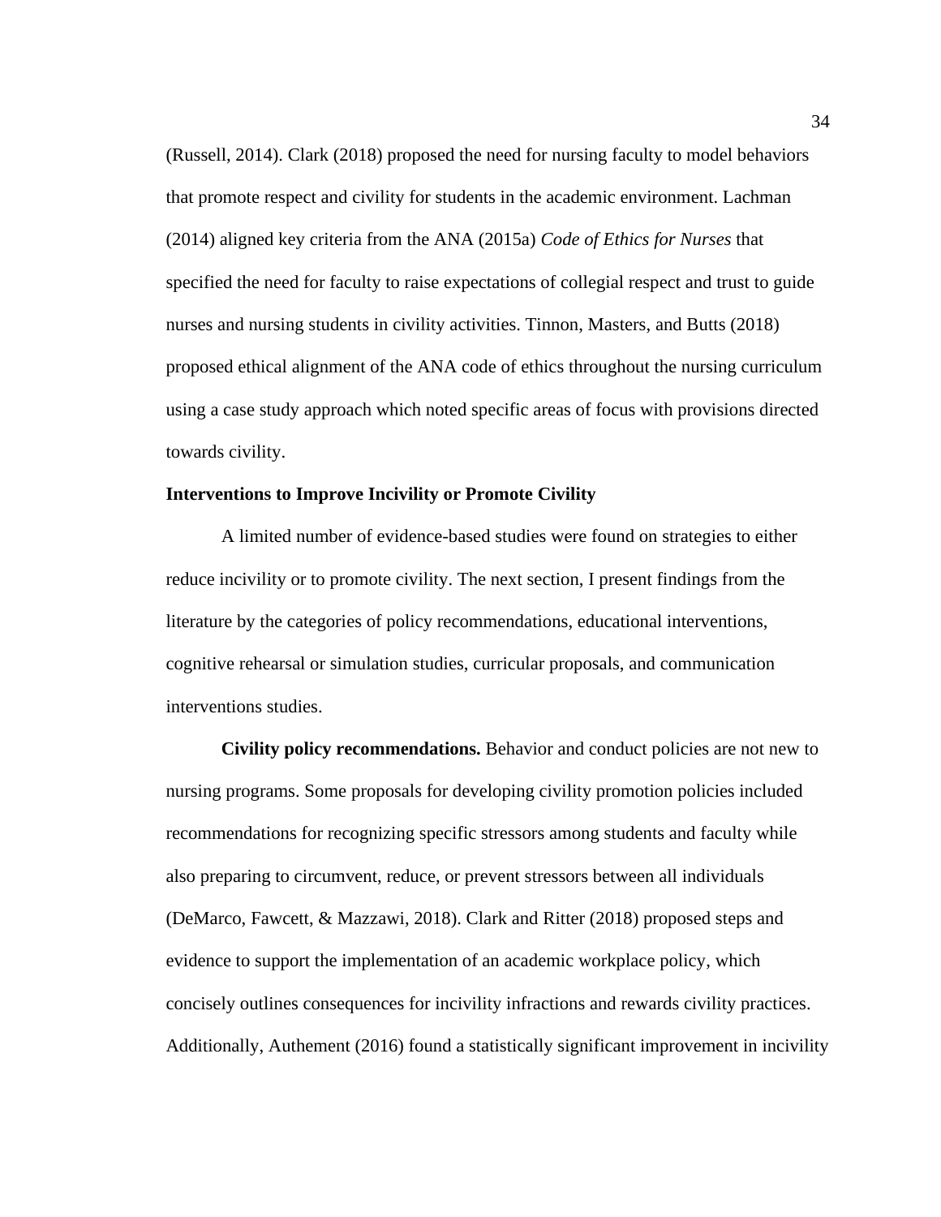(Russell, 2014). Clark (2018) proposed the need for nursing faculty to model behaviors that promote respect and civility for students in the academic environment. Lachman (2014) aligned key criteria from the ANA (2015a) *Code of Ethics for Nurses* that specified the need for faculty to raise expectations of collegial respect and trust to guide nurses and nursing students in civility activities. Tinnon, Masters, and Butts (2018) proposed ethical alignment of the ANA code of ethics throughout the nursing curriculum using a case study approach which noted specific areas of focus with provisions directed towards civility.

### Interventions to Improve Incivility or Promote Civility

A limited number of evidence-based studies were found on strategies to either reduce incivility or to promote civility. The next section, I present findings from the literature by the categories of policy recommendations, educational interventions, cognitive rehearsal or simulation studies, curricular proposals, and communication interventions studies.

**Civility policy recommendations.** Behavior and conduct policies are not new to nursing programs. Some proposals for developing civility promotion policies included recommendations for recognizing specific stressors among students and faculty while also preparing to circumvent, reduce, or prevent stressors between all individuals (DeMarco, Fawcett, & Mazzawi, 2018). Clark and Ritter (2018) proposed steps and evidence to support the implementation of an academic workplace policy, which concisely outlines consequences for incivility infractions and rewards civility practices. Additionally, Authement (2016) found a statistically significant improvement in incivility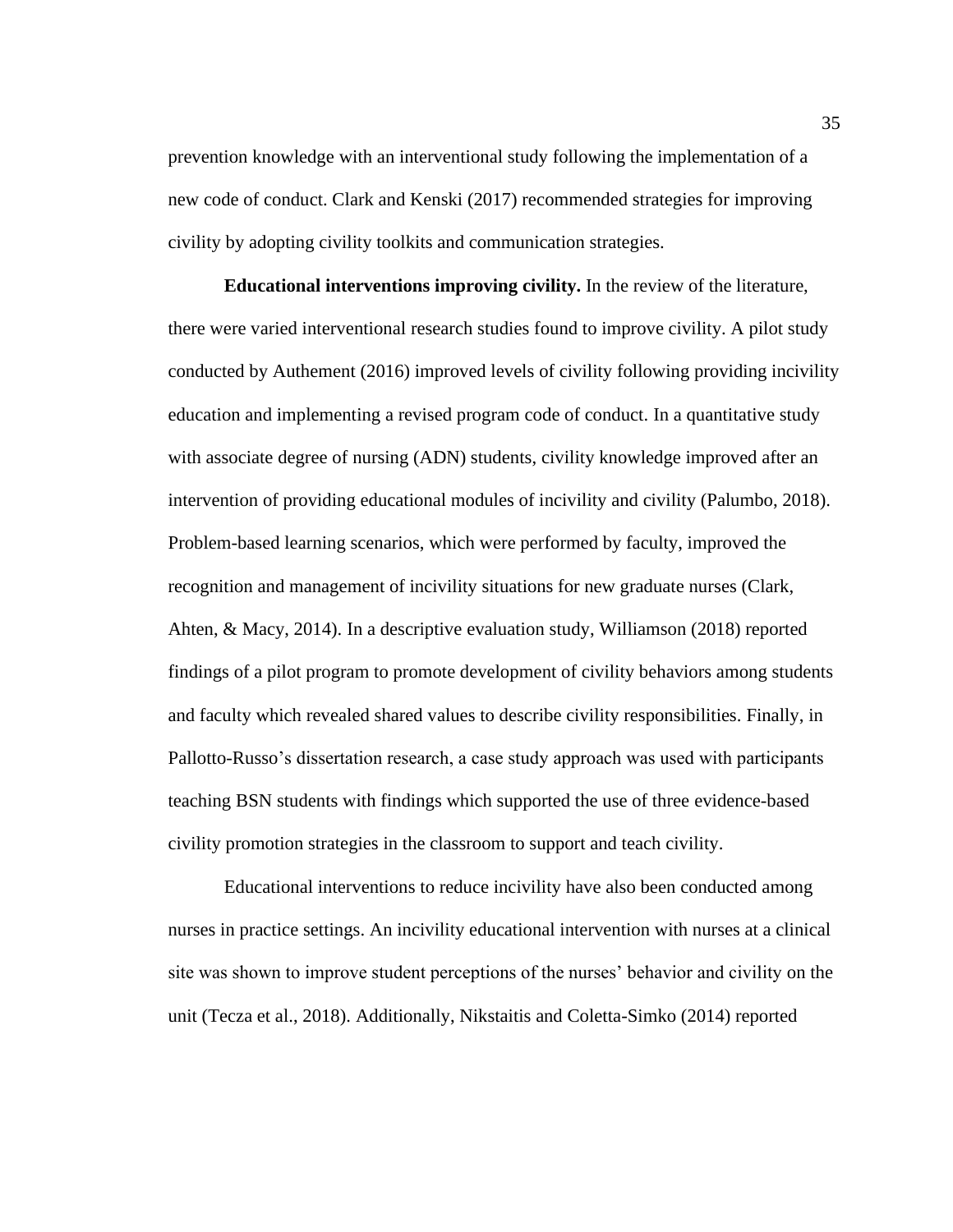prevention knowledge with an interventional study following the implementation of a new code of conduct. Clark and Kenski (2017) recommended strategies for improving civility by adopting civility toolkits and communication strategies.

**Educational interventions improving civility.** In the review of the literature, there were varied interventional research studies found to improve civility. A pilot study conducted by Authement (2016) improved levels of civility following providing incivility education and implementing a revised program code of conduct. In a quantitative study with associate degree of nursing (ADN) students, civility knowledge improved after an intervention of providing educational modules of incivility and civility (Palumbo, 2018). Problem-based learning scenarios, which were performed by faculty, improved the recognition and management of incivility situations for new graduate nurses (Clark, Ahten, & Macy, 2014). In a descriptive evaluation study, Williamson (2018) reported findings of a pilot program to promote development of civility behaviors among students and faculty which revealed shared values to describe civility responsibilities. Finally, in Pallotto-Russo's dissertation research, a case study approach was used with participants teaching BSN students with findings which supported the use of three evidence-based civility promotion strategies in the classroom to support and teach civility.

Educational interventions to reduce incivility have also been conducted among nurses in practice settings. An incivility educational intervention with nurses at a clinical site was shown to improve student perceptions of the nurses' behavior and civility on the unit (Tecza et al., 2018). Additionally, Nikstaitis and Coletta-Simko (2014) reported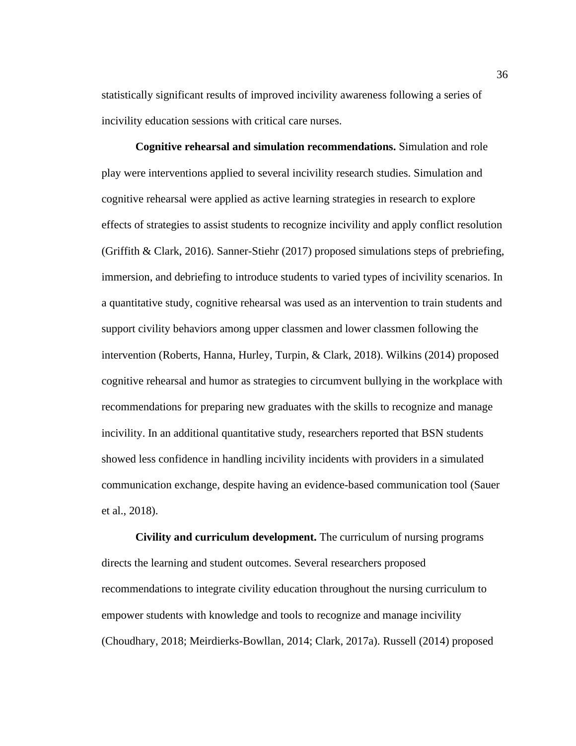statistically significant results of improved incivility awareness following a series of incivility education sessions with critical care nurses.

**Cognitive rehearsal and simulation recommendations.** Simulation and role play were interventions applied to several incivility research studies. Simulation and cognitive rehearsal were applied as active learning strategies in research to explore effects of strategies to assist students to recognize incivility and apply conflict resolution (Griffith & Clark, 2016). Sanner-Stiehr (2017) proposed simulations steps of prebriefing, immersion, and debriefing to introduce students to varied types of incivility scenarios. In a quantitative study, cognitive rehearsal was used as an intervention to train students and support civility behaviors among upper classmen and lower classmen following the intervention (Roberts, Hanna, Hurley, Turpin, & Clark, 2018). Wilkins (2014) proposed cognitive rehearsal and humor as strategies to circumvent bullying in the workplace with recommendations for preparing new graduates with the skills to recognize and manage incivility. In an additional quantitative study, researchers reported that BSN students showed less confidence in handling incivility incidents with providers in a simulated communication exchange, despite having an evidence-based communication tool (Sauer et al., 2018).

**Civility and curriculum development.** The curriculum of nursing programs directs the learning and student outcomes. Several researchers proposed recommendations to integrate civility education throughout the nursing curriculum to empower students with knowledge and tools to recognize and manage incivility (Choudhary, 2018; Meirdierks-Bowllan, 2014; Clark, 2017a). Russell (2014) proposed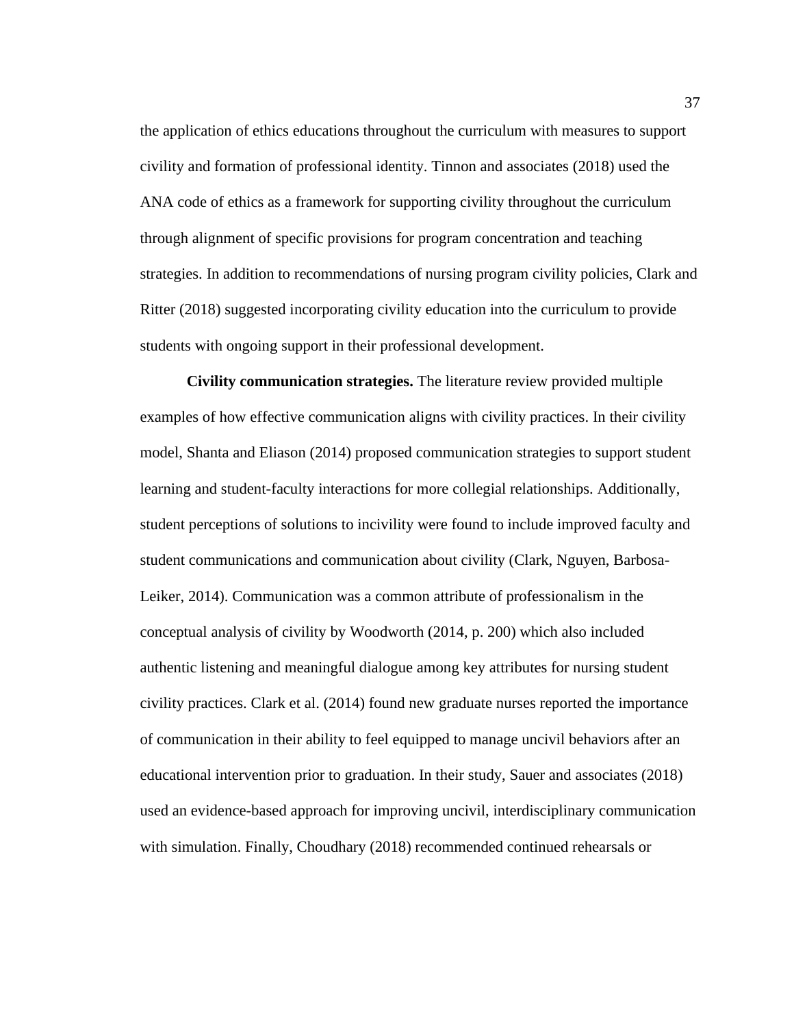the application of ethics educations throughout the curriculum with measures to support civility and formation of professional identity. Tinnon and associates (2018) used the ANA code of ethics as a framework for supporting civility throughout the curriculum through alignment of specific provisions for program concentration and teaching strategies. In addition to recommendations of nursing program civility policies, Clark and Ritter (2018) suggested incorporating civility education into the curriculum to provide students with ongoing support in their professional development.

**Civility communication strategies.** The literature review provided multiple examples of how effective communication aligns with civility practices. In their civility model, Shanta and Eliason (2014) proposed communication strategies to support student learning and student-faculty interactions for more collegial relationships. Additionally, student perceptions of solutions to incivility were found to include improved faculty and student communications and communication about civility (Clark, Nguyen, Barbosa-Leiker, 2014). Communication was a common attribute of professionalism in the conceptual analysis of civility by Woodworth (2014, p. 200) which also included authentic listening and meaningful dialogue among key attributes for nursing student civility practices. Clark et al. (2014) found new graduate nurses reported the importance of communication in their ability to feel equipped to manage uncivil behaviors after an educational intervention prior to graduation. In their study, Sauer and associates (2018) used an evidence-based approach for improving uncivil, interdisciplinary communication with simulation. Finally, Choudhary (2018) recommended continued rehearsals or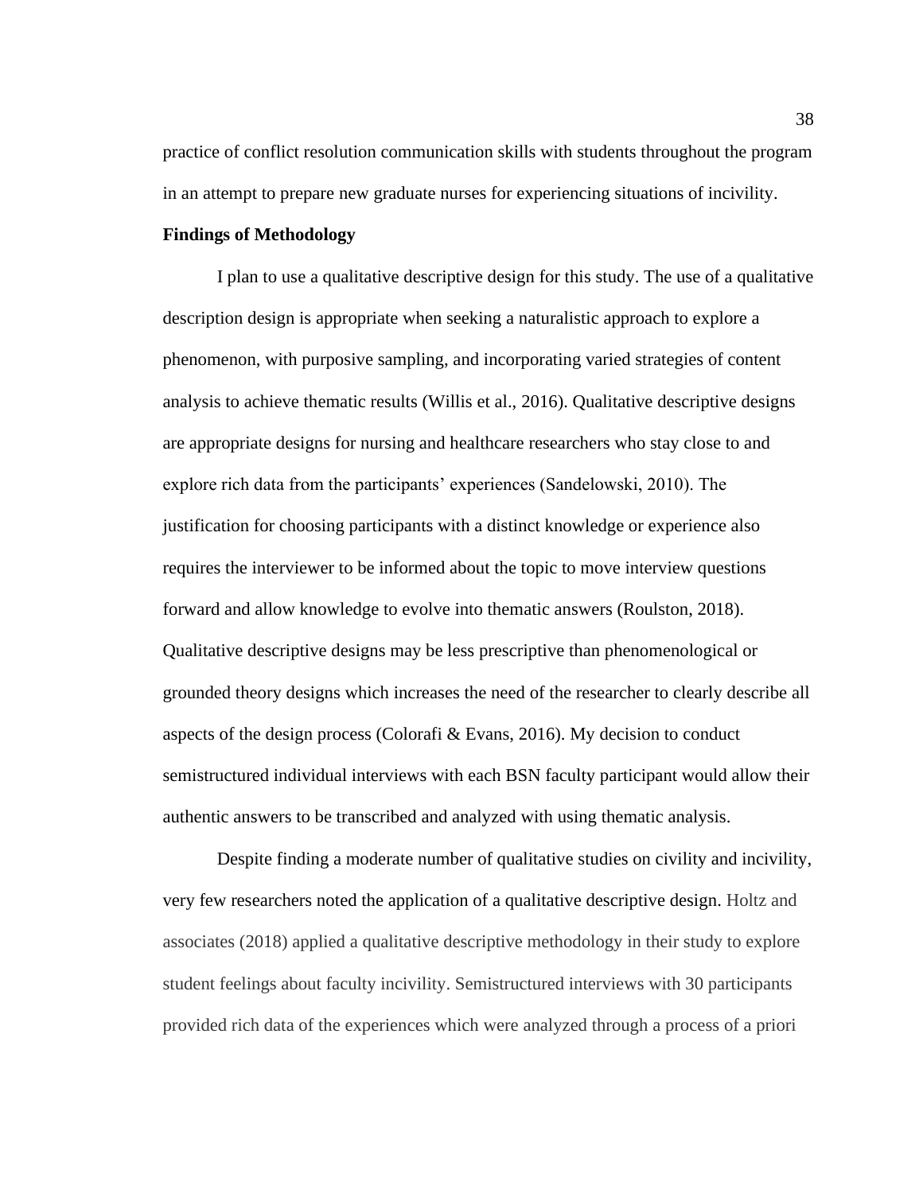practice of conflict resolution communication skills with students throughout the program in an attempt to prepare new graduate nurses for experiencing situations of incivility.

**Findings of Methodology**

I plan to use a qualitative descriptive design for this study. The use of a qualitative description design is appropriate when seeking a naturalistic approach to explore a phenomenon, with purposive sampling, and incorporating varied strategies of content analysis to achieve thematic results (Willis et al., 2016). Qualitative descriptive designs are appropriate designs for nursing and healthcare researchers who stay close to and explore rich data from the participants' experiences (Sandelowski, 2010). The justification for choosing participants with a distinct knowledge or experience also requires the interviewer to be informed about the topic to move interview questions forward and allow knowledge to evolve into thematic answers (Roulston, 2018). Qualitative descriptive designs may be less prescriptive than phenomenological or grounded theory designs which increases the need of the researcher to clearly describe all aspects of the design process (Colorafi & Evans, 2016). My decision to conduct semistructured individual interviews with each BSN faculty participant would allow their authentic answers to be transcribed and analyzed with using thematic analysis.

Despite finding a moderate number of qualitative studies on civility and incivility, very few researchers noted the application of a qualitative descriptive design. Holtz and associates (2018) applied a qualitative descriptive methodology in their study to explore student feelings about faculty incivility. Semistructured interviews with 30 participants provided rich data of the experiences which were analyzed through a process of a priori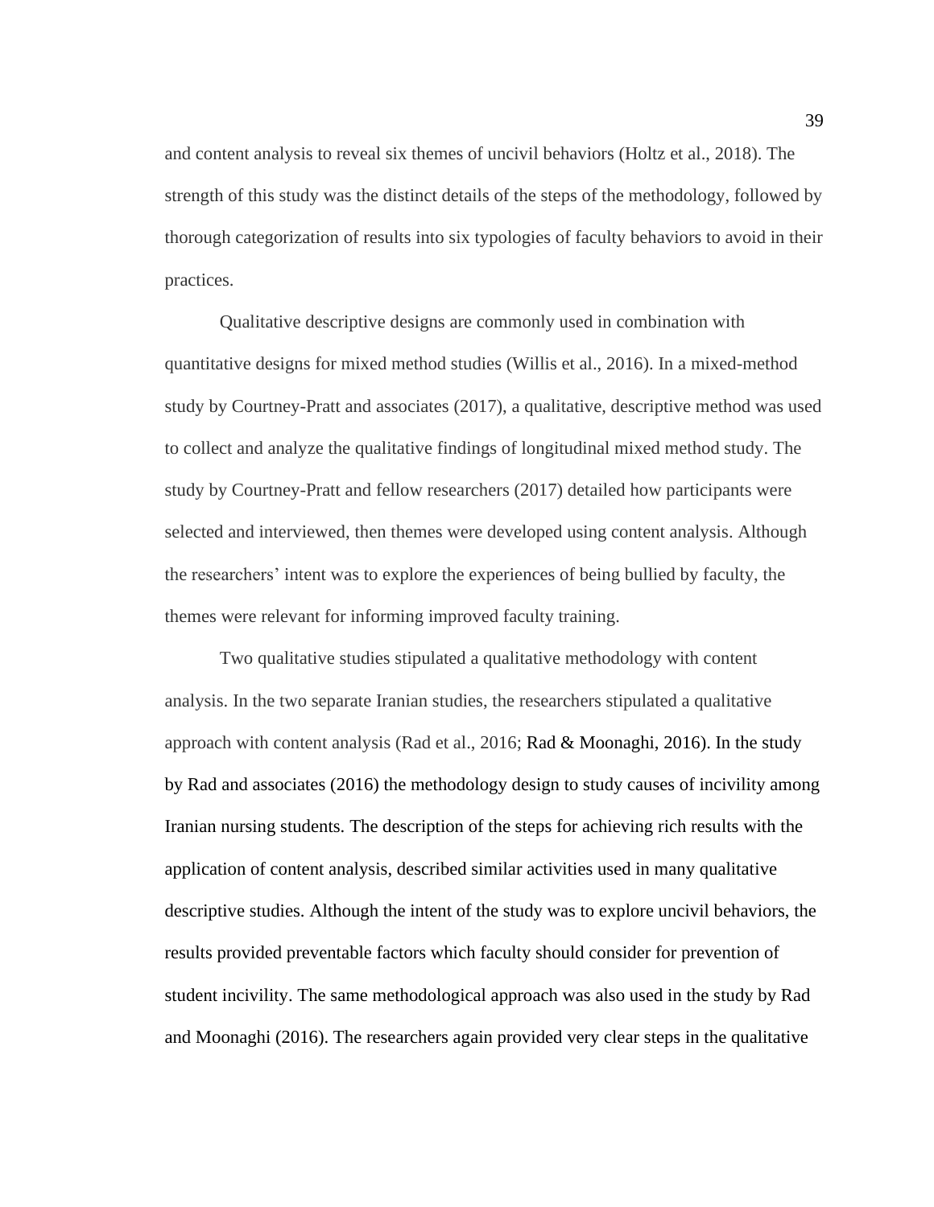and content analysis to reveal six themes of uncivil behaviors (Holtz et al., 2018). The strength of this study was the distinct details of the steps of the methodology, followed by thorough categorization of results into six typologies of faculty behaviors to avoid in their practices.

Qualitative descriptive designs are commonly used in combination with quantitative designs for mixed method studies (Willis et al., 2016). In a mixed-method study by Courtney-Pratt and associates (2017), a qualitative, descriptive method was used to collect and analyze the qualitative findings of longitudinal mixed method study. The study by Courtney-Pratt and fellow researchers (2017) detailed how participants were selected and interviewed, then themes were developed using content analysis. Although the researchers' intent was to explore the experiences of being bullied by faculty, the themes were relevant for informing improved faculty training.

Two qualitative studies stipulated a qualitative methodology with content analysis. In the two separate Iranian studies, the researchers stipulated a qualitative approach with content analysis (Rad et al., 2016; Rad & Moonaghi, 2016). In the study by Rad and associates (2016) the methodology design to study causes of incivility among Iranian nursing students. The description of the steps for achieving rich results with the application of content analysis, described similar activities used in many qualitative descriptive studies. Although the intent of the study was to explore uncivil behaviors, the results provided preventable factors which faculty should consider for prevention of student incivility. The same methodological approach was also used in the study by Rad and Moonaghi (2016). The researchers again provided very clear steps in the qualitative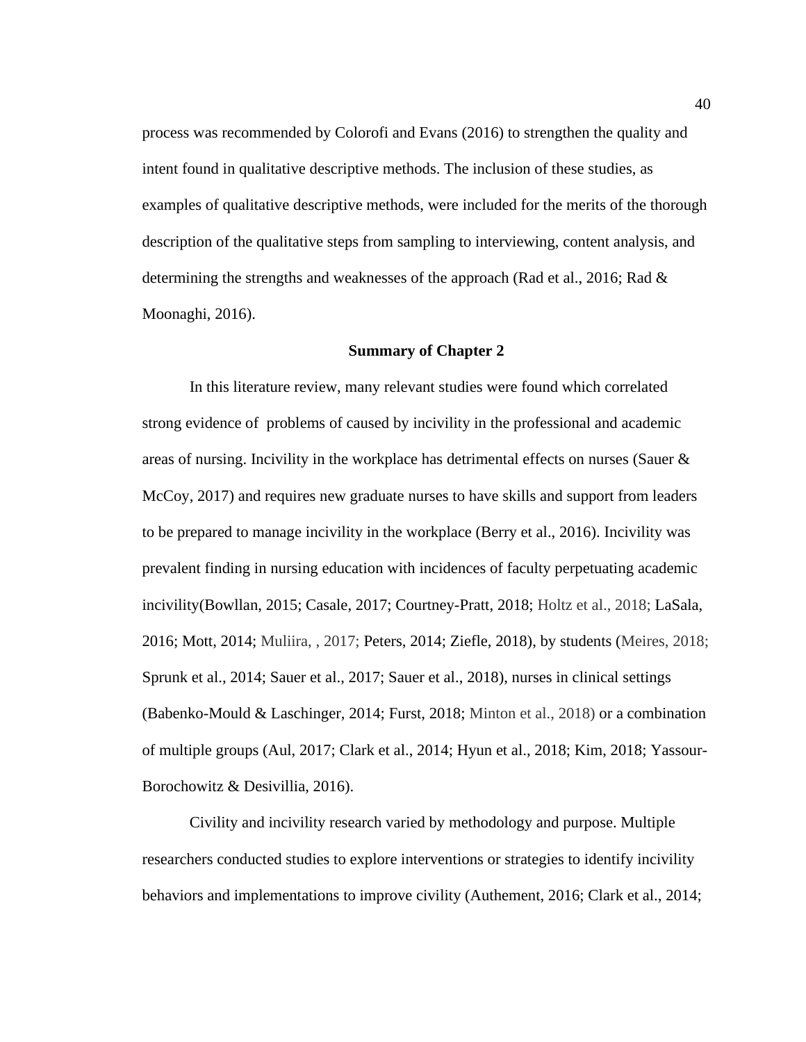process was recommended by Colorofi and Evans (2016) to strengthen the quality and intent found in qualitative descriptive methods. The inclusion of these studies, as examples of qualitative descriptive methods, were included for the merits of the thorough description of the qualitative steps from sampling to interviewing, content analysis, and determining the strengths and weaknesses of the approach (Rad et al., 2016; Rad & Moonaghi, 2016).

## Summary of Chapter 2

In this literature review, many relevant studies were found which correlated strong evidence of problems of caused by incivility in the professional and academic areas of nursing. Incivility in the workplace has detrimental effects on nurses (Sauer & McCoy, 2017) and requires new graduate nurses to have skills and support from leaders to be prepared to manage incivility in the workplace (Berry et al., 2016). Incivility was prevalent finding in nursing education with incidences of faculty perpetuating academic incivility(Bowllan, 2015; Casale, 2017; Courtney-Pratt, 2018; Holtz et al., 2018; LaSala, 2016; Mott, 2014; Muliira, , 2017; Peters, 2014; Ziefle, 2018), by students (Meires, 2018; Sprunk et al., 2014; Sauer et al., 2017; Sauer et al., 2018), nurses in clinical settings (Babenko-Mould & Laschinger, 2014; Furst, 2018; Minton et al., 2018) or a combination of multiple groups (Aul, 2017; Clark et al., 2014; Hyun et al., 2018; Kim, 2018; Yassour-Borochowitz & Desivillia, 2016).

Civility and incivility research varied by methodology and purpose. Multiple researchers conducted studies to explore interventions or strategies to identify incivility behaviors and implementations to improve civility (Authement, 2016; Clark et al., 2014;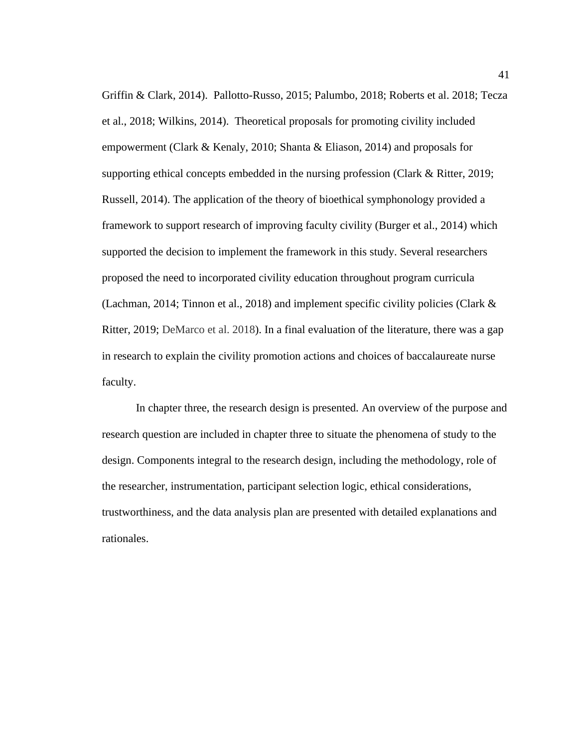Griffin & Clark, 2014). Pallotto-Russo, 2015; Palumbo, 2018; Roberts et al. 2018; Tecza et al., 2018; Wilkins, 2014). Theoretical proposals for promoting civility included empowerment (Clark & Kenaly, 2010; Shanta & Eliason, 2014) and proposals for supporting ethical concepts embedded in the nursing profession (Clark & Ritter, 2019; Russell, 2014). The application of the theory of bioethical symphonology provided a framework to support research of improving faculty civility (Burger et al., 2014) which supported the decision to implement the framework in this study. Several researchers proposed the need to incorporated civility education throughout program curricula (Lachman, 2014; Tinnon et al., 2018) and implement specific civility policies (Clark & Ritter, 2019; DeMarco et al. 2018). In a final evaluation of the literature, there was a gap in research to explain the civility promotion actions and choices of baccalaureate nurse faculty.

In chapter three, the research design is presented. An overview of the purpose and research question are included in chapter three to situate the phenomena of study to the design. Components integral to the research design, including the methodology, role of the researcher, instrumentation, participant selection logic, ethical considerations, trustworthiness, and the data analysis plan are presented with detailed explanations and rationales.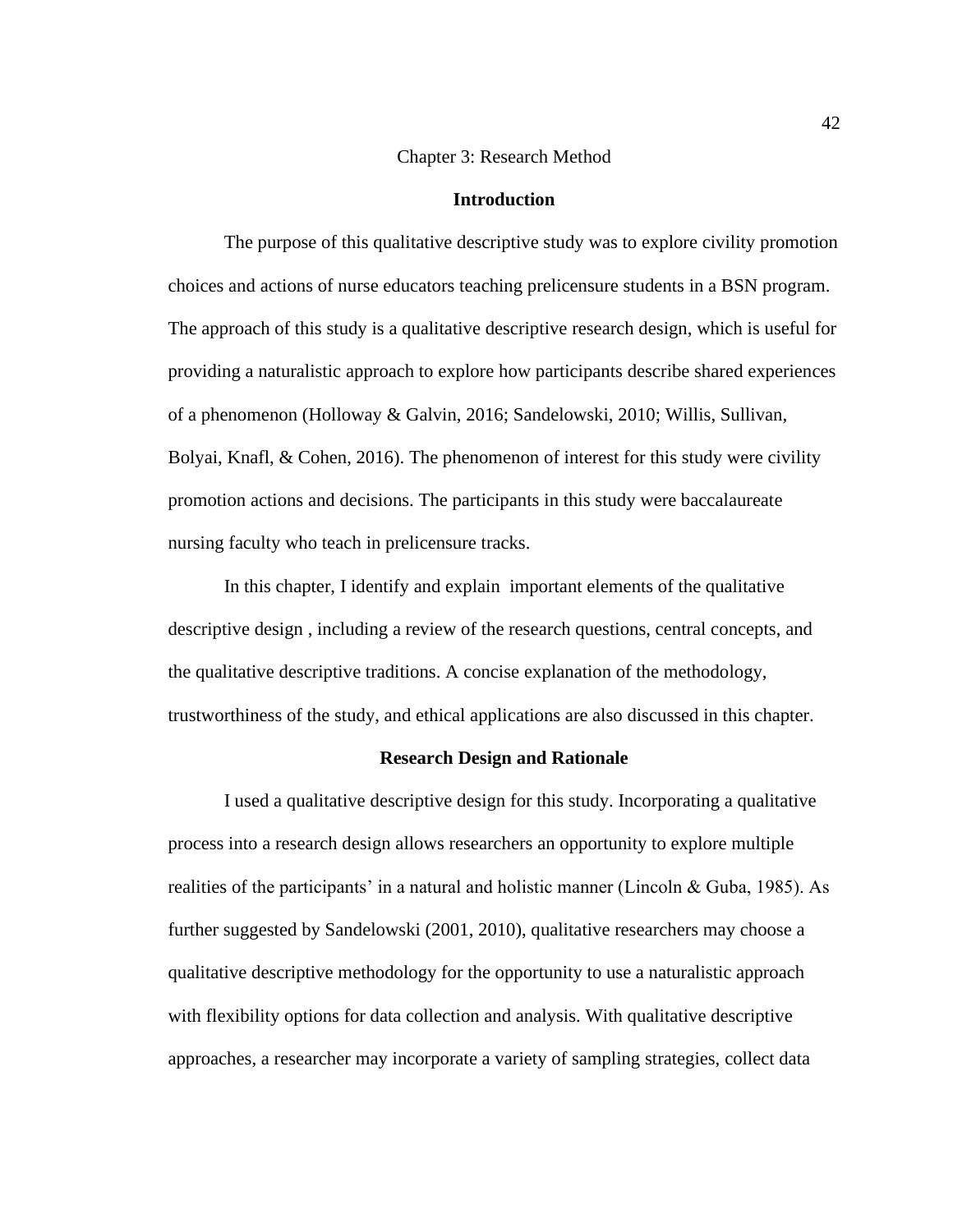# Chapter 3: Research Method

## Introduction

The purpose of this qualitative descriptive study was to explore civility promotion choices and actions of nurse educators teaching prelicensure students in a BSN program. The approach of this study is a qualitative descriptive research design, which is useful for providing a naturalistic approach to explore how participants describe shared experiences of a phenomenon (Holloway & Galvin, 2016; Sandelowski, 2010; Willis, Sullivan, Bolyai, Knafl, & Cohen, 2016). The phenomenon of interest for this study were civility promotion actions and decisions. The participants in this study were baccalaureate nursing faculty who teach in prelicensure tracks.

In this chapter, I identify and explain important elements of the qualitative descriptive design , including a review of the research questions, central concepts, and the qualitative descriptive traditions. A concise explanation of the methodology, trustworthiness of the study, and ethical applications are also discussed in this chapter.

## Research Design and Rationale

I used a qualitative descriptive design for this study. Incorporating a qualitative process into a research design allows researchers an opportunity to explore multiple realities of the participants' in a natural and holistic manner (Lincoln & Guba, 1985). As further suggested by Sandelowski (2001, 2010), qualitative researchers may choose a qualitative descriptive methodology for the opportunity to use a naturalistic approach with flexibility options for data collection and analysis. With qualitative descriptive approaches, a researcher may incorporate a variety of sampling strategies, collect data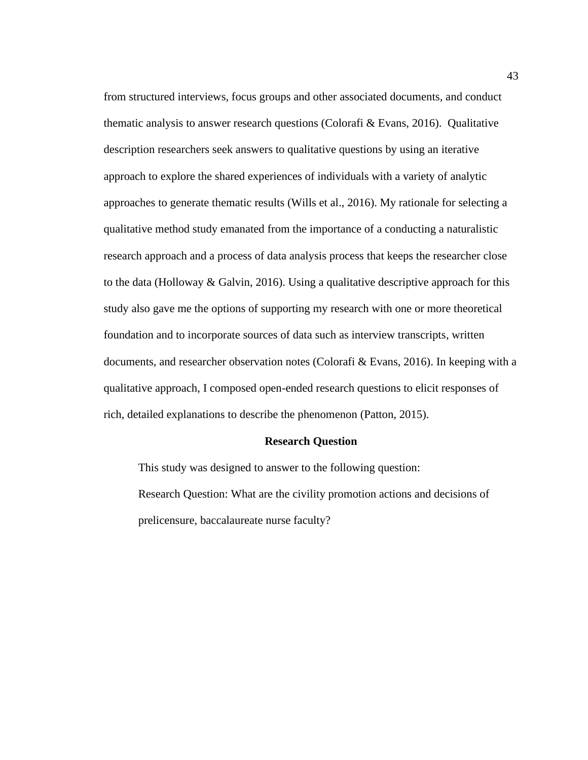from structured interviews, focus groups and other associated documents, and conduct thematic analysis to answer research questions (Colorafi & Evans, 2016).  Qualitative description researchers seek answers to qualitative questions by using an iterative approach to explore the shared experiences of individuals with a variety of analytic approaches to generate thematic results (Wills et al., 2016). My rationale for selecting a qualitative method study emanated from the importance of a conducting a naturalistic research approach and a process of data analysis process that keeps the researcher close to the data (Holloway & Galvin, 2016). Using a qualitative descriptive approach for this study also gave me the options of supporting my research with one or more theoretical foundation and to incorporate sources of data such as interview transcripts, written documents, and researcher observation notes (Colorafi & Evans, 2016). In keeping with a qualitative approach, I composed open-ended research questions to elicit responses of rich, detailed explanations to describe the phenomenon (Patton, 2015).

## Research Question

This study was designed to answer to the following question:

Research Question: What are the civility promotion actions and decisions of prelicensure, baccalaureate nurse faculty?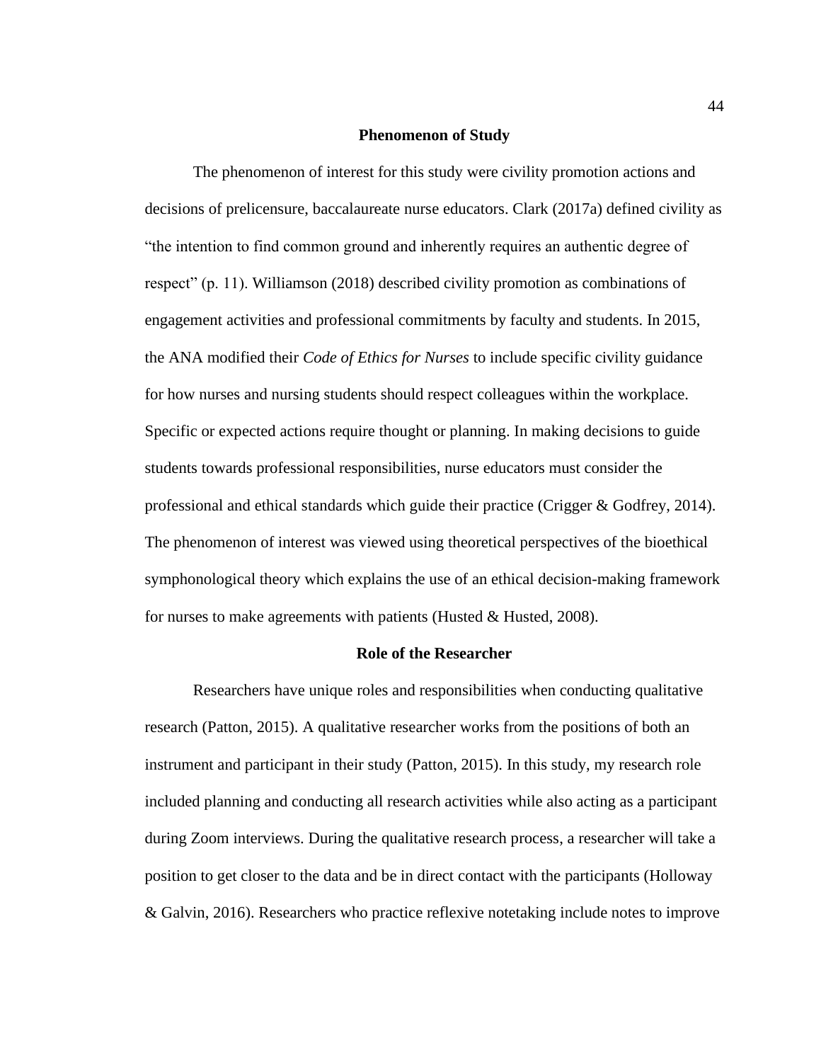## Phenomenon of Study

The phenomenon of interest for this study were civility promotion actions and decisions of prelicensure, baccalaureate nurse educators. Clark (2017a) defined civility as "the intention to find common ground and inherently requires an authentic degree of respect" (p. 11). Williamson (2018) described civility promotion as combinations of engagement activities and professional commitments by faculty and students. In 2015, the ANA modified their *Code of Ethics for Nurses* to include specific civility guidance for how nurses and nursing students should respect colleagues within the workplace. Specific or expected actions require thought or planning. In making decisions to guide students towards professional responsibilities, nurse educators must consider the professional and ethical standards which guide their practice (Crigger & Godfrey, 2014). The phenomenon of interest was viewed using theoretical perspectives of the bioethical symphonological theory which explains the use of an ethical decision-making framework for nurses to make agreements with patients (Husted & Husted, 2008).

## Role of the Researcher

Researchers have unique roles and responsibilities when conducting qualitative research (Patton, 2015). A qualitative researcher works from the positions of both an instrument and participant in their study (Patton, 2015). In this study, my research role included planning and conducting all research activities while also acting as a participant during Zoom interviews. During the qualitative research process, a researcher will take a position to get closer to the data and be in direct contact with the participants (Holloway & Galvin, 2016). Researchers who practice reflexive notetaking include notes to improve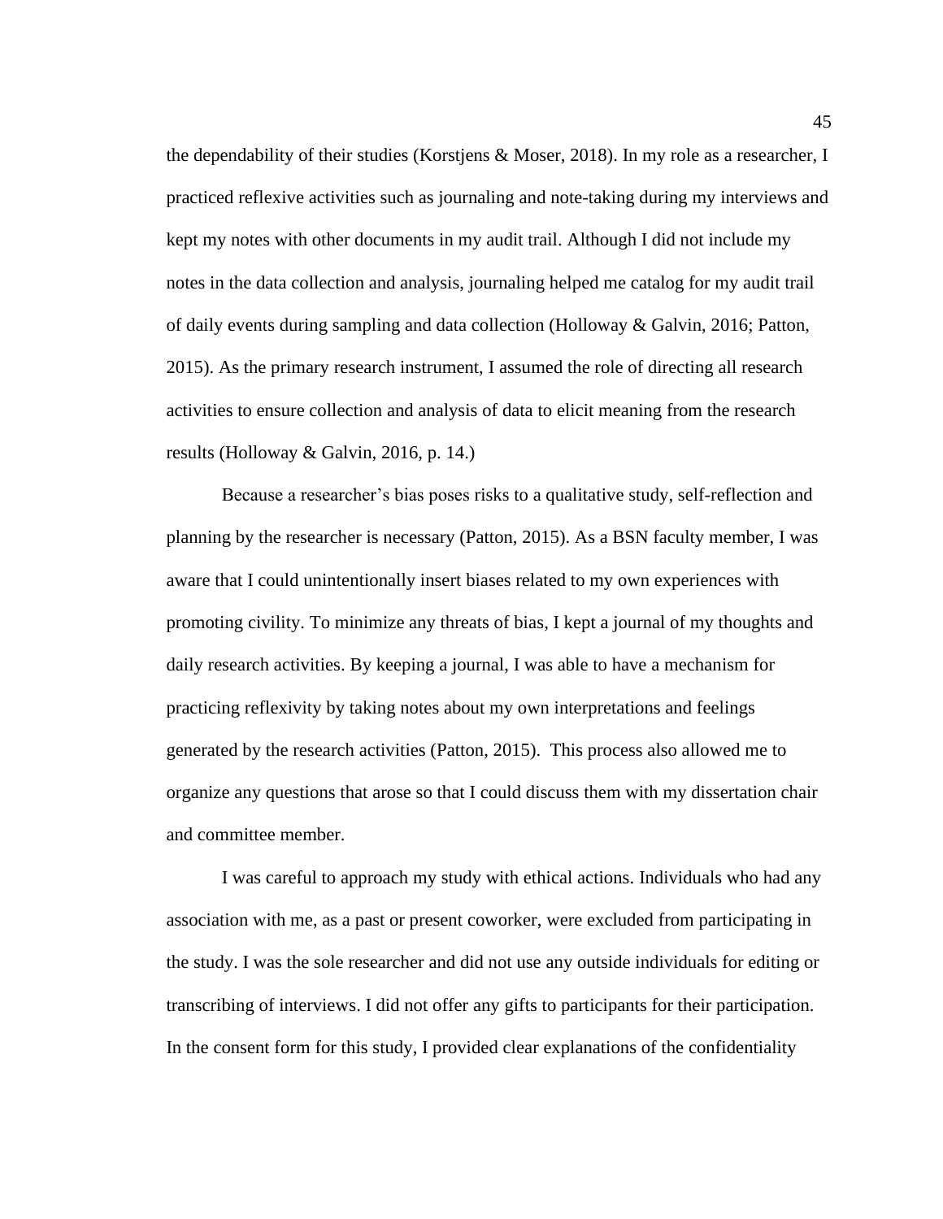the dependability of their studies (Korstjens & Moser, 2018). In my role as a researcher, I practiced reflexive activities such as journaling and note-taking during my interviews and kept my notes with other documents in my audit trail. Although I did not include my notes in the data collection and analysis, journaling helped me catalog for my audit trail of daily events during sampling and data collection (Holloway & Galvin, 2016; Patton, 2015). As the primary research instrument, I assumed the role of directing all research activities to ensure collection and analysis of data to elicit meaning from the research results (Holloway & Galvin, 2016, p. 14.)

Because a researcher's bias poses risks to a qualitative study, self-reflection and planning by the researcher is necessary (Patton, 2015). As a BSN faculty member, I was aware that I could unintentionally insert biases related to my own experiences with promoting civility. To minimize any threats of bias, I kept a journal of my thoughts and daily research activities. By keeping a journal, I was able to have a mechanism for practicing reflexivity by taking notes about my own interpretations and feelings generated by the research activities (Patton, 2015). This process also allowed me to organize any questions that arose so that I could discuss them with my dissertation chair and committee member.

I was careful to approach my study with ethical actions. Individuals who had any association with me, as a past or present coworker, were excluded from participating in the study. I was the sole researcher and did not use any outside individuals for editing or transcribing of interviews. I did not offer any gifts to participants for their participation. In the consent form for this study, I provided clear explanations of the confidentiality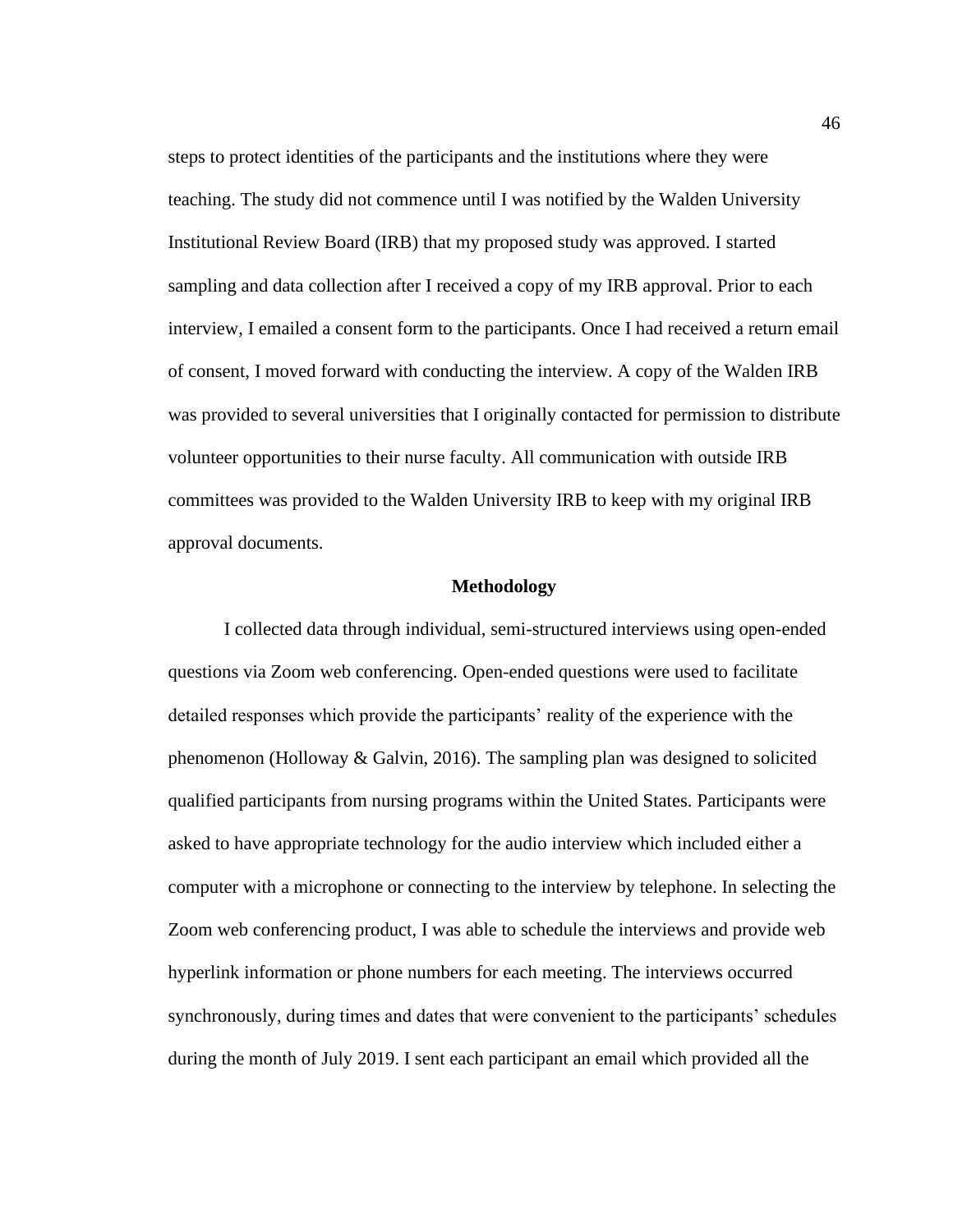steps to protect identities of the participants and the institutions where they were teaching. The study did not commence until I was notified by the Walden University Institutional Review Board (IRB) that my proposed study was approved. I started sampling and data collection after I received a copy of my IRB approval. Prior to each interview, I emailed a consent form to the participants. Once I had received a return email of consent, I moved forward with conducting the interview. A copy of the Walden IRB was provided to several universities that I originally contacted for permission to distribute volunteer opportunities to their nurse faculty. All communication with outside IRB committees was provided to the Walden University IRB to keep with my original IRB approval documents.

## Methodology

I collected data through individual, semi-structured interviews using open-ended questions via Zoom web conferencing. Open-ended questions were used to facilitate detailed responses which provide the participants' reality of the experience with the phenomenon (Holloway & Galvin, 2016). The sampling plan was designed to solicited qualified participants from nursing programs within the United States. Participants were asked to have appropriate technology for the audio interview which included either a computer with a microphone or connecting to the interview by telephone. In selecting the Zoom web conferencing product, I was able to schedule the interviews and provide web hyperlink information or phone numbers for each meeting. The interviews occurred synchronously, during times and dates that were convenient to the participants' schedules during the month of July 2019. I sent each participant an email which provided all the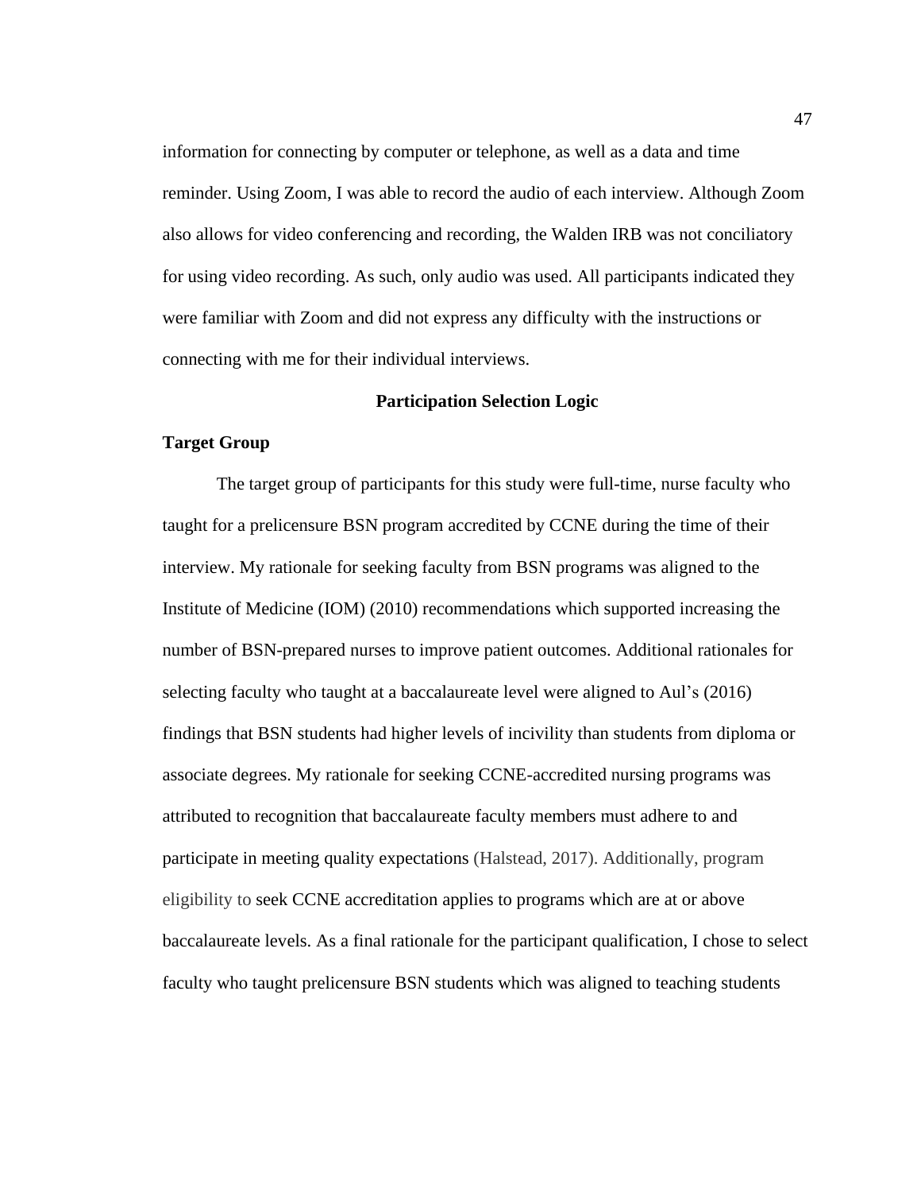information for connecting by computer or telephone, as well as a data and time reminder. Using Zoom, I was able to record the audio of each interview. Although Zoom also allows for video conferencing and recording, the Walden IRB was not conciliatory for using video recording. As such, only audio was used. All participants indicated they were familiar with Zoom and did not express any difficulty with the instructions or connecting with me for their individual interviews.

## Participation Selection Logic

### Target Group

The target group of participants for this study were full-time, nurse faculty who taught for a prelicensure BSN program accredited by CCNE during the time of their interview. My rationale for seeking faculty from BSN programs was aligned to the Institute of Medicine (IOM) (2010) recommendations which supported increasing the number of BSN-prepared nurses to improve patient outcomes. Additional rationales for selecting faculty who taught at a baccalaureate level were aligned to Aul's (2016) findings that BSN students had higher levels of incivility than students from diploma or associate degrees. My rationale for seeking CCNE-accredited nursing programs was attributed to recognition that baccalaureate faculty members must adhere to and participate in meeting quality expectations (Halstead, 2017). Additionally, program eligibility to seek CCNE accreditation applies to programs which are at or above baccalaureate levels. As a final rationale for the participant qualification, I chose to select faculty who taught prelicensure BSN students which was aligned to teaching students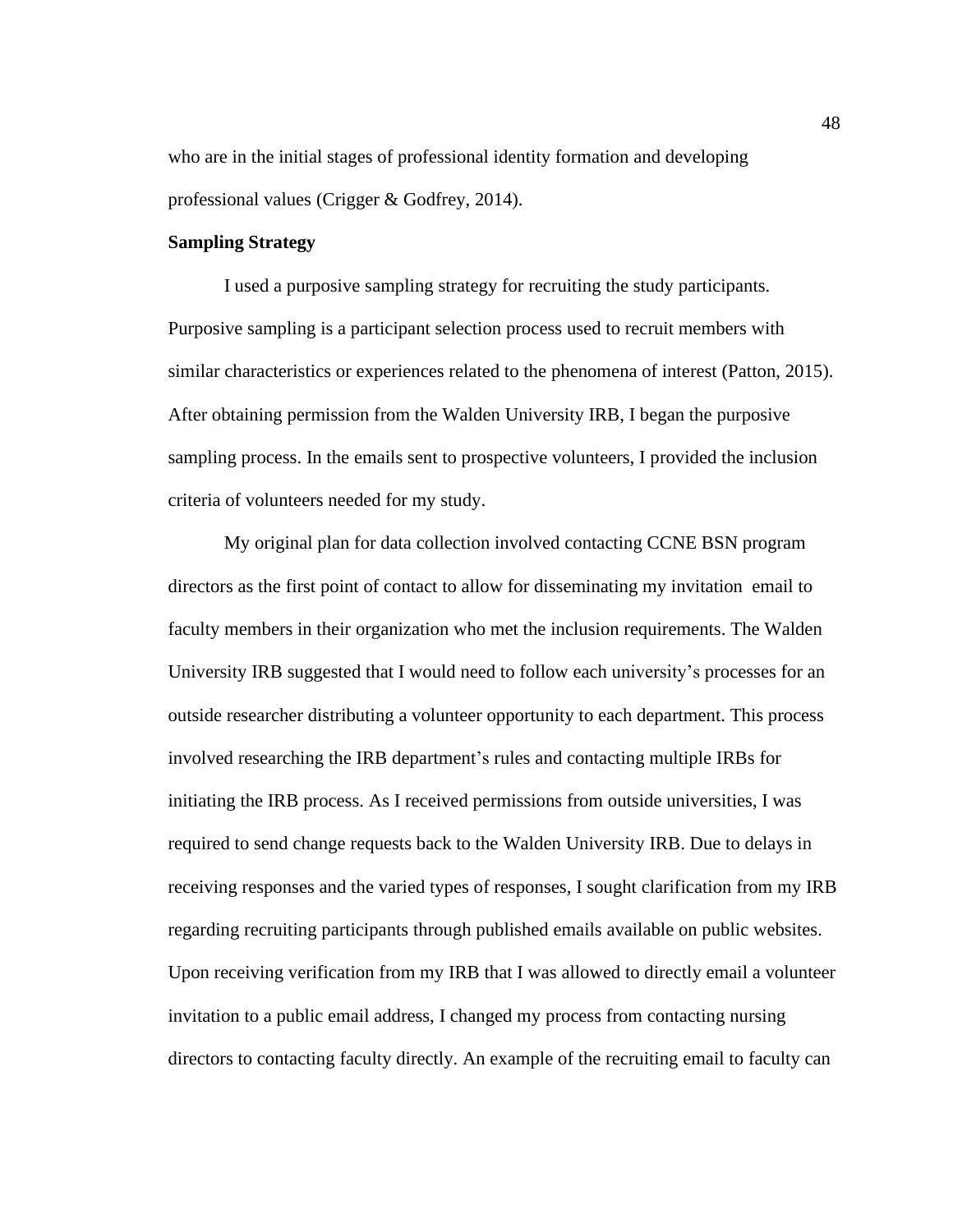who are in the initial stages of professional identity formation and developing professional values (Crigger & Godfrey, 2014).

**Sampling Strategy**

I used a purposive sampling strategy for recruiting the study participants. Purposive sampling is a participant selection process used to recruit members with similar characteristics or experiences related to the phenomena of interest (Patton, 2015). After obtaining permission from the Walden University IRB, I began the purposive sampling process. In the emails sent to prospective volunteers, I provided the inclusion criteria of volunteers needed for my study.

My original plan for data collection involved contacting CCNE BSN program directors as the first point of contact to allow for disseminating my invitation email to faculty members in their organization who met the inclusion requirements. The Walden University IRB suggested that I would need to follow each university's processes for an outside researcher distributing a volunteer opportunity to each department. This process involved researching the IRB department's rules and contacting multiple IRBs for initiating the IRB process. As I received permissions from outside universities, I was required to send change requests back to the Walden University IRB. Due to delays in receiving responses and the varied types of responses, I sought clarification from my IRB regarding recruiting participants through published emails available on public websites. Upon receiving verification from my IRB that I was allowed to directly email a volunteer invitation to a public email address, I changed my process from contacting nursing directors to contacting faculty directly. An example of the recruiting email to faculty can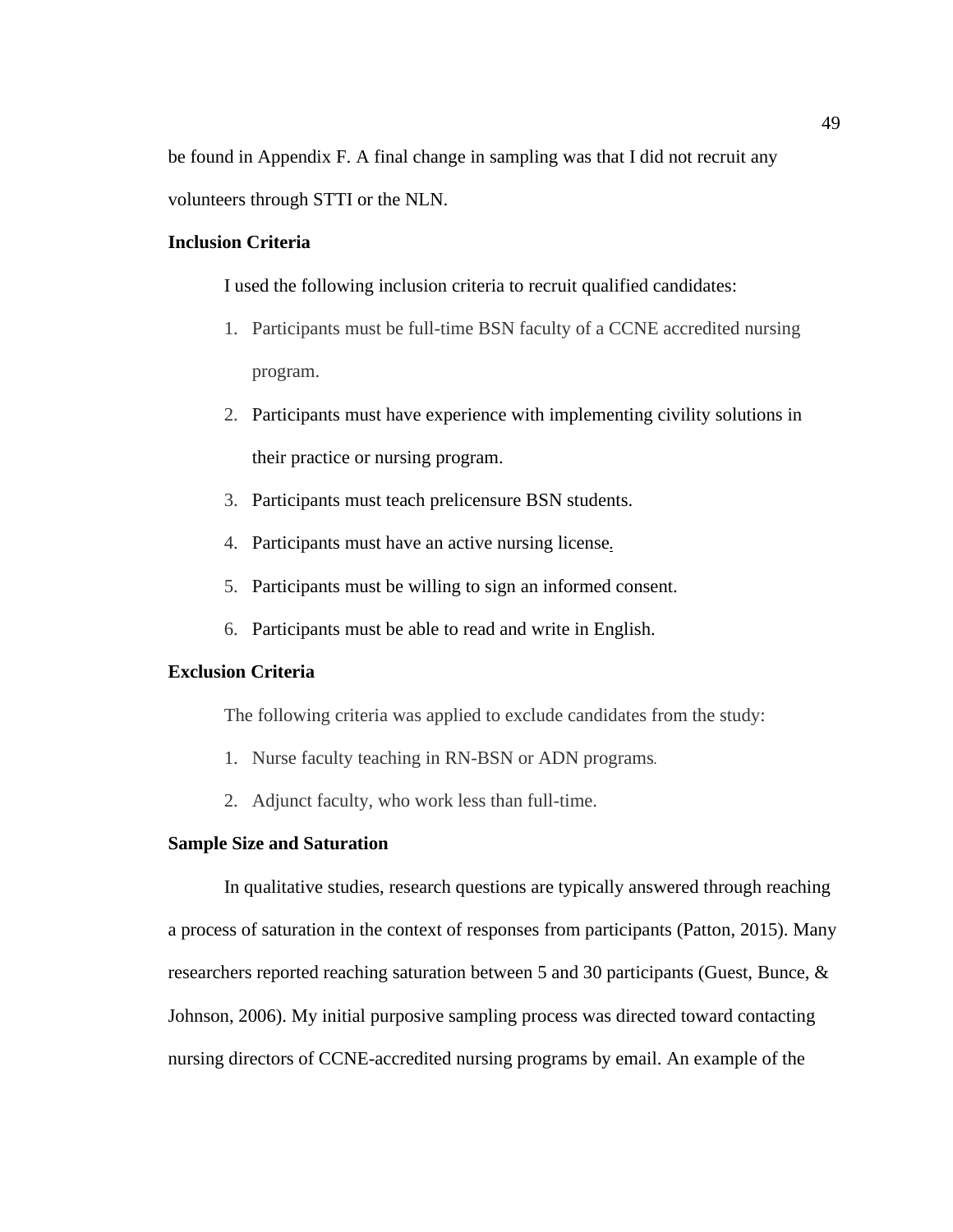be found in Appendix F. A final change in sampling was that I did not recruit any volunteers through STTI or the NLN.

### Inclusion Criteria

I used the following inclusion criteria to recruit qualified candidates:

1. Participants must be full-time BSN faculty of a CCNE accredited nursing program.
2. Participants must have experience with implementing civility solutions in their practice or nursing program.
3. Participants must teach prelicensure BSN students.
4. Participants must have an active nursing license.
5. Participants must be willing to sign an informed consent.
6. Participants must be able to read and write in English.

### Exclusion Criteria

The following criteria was applied to exclude candidates from the study:

1. Nurse faculty teaching in RN-BSN or ADN programs.
2. Adjunct faculty, who work less than full-time.

### Sample Size and Saturation

In qualitative studies, research questions are typically answered through reaching a process of saturation in the context of responses from participants (Patton, 2015). Many researchers reported reaching saturation between 5 and 30 participants (Guest, Bunce, & Johnson, 2006). My initial purposive sampling process was directed toward contacting nursing directors of CCNE-accredited nursing programs by email. An example of the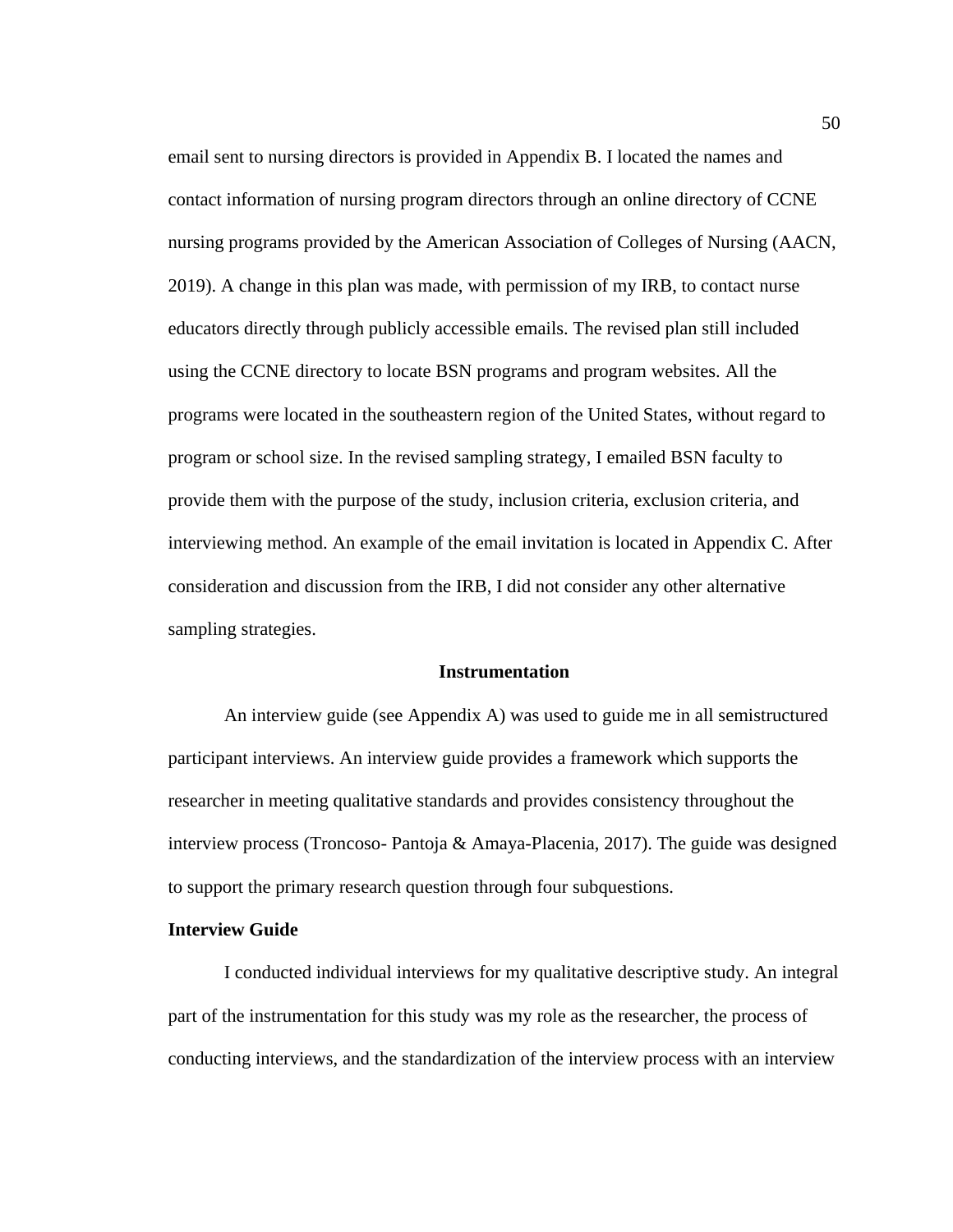email sent to nursing directors is provided in Appendix B. I located the names and contact information of nursing program directors through an online directory of CCNE nursing programs provided by the American Association of Colleges of Nursing (AACN, 2019). A change in this plan was made, with permission of my IRB, to contact nurse educators directly through publicly accessible emails. The revised plan still included using the CCNE directory to locate BSN programs and program websites. All the programs were located in the southeastern region of the United States, without regard to program or school size. In the revised sampling strategy, I emailed BSN faculty to provide them with the purpose of the study, inclusion criteria, exclusion criteria, and interviewing method. An example of the email invitation is located in Appendix C. After consideration and discussion from the IRB, I did not consider any other alternative sampling strategies.

## Instrumentation

An interview guide (see Appendix A) was used to guide me in all semistructured participant interviews. An interview guide provides a framework which supports the researcher in meeting qualitative standards and provides consistency throughout the interview process (Troncoso- Pantoja & Amaya-Placenia, 2017). The guide was designed to support the primary research question through four subquestions.

### Interview Guide

I conducted individual interviews for my qualitative descriptive study. An integral part of the instrumentation for this study was my role as the researcher, the process of conducting interviews, and the standardization of the interview process with an interview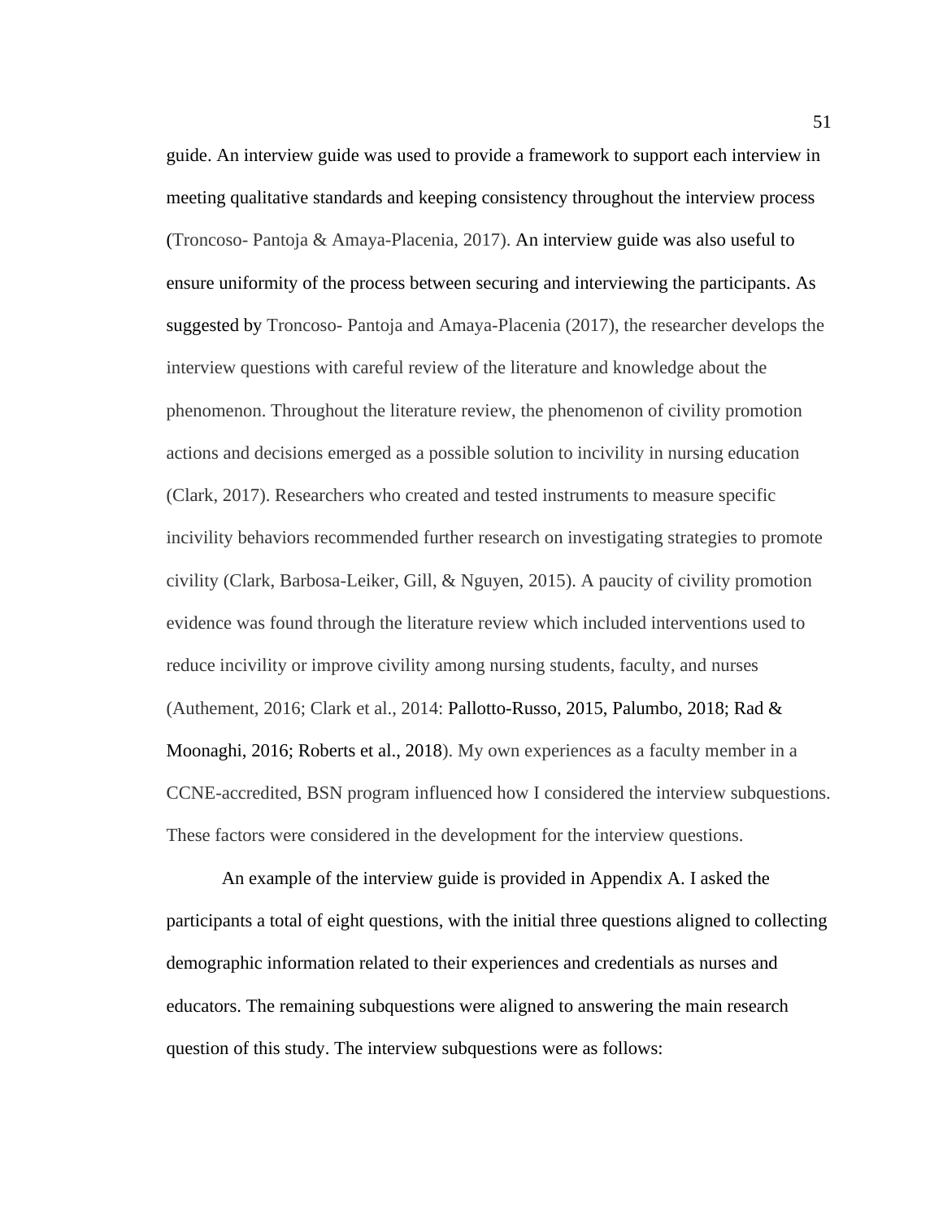guide. An interview guide was used to provide a framework to support each interview in meeting qualitative standards and keeping consistency throughout the interview process (Troncoso- Pantoja & Amaya-Placenia, 2017). An interview guide was also useful to ensure uniformity of the process between securing and interviewing the participants. As suggested by Troncoso- Pantoja and Amaya-Placenia (2017), the researcher develops the interview questions with careful review of the literature and knowledge about the phenomenon. Throughout the literature review, the phenomenon of civility promotion actions and decisions emerged as a possible solution to incivility in nursing education (Clark, 2017). Researchers who created and tested instruments to measure specific incivility behaviors recommended further research on investigating strategies to promote civility (Clark, Barbosa-Leiker, Gill, & Nguyen, 2015). A paucity of civility promotion evidence was found through the literature review which included interventions used to reduce incivility or improve civility among nursing students, faculty, and nurses (Authement, 2016; Clark et al., 2014: Pallotto-Russo, 2015, Palumbo, 2018; Rad & Moonaghi, 2016; Roberts et al., 2018). My own experiences as a faculty member in a CCNE-accredited, BSN program influenced how I considered the interview subquestions. These factors were considered in the development for the interview questions.

An example of the interview guide is provided in Appendix A. I asked the participants a total of eight questions, with the initial three questions aligned to collecting demographic information related to their experiences and credentials as nurses and educators. The remaining subquestions were aligned to answering the main research question of this study. The interview subquestions were as follows: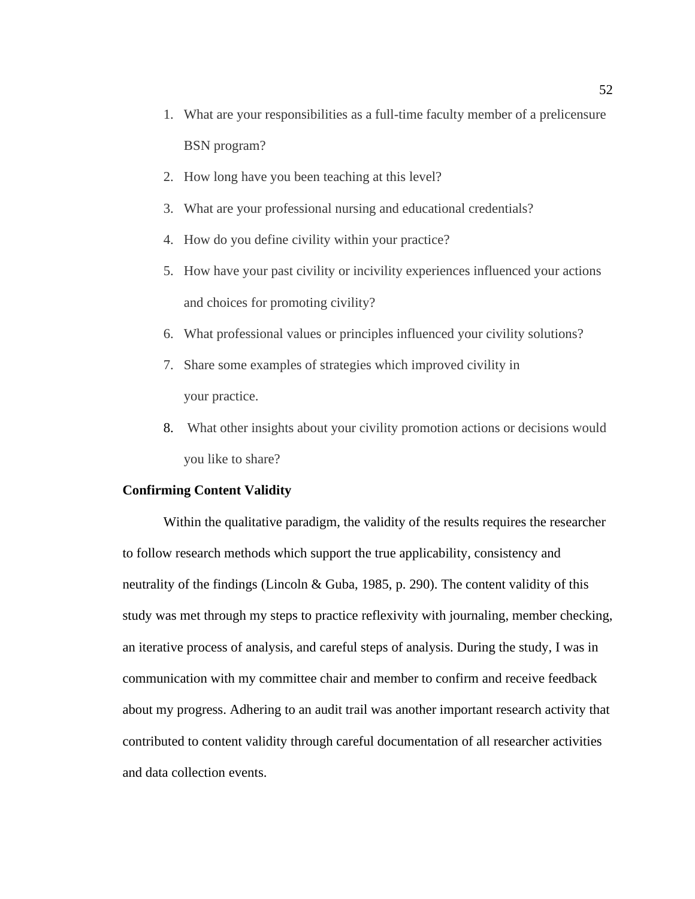1. What are your responsibilities as a full-time faculty member of a prelicensure BSN program?
2. How long have you been teaching at this level?
3. What are your professional nursing and educational credentials?
4. How do you define civility within your practice?
5. How have your past civility or incivility experiences influenced your actions and choices for promoting civility?
6. What professional values or principles influenced your civility solutions?
7. Share some examples of strategies which improved civility in your practice.
8. What other insights about your civility promotion actions or decisions would you like to share?

**Confirming Content Validity**

Within the qualitative paradigm, the validity of the results requires the researcher to follow research methods which support the true applicability, consistency and neutrality of the findings (Lincoln & Guba, 1985, p. 290). The content validity of this study was met through my steps to practice reflexivity with journaling, member checking, an iterative process of analysis, and careful steps of analysis. During the study, I was in communication with my committee chair and member to confirm and receive feedback about my progress. Adhering to an audit trail was another important research activity that contributed to content validity through careful documentation of all researcher activities and data collection events.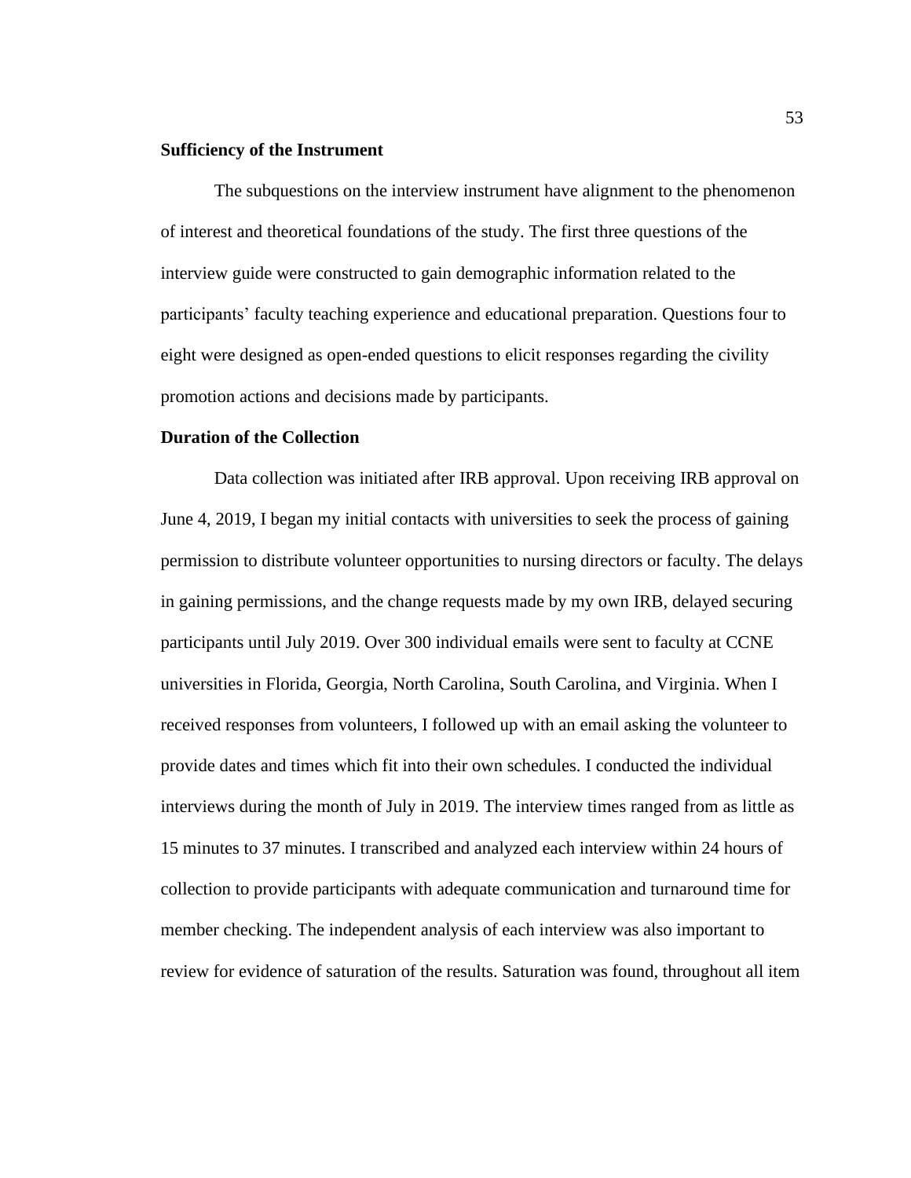**Sufficiency of the Instrument**

The subquestions on the interview instrument have alignment to the phenomenon of interest and theoretical foundations of the study. The first three questions of the interview guide were constructed to gain demographic information related to the participants' faculty teaching experience and educational preparation. Questions four to eight were designed as open-ended questions to elicit responses regarding the civility promotion actions and decisions made by participants.

**Duration of the Collection**

Data collection was initiated after IRB approval. Upon receiving IRB approval on June 4, 2019, I began my initial contacts with universities to seek the process of gaining permission to distribute volunteer opportunities to nursing directors or faculty. The delays in gaining permissions, and the change requests made by my own IRB, delayed securing participants until July 2019. Over 300 individual emails were sent to faculty at CCNE universities in Florida, Georgia, North Carolina, South Carolina, and Virginia. When I received responses from volunteers, I followed up with an email asking the volunteer to provide dates and times which fit into their own schedules. I conducted the individual interviews during the month of July in 2019. The interview times ranged from as little as 15 minutes to 37 minutes. I transcribed and analyzed each interview within 24 hours of collection to provide participants with adequate communication and turnaround time for member checking. The independent analysis of each interview was also important to review for evidence of saturation of the results. Saturation was found, throughout all item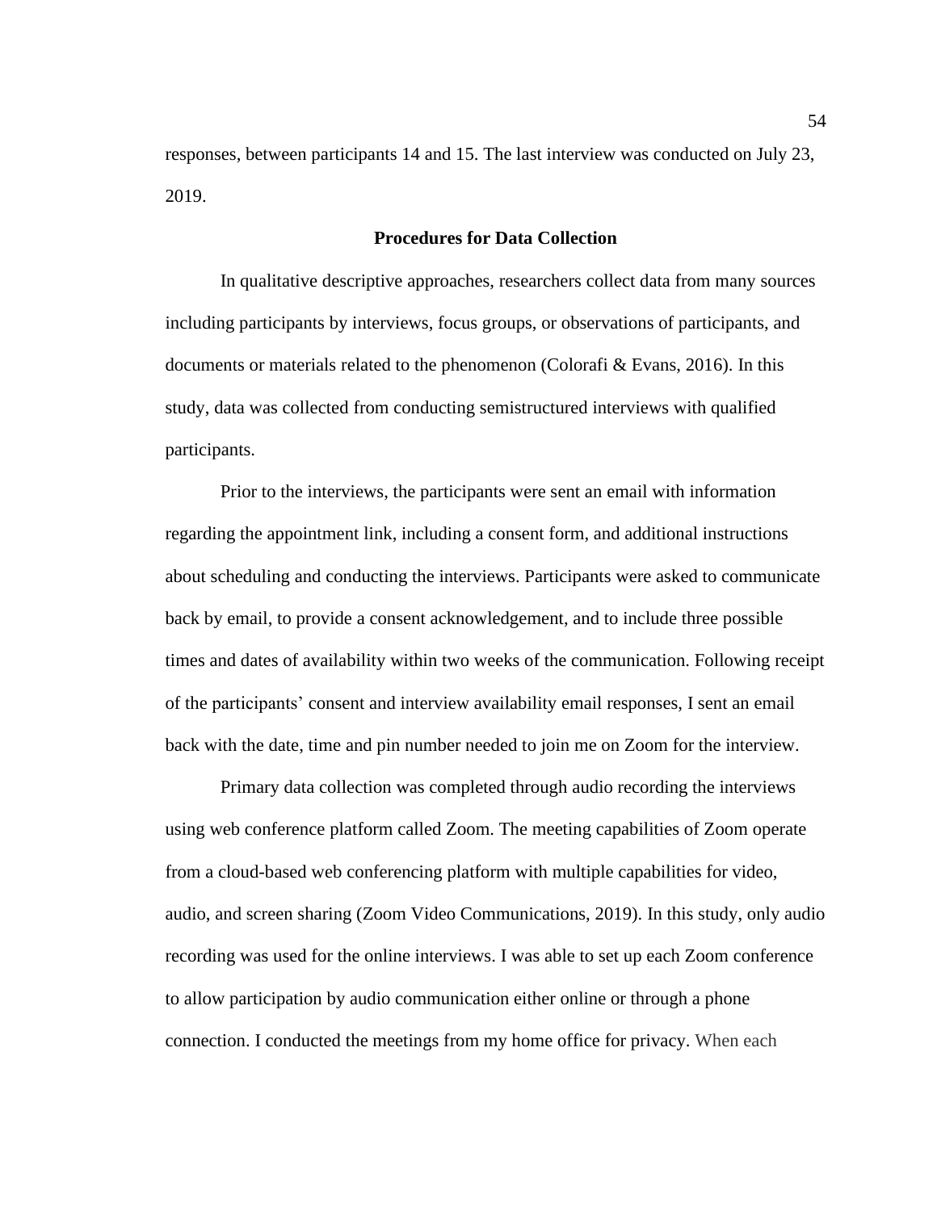responses, between participants 14 and 15. The last interview was conducted on July 23, 2019.

## Procedures for Data Collection

In qualitative descriptive approaches, researchers collect data from many sources including participants by interviews, focus groups, or observations of participants, and documents or materials related to the phenomenon (Colorafi & Evans, 2016). In this study, data was collected from conducting semistructured interviews with qualified participants.

Prior to the interviews, the participants were sent an email with information regarding the appointment link, including a consent form, and additional instructions about scheduling and conducting the interviews. Participants were asked to communicate back by email, to provide a consent acknowledgement, and to include three possible times and dates of availability within two weeks of the communication. Following receipt of the participants' consent and interview availability email responses, I sent an email back with the date, time and pin number needed to join me on Zoom for the interview.

Primary data collection was completed through audio recording the interviews using web conference platform called Zoom. The meeting capabilities of Zoom operate from a cloud-based web conferencing platform with multiple capabilities for video, audio, and screen sharing (Zoom Video Communications, 2019). In this study, only audio recording was used for the online interviews. I was able to set up each Zoom conference to allow participation by audio communication either online or through a phone connection. I conducted the meetings from my home office for privacy. When each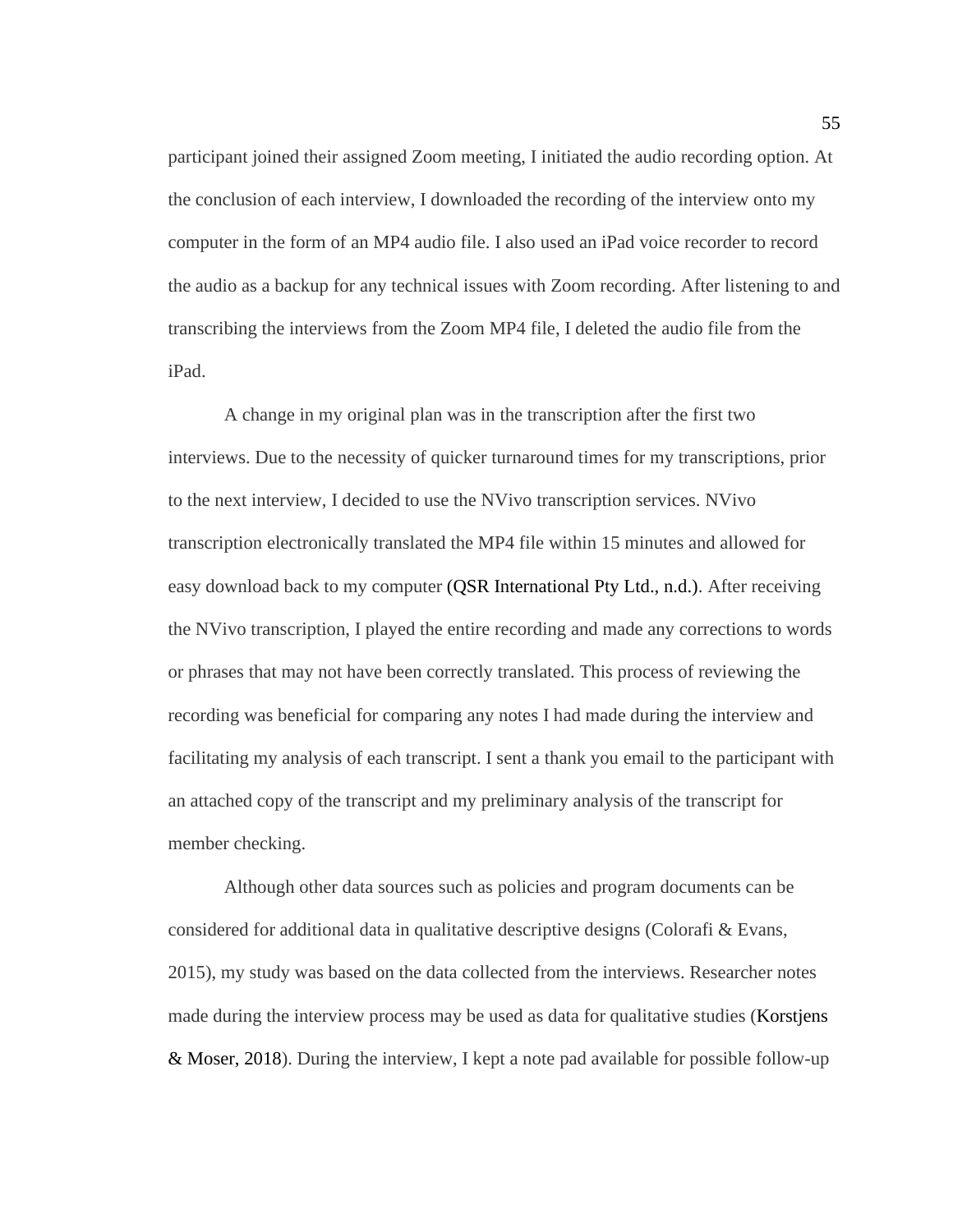participant joined their assigned Zoom meeting, I initiated the audio recording option. At the conclusion of each interview, I downloaded the recording of the interview onto my computer in the form of an MP4 audio file. I also used an iPad voice recorder to record the audio as a backup for any technical issues with Zoom recording. After listening to and transcribing the interviews from the Zoom MP4 file, I deleted the audio file from the iPad.

A change in my original plan was in the transcription after the first two interviews. Due to the necessity of quicker turnaround times for my transcriptions, prior to the next interview, I decided to use the NVivo transcription services. NVivo transcription electronically translated the MP4 file within 15 minutes and allowed for easy download back to my computer (QSR International Pty Ltd., n.d.). After receiving the NVivo transcription, I played the entire recording and made any corrections to words or phrases that may not have been correctly translated. This process of reviewing the recording was beneficial for comparing any notes I had made during the interview and facilitating my analysis of each transcript. I sent a thank you email to the participant with an attached copy of the transcript and my preliminary analysis of the transcript for member checking.

Although other data sources such as policies and program documents can be considered for additional data in qualitative descriptive designs (Colorafi & Evans, 2015), my study was based on the data collected from the interviews. Researcher notes made during the interview process may be used as data for qualitative studies (Korstjens & Moser, 2018). During the interview, I kept a note pad available for possible follow-up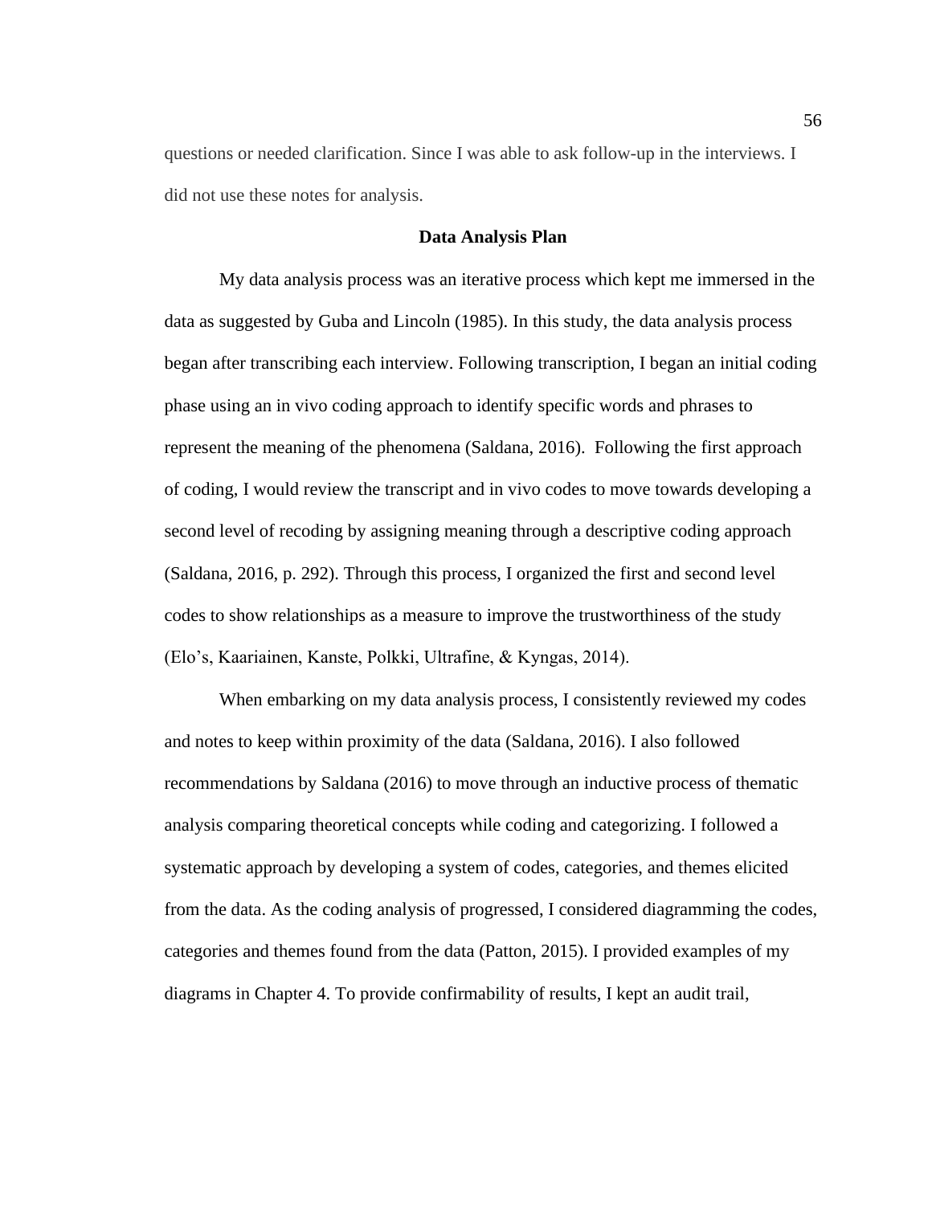questions or needed clarification. Since I was able to ask follow-up in the interviews. I did not use these notes for analysis.

## Data Analysis Plan

My data analysis process was an iterative process which kept me immersed in the data as suggested by Guba and Lincoln (1985). In this study, the data analysis process began after transcribing each interview. Following transcription, I began an initial coding phase using an in vivo coding approach to identify specific words and phrases to represent the meaning of the phenomena (Saldana, 2016).  Following the first approach of coding, I would review the transcript and in vivo codes to move towards developing a second level of recoding by assigning meaning through a descriptive coding approach (Saldana, 2016, p. 292). Through this process, I organized the first and second level codes to show relationships as a measure to improve the trustworthiness of the study (Elo's, Kaariainen, Kanste, Polkki, Ultrafine, & Kyngas, 2014).

When embarking on my data analysis process, I consistently reviewed my codes and notes to keep within proximity of the data (Saldana, 2016). I also followed recommendations by Saldana (2016) to move through an inductive process of thematic analysis comparing theoretical concepts while coding and categorizing. I followed a systematic approach by developing a system of codes, categories, and themes elicited from the data. As the coding analysis of progressed, I considered diagramming the codes, categories and themes found from the data (Patton, 2015). I provided examples of my diagrams in Chapter 4. To provide confirmability of results, I kept an audit trail,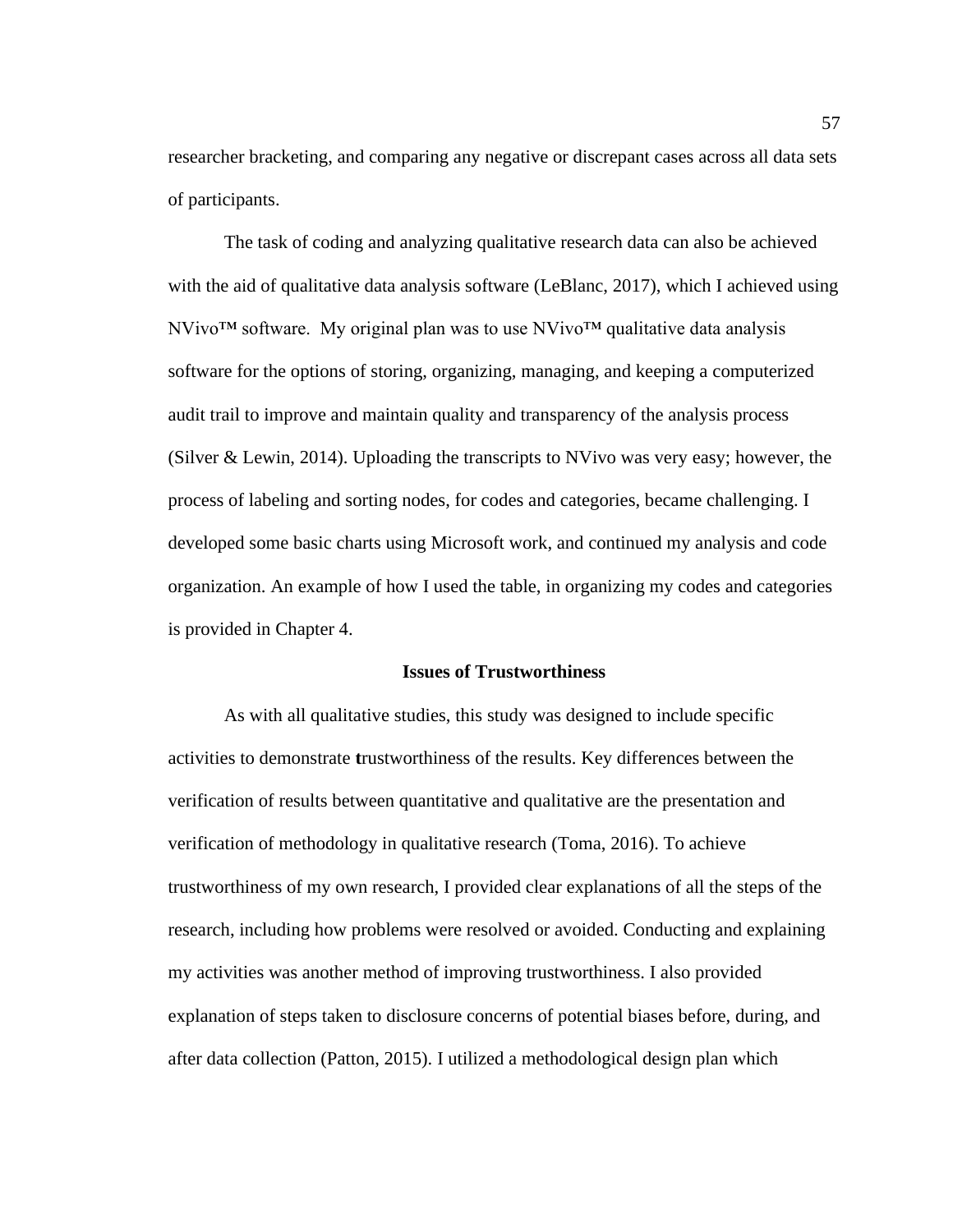researcher bracketing, and comparing any negative or discrepant cases across all data sets of participants.

The task of coding and analyzing qualitative research data can also be achieved with the aid of qualitative data analysis software (LeBlanc, 2017), which I achieved using NVivo™ software. My original plan was to use NVivo™ qualitative data analysis software for the options of storing, organizing, managing, and keeping a computerized audit trail to improve and maintain quality and transparency of the analysis process (Silver & Lewin, 2014). Uploading the transcripts to NVivo was very easy; however, the process of labeling and sorting nodes, for codes and categories, became challenging. I developed some basic charts using Microsoft work, and continued my analysis and code organization. An example of how I used the table, in organizing my codes and categories is provided in Chapter 4.

## Issues of Trustworthiness

As with all qualitative studies, this study was designed to include specific activities to demonstrate trustworthiness of the results. Key differences between the verification of results between quantitative and qualitative are the presentation and verification of methodology in qualitative research (Toma, 2016). To achieve trustworthiness of my own research, I provided clear explanations of all the steps of the research, including how problems were resolved or avoided. Conducting and explaining my activities was another method of improving trustworthiness. I also provided explanation of steps taken to disclosure concerns of potential biases before, during, and after data collection (Patton, 2015). I utilized a methodological design plan which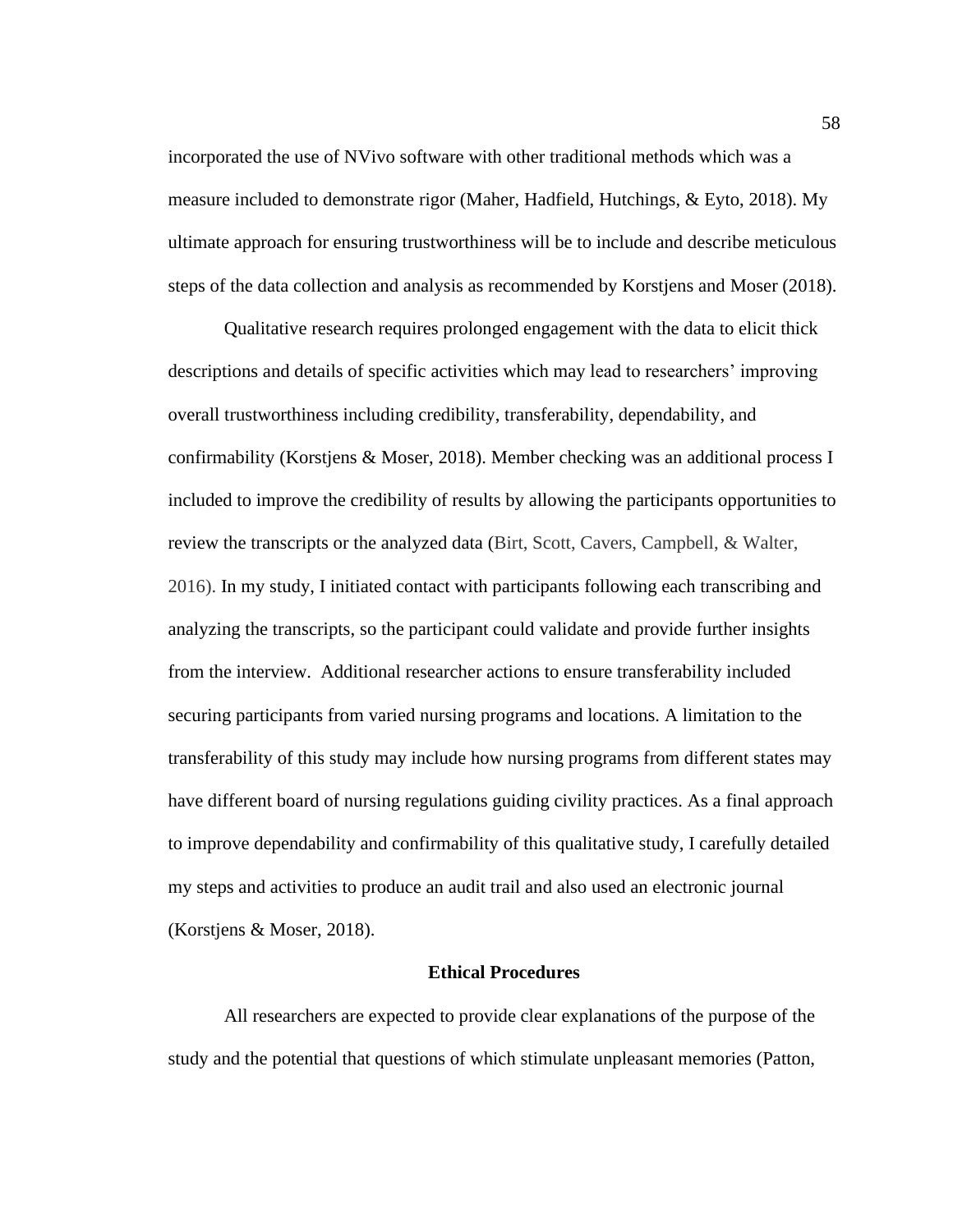incorporated the use of NVivo software with other traditional methods which was a measure included to demonstrate rigor (Maher, Hadfield, Hutchings, & Eyto, 2018). My ultimate approach for ensuring trustworthiness will be to include and describe meticulous steps of the data collection and analysis as recommended by Korstjens and Moser (2018).

Qualitative research requires prolonged engagement with the data to elicit thick descriptions and details of specific activities which may lead to researchers' improving overall trustworthiness including credibility, transferability, dependability, and confirmability (Korstjens & Moser, 2018). Member checking was an additional process I included to improve the credibility of results by allowing the participants opportunities to review the transcripts or the analyzed data (Birt, Scott, Cavers, Campbell, & Walter, 2016). In my study, I initiated contact with participants following each transcribing and analyzing the transcripts, so the participant could validate and provide further insights from the interview. Additional researcher actions to ensure transferability included securing participants from varied nursing programs and locations. A limitation to the transferability of this study may include how nursing programs from different states may have different board of nursing regulations guiding civility practices. As a final approach to improve dependability and confirmability of this qualitative study, I carefully detailed my steps and activities to produce an audit trail and also used an electronic journal (Korstjens & Moser, 2018).

### Ethical Procedures

All researchers are expected to provide clear explanations of the purpose of the study and the potential that questions of which stimulate unpleasant memories (Patton,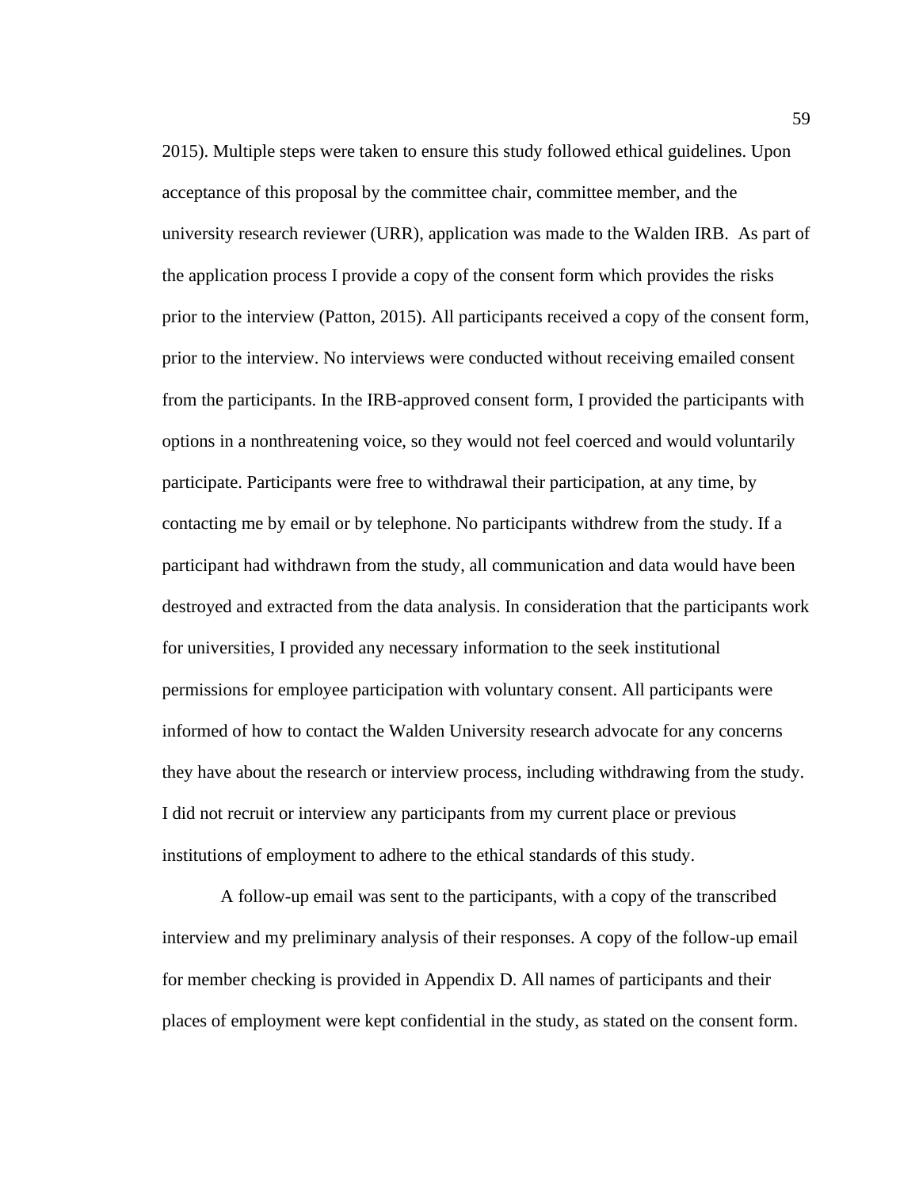2015). Multiple steps were taken to ensure this study followed ethical guidelines. Upon acceptance of this proposal by the committee chair, committee member, and the university research reviewer (URR), application was made to the Walden IRB. As part of the application process I provide a copy of the consent form which provides the risks prior to the interview (Patton, 2015). All participants received a copy of the consent form, prior to the interview. No interviews were conducted without receiving emailed consent from the participants. In the IRB-approved consent form, I provided the participants with options in a nonthreatening voice, so they would not feel coerced and would voluntarily participate. Participants were free to withdrawal their participation, at any time, by contacting me by email or by telephone. No participants withdrew from the study. If a participant had withdrawn from the study, all communication and data would have been destroyed and extracted from the data analysis. In consideration that the participants work for universities, I provided any necessary information to the seek institutional permissions for employee participation with voluntary consent. All participants were informed of how to contact the Walden University research advocate for any concerns they have about the research or interview process, including withdrawing from the study. I did not recruit or interview any participants from my current place or previous institutions of employment to adhere to the ethical standards of this study.

A follow-up email was sent to the participants, with a copy of the transcribed interview and my preliminary analysis of their responses. A copy of the follow-up email for member checking is provided in Appendix D. All names of participants and their places of employment were kept confidential in the study, as stated on the consent form.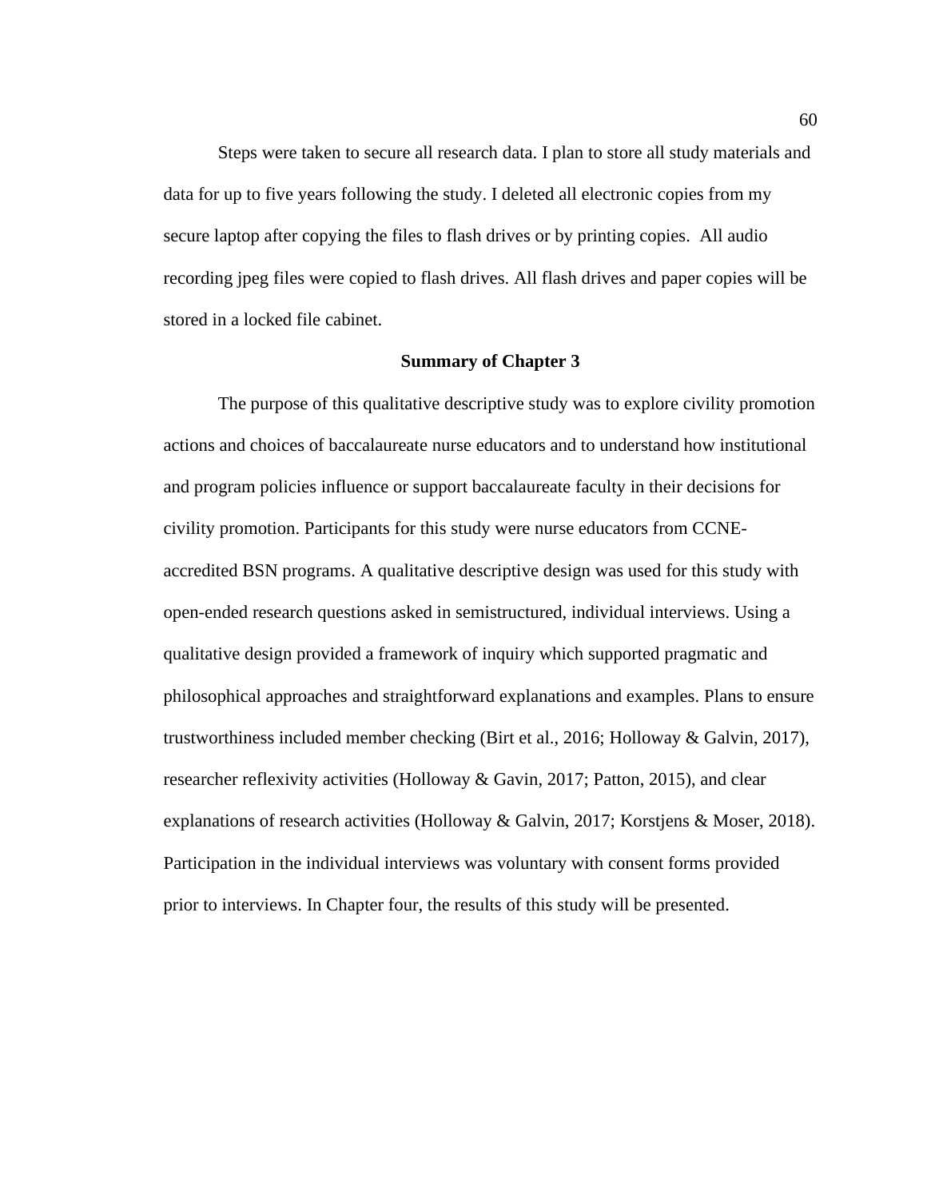Steps were taken to secure all research data. I plan to store all study materials and data for up to five years following the study. I deleted all electronic copies from my secure laptop after copying the files to flash drives or by printing copies.  All audio recording jpeg files were copied to flash drives. All flash drives and paper copies will be stored in a locked file cabinet.

## Summary of Chapter 3

The purpose of this qualitative descriptive study was to explore civility promotion actions and choices of baccalaureate nurse educators and to understand how institutional and program policies influence or support baccalaureate faculty in their decisions for civility promotion. Participants for this study were nurse educators from CCNE-accredited BSN programs. A qualitative descriptive design was used for this study with open-ended research questions asked in semistructured, individual interviews. Using a qualitative design provided a framework of inquiry which supported pragmatic and philosophical approaches and straightforward explanations and examples. Plans to ensure trustworthiness included member checking (Birt et al., 2016; Holloway & Galvin, 2017), researcher reflexivity activities (Holloway & Gavin, 2017; Patton, 2015), and clear explanations of research activities (Holloway & Galvin, 2017; Korstjens & Moser, 2018). Participation in the individual interviews was voluntary with consent forms provided prior to interviews. In Chapter four, the results of this study will be presented.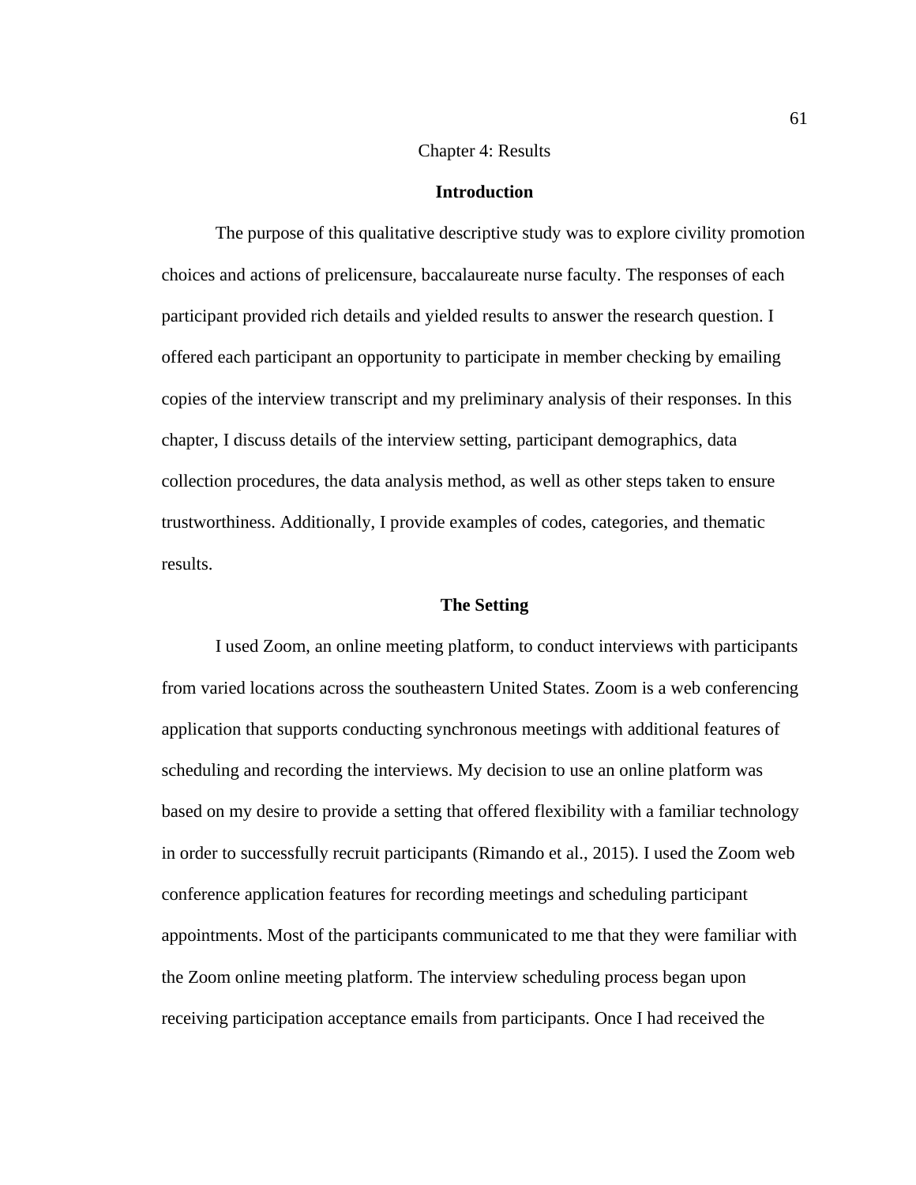# Chapter 4: Results

## Introduction

The purpose of this qualitative descriptive study was to explore civility promotion choices and actions of prelicensure, baccalaureate nurse faculty. The responses of each participant provided rich details and yielded results to answer the research question. I offered each participant an opportunity to participate in member checking by emailing copies of the interview transcript and my preliminary analysis of their responses. In this chapter, I discuss details of the interview setting, participant demographics, data collection procedures, the data analysis method, as well as other steps taken to ensure trustworthiness. Additionally, I provide examples of codes, categories, and thematic results.

## The Setting

I used Zoom, an online meeting platform, to conduct interviews with participants from varied locations across the southeastern United States. Zoom is a web conferencing application that supports conducting synchronous meetings with additional features of scheduling and recording the interviews. My decision to use an online platform was based on my desire to provide a setting that offered flexibility with a familiar technology in order to successfully recruit participants (Rimando et al., 2015). I used the Zoom web conference application features for recording meetings and scheduling participant appointments. Most of the participants communicated to me that they were familiar with the Zoom online meeting platform. The interview scheduling process began upon receiving participation acceptance emails from participants. Once I had received the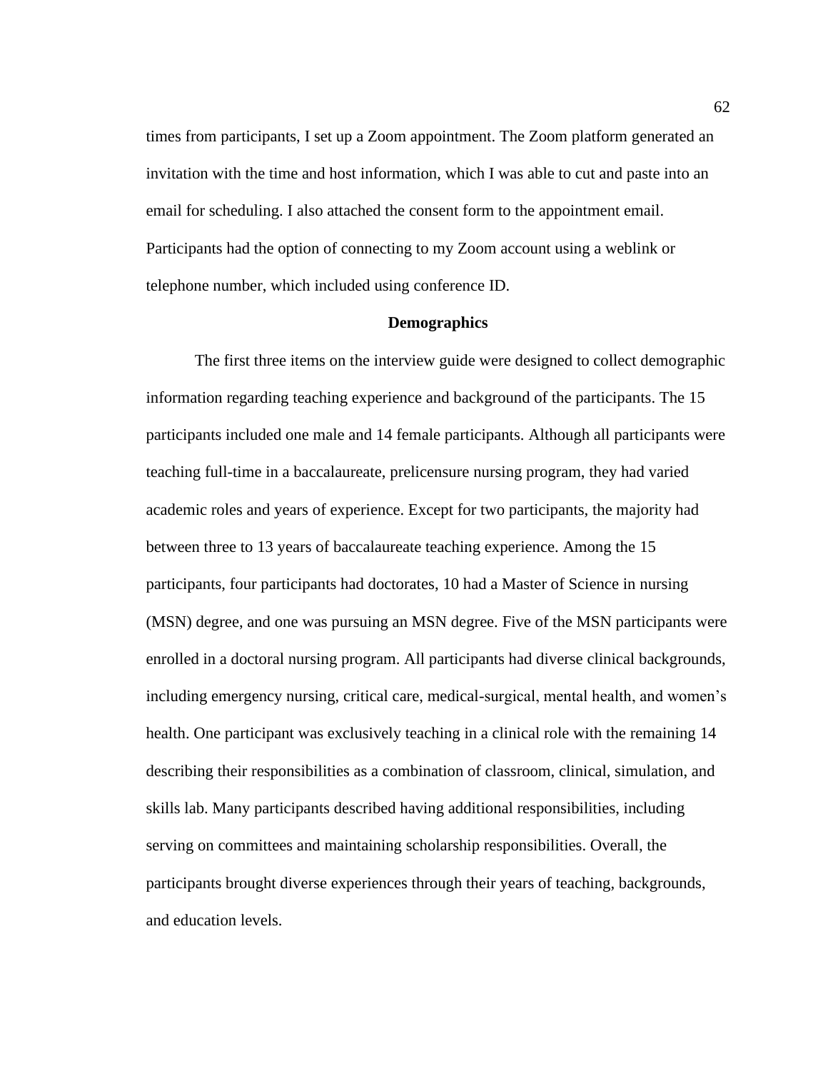times from participants, I set up a Zoom appointment. The Zoom platform generated an invitation with the time and host information, which I was able to cut and paste into an email for scheduling. I also attached the consent form to the appointment email. Participants had the option of connecting to my Zoom account using a weblink or telephone number, which included using conference ID.

## Demographics

The first three items on the interview guide were designed to collect demographic information regarding teaching experience and background of the participants. The 15 participants included one male and 14 female participants. Although all participants were teaching full-time in a baccalaureate, prelicensure nursing program, they had varied academic roles and years of experience. Except for two participants, the majority had between three to 13 years of baccalaureate teaching experience. Among the 15 participants, four participants had doctorates, 10 had a Master of Science in nursing (MSN) degree, and one was pursuing an MSN degree. Five of the MSN participants were enrolled in a doctoral nursing program. All participants had diverse clinical backgrounds, including emergency nursing, critical care, medical-surgical, mental health, and women's health. One participant was exclusively teaching in a clinical role with the remaining 14 describing their responsibilities as a combination of classroom, clinical, simulation, and skills lab. Many participants described having additional responsibilities, including serving on committees and maintaining scholarship responsibilities. Overall, the participants brought diverse experiences through their years of teaching, backgrounds, and education levels.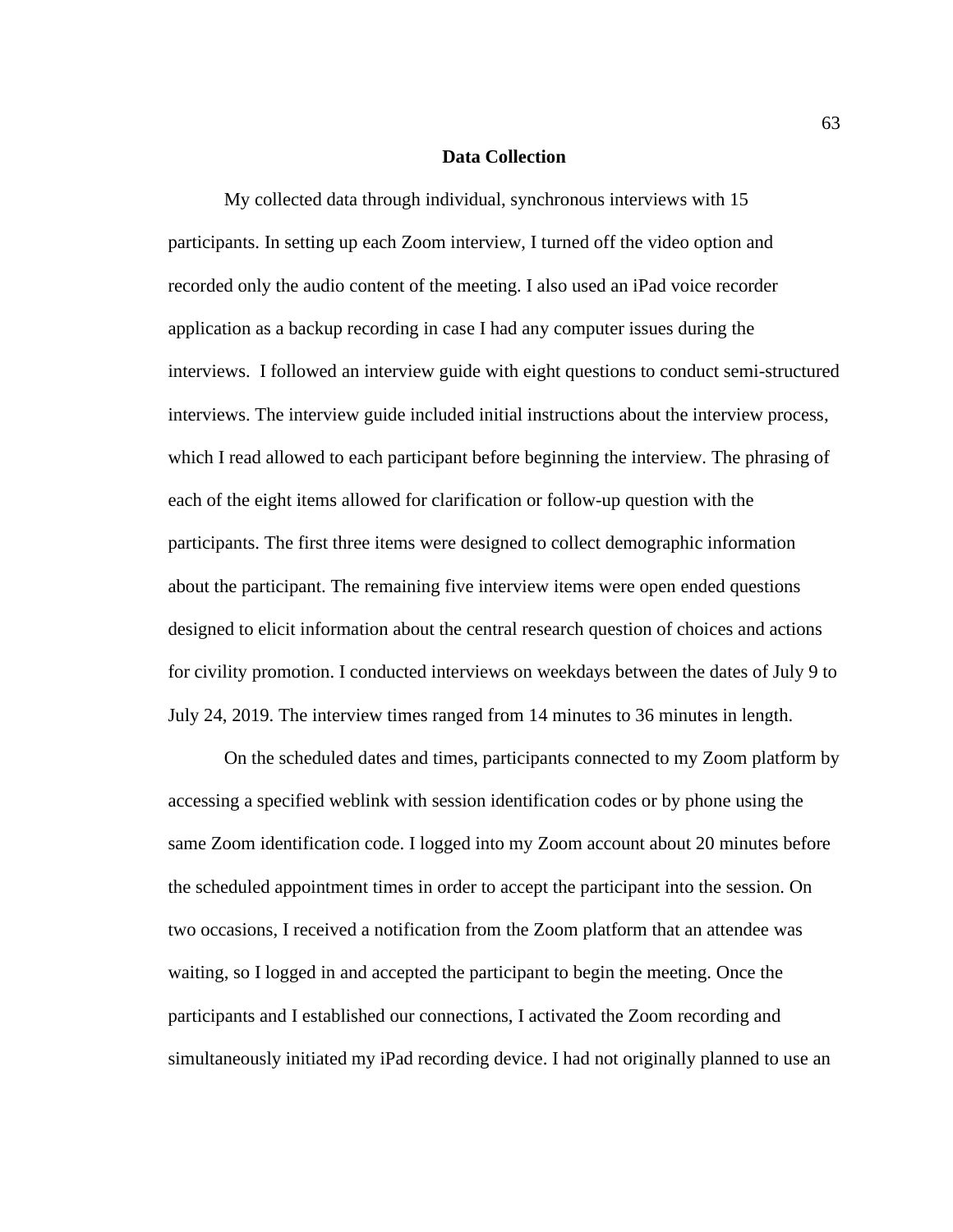## Data Collection

My collected data through individual, synchronous interviews with 15 participants. In setting up each Zoom interview, I turned off the video option and recorded only the audio content of the meeting. I also used an iPad voice recorder application as a backup recording in case I had any computer issues during the interviews.  I followed an interview guide with eight questions to conduct semi-structured interviews. The interview guide included initial instructions about the interview process, which I read allowed to each participant before beginning the interview. The phrasing of each of the eight items allowed for clarification or follow-up question with the participants. The first three items were designed to collect demographic information about the participant. The remaining five interview items were open ended questions designed to elicit information about the central research question of choices and actions for civility promotion. I conducted interviews on weekdays between the dates of July 9 to July 24, 2019. The interview times ranged from 14 minutes to 36 minutes in length.

On the scheduled dates and times, participants connected to my Zoom platform by accessing a specified weblink with session identification codes or by phone using the same Zoom identification code. I logged into my Zoom account about 20 minutes before the scheduled appointment times in order to accept the participant into the session. On two occasions, I received a notification from the Zoom platform that an attendee was waiting, so I logged in and accepted the participant to begin the meeting. Once the participants and I established our connections, I activated the Zoom recording and simultaneously initiated my iPad recording device. I had not originally planned to use an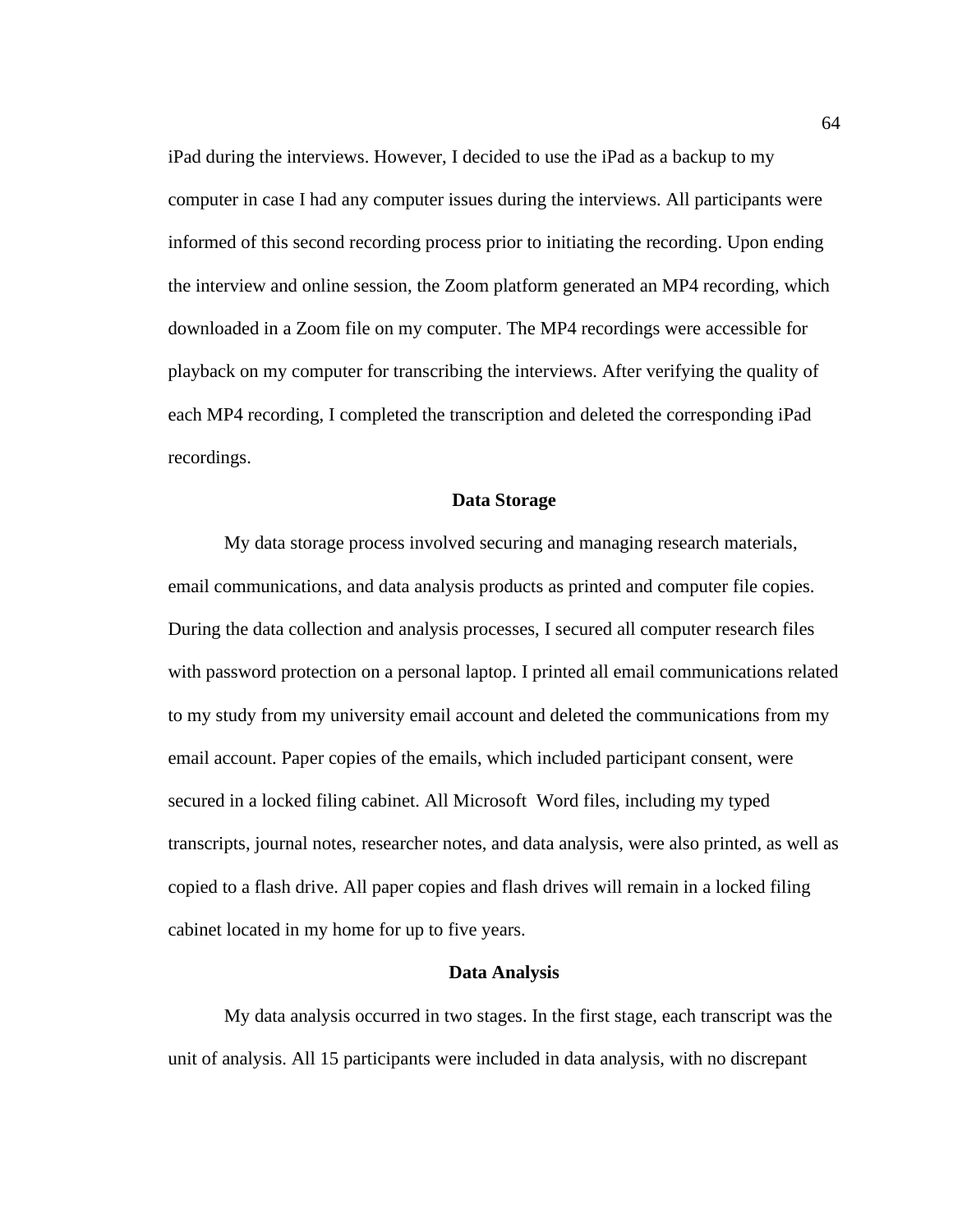iPad during the interviews. However, I decided to use the iPad as a backup to my computer in case I had any computer issues during the interviews. All participants were informed of this second recording process prior to initiating the recording. Upon ending the interview and online session, the Zoom platform generated an MP4 recording, which downloaded in a Zoom file on my computer. The MP4 recordings were accessible for playback on my computer for transcribing the interviews. After verifying the quality of each MP4 recording, I completed the transcription and deleted the corresponding iPad recordings.

## Data Storage

My data storage process involved securing and managing research materials, email communications, and data analysis products as printed and computer file copies. During the data collection and analysis processes, I secured all computer research files with password protection on a personal laptop. I printed all email communications related to my study from my university email account and deleted the communications from my email account. Paper copies of the emails, which included participant consent, were secured in a locked filing cabinet. All Microsoft Word files, including my typed transcripts, journal notes, researcher notes, and data analysis, were also printed, as well as copied to a flash drive. All paper copies and flash drives will remain in a locked filing cabinet located in my home for up to five years.

## Data Analysis

My data analysis occurred in two stages. In the first stage, each transcript was the unit of analysis. All 15 participants were included in data analysis, with no discrepant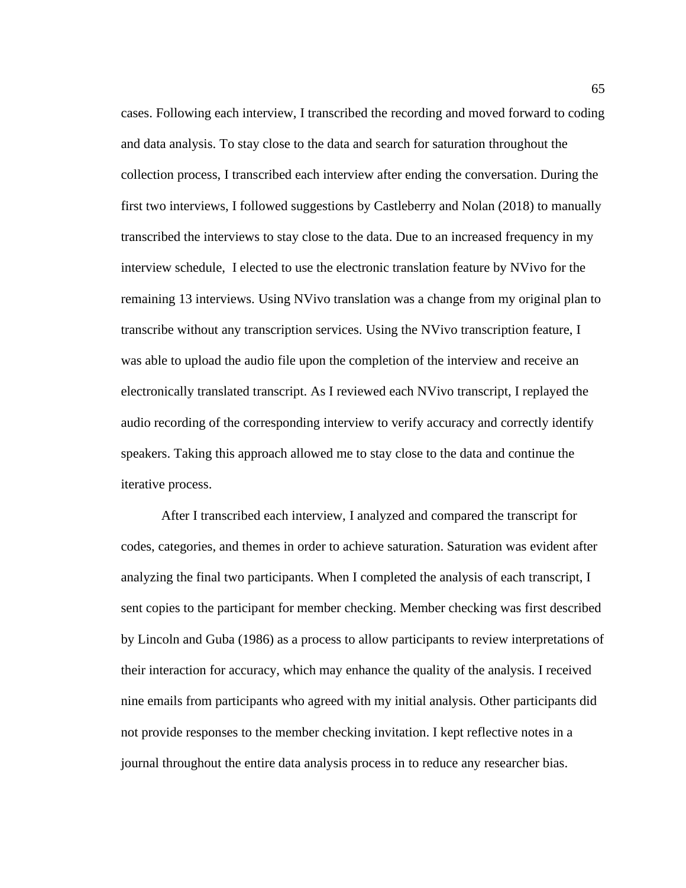cases. Following each interview, I transcribed the recording and moved forward to coding and data analysis. To stay close to the data and search for saturation throughout the collection process, I transcribed each interview after ending the conversation. During the first two interviews, I followed suggestions by Castleberry and Nolan (2018) to manually transcribed the interviews to stay close to the data. Due to an increased frequency in my interview schedule,  I elected to use the electronic translation feature by NVivo for the remaining 13 interviews. Using NVivo translation was a change from my original plan to transcribe without any transcription services. Using the NVivo transcription feature, I was able to upload the audio file upon the completion of the interview and receive an electronically translated transcript. As I reviewed each NVivo transcript, I replayed the audio recording of the corresponding interview to verify accuracy and correctly identify speakers. Taking this approach allowed me to stay close to the data and continue the iterative process.

After I transcribed each interview, I analyzed and compared the transcript for codes, categories, and themes in order to achieve saturation. Saturation was evident after analyzing the final two participants. When I completed the analysis of each transcript, I sent copies to the participant for member checking. Member checking was first described by Lincoln and Guba (1986) as a process to allow participants to review interpretations of their interaction for accuracy, which may enhance the quality of the analysis. I received nine emails from participants who agreed with my initial analysis. Other participants did not provide responses to the member checking invitation. I kept reflective notes in a journal throughout the entire data analysis process in to reduce any researcher bias.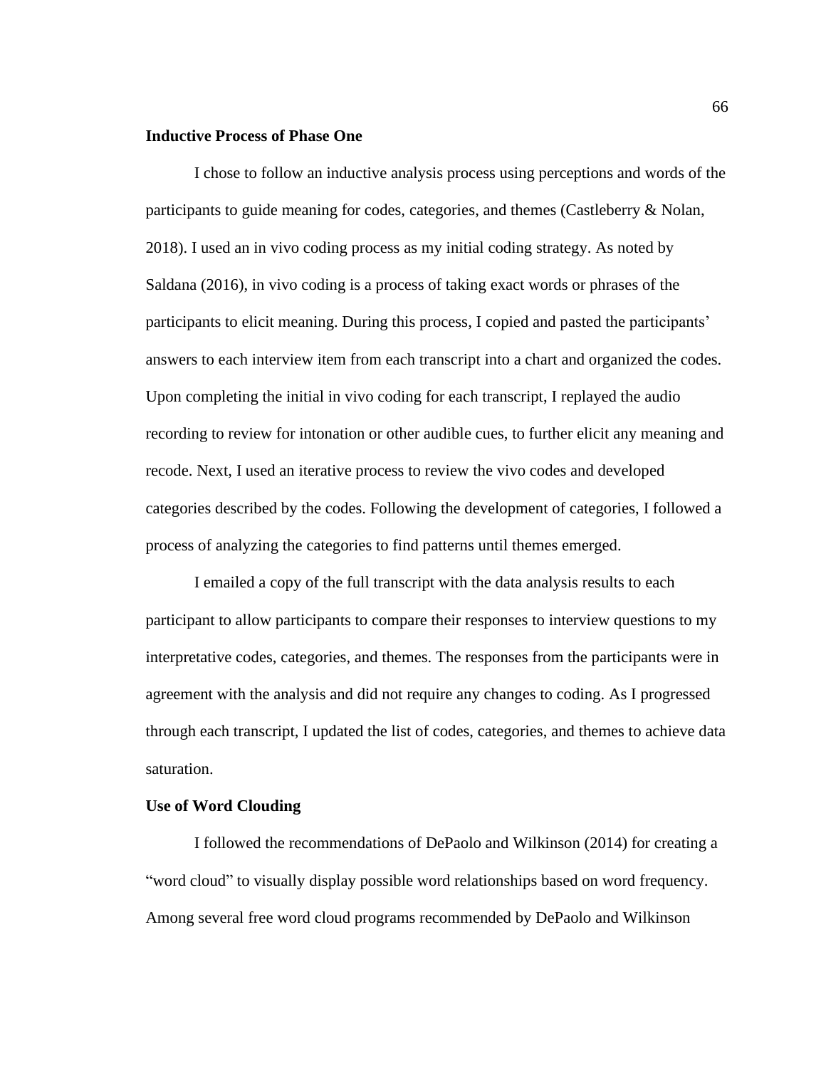**Inductive Process of Phase One**

I chose to follow an inductive analysis process using perceptions and words of the participants to guide meaning for codes, categories, and themes (Castleberry & Nolan, 2018). I used an in vivo coding process as my initial coding strategy. As noted by Saldana (2016), in vivo coding is a process of taking exact words or phrases of the participants to elicit meaning. During this process, I copied and pasted the participants' answers to each interview item from each transcript into a chart and organized the codes. Upon completing the initial in vivo coding for each transcript, I replayed the audio recording to review for intonation or other audible cues, to further elicit any meaning and recode. Next, I used an iterative process to review the vivo codes and developed categories described by the codes. Following the development of categories, I followed a process of analyzing the categories to find patterns until themes emerged.

I emailed a copy of the full transcript with the data analysis results to each participant to allow participants to compare their responses to interview questions to my interpretative codes, categories, and themes. The responses from the participants were in agreement with the analysis and did not require any changes to coding. As I progressed through each transcript, I updated the list of codes, categories, and themes to achieve data saturation.

**Use of Word Clouding**

I followed the recommendations of DePaolo and Wilkinson (2014) for creating a "word cloud" to visually display possible word relationships based on word frequency. Among several free word cloud programs recommended by DePaolo and Wilkinson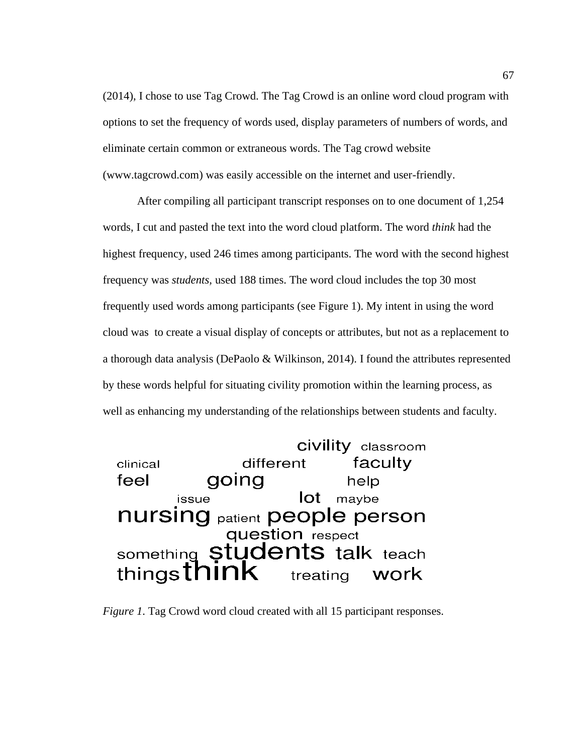(2014), I chose to use Tag Crowd. The Tag Crowd is an online word cloud program with options to set the frequency of words used, display parameters of numbers of words, and eliminate certain common or extraneous words. The Tag crowd website (www.tagcrowd.com) was easily accessible on the internet and user-friendly.

After compiling all participant transcript responses on to one document of 1,254 words, I cut and pasted the text into the word cloud platform. The word *think* had the highest frequency, used 246 times among participants. The word with the second highest frequency was *students*, used 188 times. The word cloud includes the top 30 most frequently used words among participants (see Figure 1). My intent in using the word cloud was to create a visual display of concepts or attributes, but not as a replacement to a thorough data analysis (DePaolo & Wilkinson, 2014). I found the attributes represented by these words helpful for situating civility promotion within the learning process, as well as enhancing my understanding of the relationships between students and faculty.

civility classroom
clinical different faculty
feel going help
issue lot maybe
nursing patient people person
question respect
something students talk teach
things think treating work

*Figure 1*. Tag Crowd word cloud created with all 15 participant responses.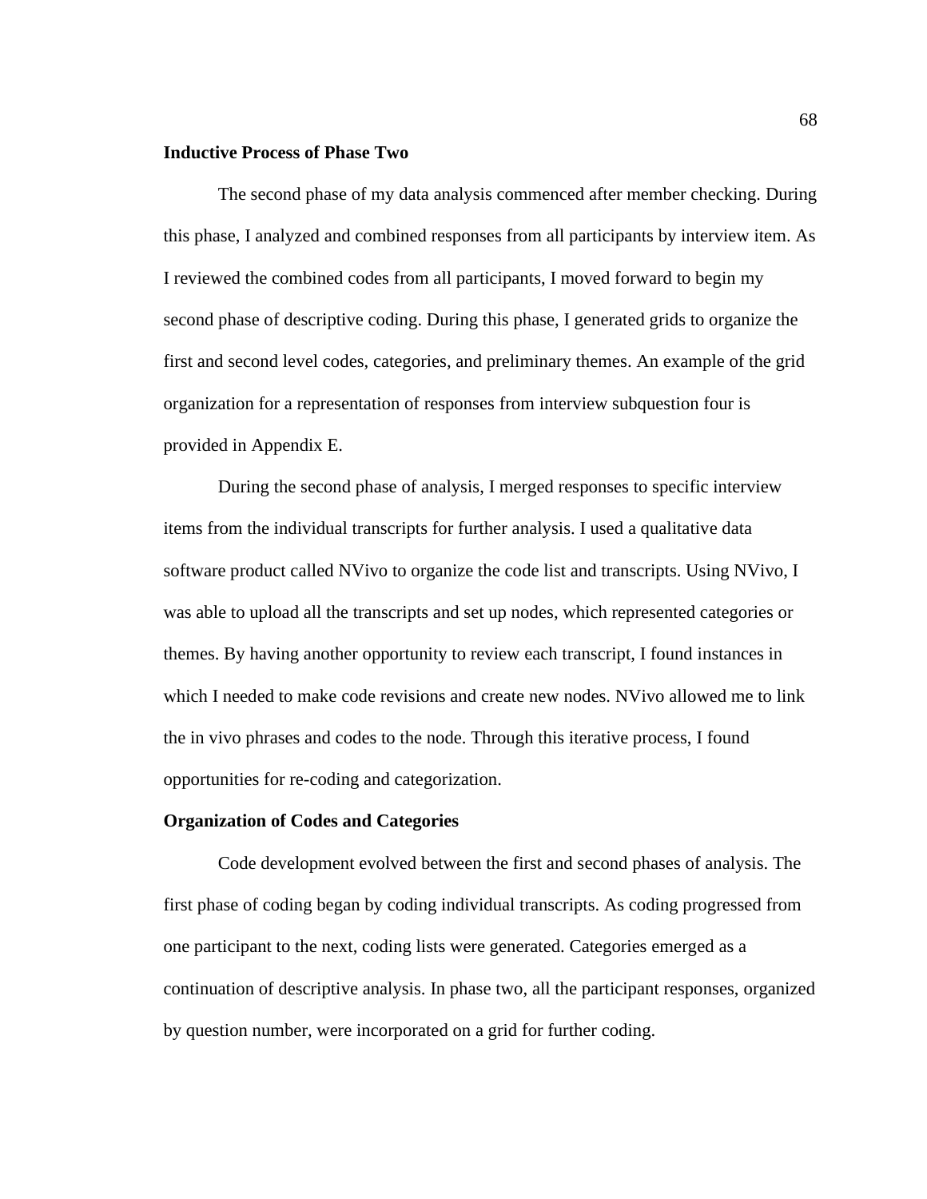**Inductive Process of Phase Two**

The second phase of my data analysis commenced after member checking. During this phase, I analyzed and combined responses from all participants by interview item. As I reviewed the combined codes from all participants, I moved forward to begin my second phase of descriptive coding. During this phase, I generated grids to organize the first and second level codes, categories, and preliminary themes. An example of the grid organization for a representation of responses from interview subquestion four is provided in Appendix E.

During the second phase of analysis, I merged responses to specific interview items from the individual transcripts for further analysis. I used a qualitative data software product called NVivo to organize the code list and transcripts. Using NVivo, I was able to upload all the transcripts and set up nodes, which represented categories or themes. By having another opportunity to review each transcript, I found instances in which I needed to make code revisions and create new nodes. NVivo allowed me to link the in vivo phrases and codes to the node. Through this iterative process, I found opportunities for re-coding and categorization.

**Organization of Codes and Categories**

Code development evolved between the first and second phases of analysis. The first phase of coding began by coding individual transcripts. As coding progressed from one participant to the next, coding lists were generated. Categories emerged as a continuation of descriptive analysis. In phase two, all the participant responses, organized by question number, were incorporated on a grid for further coding.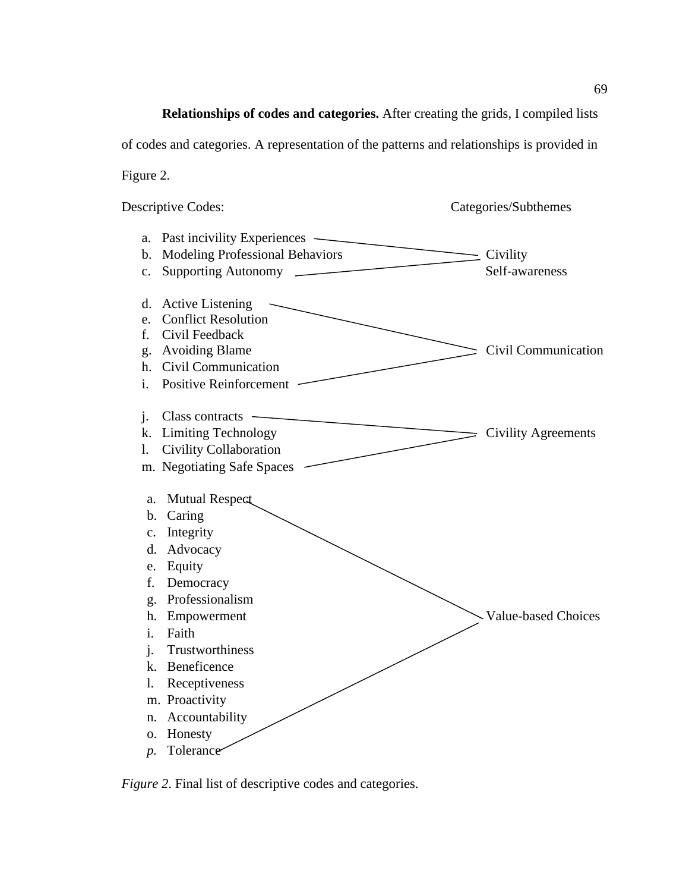**Relationships of codes and categories.** After creating the grids, I compiled lists of codes and categories. A representation of the patterns and relationships is provided in Figure 2.

Descriptive Codes:

Categories/Subthemes

a. Past incivility Experiences
b. Modeling Professional Behaviors
c. Supporting Autonomy

Civility Self-awareness

d. Active Listening
e. Conflict Resolution
f. Civil Feedback
g. Avoiding Blame
h. Civil Communication
i. Positive Reinforcement

Civil Communication

j. Class contracts
k. Limiting Technology
l. Civility Collaboration
m. Negotiating Safe Spaces

Civility Agreements

a. Mutual Respect
b. Caring
c. Integrity
d. Advocacy
e. Equity
f. Democracy
g. Professionalism
h. Empowerment
i. Faith
j. Trustworthiness
k. Beneficence
l. Receptiveness
m. Proactivity
n. Accountability
o. Honesty
*p.* Tolerance

Value-based Choices

*Figure 2*. Final list of descriptive codes and categories.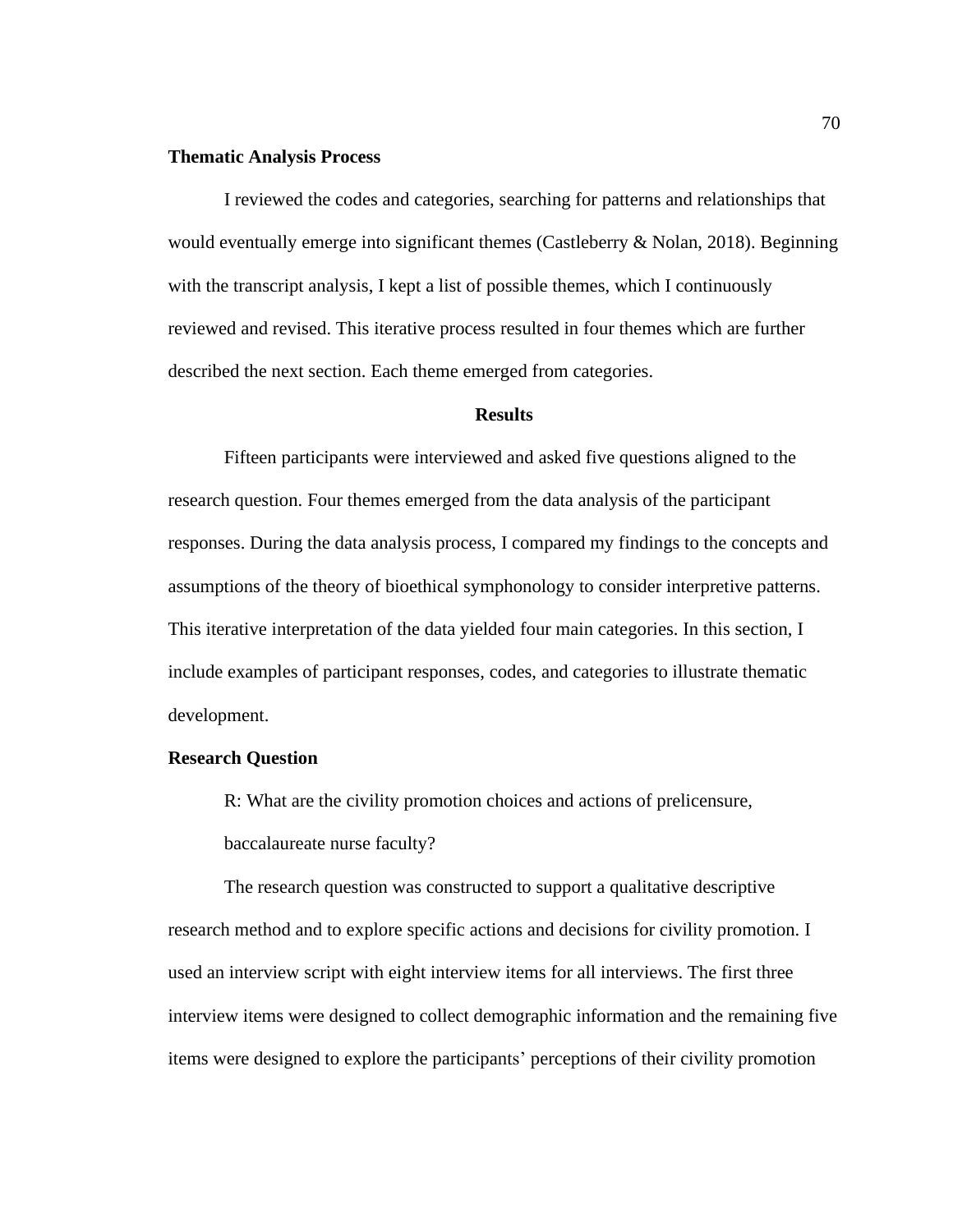### Thematic Analysis Process

I reviewed the codes and categories, searching for patterns and relationships that would eventually emerge into significant themes (Castleberry & Nolan, 2018). Beginning with the transcript analysis, I kept a list of possible themes, which I continuously reviewed and revised. This iterative process resulted in four themes which are further described the next section. Each theme emerged from categories.

## Results

Fifteen participants were interviewed and asked five questions aligned to the research question. Four themes emerged from the data analysis of the participant responses. During the data analysis process, I compared my findings to the concepts and assumptions of the theory of bioethical symphonology to consider interpretive patterns. This iterative interpretation of the data yielded four main categories. In this section, I include examples of participant responses, codes, and categories to illustrate thematic development.

### Research Question

R: What are the civility promotion choices and actions of prelicensure, baccalaureate nurse faculty?

The research question was constructed to support a qualitative descriptive research method and to explore specific actions and decisions for civility promotion. I used an interview script with eight interview items for all interviews. The first three interview items were designed to collect demographic information and the remaining five items were designed to explore the participants' perceptions of their civility promotion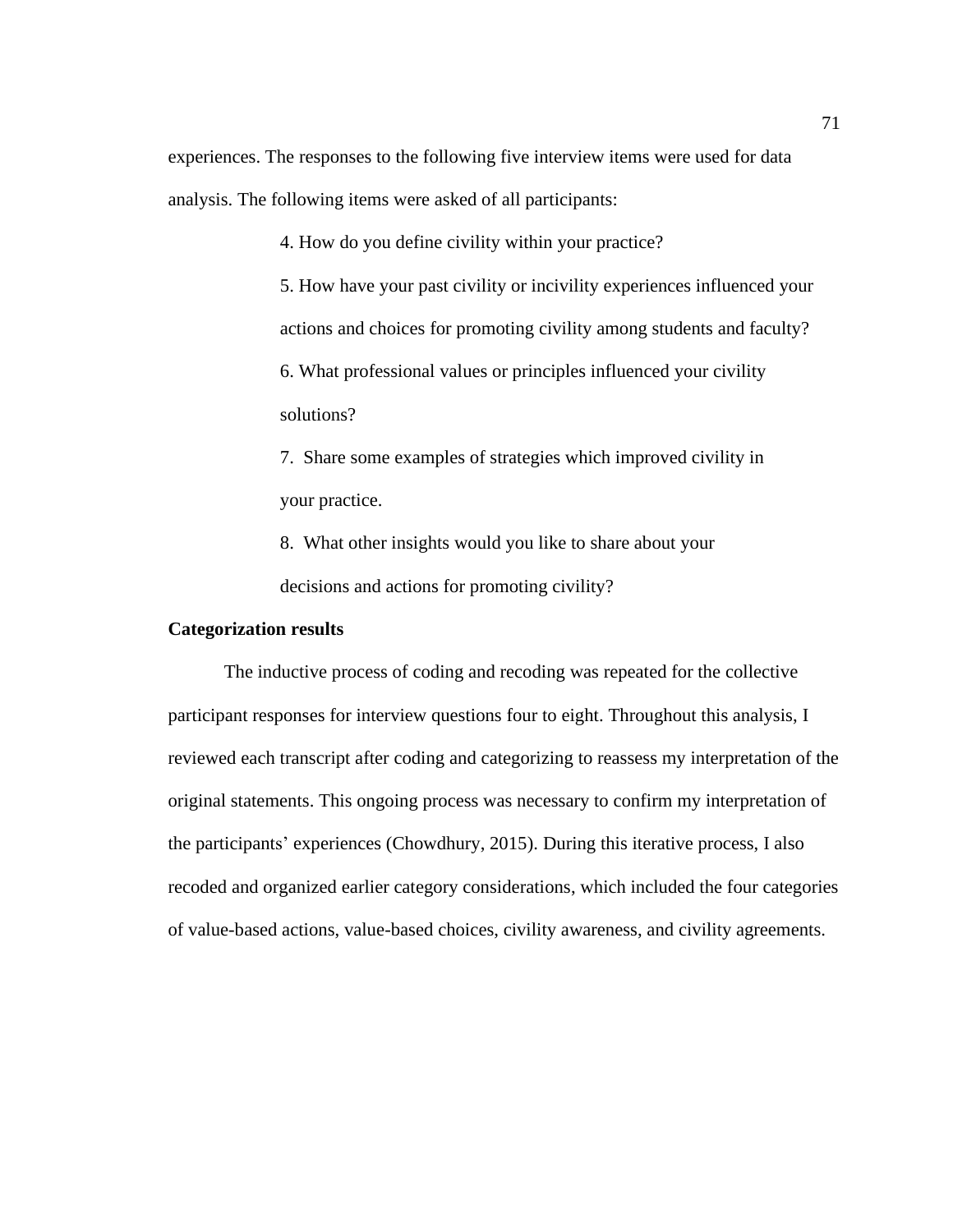experiences. The responses to the following five interview items were used for data analysis. The following items were asked of all participants:

4. How do you define civility within your practice?

5. How have your past civility or incivility experiences influenced your actions and choices for promoting civility among students and faculty?

6. What professional values or principles influenced your civility solutions?

7. Share some examples of strategies which improved civility in your practice.

8. What other insights would you like to share about your decisions and actions for promoting civility?

**Categorization results**

The inductive process of coding and recoding was repeated for the collective participant responses for interview questions four to eight. Throughout this analysis, I reviewed each transcript after coding and categorizing to reassess my interpretation of the original statements. This ongoing process was necessary to confirm my interpretation of the participants' experiences (Chowdhury, 2015). During this iterative process, I also recoded and organized earlier category considerations, which included the four categories of value-based actions, value-based choices, civility awareness, and civility agreements.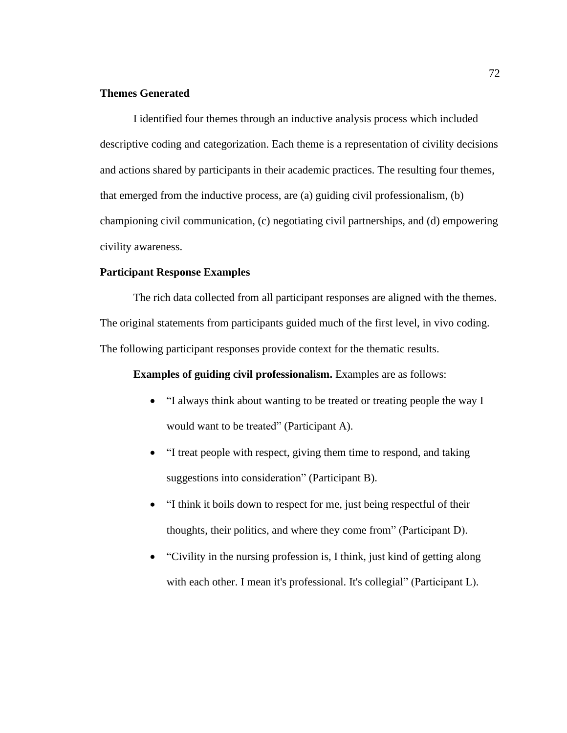## Themes Generated

I identified four themes through an inductive analysis process which included descriptive coding and categorization. Each theme is a representation of civility decisions and actions shared by participants in their academic practices. The resulting four themes, that emerged from the inductive process, are (a) guiding civil professionalism, (b) championing civil communication, (c) negotiating civil partnerships, and (d) empowering civility awareness.

## Participant Response Examples

The rich data collected from all participant responses are aligned with the themes. The original statements from participants guided much of the first level, in vivo coding. The following participant responses provide context for the thematic results.

**Examples of guiding civil professionalism.** Examples are as follows:

- “I always think about wanting to be treated or treating people the way I would want to be treated” (Participant A).
- “I treat people with respect, giving them time to respond, and taking suggestions into consideration” (Participant B).
- “I think it boils down to respect for me, just being respectful of their thoughts, their politics, and where they come from” (Participant D).
- “Civility in the nursing profession is, I think, just kind of getting along with each other. I mean it's professional. It's collegial” (Participant L).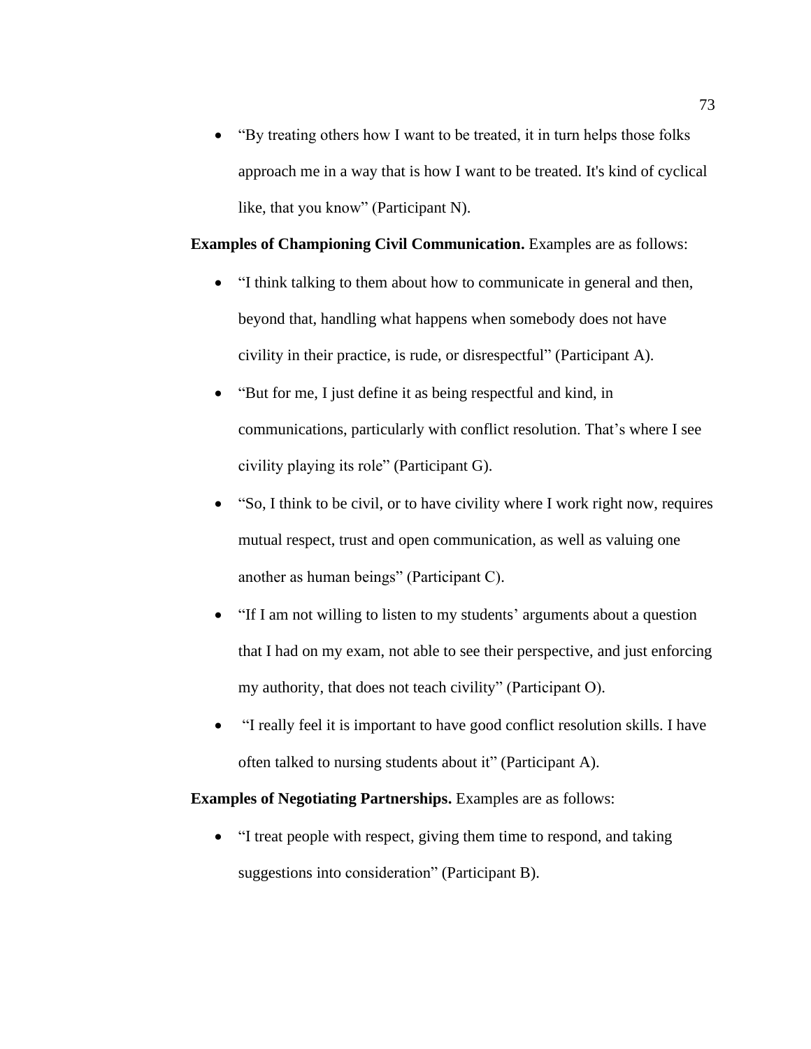- "By treating others how I want to be treated, it in turn helps those folks approach me in a way that is how I want to be treated. It's kind of cyclical like, that you know" (Participant N).

**Examples of Championing Civil Communication.** Examples are as follows:

- "I think talking to them about how to communicate in general and then, beyond that, handling what happens when somebody does not have civility in their practice, is rude, or disrespectful" (Participant A).
- "But for me, I just define it as being respectful and kind, in communications, particularly with conflict resolution. That's where I see civility playing its role" (Participant G).
- "So, I think to be civil, or to have civility where I work right now, requires mutual respect, trust and open communication, as well as valuing one another as human beings" (Participant C).
- "If I am not willing to listen to my students' arguments about a question that I had on my exam, not able to see their perspective, and just enforcing my authority, that does not teach civility" (Participant O).
- "I really feel it is important to have good conflict resolution skills. I have often talked to nursing students about it" (Participant A).

**Examples of Negotiating Partnerships.** Examples are as follows:

- "I treat people with respect, giving them time to respond, and taking suggestions into consideration" (Participant B).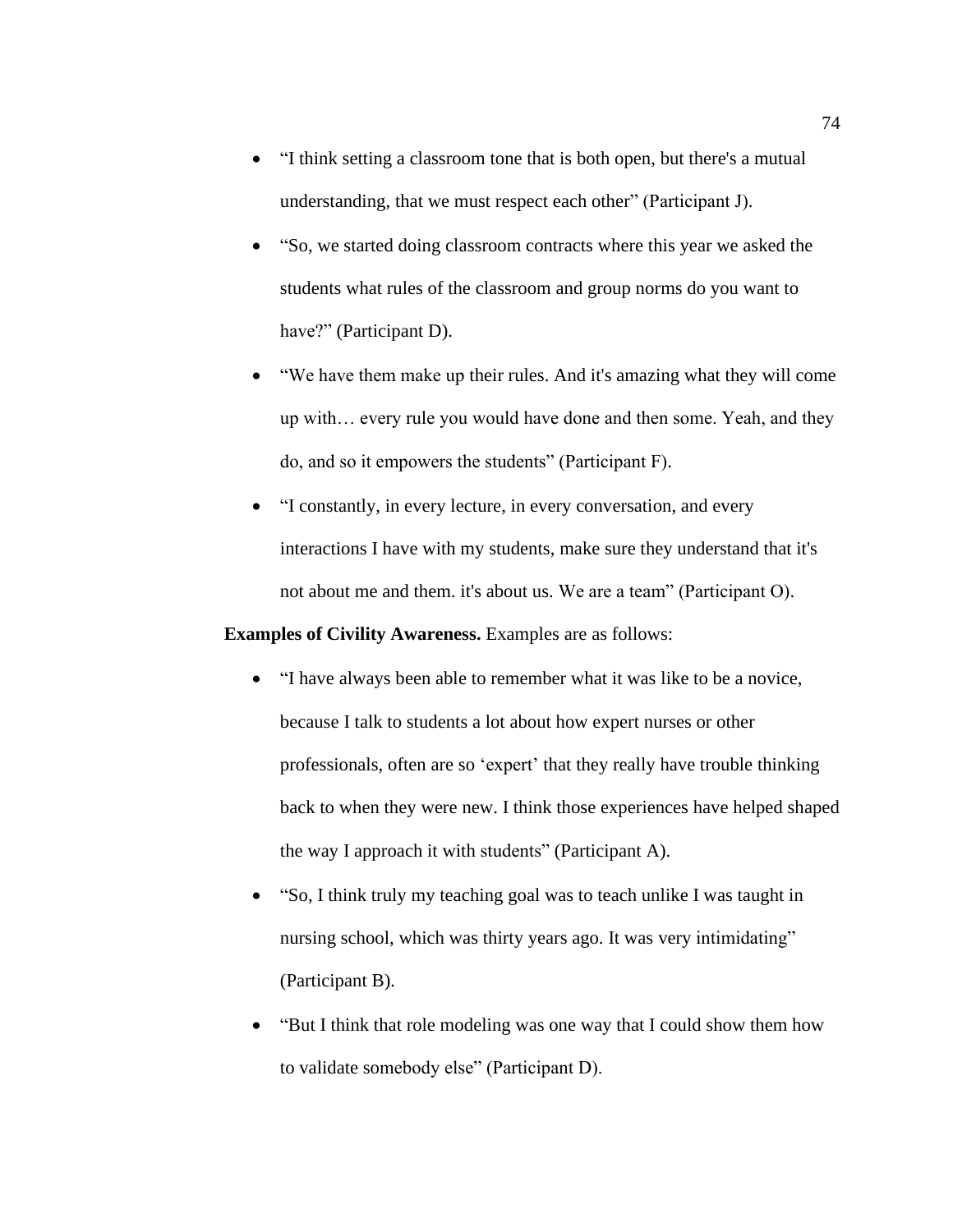- "I think setting a classroom tone that is both open, but there's a mutual understanding, that we must respect each other" (Participant J).
- "So, we started doing classroom contracts where this year we asked the students what rules of the classroom and group norms do you want to have?" (Participant D).
- "We have them make up their rules. And it's amazing what they will come up with… every rule you would have done and then some. Yeah, and they do, and so it empowers the students" (Participant F).
- "I constantly, in every lecture, in every conversation, and every interactions I have with my students, make sure they understand that it's not about me and them. it's about us. We are a team" (Participant O).

**Examples of Civility Awareness.** Examples are as follows:

- "I have always been able to remember what it was like to be a novice, because I talk to students a lot about how expert nurses or other professionals, often are so 'expert' that they really have trouble thinking back to when they were new. I think those experiences have helped shaped the way I approach it with students" (Participant A).
- "So, I think truly my teaching goal was to teach unlike I was taught in nursing school, which was thirty years ago. It was very intimidating" (Participant B).
- "But I think that role modeling was one way that I could show them how to validate somebody else" (Participant D).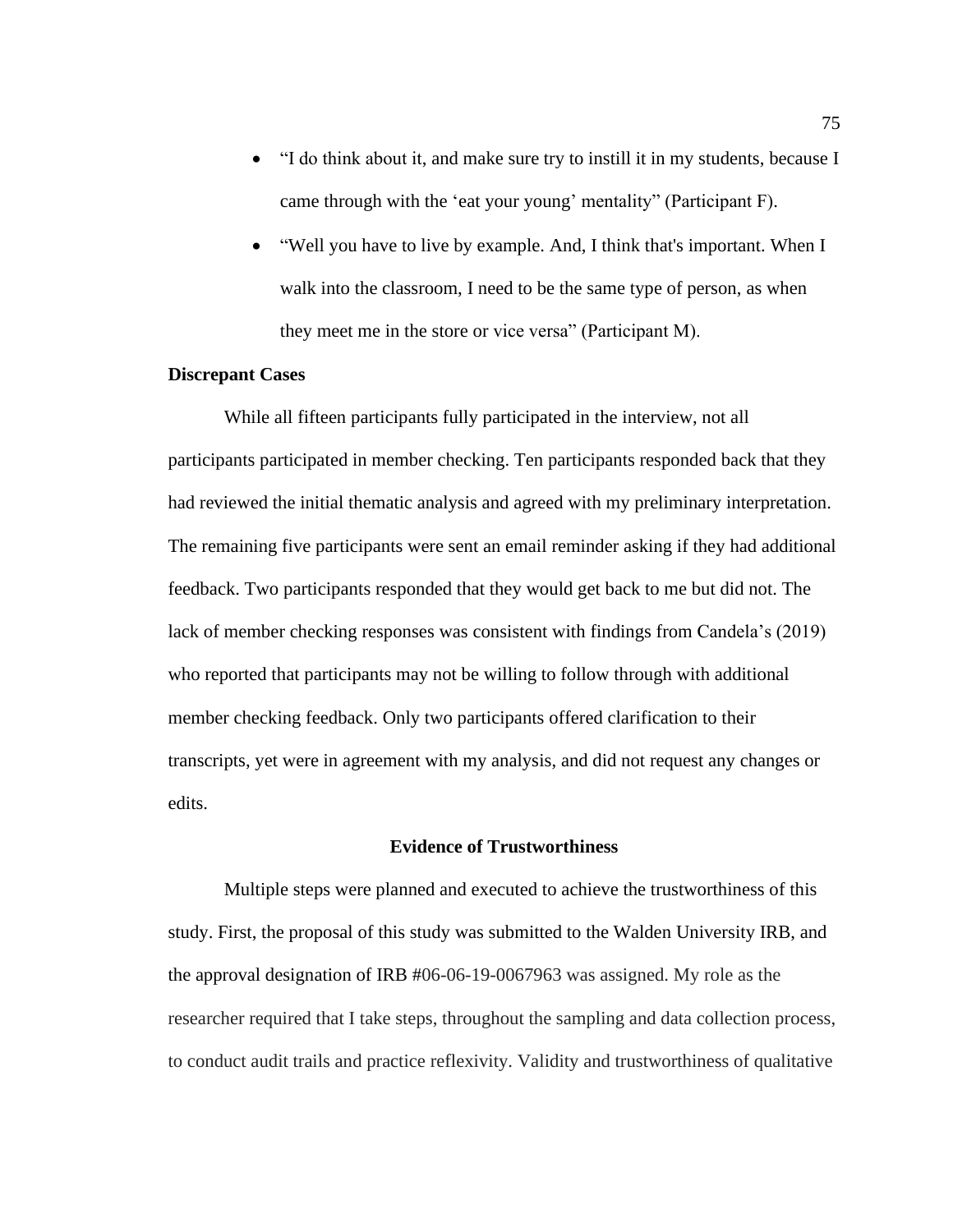- “I do think about it, and make sure try to instill it in my students, because I came through with the ‘eat your young’ mentality” (Participant F).
- “Well you have to live by example. And, I think that's important. When I walk into the classroom, I need to be the same type of person, as when they meet me in the store or vice versa” (Participant M).

**Discrepant Cases**

While all fifteen participants fully participated in the interview, not all participants participated in member checking. Ten participants responded back that they had reviewed the initial thematic analysis and agreed with my preliminary interpretation. The remaining five participants were sent an email reminder asking if they had additional feedback. Two participants responded that they would get back to me but did not. The lack of member checking responses was consistent with findings from Candela’s (2019) who reported that participants may not be willing to follow through with additional member checking feedback. Only two participants offered clarification to their transcripts, yet were in agreement with my analysis, and did not request any changes or edits.

## Evidence of Trustworthiness

Multiple steps were planned and executed to achieve the trustworthiness of this study. First, the proposal of this study was submitted to the Walden University IRB, and the approval designation of IRB #06-06-19-0067963 was assigned. My role as the researcher required that I take steps, throughout the sampling and data collection process, to conduct audit trails and practice reflexivity. Validity and trustworthiness of qualitative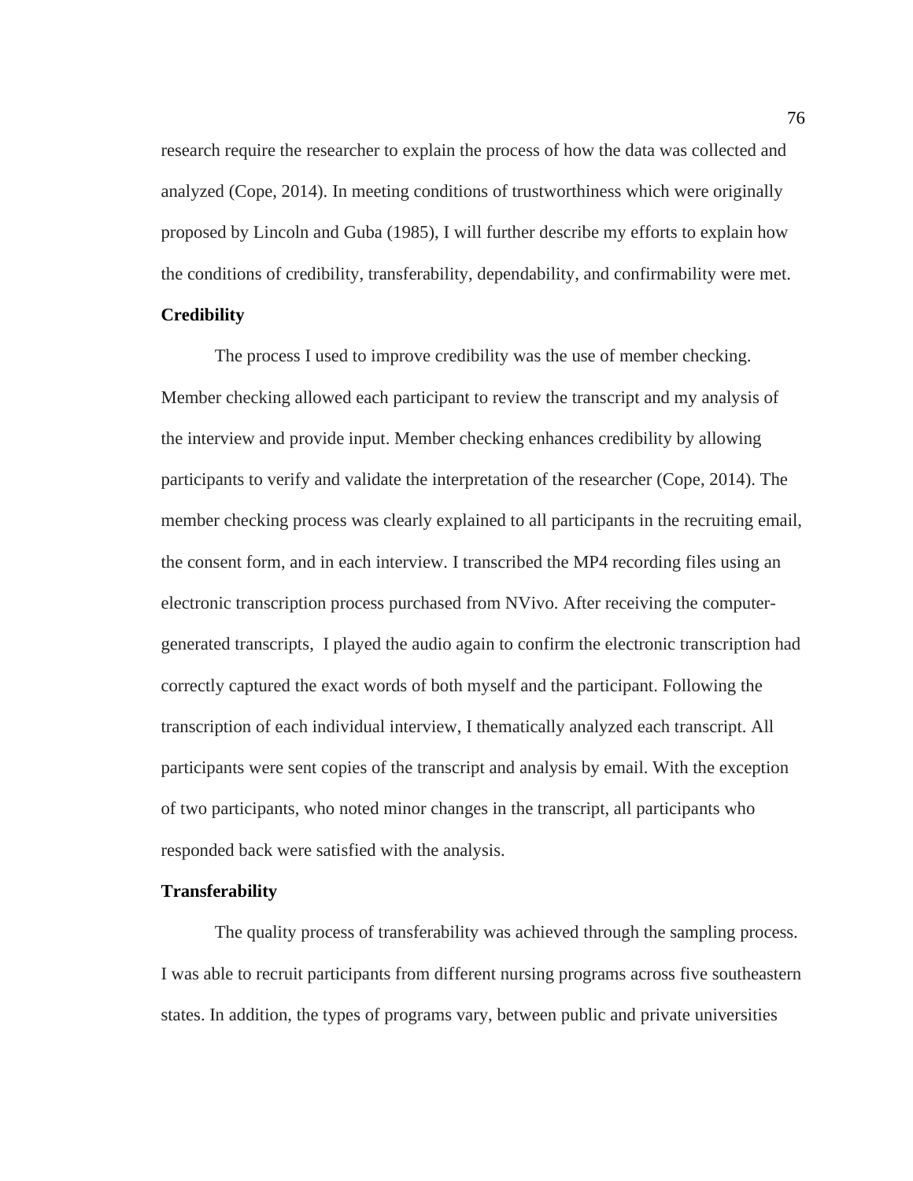research require the researcher to explain the process of how the data was collected and analyzed (Cope, 2014). In meeting conditions of trustworthiness which were originally proposed by Lincoln and Guba (1985), I will further describe my efforts to explain how the conditions of credibility, transferability, dependability, and confirmability were met.

### Credibility

The process I used to improve credibility was the use of member checking. Member checking allowed each participant to review the transcript and my analysis of the interview and provide input. Member checking enhances credibility by allowing participants to verify and validate the interpretation of the researcher (Cope, 2014). The member checking process was clearly explained to all participants in the recruiting email, the consent form, and in each interview. I transcribed the MP4 recording files using an electronic transcription process purchased from NVivo. After receiving the computer-generated transcripts, I played the audio again to confirm the electronic transcription had correctly captured the exact words of both myself and the participant. Following the transcription of each individual interview, I thematically analyzed each transcript. All participants were sent copies of the transcript and analysis by email. With the exception of two participants, who noted minor changes in the transcript, all participants who responded back were satisfied with the analysis.

### Transferability

The quality process of transferability was achieved through the sampling process. I was able to recruit participants from different nursing programs across five southeastern states. In addition, the types of programs vary, between public and private universities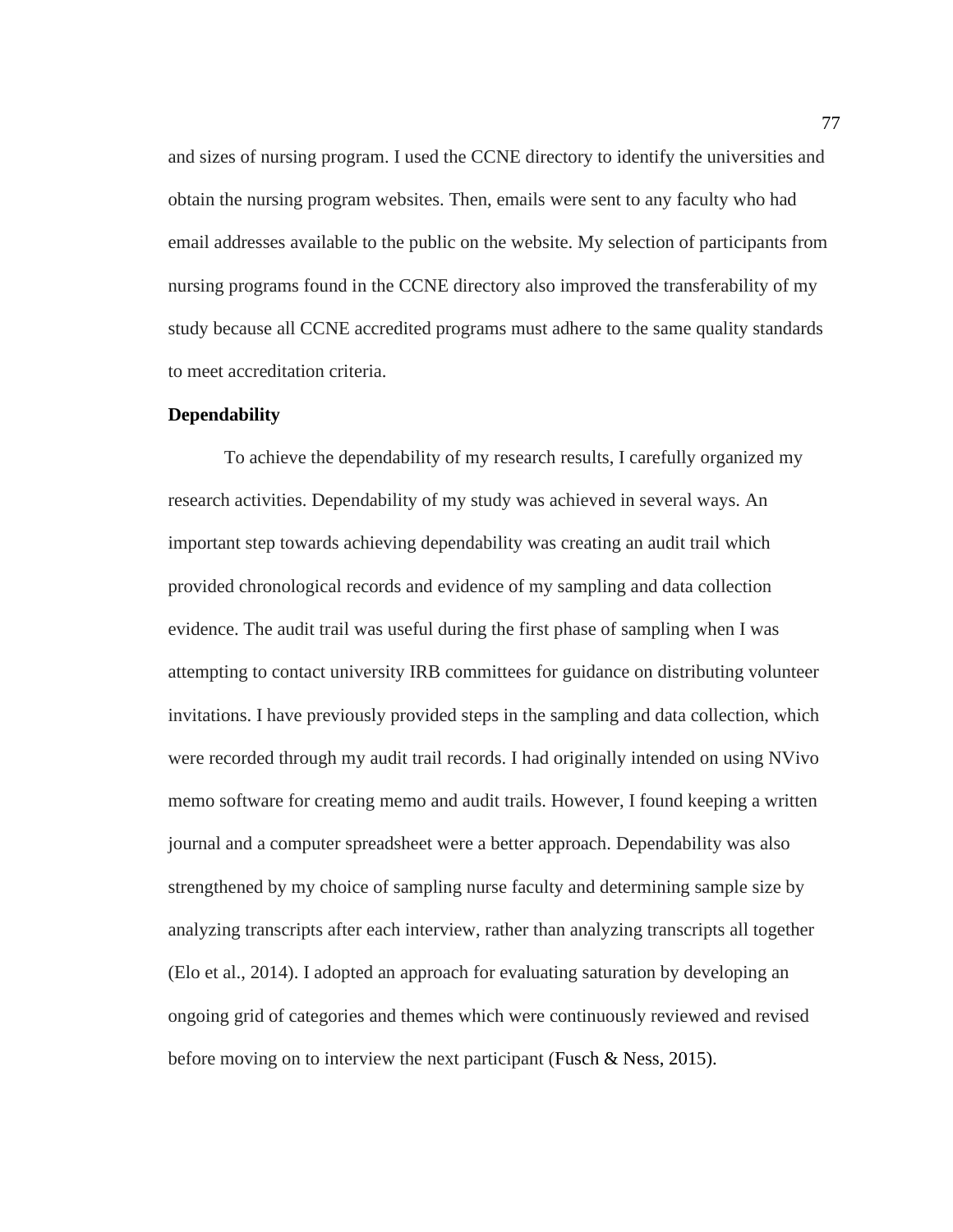and sizes of nursing program. I used the CCNE directory to identify the universities and obtain the nursing program websites. Then, emails were sent to any faculty who had email addresses available to the public on the website. My selection of participants from nursing programs found in the CCNE directory also improved the transferability of my study because all CCNE accredited programs must adhere to the same quality standards to meet accreditation criteria.

**Dependability**

To achieve the dependability of my research results, I carefully organized my research activities. Dependability of my study was achieved in several ways. An important step towards achieving dependability was creating an audit trail which provided chronological records and evidence of my sampling and data collection evidence. The audit trail was useful during the first phase of sampling when I was attempting to contact university IRB committees for guidance on distributing volunteer invitations. I have previously provided steps in the sampling and data collection, which were recorded through my audit trail records. I had originally intended on using NVivo memo software for creating memo and audit trails. However, I found keeping a written journal and a computer spreadsheet were a better approach. Dependability was also strengthened by my choice of sampling nurse faculty and determining sample size by analyzing transcripts after each interview, rather than analyzing transcripts all together (Elo et al., 2014). I adopted an approach for evaluating saturation by developing an ongoing grid of categories and themes which were continuously reviewed and revised before moving on to interview the next participant (Fusch & Ness, 2015).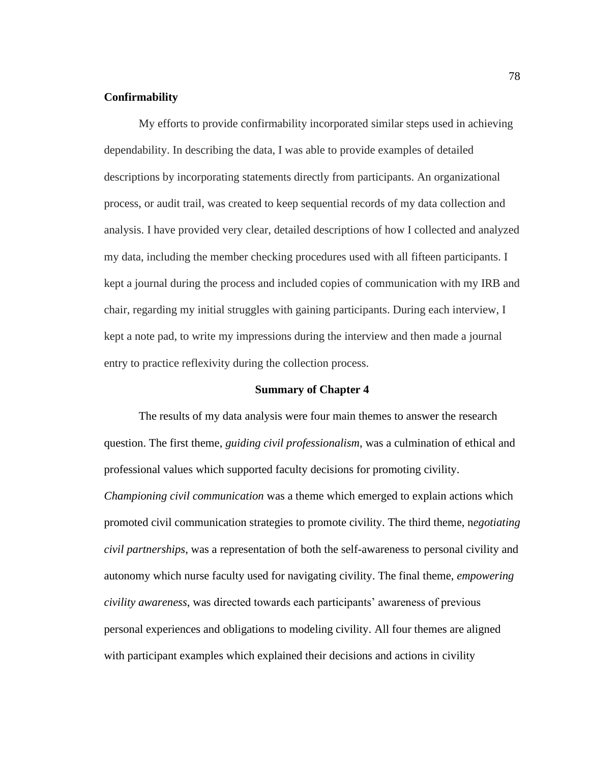**Confirmability**

My efforts to provide confirmability incorporated similar steps used in achieving dependability. In describing the data, I was able to provide examples of detailed descriptions by incorporating statements directly from participants. An organizational process, or audit trail, was created to keep sequential records of my data collection and analysis. I have provided very clear, detailed descriptions of how I collected and analyzed my data, including the member checking procedures used with all fifteen participants. I kept a journal during the process and included copies of communication with my IRB and chair, regarding my initial struggles with gaining participants. During each interview, I kept a note pad, to write my impressions during the interview and then made a journal entry to practice reflexivity during the collection process.

## Summary of Chapter 4

The results of my data analysis were four main themes to answer the research question. The first theme, *guiding civil professionalism*, was a culmination of ethical and professional values which supported faculty decisions for promoting civility. *Championing civil communication* was a theme which emerged to explain actions which promoted civil communication strategies to promote civility. The third theme, n*egotiating civil partnerships*, was a representation of both the self-awareness to personal civility and autonomy which nurse faculty used for navigating civility. The final theme, *empowering civility awareness*, was directed towards each participants' awareness of previous personal experiences and obligations to modeling civility. All four themes are aligned with participant examples which explained their decisions and actions in civility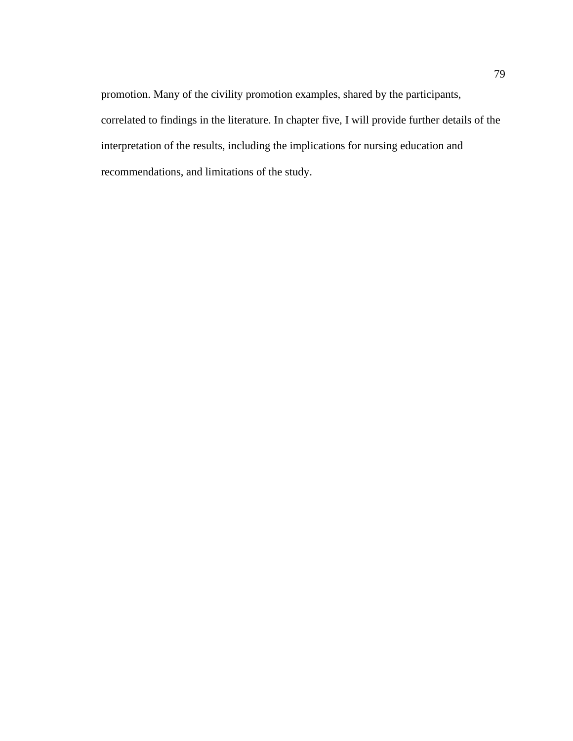promotion. Many of the civility promotion examples, shared by the participants, correlated to findings in the literature. In chapter five, I will provide further details of the interpretation of the results, including the implications for nursing education and recommendations, and limitations of the study.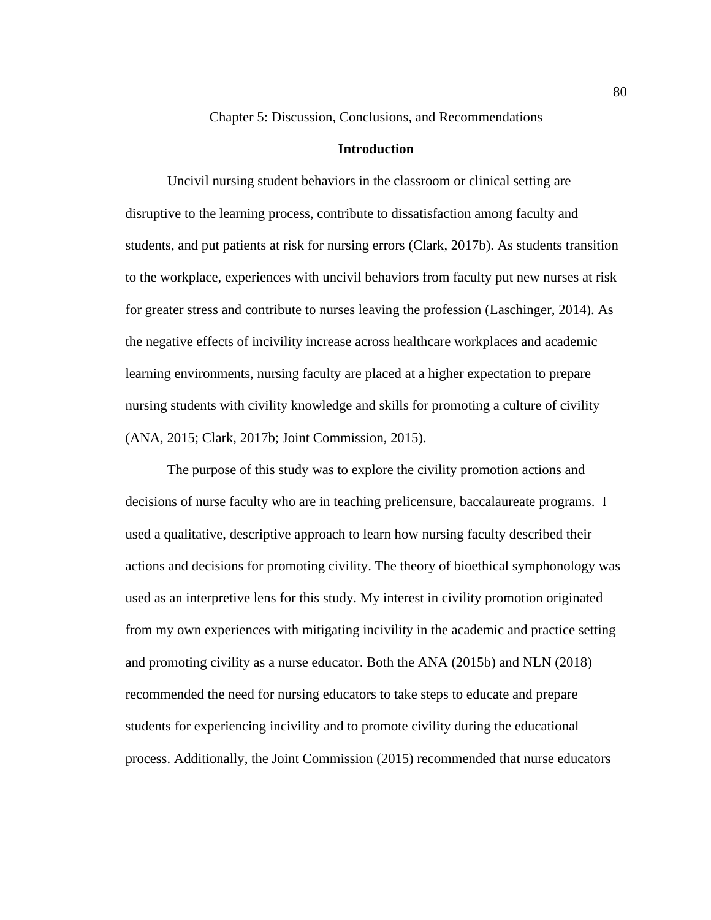# Chapter 5: Discussion, Conclusions, and Recommendations

## Introduction

Uncivil nursing student behaviors in the classroom or clinical setting are disruptive to the learning process, contribute to dissatisfaction among faculty and students, and put patients at risk for nursing errors (Clark, 2017b). As students transition to the workplace, experiences with uncivil behaviors from faculty put new nurses at risk for greater stress and contribute to nurses leaving the profession (Laschinger, 2014). As the negative effects of incivility increase across healthcare workplaces and academic learning environments, nursing faculty are placed at a higher expectation to prepare nursing students with civility knowledge and skills for promoting a culture of civility (ANA, 2015; Clark, 2017b; Joint Commission, 2015).

The purpose of this study was to explore the civility promotion actions and decisions of nurse faculty who are in teaching prelicensure, baccalaureate programs. I used a qualitative, descriptive approach to learn how nursing faculty described their actions and decisions for promoting civility. The theory of bioethical symphonology was used as an interpretive lens for this study. My interest in civility promotion originated from my own experiences with mitigating incivility in the academic and practice setting and promoting civility as a nurse educator. Both the ANA (2015b) and NLN (2018) recommended the need for nursing educators to take steps to educate and prepare students for experiencing incivility and to promote civility during the educational process. Additionally, the Joint Commission (2015) recommended that nurse educators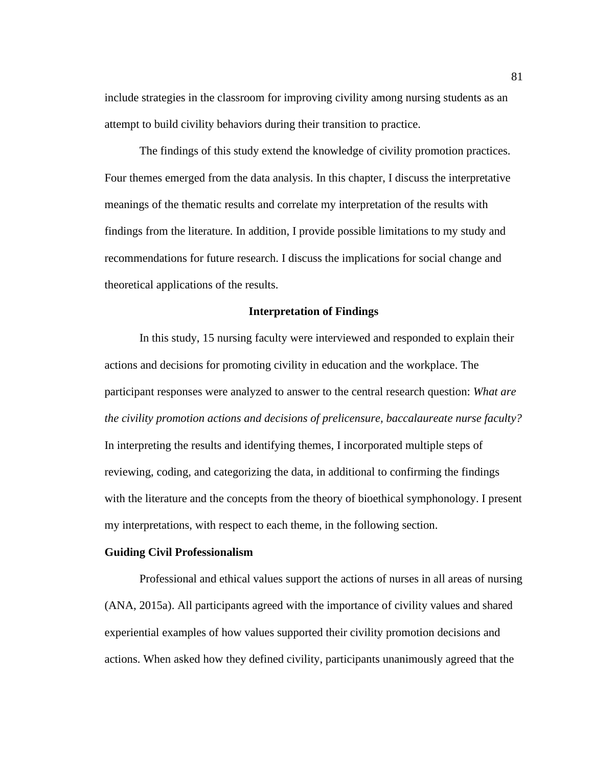include strategies in the classroom for improving civility among nursing students as an attempt to build civility behaviors during their transition to practice.

The findings of this study extend the knowledge of civility promotion practices. Four themes emerged from the data analysis. In this chapter, I discuss the interpretative meanings of the thematic results and correlate my interpretation of the results with findings from the literature. In addition, I provide possible limitations to my study and recommendations for future research. I discuss the implications for social change and theoretical applications of the results.

## Interpretation of Findings

In this study, 15 nursing faculty were interviewed and responded to explain their actions and decisions for promoting civility in education and the workplace. The participant responses were analyzed to answer to the central research question: *What are the civility promotion actions and decisions of prelicensure, baccalaureate nurse faculty?* In interpreting the results and identifying themes, I incorporated multiple steps of reviewing, coding, and categorizing the data, in additional to confirming the findings with the literature and the concepts from the theory of bioethical symphonology. I present my interpretations, with respect to each theme, in the following section.

### Guiding Civil Professionalism

Professional and ethical values support the actions of nurses in all areas of nursing (ANA, 2015a). All participants agreed with the importance of civility values and shared experiential examples of how values supported their civility promotion decisions and actions. When asked how they defined civility, participants unanimously agreed that the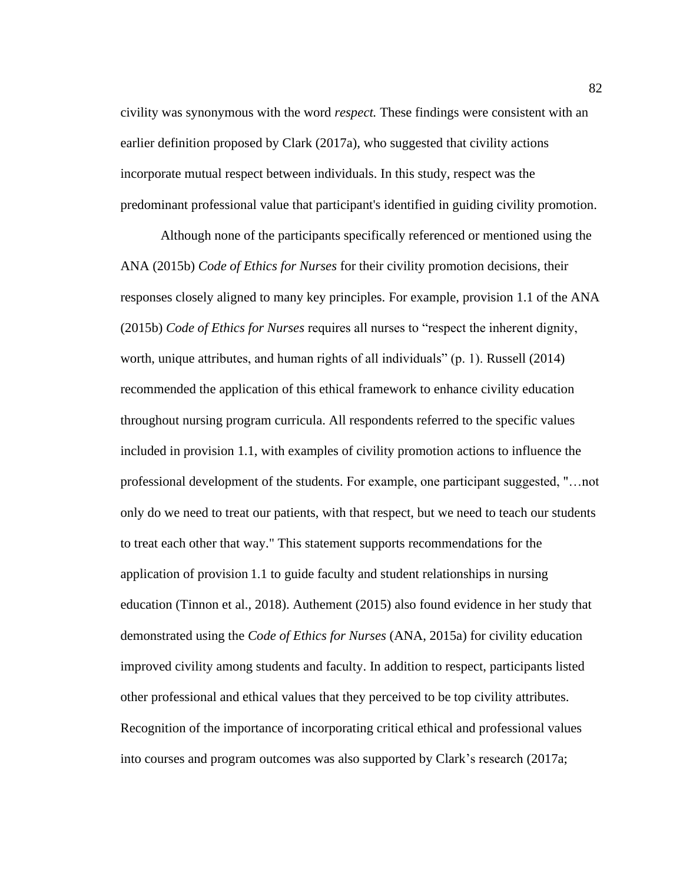civility was synonymous with the word *respect.* These findings were consistent with an earlier definition proposed by Clark (2017a), who suggested that civility actions incorporate mutual respect between individuals. In this study, respect was the predominant professional value that participant's identified in guiding civility promotion.

Although none of the participants specifically referenced or mentioned using the ANA (2015b) *Code of Ethics for Nurses* for their civility promotion decisions, their responses closely aligned to many key principles. For example, provision 1.1 of the ANA (2015b) *Code of Ethics for Nurses* requires all nurses to “respect the inherent dignity, worth, unique attributes, and human rights of all individuals” (p. 1). Russell (2014) recommended the application of this ethical framework to enhance civility education throughout nursing program curricula. All respondents referred to the specific values included in provision 1.1, with examples of civility promotion actions to influence the professional development of the students. For example, one participant suggested, "…not only do we need to treat our patients, with that respect, but we need to teach our students to treat each other that way." This statement supports recommendations for the application of provision 1.1 to guide faculty and student relationships in nursing education (Tinnon et al., 2018). Authement (2015) also found evidence in her study that demonstrated using the *Code of Ethics for Nurses* (ANA, 2015a) for civility education improved civility among students and faculty. In addition to respect, participants listed other professional and ethical values that they perceived to be top civility attributes. Recognition of the importance of incorporating critical ethical and professional values into courses and program outcomes was also supported by Clark’s research (2017a;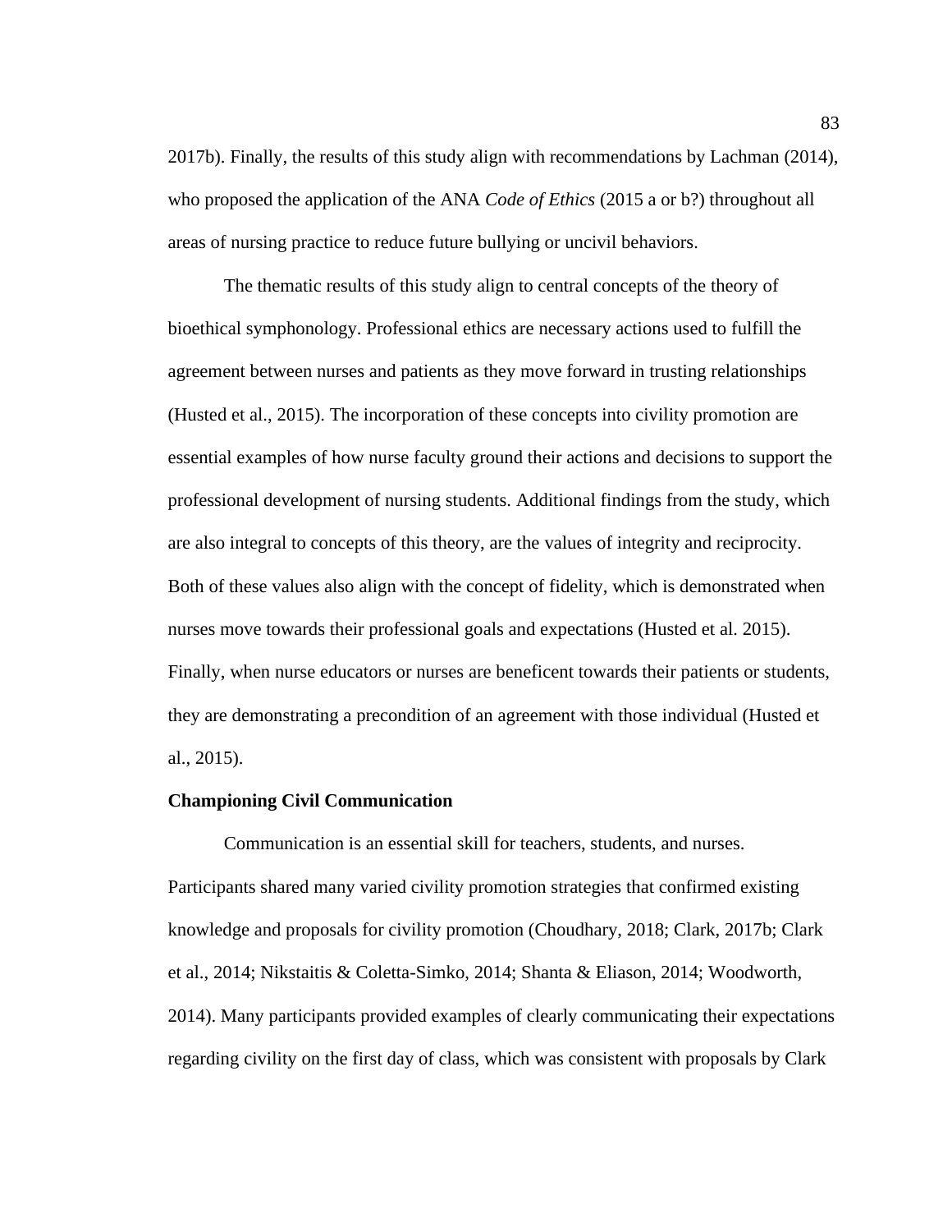2017b). Finally, the results of this study align with recommendations by Lachman (2014), who proposed the application of the ANA *Code of Ethics* (2015 a or b?) throughout all areas of nursing practice to reduce future bullying or uncivil behaviors.

The thematic results of this study align to central concepts of the theory of bioethical symphonology. Professional ethics are necessary actions used to fulfill the agreement between nurses and patients as they move forward in trusting relationships (Husted et al., 2015). The incorporation of these concepts into civility promotion are essential examples of how nurse faculty ground their actions and decisions to support the professional development of nursing students. Additional findings from the study, which are also integral to concepts of this theory, are the values of integrity and reciprocity. Both of these values also align with the concept of fidelity, which is demonstrated when nurses move towards their professional goals and expectations (Husted et al. 2015). Finally, when nurse educators or nurses are beneficent towards their patients or students, they are demonstrating a precondition of an agreement with those individual (Husted et al., 2015).

**Championing Civil Communication**

Communication is an essential skill for teachers, students, and nurses. Participants shared many varied civility promotion strategies that confirmed existing knowledge and proposals for civility promotion (Choudhary, 2018; Clark, 2017b; Clark et al., 2014; Nikstaitis & Coletta-Simko, 2014; Shanta & Eliason, 2014; Woodworth, 2014). Many participants provided examples of clearly communicating their expectations regarding civility on the first day of class, which was consistent with proposals by Clark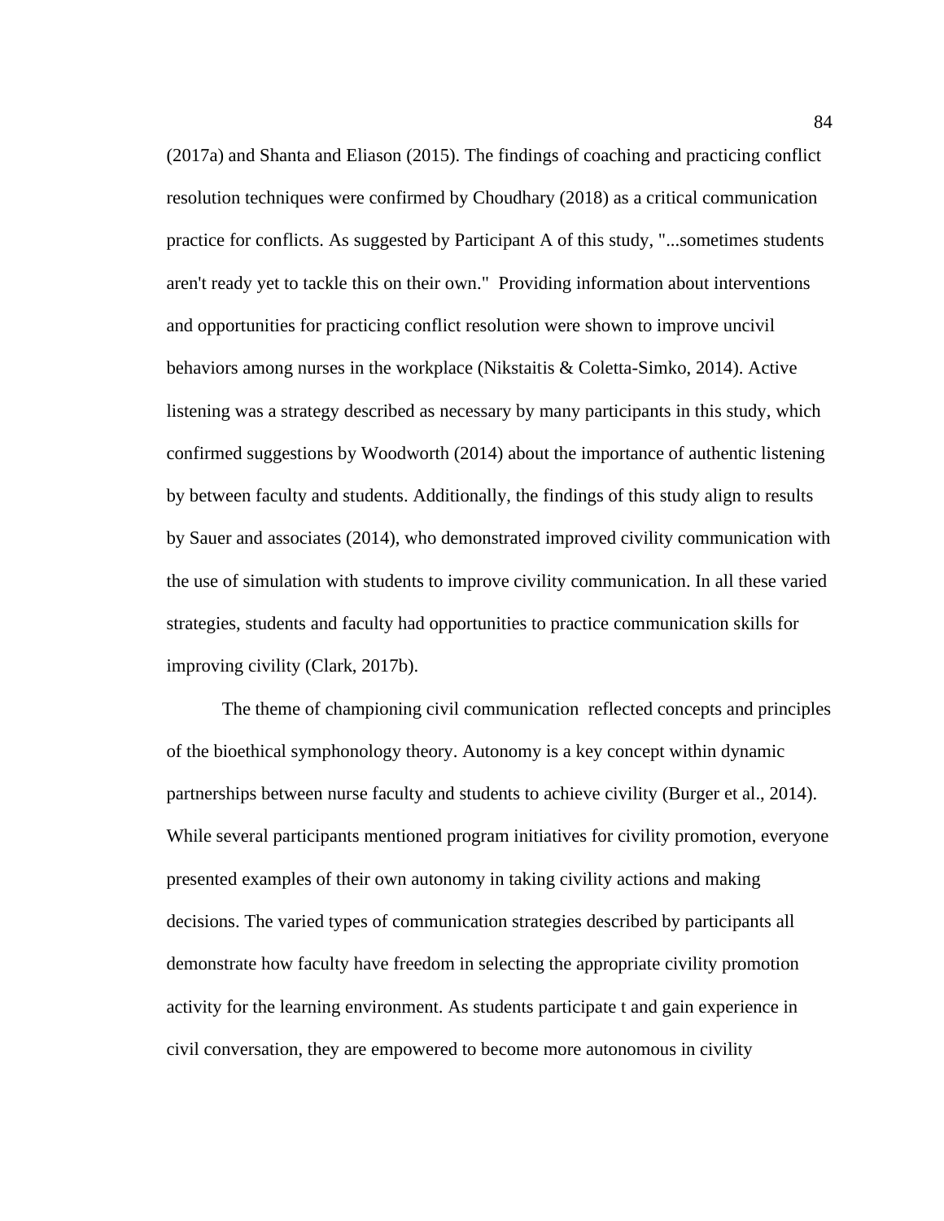(2017a) and Shanta and Eliason (2015). The findings of coaching and practicing conflict resolution techniques were confirmed by Choudhary (2018) as a critical communication practice for conflicts. As suggested by Participant A of this study, "...sometimes students aren't ready yet to tackle this on their own." Providing information about interventions and opportunities for practicing conflict resolution were shown to improve uncivil behaviors among nurses in the workplace (Nikstaitis & Coletta-Simko, 2014). Active listening was a strategy described as necessary by many participants in this study, which confirmed suggestions by Woodworth (2014) about the importance of authentic listening by between faculty and students. Additionally, the findings of this study align to results by Sauer and associates (2014), who demonstrated improved civility communication with the use of simulation with students to improve civility communication. In all these varied strategies, students and faculty had opportunities to practice communication skills for improving civility (Clark, 2017b).

The theme of championing civil communication reflected concepts and principles of the bioethical symphonology theory. Autonomy is a key concept within dynamic partnerships between nurse faculty and students to achieve civility (Burger et al., 2014). While several participants mentioned program initiatives for civility promotion, everyone presented examples of their own autonomy in taking civility actions and making decisions. The varied types of communication strategies described by participants all demonstrate how faculty have freedom in selecting the appropriate civility promotion activity for the learning environment. As students participate t and gain experience in civil conversation, they are empowered to become more autonomous in civility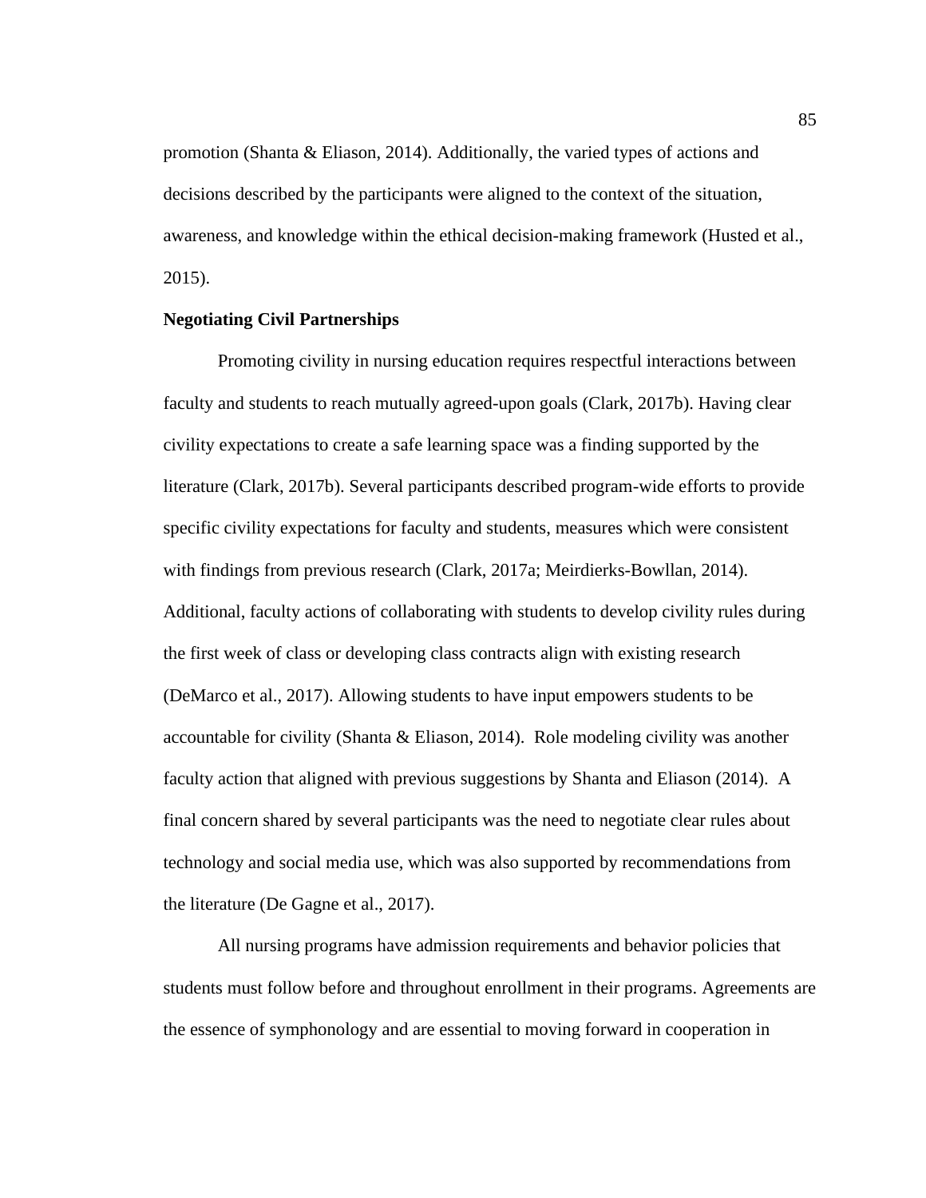promotion (Shanta & Eliason, 2014). Additionally, the varied types of actions and decisions described by the participants were aligned to the context of the situation, awareness, and knowledge within the ethical decision-making framework (Husted et al., 2015).

**Negotiating Civil Partnerships**

Promoting civility in nursing education requires respectful interactions between faculty and students to reach mutually agreed-upon goals (Clark, 2017b). Having clear civility expectations to create a safe learning space was a finding supported by the literature (Clark, 2017b). Several participants described program-wide efforts to provide specific civility expectations for faculty and students, measures which were consistent with findings from previous research (Clark, 2017a; Meirdierks-Bowllan, 2014). Additional, faculty actions of collaborating with students to develop civility rules during the first week of class or developing class contracts align with existing research (DeMarco et al., 2017). Allowing students to have input empowers students to be accountable for civility (Shanta & Eliason, 2014). Role modeling civility was another faculty action that aligned with previous suggestions by Shanta and Eliason (2014). A final concern shared by several participants was the need to negotiate clear rules about technology and social media use, which was also supported by recommendations from the literature (De Gagne et al., 2017).

All nursing programs have admission requirements and behavior policies that students must follow before and throughout enrollment in their programs. Agreements are the essence of symphonology and are essential to moving forward in cooperation in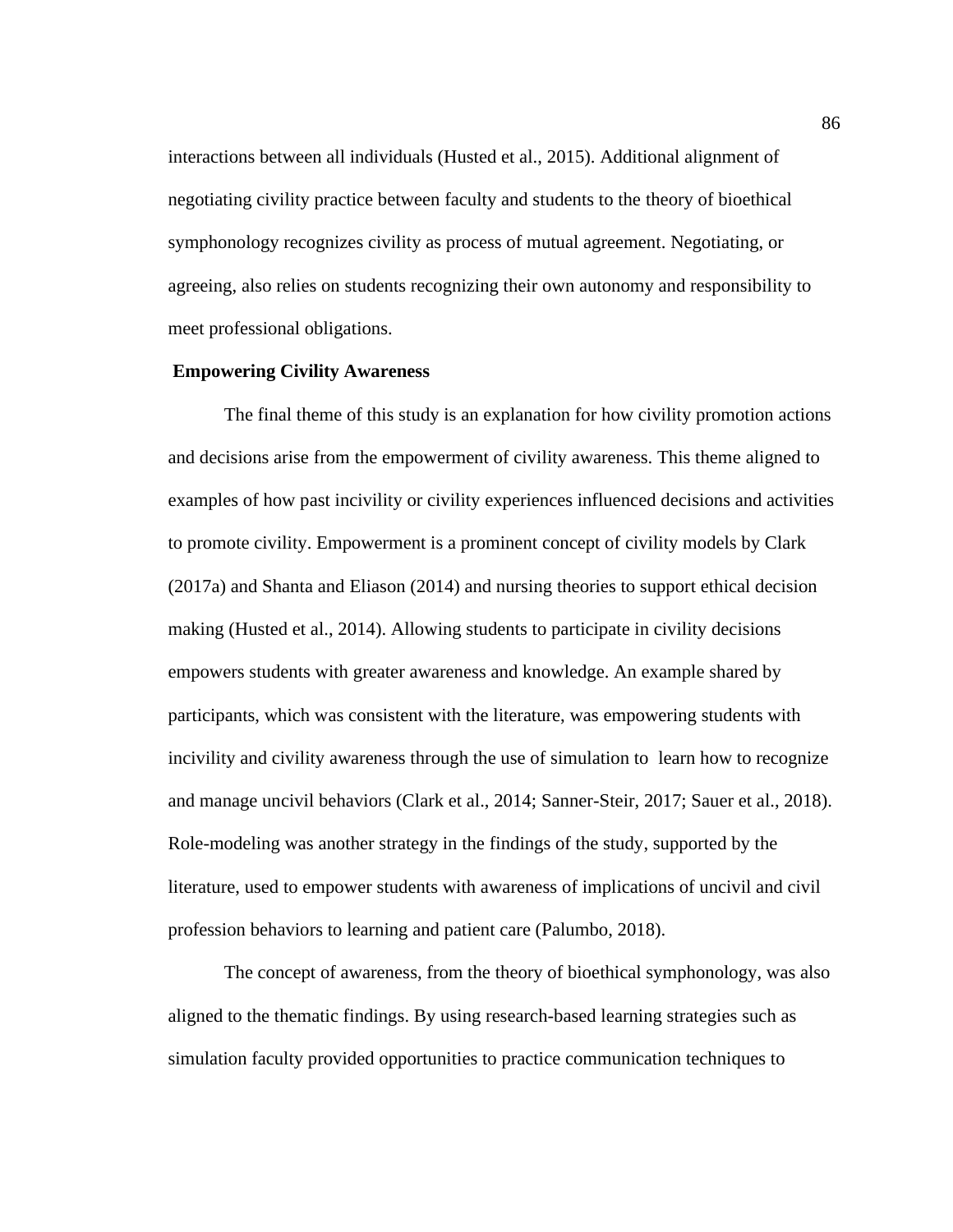interactions between all individuals (Husted et al., 2015). Additional alignment of negotiating civility practice between faculty and students to the theory of bioethical symphonology recognizes civility as process of mutual agreement. Negotiating, or agreeing, also relies on students recognizing their own autonomy and responsibility to meet professional obligations.

**Empowering Civility Awareness**

The final theme of this study is an explanation for how civility promotion actions and decisions arise from the empowerment of civility awareness. This theme aligned to examples of how past incivility or civility experiences influenced decisions and activities to promote civility. Empowerment is a prominent concept of civility models by Clark (2017a) and Shanta and Eliason (2014) and nursing theories to support ethical decision making (Husted et al., 2014). Allowing students to participate in civility decisions empowers students with greater awareness and knowledge. An example shared by participants, which was consistent with the literature, was empowering students with incivility and civility awareness through the use of simulation to learn how to recognize and manage uncivil behaviors (Clark et al., 2014; Sanner-Steir, 2017; Sauer et al., 2018). Role-modeling was another strategy in the findings of the study, supported by the literature, used to empower students with awareness of implications of uncivil and civil profession behaviors to learning and patient care (Palumbo, 2018).

The concept of awareness, from the theory of bioethical symphonology, was also aligned to the thematic findings. By using research-based learning strategies such as simulation faculty provided opportunities to practice communication techniques to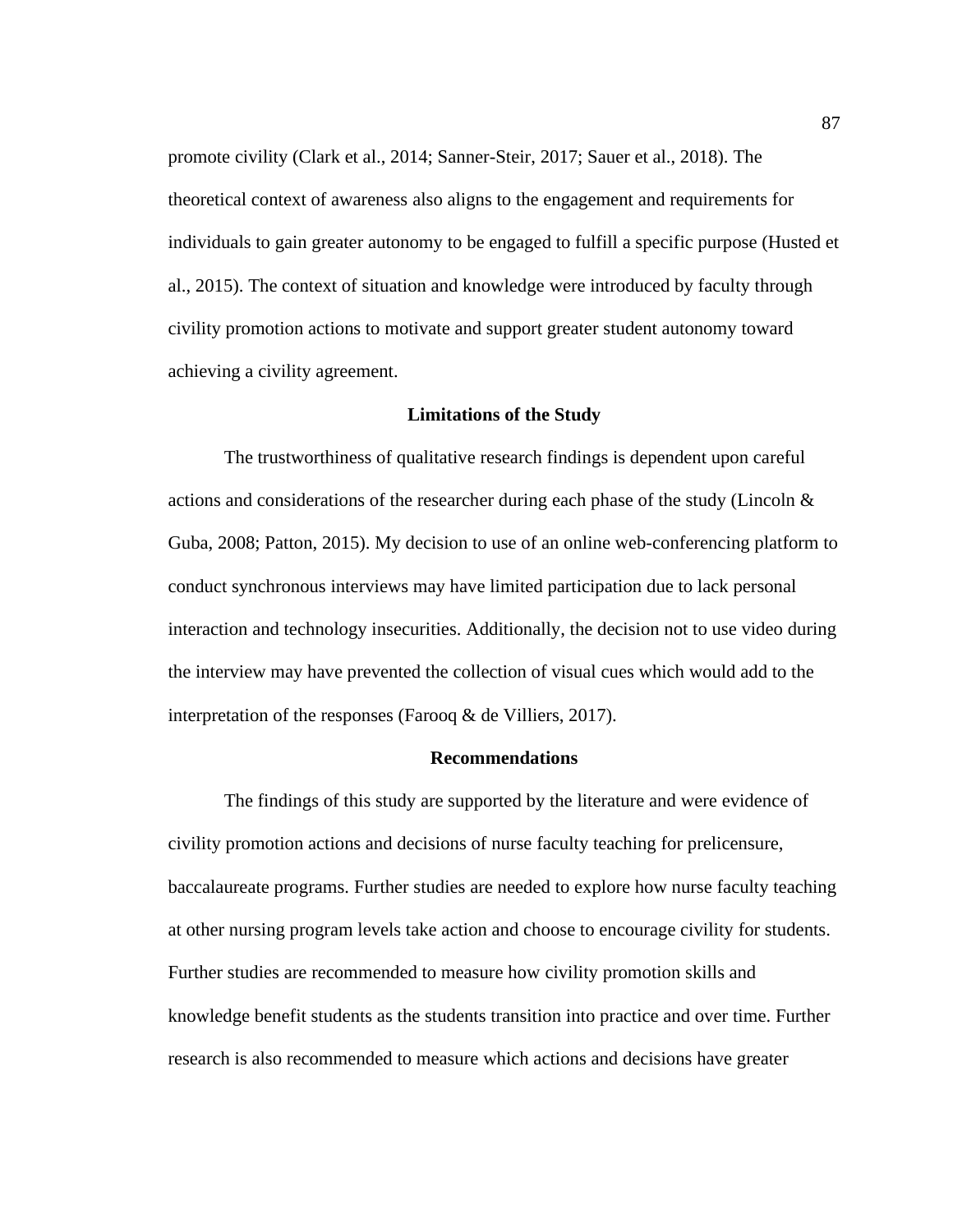promote civility (Clark et al., 2014; Sanner-Steir, 2017; Sauer et al., 2018). The theoretical context of awareness also aligns to the engagement and requirements for individuals to gain greater autonomy to be engaged to fulfill a specific purpose (Husted et al., 2015). The context of situation and knowledge were introduced by faculty through civility promotion actions to motivate and support greater student autonomy toward achieving a civility agreement.

## Limitations of the Study

The trustworthiness of qualitative research findings is dependent upon careful actions and considerations of the researcher during each phase of the study (Lincoln & Guba, 2008; Patton, 2015). My decision to use of an online web-conferencing platform to conduct synchronous interviews may have limited participation due to lack personal interaction and technology insecurities. Additionally, the decision not to use video during the interview may have prevented the collection of visual cues which would add to the interpretation of the responses (Farooq & de Villiers, 2017).

## Recommendations

The findings of this study are supported by the literature and were evidence of civility promotion actions and decisions of nurse faculty teaching for prelicensure, baccalaureate programs. Further studies are needed to explore how nurse faculty teaching at other nursing program levels take action and choose to encourage civility for students. Further studies are recommended to measure how civility promotion skills and knowledge benefit students as the students transition into practice and over time. Further research is also recommended to measure which actions and decisions have greater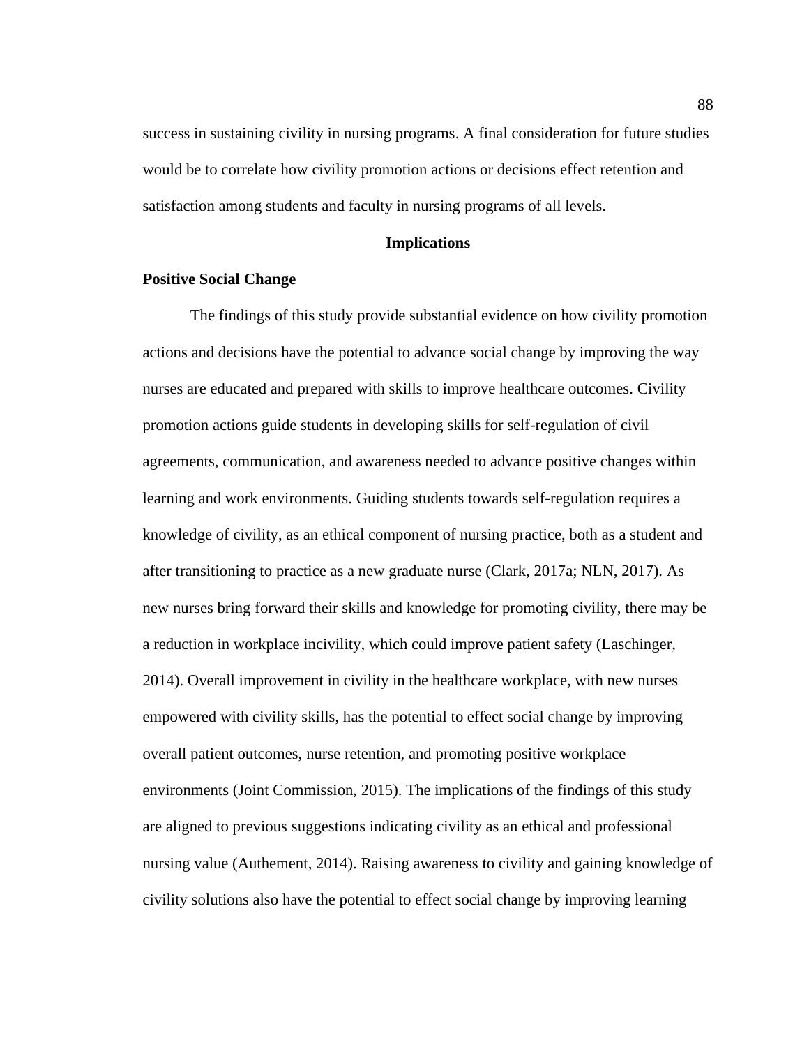success in sustaining civility in nursing programs. A final consideration for future studies would be to correlate how civility promotion actions or decisions effect retention and satisfaction among students and faculty in nursing programs of all levels.

## Implications

### Positive Social Change

The findings of this study provide substantial evidence on how civility promotion actions and decisions have the potential to advance social change by improving the way nurses are educated and prepared with skills to improve healthcare outcomes. Civility promotion actions guide students in developing skills for self-regulation of civil agreements, communication, and awareness needed to advance positive changes within learning and work environments. Guiding students towards self-regulation requires a knowledge of civility, as an ethical component of nursing practice, both as a student and after transitioning to practice as a new graduate nurse (Clark, 2017a; NLN, 2017). As new nurses bring forward their skills and knowledge for promoting civility, there may be a reduction in workplace incivility, which could improve patient safety (Laschinger, 2014). Overall improvement in civility in the healthcare workplace, with new nurses empowered with civility skills, has the potential to effect social change by improving overall patient outcomes, nurse retention, and promoting positive workplace environments (Joint Commission, 2015). The implications of the findings of this study are aligned to previous suggestions indicating civility as an ethical and professional nursing value (Authement, 2014). Raising awareness to civility and gaining knowledge of civility solutions also have the potential to effect social change by improving learning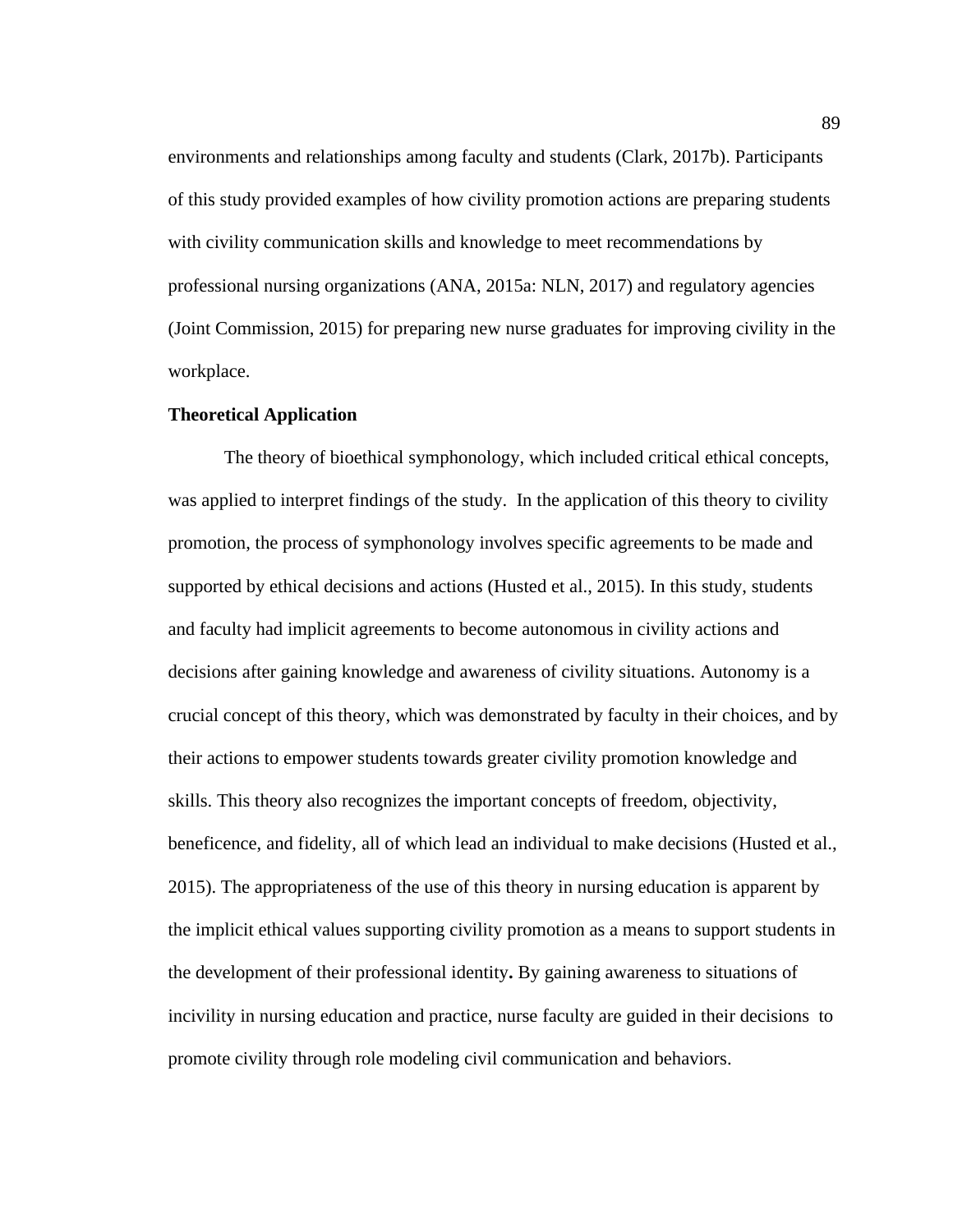environments and relationships among faculty and students (Clark, 2017b). Participants of this study provided examples of how civility promotion actions are preparing students with civility communication skills and knowledge to meet recommendations by professional nursing organizations (ANA, 2015a: NLN, 2017) and regulatory agencies (Joint Commission, 2015) for preparing new nurse graduates for improving civility in the workplace.

**Theoretical Application**

The theory of bioethical symphonology, which included critical ethical concepts, was applied to interpret findings of the study. In the application of this theory to civility promotion, the process of symphonology involves specific agreements to be made and supported by ethical decisions and actions (Husted et al., 2015). In this study, students and faculty had implicit agreements to become autonomous in civility actions and decisions after gaining knowledge and awareness of civility situations. Autonomy is a crucial concept of this theory, which was demonstrated by faculty in their choices, and by their actions to empower students towards greater civility promotion knowledge and skills. This theory also recognizes the important concepts of freedom, objectivity, beneficence, and fidelity, all of which lead an individual to make decisions (Husted et al., 2015). The appropriateness of the use of this theory in nursing education is apparent by the implicit ethical values supporting civility promotion as a means to support students in the development of their professional identity**.** By gaining awareness to situations of incivility in nursing education and practice, nurse faculty are guided in their decisions to promote civility through role modeling civil communication and behaviors.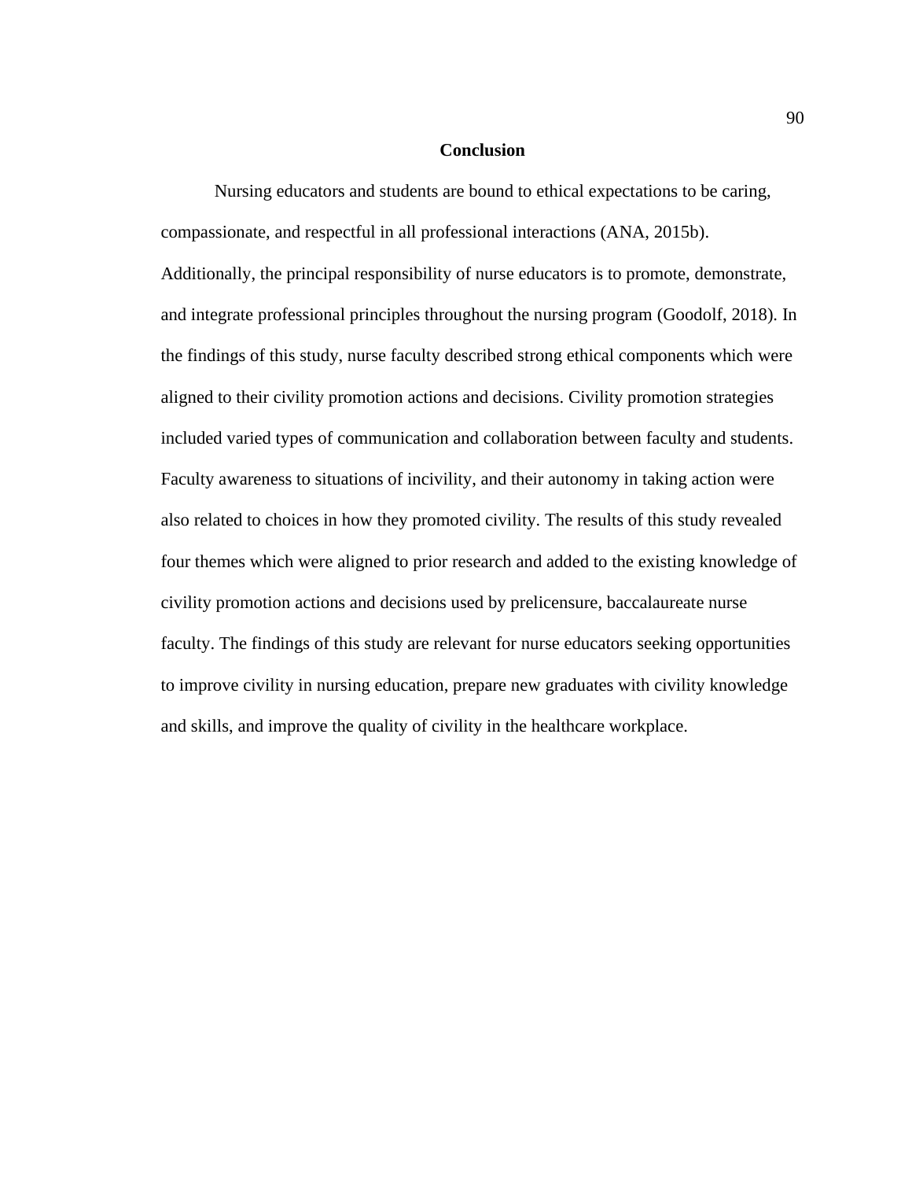## Conclusion

Nursing educators and students are bound to ethical expectations to be caring, compassionate, and respectful in all professional interactions (ANA, 2015b). Additionally, the principal responsibility of nurse educators is to promote, demonstrate, and integrate professional principles throughout the nursing program (Goodolf, 2018). In the findings of this study, nurse faculty described strong ethical components which were aligned to their civility promotion actions and decisions. Civility promotion strategies included varied types of communication and collaboration between faculty and students. Faculty awareness to situations of incivility, and their autonomy in taking action were also related to choices in how they promoted civility. The results of this study revealed four themes which were aligned to prior research and added to the existing knowledge of civility promotion actions and decisions used by prelicensure, baccalaureate nurse faculty. The findings of this study are relevant for nurse educators seeking opportunities to improve civility in nursing education, prepare new graduates with civility knowledge and skills, and improve the quality of civility in the healthcare workplace.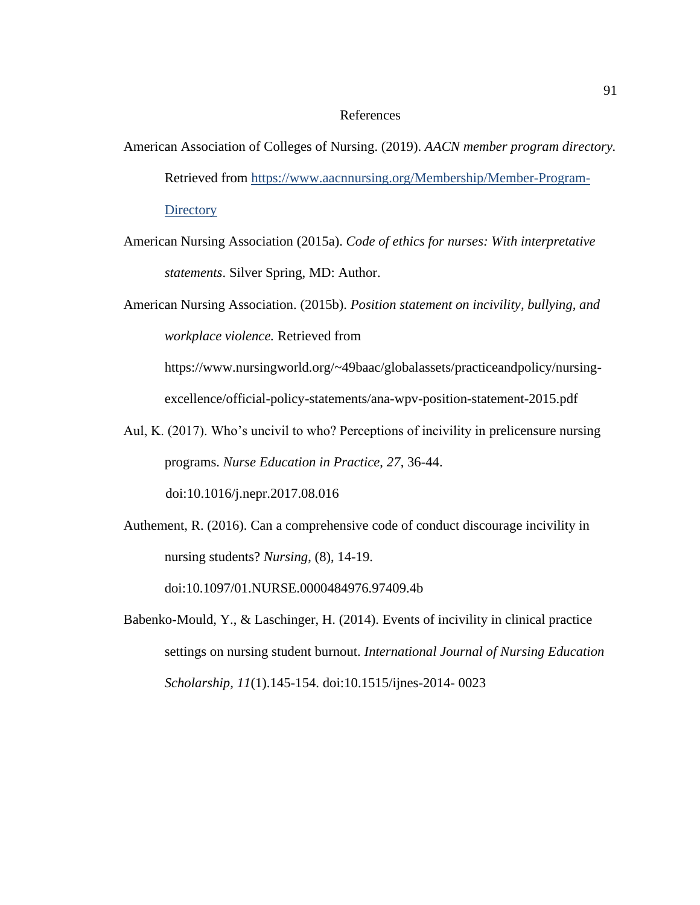# References

American Association of Colleges of Nursing. (2019). *AACN member program directory.* Retrieved from https://www.aacnnursing.org/Membership/Member-Program-Directory

American Nursing Association (2015a). *Code of ethics for nurses: With interpretative statements*. Silver Spring, MD: Author.

American Nursing Association. (2015b). *Position statement on incivility, bullying, and workplace violence.* Retrieved from https://www.nursingworld.org/~49baac/globalassets/practiceandpolicy/nursing-excellence/official-policy-statements/ana-wpv-position-statement-2015.pdf

Aul, K. (2017). Who's uncivil to who? Perceptions of incivility in prelicensure nursing programs. *Nurse Education in Practice*, *27*, 36-44. doi:10.1016/j.nepr.2017.08.016

Authement, R. (2016). Can a comprehensive code of conduct discourage incivility in nursing students? *Nursing*, (8), 14-19. doi:10.1097/01.NURSE.0000484976.97409.4b

Babenko-Mould, Y., & Laschinger, H. (2014). Events of incivility in clinical practice settings on nursing student burnout. *International Journal of Nursing Education Scholarship, 11*(1).145-154. doi:10.1515/ijnes-2014- 0023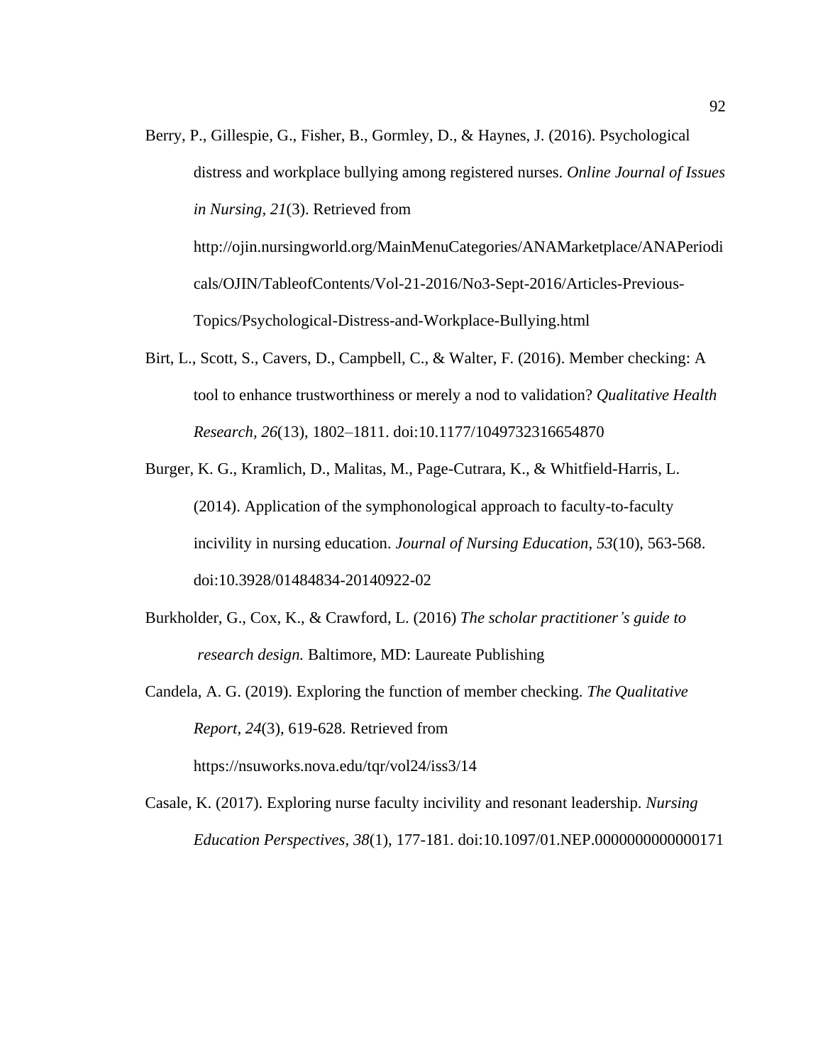Berry, P., Gillespie, G., Fisher, B., Gormley, D., & Haynes, J. (2016). Psychological distress and workplace bullying among registered nurses. *Online Journal of Issues in Nursing, 21*(3). Retrieved from http://ojin.nursingworld.org/MainMenuCategories/ANAMarketplace/ANAPeriodicals/OJIN/TableofContents/Vol-21-2016/No3-Sept-2016/Articles-Previous-Topics/Psychological-Distress-and-Workplace-Bullying.html

Birt, L., Scott, S., Cavers, D., Campbell, C., & Walter, F. (2016). Member checking: A tool to enhance trustworthiness or merely a nod to validation? *Qualitative Health Research, 26*(13), 1802–1811. doi:10.1177/1049732316654870

Burger, K. G., Kramlich, D., Malitas, M., Page-Cutrara, K., & Whitfield-Harris, L. (2014). Application of the symphonological approach to faculty-to-faculty incivility in nursing education. *Journal of Nursing Education, 53*(10), 563-568. doi:10.3928/01484834-20140922-02

Burkholder, G., Cox, K., & Crawford, L. (2016) *The scholar practitioner's guide to research design.* Baltimore, MD: Laureate Publishing

Candela, A. G. (2019). Exploring the function of member checking. *The Qualitative Report*, *24*(3), 619-628. Retrieved from https://nsuworks.nova.edu/tqr/vol24/iss3/14

Casale, K. (2017). Exploring nurse faculty incivility and resonant leadership. *Nursing Education Perspectives, 38*(1), 177-181. doi:10.1097/01.NEP.0000000000000171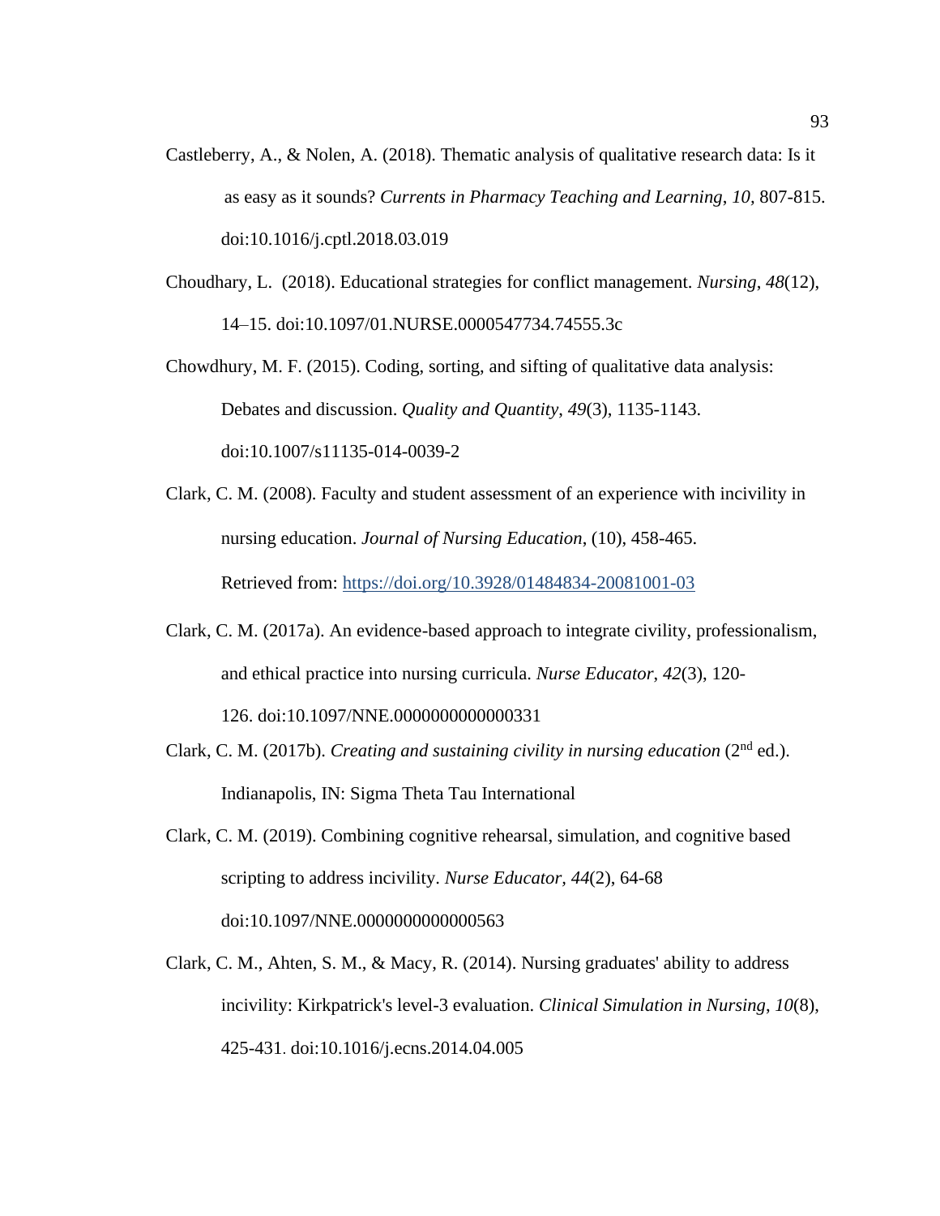Castleberry, A., & Nolen, A. (2018). Thematic analysis of qualitative research data: Is it as easy as it sounds? *Currents in Pharmacy Teaching and Learning*, *10*, 807-815. doi:10.1016/j.cptl.2018.03.019

Choudhary, L. (2018). Educational strategies for conflict management. *Nursing*, *48*(12), 14–15. doi:10.1097/01.NURSE.0000547734.74555.3c

Chowdhury, M. F. (2015). Coding, sorting, and sifting of qualitative data analysis: Debates and discussion. *Quality and Quantity*, *49*(3), 1135-1143. doi:10.1007/s11135-014-0039-2

Clark, C. M. (2008). Faculty and student assessment of an experience with incivility in nursing education. *Journal of Nursing Education*, (10), 458-465. Retrieved from: https://doi.org/10.3928/01484834-20081001-03

Clark, C. M. (2017a). An evidence-based approach to integrate civility, professionalism, and ethical practice into nursing curricula. *Nurse Educator*, *42*(3), 120-126. doi:10.1097/NNE.0000000000000331

Clark, C. M. (2017b). *Creating and sustaining civility in nursing education* (2nd ed.). Indianapolis, IN: Sigma Theta Tau International

Clark, C. M. (2019). Combining cognitive rehearsal, simulation, and cognitive based scripting to address incivility. *Nurse Educator*, *44*(2), 64-68 doi:10.1097/NNE.0000000000000563

Clark, C. M., Ahten, S. M., & Macy, R. (2014). Nursing graduates' ability to address incivility: Kirkpatrick's level-3 evaluation. *Clinical Simulation in Nursing*, *10*(8), 425-431. doi:10.1016/j.ecns.2014.04.005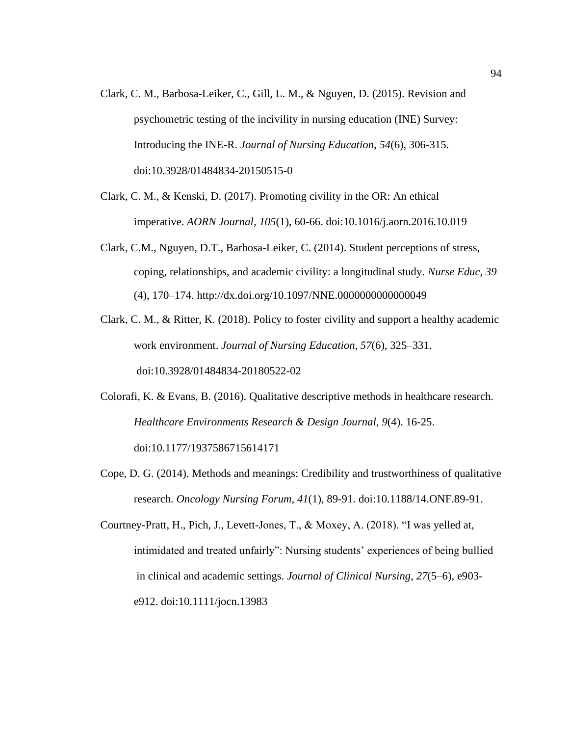Clark, C. M., Barbosa-Leiker, C., Gill, L. M., & Nguyen, D. (2015). Revision and psychometric testing of the incivility in nursing education (INE) Survey: Introducing the INE-R. *Journal of Nursing Education*, *54*(6), 306-315. doi:10.3928/01484834-20150515-0

Clark, C. M., & Kenski, D. (2017). Promoting civility in the OR: An ethical imperative. *AORN Journal*, *105*(1), 60-66. doi:10.1016/j.aorn.2016.10.019

Clark, C.M., Nguyen, D.T., Barbosa-Leiker, C. (2014). Student perceptions of stress, coping, relationships, and academic civility: a longitudinal study. *Nurse Educ*, *39* (4), 170–174. http://dx.doi.org/10.1097/NNE.0000000000000049

Clark, C. M., & Ritter, K. (2018). Policy to foster civility and support a healthy academic work environment. *Journal of Nursing Education*, *57*(6), 325–331. doi:10.3928/01484834-20180522-02

Colorafi, K. & Evans, B. (2016). Qualitative descriptive methods in healthcare research. *Healthcare Environments Research & Design Journal*, *9*(4). 16-25. doi:10.1177/1937586715614171

Cope, D. G. (2014). Methods and meanings: Credibility and trustworthiness of qualitative research. *Oncology Nursing Forum, 41*(1), 89-91. doi:10.1188/14.ONF.89-91.

Courtney-Pratt, H., Pich, J., Levett-Jones, T., & Moxey, A. (2018). "I was yelled at, intimidated and treated unfairly": Nursing students' experiences of being bullied in clinical and academic settings. *Journal of Clinical Nursing*, *27*(5–6), e903-e912. doi:10.1111/jocn.13983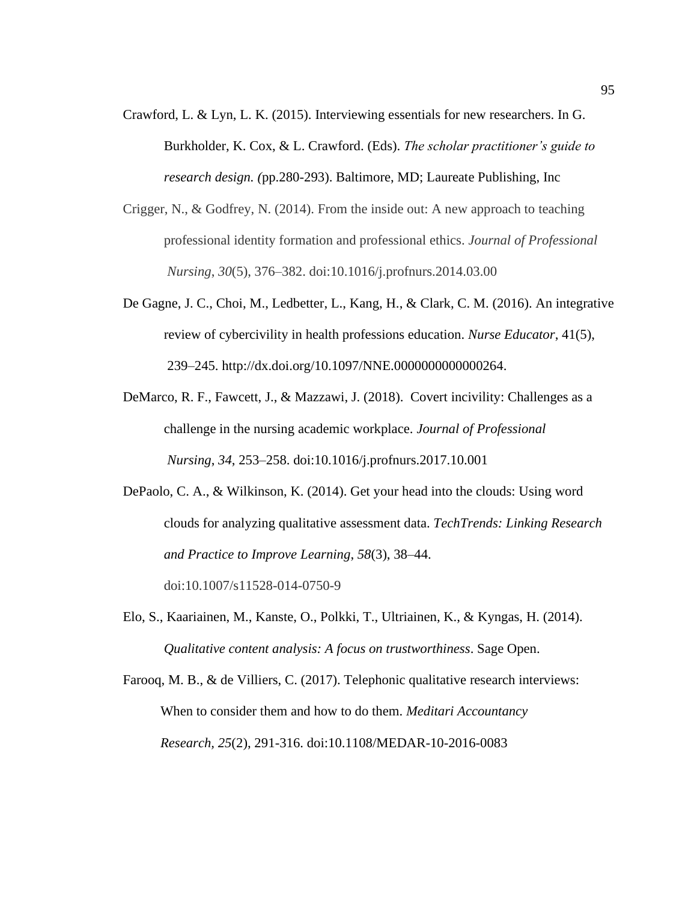Crawford, L. & Lyn, L. K. (2015). Interviewing essentials for new researchers. In G. Burkholder, K. Cox, & L. Crawford. (Eds). *The scholar practitioner's guide to research design. (*pp.280-293). Baltimore, MD; Laureate Publishing, Inc

Crigger, N., & Godfrey, N. (2014). From the inside out: A new approach to teaching professional identity formation and professional ethics. *Journal of Professional Nursing*, *30*(5), 376–382. doi:10.1016/j.profnurs.2014.03.00

De Gagne, J. C., Choi, M., Ledbetter, L., Kang, H., & Clark, C. M. (2016). An integrative review of cybercivility in health professions education. *Nurse Educator*, 41(5), 239–245. http://dx.doi.org/10.1097/NNE.0000000000000264.

DeMarco, R. F., Fawcett, J., & Mazzawi, J. (2018). Covert incivility: Challenges as a challenge in the nursing academic workplace. *Journal of Professional Nursing*, *34*, 253–258. doi:10.1016/j.profnurs.2017.10.001

DePaolo, C. A., & Wilkinson, K. (2014). Get your head into the clouds: Using word clouds for analyzing qualitative assessment data. *TechTrends: Linking Research and Practice to Improve Learning*, *58*(3), 38–44. doi:10.1007/s11528-014-0750-9

Elo, S., Kaariainen, M., Kanste, O., Polkki, T., Ultriainen, K., & Kyngas, H. (2014). *Qualitative content analysis: A focus on trustworthiness*. Sage Open.

Farooq, M. B., & de Villiers, C. (2017). Telephonic qualitative research interviews: When to consider them and how to do them. *Meditari Accountancy Research, 25*(2), 291-316. doi:10.1108/MEDAR-10-2016-0083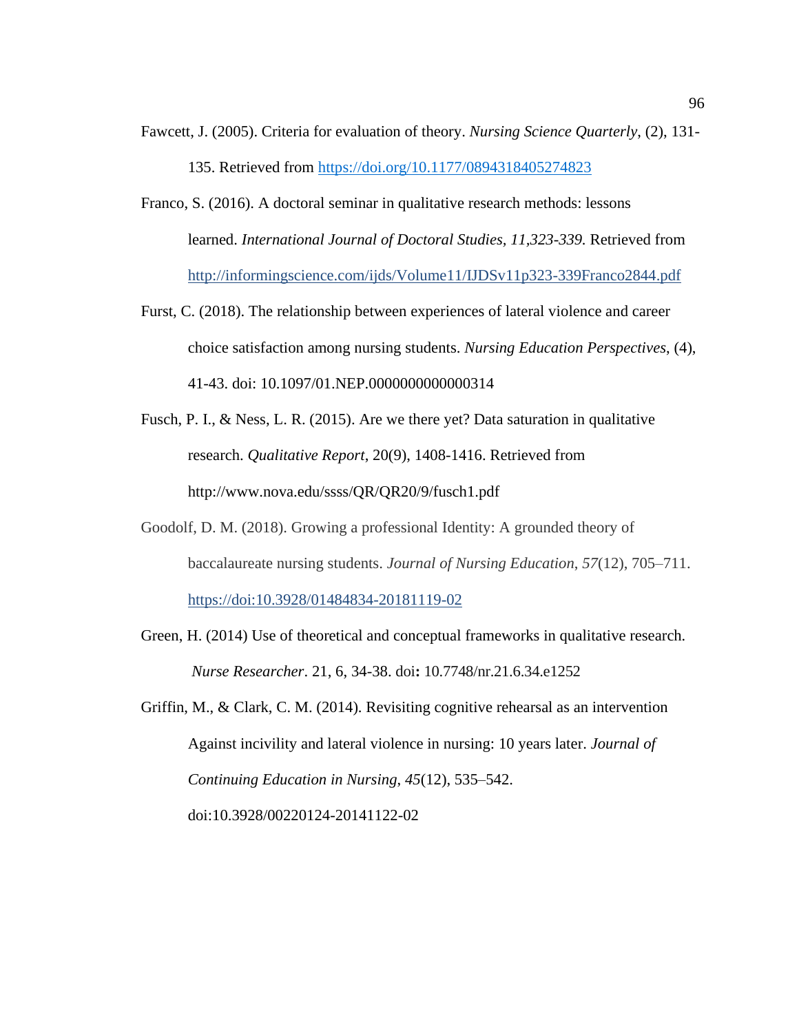Fawcett, J. (2005). Criteria for evaluation of theory. *Nursing Science Quarterly*, (2), 131-135. Retrieved from https://doi.org/10.1177/0894318405274823

Franco, S. (2016). A doctoral seminar in qualitative research methods: lessons learned. *International Journal of Doctoral Studies, 11,323-339.* Retrieved from http://informingscience.com/ijds/Volume11/IJDSv11p323-339Franco2844.pdf

Furst, C. (2018). The relationship between experiences of lateral violence and career choice satisfaction among nursing students. *Nursing Education Perspectives*, (4), 41-43. doi: 10.1097/01.NEP.0000000000000314

Fusch, P. I., & Ness, L. R. (2015). Are we there yet? Data saturation in qualitative research. *Qualitative Report*, 20(9), 1408-1416. Retrieved from http://www.nova.edu/ssss/QR/QR20/9/fusch1.pdf

Goodolf, D. M. (2018). Growing a professional Identity: A grounded theory of baccalaureate nursing students. *Journal of Nursing Education*, *57*(12), 705–711. https://doi:10.3928/01484834-20181119-02

Green, H. (2014) Use of theoretical and conceptual frameworks in qualitative research. *Nurse Researcher*. 21, 6, 34-38. doi**:** 10.7748/nr.21.6.34.e1252

Griffin, M., & Clark, C. M. (2014). Revisiting cognitive rehearsal as an intervention Against incivility and lateral violence in nursing: 10 years later. *Journal of Continuing Education in Nursing*, *45*(12), 535–542. doi:10.3928/00220124-20141122-02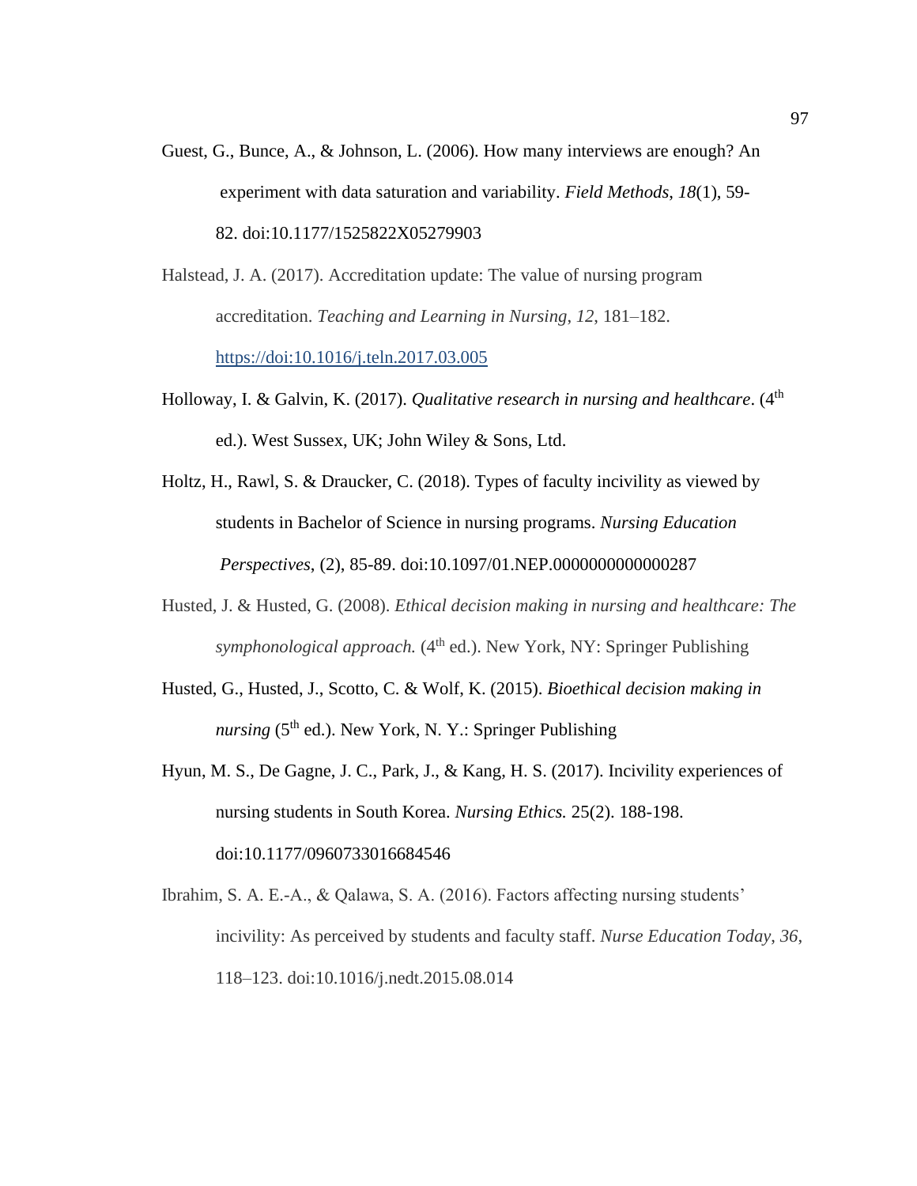Guest, G., Bunce, A., & Johnson, L. (2006). How many interviews are enough? An experiment with data saturation and variability. *Field Methods*, *18*(1), 59-82. doi:10.1177/1525822X05279903

Halstead, J. A. (2017). Accreditation update: The value of nursing program accreditation. *Teaching and Learning in Nursing*, *12*, 181–182. https://doi:10.1016/j.teln.2017.03.005

Holloway, I. & Galvin, K. (2017). *Qualitative research in nursing and healthcare*. (4th ed.). West Sussex, UK; John Wiley & Sons, Ltd.

Holtz, H., Rawl, S. & Draucker, C. (2018). Types of faculty incivility as viewed by students in Bachelor of Science in nursing programs. *Nursing Education Perspectives*, (2), 85-89. doi:10.1097/01.NEP.0000000000000287

Husted, J. & Husted, G. (2008). *Ethical decision making in nursing and healthcare: The symphonological approach.* (4th ed.). New York, NY: Springer Publishing

Husted, G., Husted, J., Scotto, C. & Wolf, K. (2015). *Bioethical decision making in nursing* (5th ed.). New York, N. Y.: Springer Publishing

Hyun, M. S., De Gagne, J. C., Park, J., & Kang, H. S. (2017). Incivility experiences of nursing students in South Korea. *Nursing Ethics.* 25(2). 188-198. doi:10.1177/0960733016684546

Ibrahim, S. A. E.-A., & Qalawa, S. A. (2016). Factors affecting nursing students' incivility: As perceived by students and faculty staff. *Nurse Education Today*, *36*, 118–123. doi:10.1016/j.nedt.2015.08.014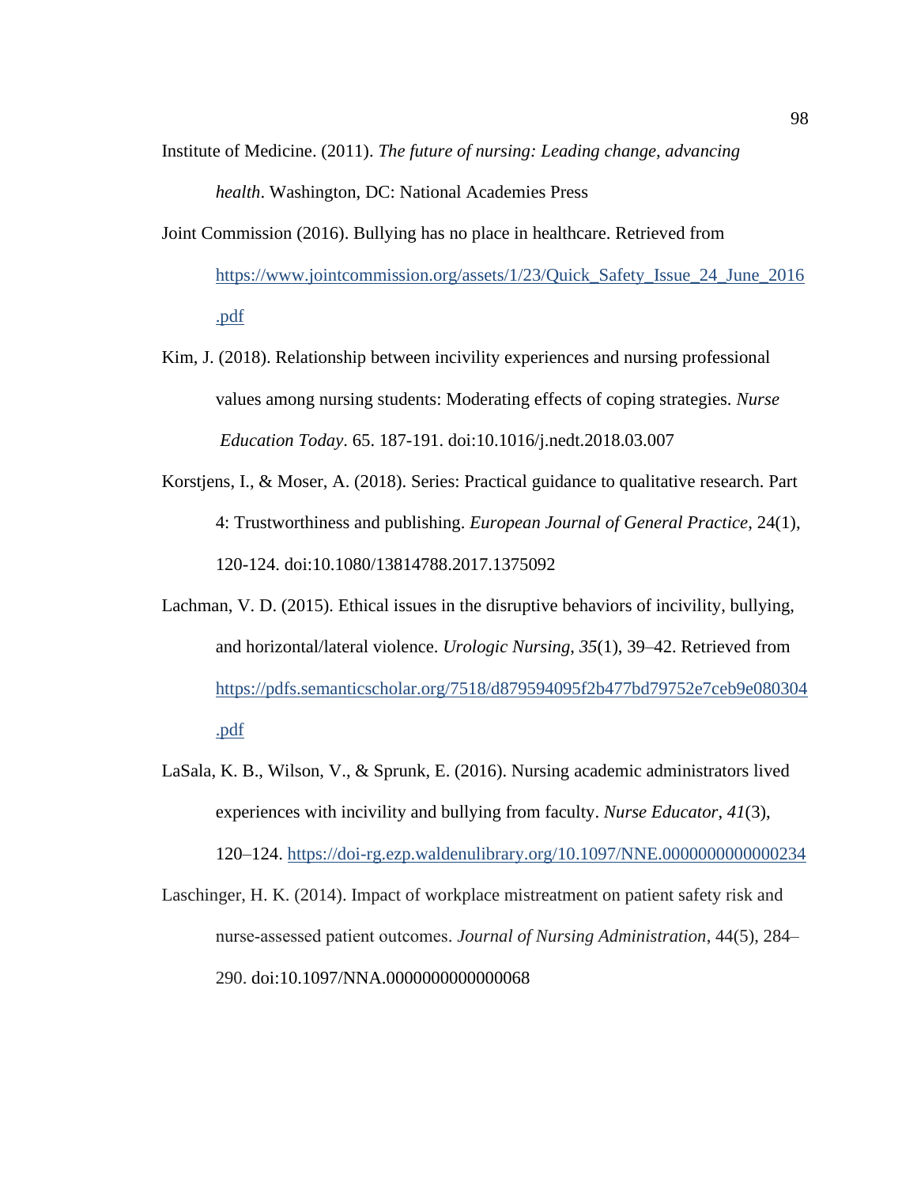Institute of Medicine. (2011). *The future of nursing: Leading change, advancing health*. Washington, DC: National Academies Press

Joint Commission (2016). Bullying has no place in healthcare. Retrieved from https://www.jointcommission.org/assets/1/23/Quick_Safety_Issue_24_June_2016.pdf

Kim, J. (2018). Relationship between incivility experiences and nursing professional values among nursing students: Moderating effects of coping strategies. *Nurse Education Today*. 65. 187-191. doi:10.1016/j.nedt.2018.03.007

Korstjens, I., & Moser, A. (2018). Series: Practical guidance to qualitative research. Part 4: Trustworthiness and publishing. *European Journal of General Practice*, 24(1), 120-124. doi:10.1080/13814788.2017.1375092

Lachman, V. D. (2015). Ethical issues in the disruptive behaviors of incivility, bullying, and horizontal/lateral violence. *Urologic Nursing*, *35*(1), 39–42. Retrieved from https://pdfs.semanticscholar.org/7518/d879594095f2b477bd79752e7ceb9e080304.pdf

LaSala, K. B., Wilson, V., & Sprunk, E. (2016). Nursing academic administrators lived experiences with incivility and bullying from faculty. *Nurse Educator*, *41*(3), 120–124. https://doi-rg.ezp.waldenulibrary.org/10.1097/NNE.0000000000000234

Laschinger, H. K. (2014). Impact of workplace mistreatment on patient safety risk and nurse-assessed patient outcomes. *Journal of Nursing Administration*, 44(5), 284–290. doi:10.1097/NNA.0000000000000068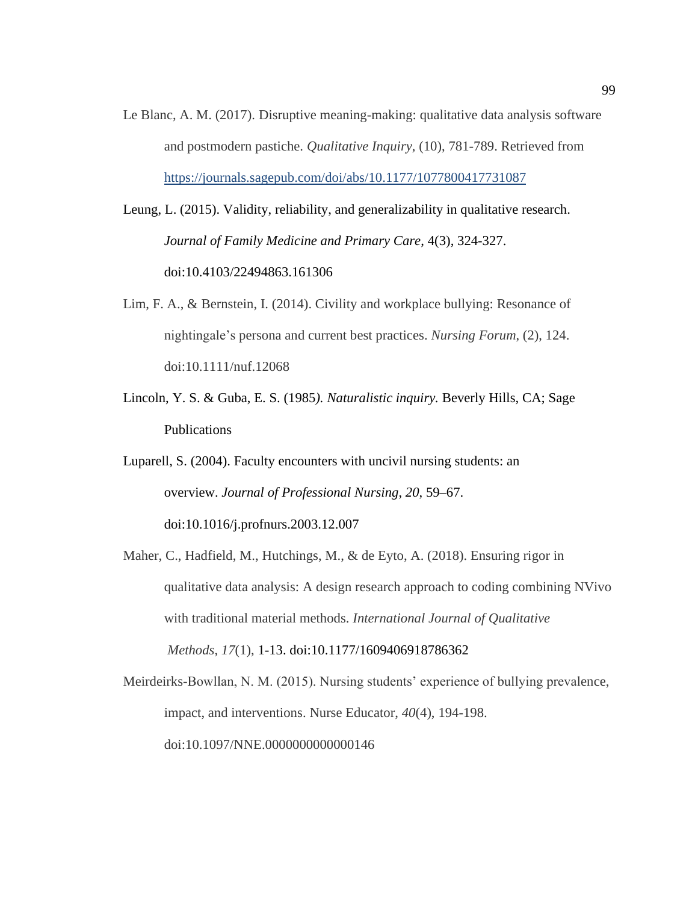Le Blanc, A. M. (2017). Disruptive meaning-making: qualitative data analysis software and postmodern pastiche. *Qualitative Inquiry*, (10), 781-789. Retrieved from https://journals.sagepub.com/doi/abs/10.1177/1077800417731087

Leung, L. (2015). Validity, reliability, and generalizability in qualitative research. *Journal of Family Medicine and Primary Care*, 4(3), 324-327. doi:10.4103/22494863.161306

Lim, F. A., & Bernstein, I. (2014). Civility and workplace bullying: Resonance of nightingale's persona and current best practices. *Nursing Forum*, (2), 124. doi:10.1111/nuf.12068

Lincoln, Y. S. & Guba, E. S. (1985*). Naturalistic inquiry.* Beverly Hills, CA; Sage Publications

Luparell, S. (2004). Faculty encounters with uncivil nursing students: an overview. *Journal of Professional Nursing*, *20*, 59–67. doi:10.1016/j.profnurs.2003.12.007

Maher, C., Hadfield, M., Hutchings, M., & de Eyto, A. (2018). Ensuring rigor in qualitative data analysis: A design research approach to coding combining NVivo with traditional material methods. *International Journal of Qualitative Methods*, *17*(1), 1-13. doi:10.1177/1609406918786362

Meirdeirks-Bowllan, N. M. (2015). Nursing students' experience of bullying prevalence, impact, and interventions. Nurse Educator, *40*(4), 194-198. doi:10.1097/NNE.0000000000000146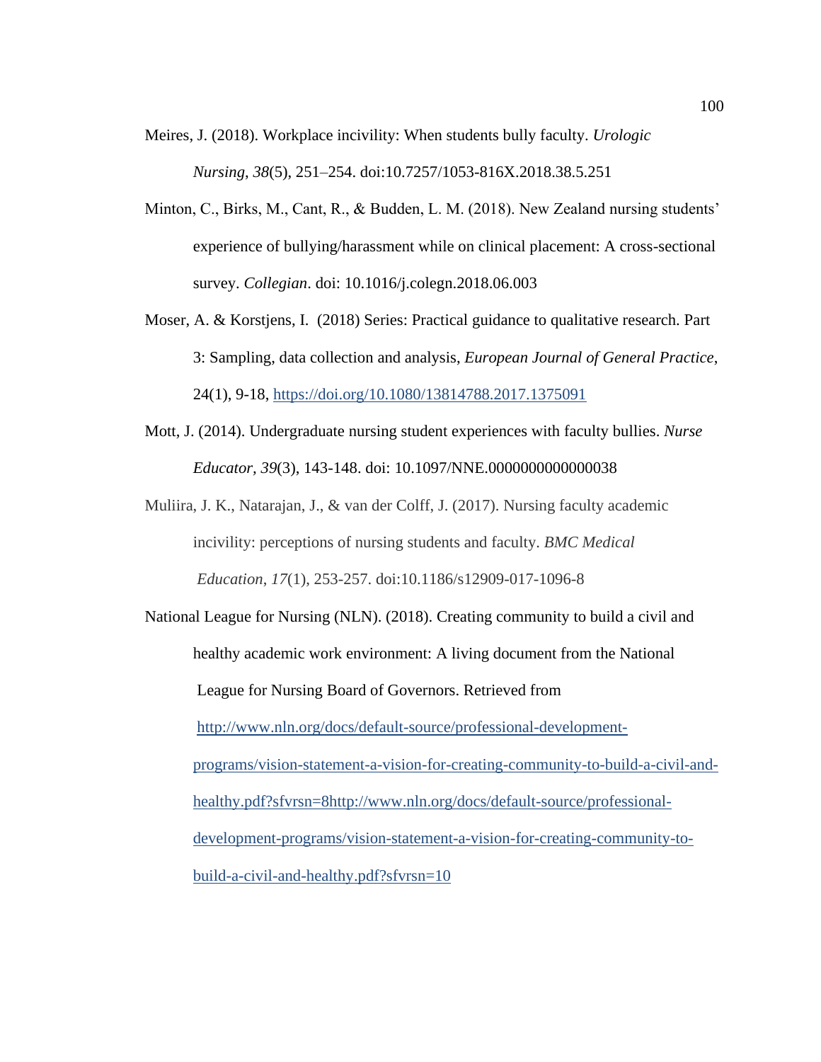Meires, J. (2018). Workplace incivility: When students bully faculty. *Urologic Nursing*, *38*(5), 251–254. doi:10.7257/1053-816X.2018.38.5.251

Minton, C., Birks, M., Cant, R., & Budden, L. M. (2018). New Zealand nursing students' experience of bullying/harassment while on clinical placement: A cross-sectional survey. *Collegian*. doi: 10.1016/j.colegn.2018.06.003

Moser, A. & Korstjens, I. (2018) Series: Practical guidance to qualitative research. Part 3: Sampling, data collection and analysis, *European Journal of General Practice*, 24(1), 9-18, https://doi.org/10.1080/13814788.2017.1375091

Mott, J. (2014). Undergraduate nursing student experiences with faculty bullies. *Nurse Educator, 39*(3), 143-148. doi: 10.1097/NNE.0000000000000038

Muliira, J. K., Natarajan, J., & van der Colff, J. (2017). Nursing faculty academic incivility: perceptions of nursing students and faculty. *BMC Medical Education*, *17*(1), 253-257. doi:10.1186/s12909-017-1096-8

National League for Nursing (NLN). (2018). Creating community to build a civil and healthy academic work environment: A living document from the National League for Nursing Board of Governors. Retrieved from http://www.nln.org/docs/default-source/professional-development-programs/vision-statement-a-vision-for-creating-community-to-build-a-civil-and-healthy.pdf?sfvrsn=8http://www.nln.org/docs/default-source/professional-development-programs/vision-statement-a-vision-for-creating-community-to-build-a-civil-and-healthy.pdf?sfvrsn=10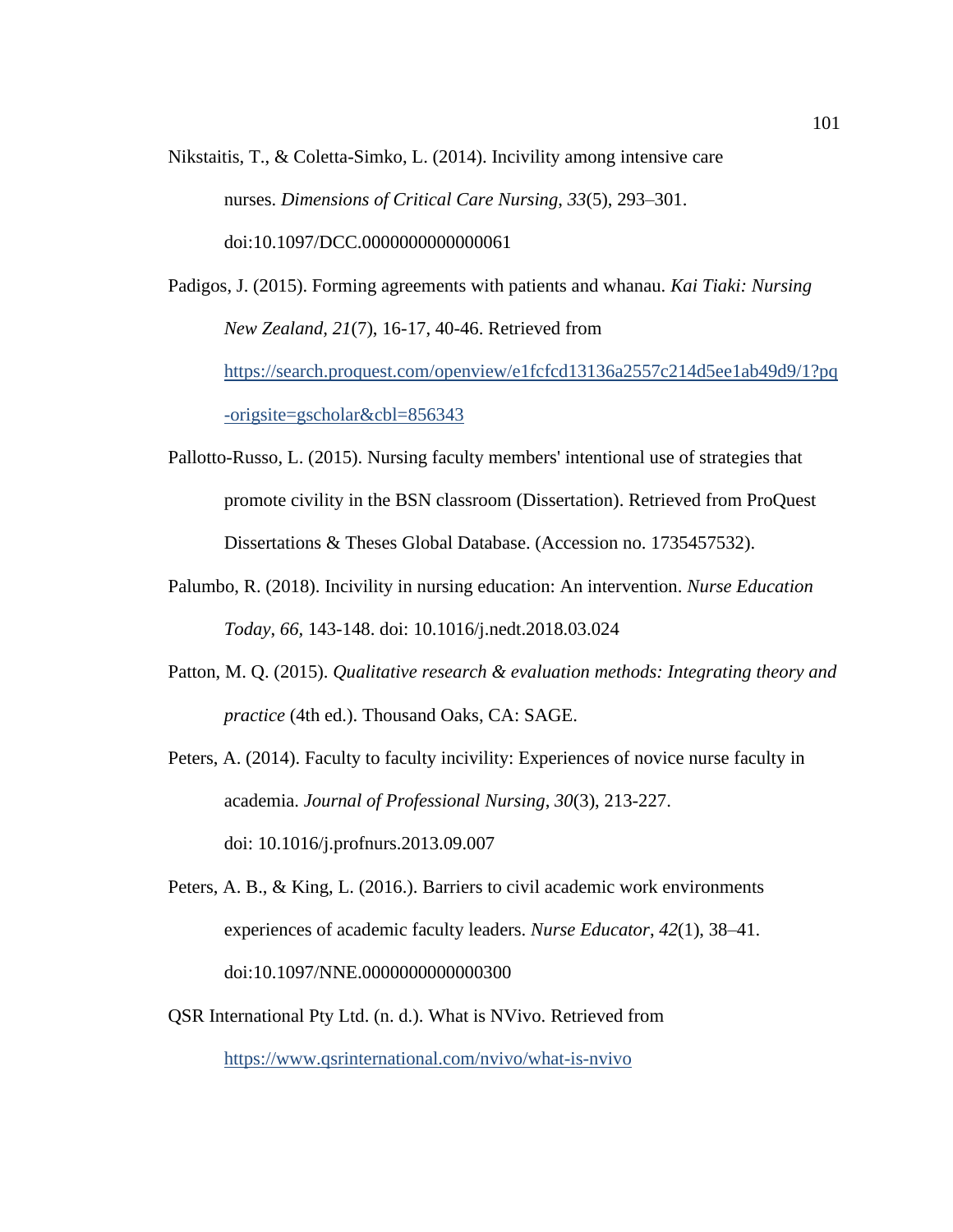Nikstaitis, T., & Coletta-Simko, L. (2014). Incivility among intensive care nurses. *Dimensions of Critical Care Nursing*, *33*(5), 293–301. doi:10.1097/DCC.0000000000000061

Padigos, J. (2015). Forming agreements with patients and whanau. *Kai Tiaki: Nursing New Zealand, 21*(7), 16-17, 40-46. Retrieved from https://search.proquest.com/openview/e1fcfcd13136a2557c214d5ee1ab49d9/1?pq-origsite=gscholar&cbl=856343

Pallotto-Russo, L. (2015). Nursing faculty members' intentional use of strategies that promote civility in the BSN classroom (Dissertation). Retrieved from ProQuest Dissertations & Theses Global Database. (Accession no. 1735457532).

Palumbo, R. (2018). Incivility in nursing education: An intervention. *Nurse Education Today*, *66*, 143-148. doi: 10.1016/j.nedt.2018.03.024

Patton, M. Q. (2015). *Qualitative research & evaluation methods: Integrating theory and practice* (4th ed.). Thousand Oaks, CA: SAGE.

Peters, A. (2014). Faculty to faculty incivility: Experiences of novice nurse faculty in academia. *Journal of Professional Nursing*, *30*(3), 213-227. doi: 10.1016/j.profnurs.2013.09.007

Peters, A. B., & King, L. (2016.). Barriers to civil academic work environments experiences of academic faculty leaders. *Nurse Educator*, *42*(1), 38–41. doi:10.1097/NNE.0000000000000300

QSR International Pty Ltd. (n. d.). What is NVivo. Retrieved from https://www.qsrinternational.com/nvivo/what-is-nvivo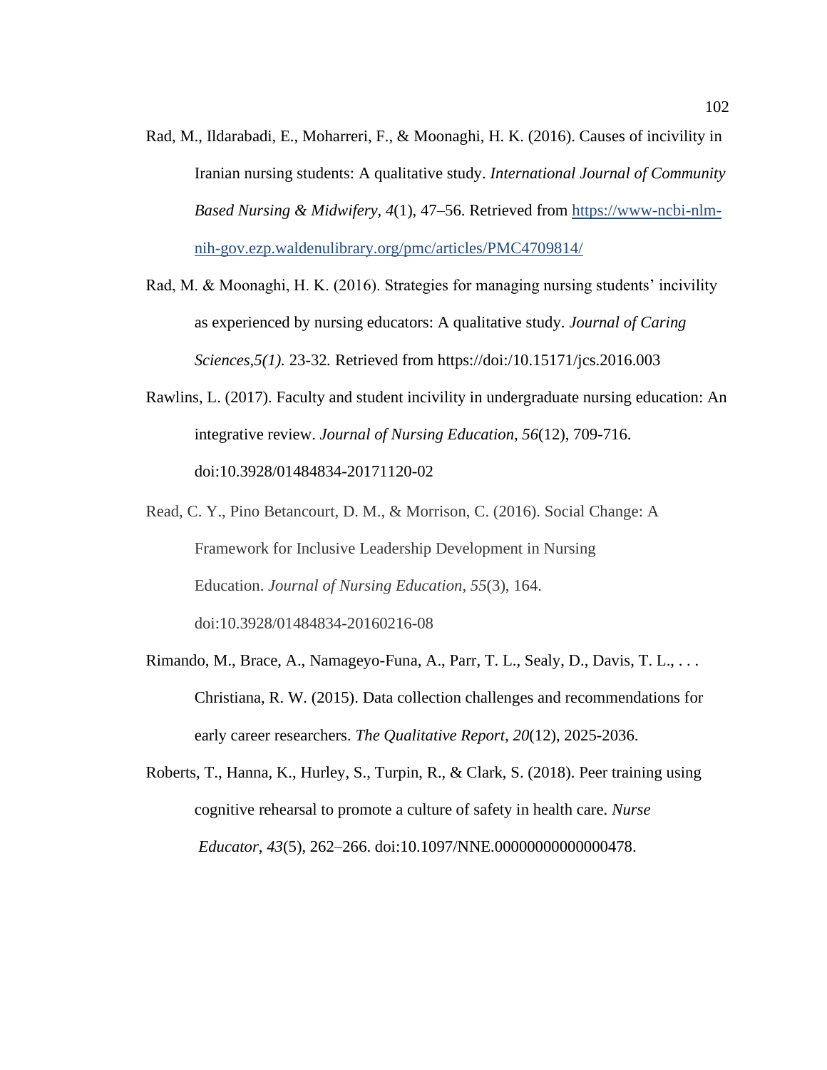Rad, M., Ildarabadi, E., Moharreri, F., & Moonaghi, H. K. (2016). Causes of incivility in Iranian nursing students: A qualitative study. *International Journal of Community Based Nursing & Midwifery*, *4*(1), 47–56. Retrieved from https://www-ncbi-nlm-nih-gov.ezp.waldenulibrary.org/pmc/articles/PMC4709814/

Rad, M. & Moonaghi, H. K. (2016). Strategies for managing nursing students' incivility as experienced by nursing educators: A qualitative study. *Journal of Caring Sciences,5(1).* 23-32. Retrieved from https://doi:/10.15171/jcs.2016.003

Rawlins, L. (2017). Faculty and student incivility in undergraduate nursing education: An integrative review. *Journal of Nursing Education, 56*(12), 709-716. doi:10.3928/01484834-20171120-02

Read, C. Y., Pino Betancourt, D. M., & Morrison, C. (2016). Social Change: A Framework for Inclusive Leadership Development in Nursing Education. *Journal of Nursing Education*, *55*(3), 164. doi:10.3928/01484834-20160216-08

Rimando, M., Brace, A., Namageyo-Funa, A., Parr, T. L., Sealy, D., Davis, T. L., . . . Christiana, R. W. (2015). Data collection challenges and recommendations for early career researchers. *The Qualitative Report, 20*(12), 2025-2036.

Roberts, T., Hanna, K., Hurley, S., Turpin, R., & Clark, S. (2018). Peer training using cognitive rehearsal to promote a culture of safety in health care. *Nurse Educator*, *43*(5), 262–266. doi:10.1097/NNE.0000000000000478.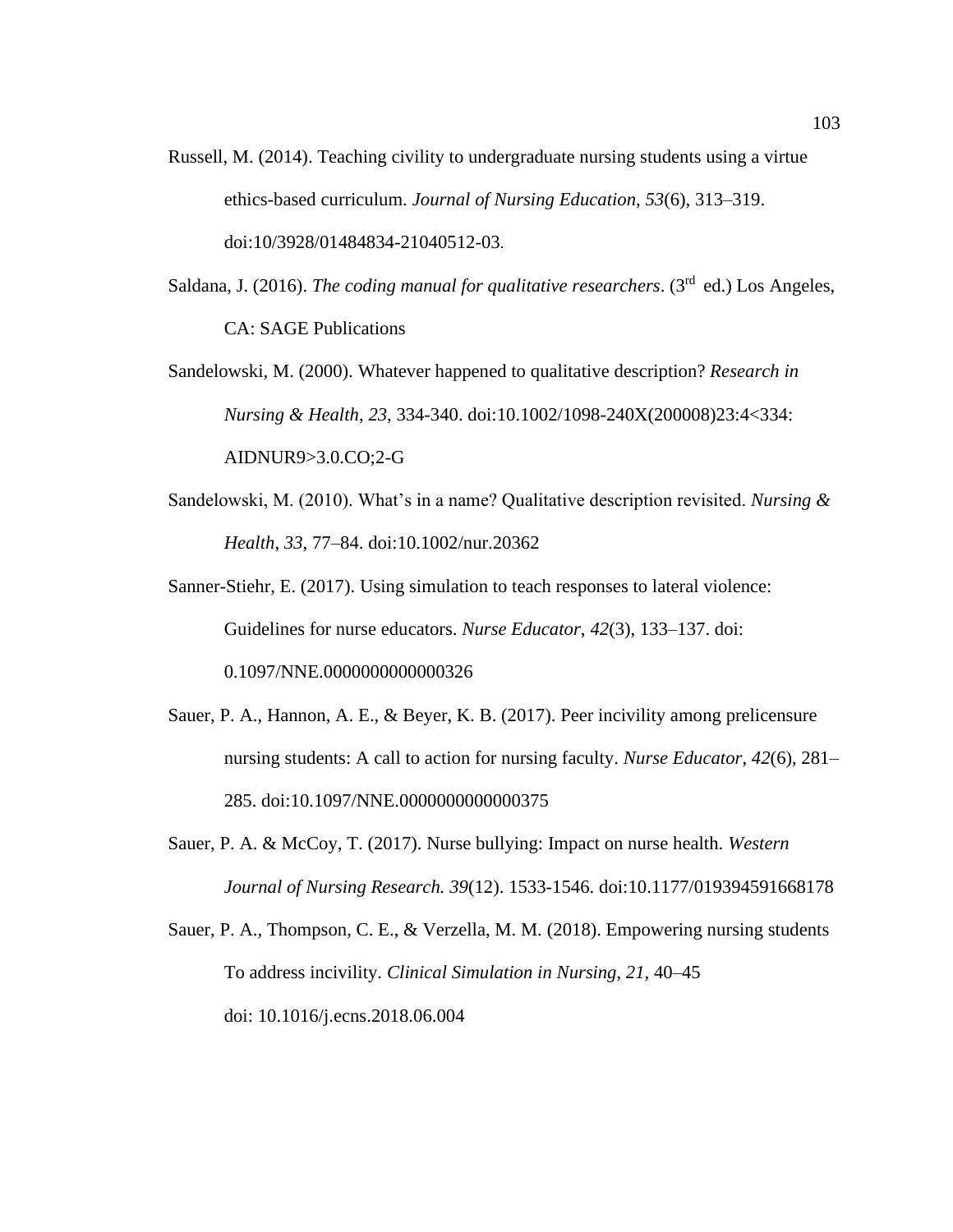Russell, M. (2014). Teaching civility to undergraduate nursing students using a virtue ethics-based curriculum. *Journal of Nursing Education*, *53*(6), 313–319. doi:10/3928/01484834-21040512-03.

Saldana, J. (2016). *The coding manual for qualitative researchers*. (3rd ed.) Los Angeles, CA: SAGE Publications

Sandelowski, M. (2000). Whatever happened to qualitative description? *Research in Nursing & Health*, *23*, 334-340. doi:10.1002/1098-240X(200008)23:4<334: AIDNUR9>3.0.CO;2-G

Sandelowski, M. (2010). What's in a name? Qualitative description revisited. *Nursing & Health*, *33*, 77–84. doi:10.1002/nur.20362

Sanner-Stiehr, E. (2017). Using simulation to teach responses to lateral violence: Guidelines for nurse educators. *Nurse Educator*, *42*(3), 133–137. doi: 0.1097/NNE.0000000000000326

Sauer, P. A., Hannon, A. E., & Beyer, K. B. (2017). Peer incivility among prelicensure nursing students: A call to action for nursing faculty. *Nurse Educator*, *42*(6), 281–285. doi:10.1097/NNE.0000000000000375

Sauer, P. A. & McCoy, T. (2017). Nurse bullying: Impact on nurse health. *Western Journal of Nursing Research. 39*(12). 1533-1546. doi:10.1177/019394591668178

Sauer, P. A., Thompson, C. E., & Verzella, M. M. (2018). Empowering nursing students To address incivility. *Clinical Simulation in Nursing*, *21*, 40–45 doi: 10.1016/j.ecns.2018.06.004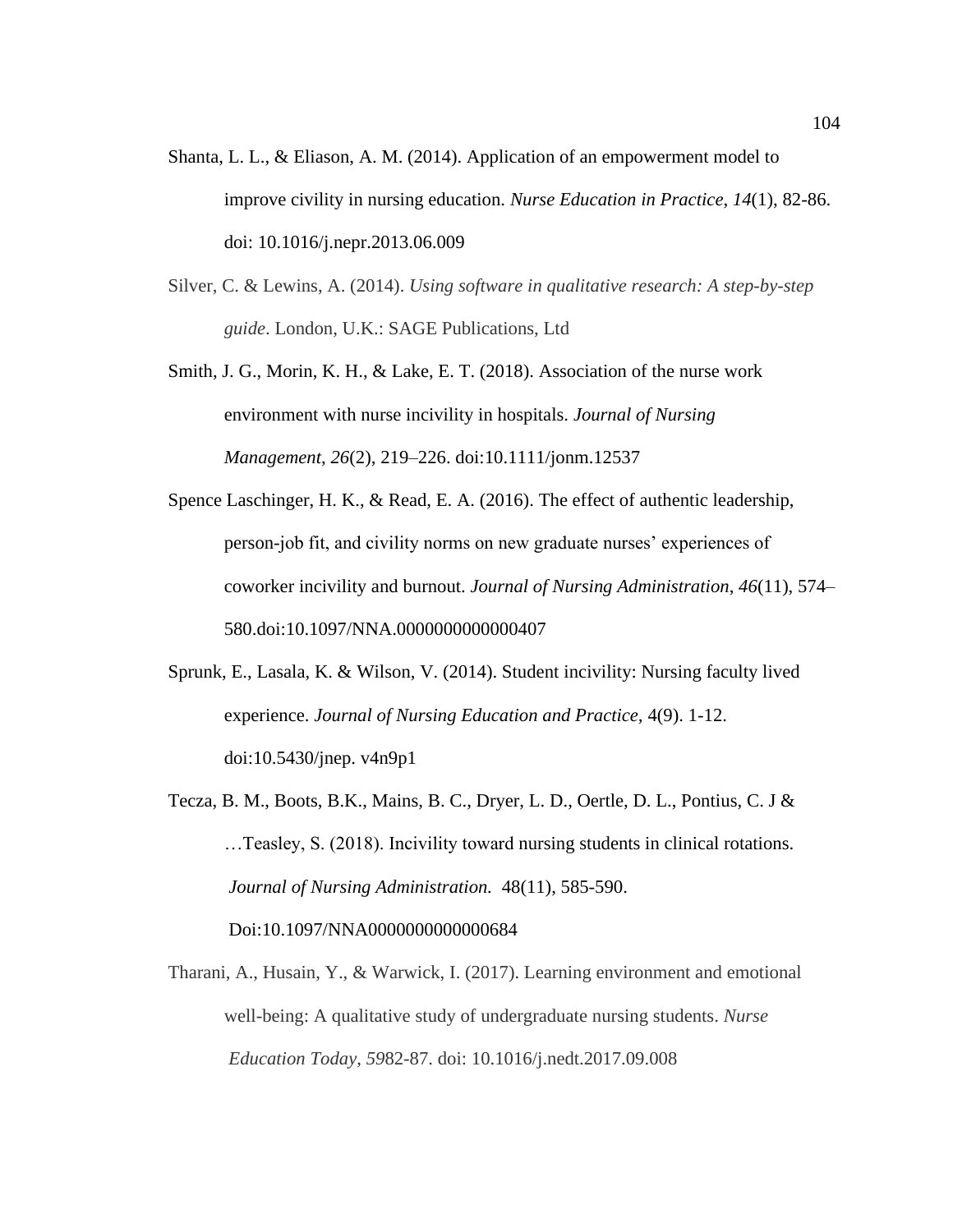Shanta, L. L., & Eliason, A. M. (2014). Application of an empowerment model to improve civility in nursing education. *Nurse Education in Practice*, *14*(1), 82-86. doi: 10.1016/j.nepr.2013.06.009

Silver, C. & Lewins, A. (2014). *Using software in qualitative research: A step-by-step guide*. London, U.K.: SAGE Publications, Ltd

Smith, J. G., Morin, K. H., & Lake, E. T. (2018). Association of the nurse work environment with nurse incivility in hospitals. *Journal of Nursing Management*, *26*(2), 219–226. doi:10.1111/jonm.12537

Spence Laschinger, H. K., & Read, E. A. (2016). The effect of authentic leadership, person-job fit, and civility norms on new graduate nurses' experiences of coworker incivility and burnout. *Journal of Nursing Administration*, *46*(11), 574–580.doi:10.1097/NNA.0000000000000407

Sprunk, E., Lasala, K. & Wilson, V. (2014). Student incivility: Nursing faculty lived experience. *Journal of Nursing Education and Practice,* 4(9). 1-12. doi:10.5430/jnep. v4n9p1

Tecza, B. M., Boots, B.K., Mains, B. C., Dryer, L. D., Oertle, D. L., Pontius, C. J & …Teasley, S. (2018). Incivility toward nursing students in clinical rotations. *Journal of Nursing Administration.* 48(11), 585-590. Doi:10.1097/NNA0000000000000684

Tharani, A., Husain, Y., & Warwick, I. (2017). Learning environment and emotional well-being: A qualitative study of undergraduate nursing students. *Nurse Education Today*, *59*82-87. doi: 10.1016/j.nedt.2017.09.008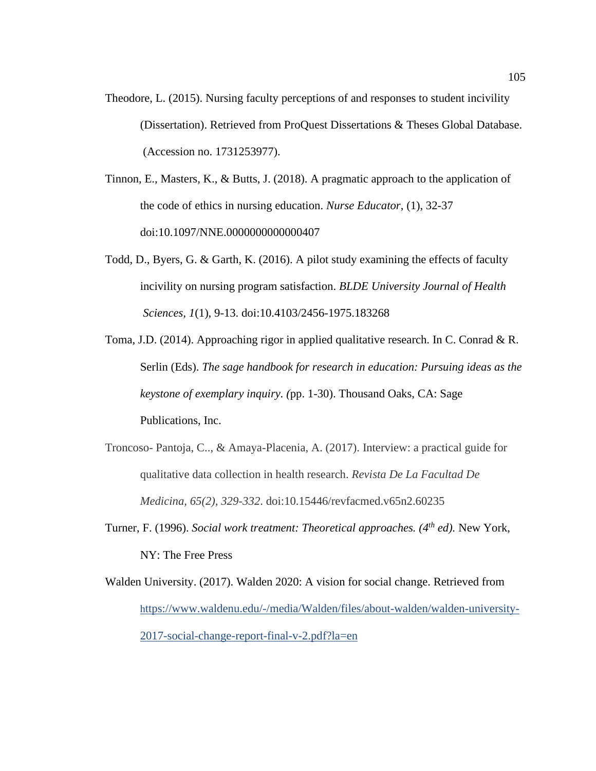Theodore, L. (2015). Nursing faculty perceptions of and responses to student incivility (Dissertation). Retrieved from ProQuest Dissertations & Theses Global Database. (Accession no. 1731253977).

Tinnon, E., Masters, K., & Butts, J. (2018). A pragmatic approach to the application of the code of ethics in nursing education. *Nurse Educator*, (1), 32-37 doi:10.1097/NNE.0000000000000407

Todd, D., Byers, G. & Garth, K. (2016). A pilot study examining the effects of faculty incivility on nursing program satisfaction. *BLDE University Journal of Health Sciences, 1*(1), 9-13. doi:10.4103/2456-1975.183268

Toma, J.D. (2014). Approaching rigor in applied qualitative research. In C. Conrad & R. Serlin (Eds). *The sage handbook for research in education: Pursuing ideas as the keystone of exemplary inquiry. (*pp. 1-30). Thousand Oaks, CA: Sage Publications, Inc.

Troncoso- Pantoja, C.., & Amaya-Placenia, A. (2017). Interview: a practical guide for qualitative data collection in health research. *Revista De La Facultad De Medicina, 65(2), 329-332*. doi:10.15446/revfacmed.v65n2.60235

Turner, F. (1996). *Social work treatment: Theoretical approaches. (4th ed).* New York, NY: The Free Press

Walden University. (2017). Walden 2020: A vision for social change. Retrieved from https://www.waldenu.edu/-/media/Walden/files/about-walden/walden-university-2017-social-change-report-final-v-2.pdf?la=en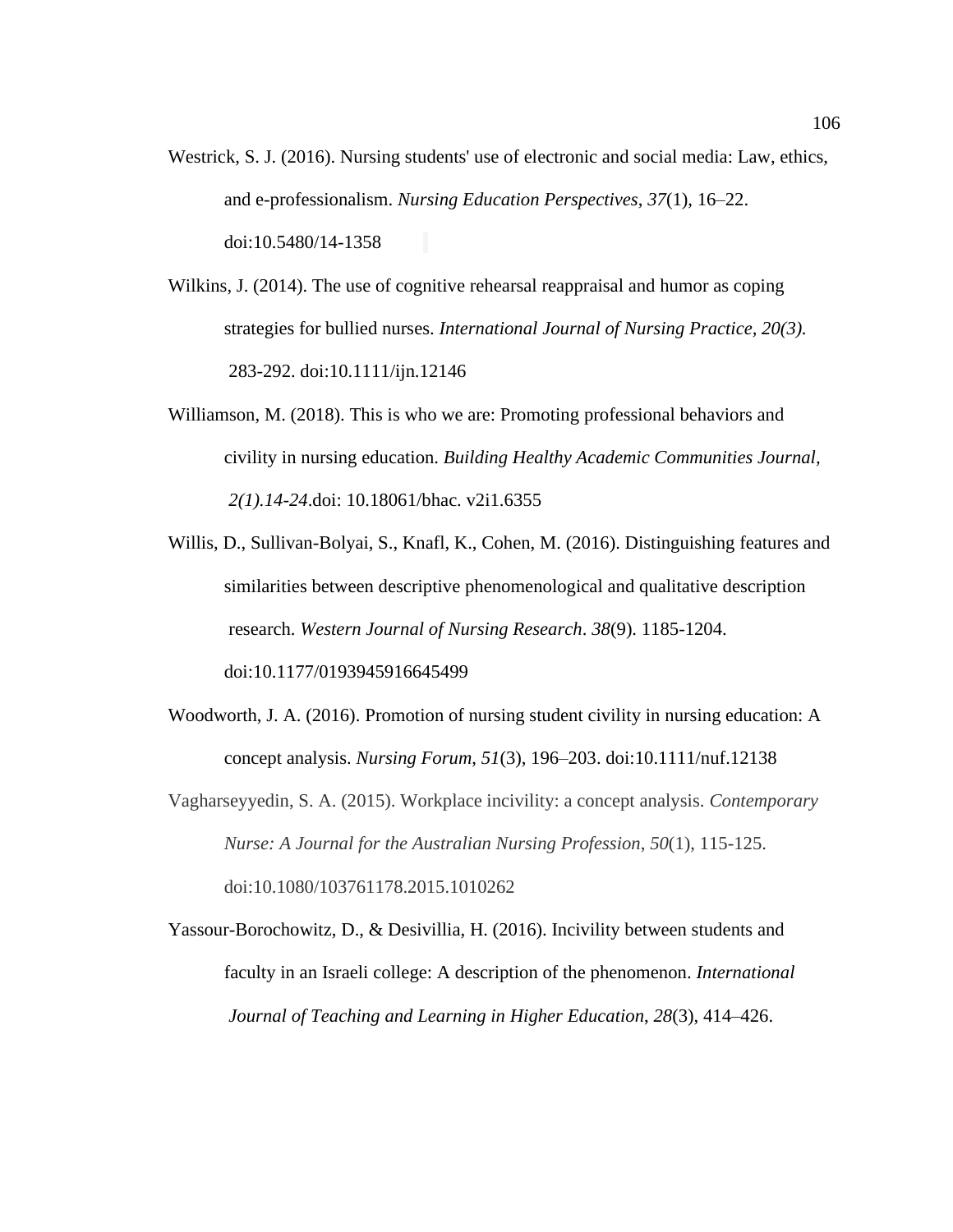Westrick, S. J. (2016). Nursing students' use of electronic and social media: Law, ethics, and e-professionalism. *Nursing Education Perspectives*, *37*(1), 16–22. doi:10.5480/14-1358

Wilkins, J. (2014). The use of cognitive rehearsal reappraisal and humor as coping strategies for bullied nurses. *International Journal of Nursing Practice, 20(3).* 283-292. doi:10.1111/ijn.12146

Williamson, M. (2018). This is who we are: Promoting professional behaviors and civility in nursing education. *Building Healthy Academic Communities Journal, 2(1).14-24*.doi: 10.18061/bhac. v2i1.6355

Willis, D., Sullivan-Bolyai, S., Knafl, K., Cohen, M. (2016). Distinguishing features and similarities between descriptive phenomenological and qualitative description research. *Western Journal of Nursing Research*. *38*(9). 1185-1204. doi:10.1177/0193945916645499

Woodworth, J. A. (2016). Promotion of nursing student civility in nursing education: A concept analysis. *Nursing Forum*, *51*(3), 196–203. doi:10.1111/nuf.12138

Vagharseyyedin, S. A. (2015). Workplace incivility: a concept analysis. *Contemporary Nurse: A Journal for the Australian Nursing Profession*, *50*(1), 115-125. doi:10.1080/103761178.2015.1010262

Yassour-Borochowitz, D., & Desivillia, H. (2016). Incivility between students and faculty in an Israeli college: A description of the phenomenon. *International Journal of Teaching and Learning in Higher Education*, *28*(3), 414–426.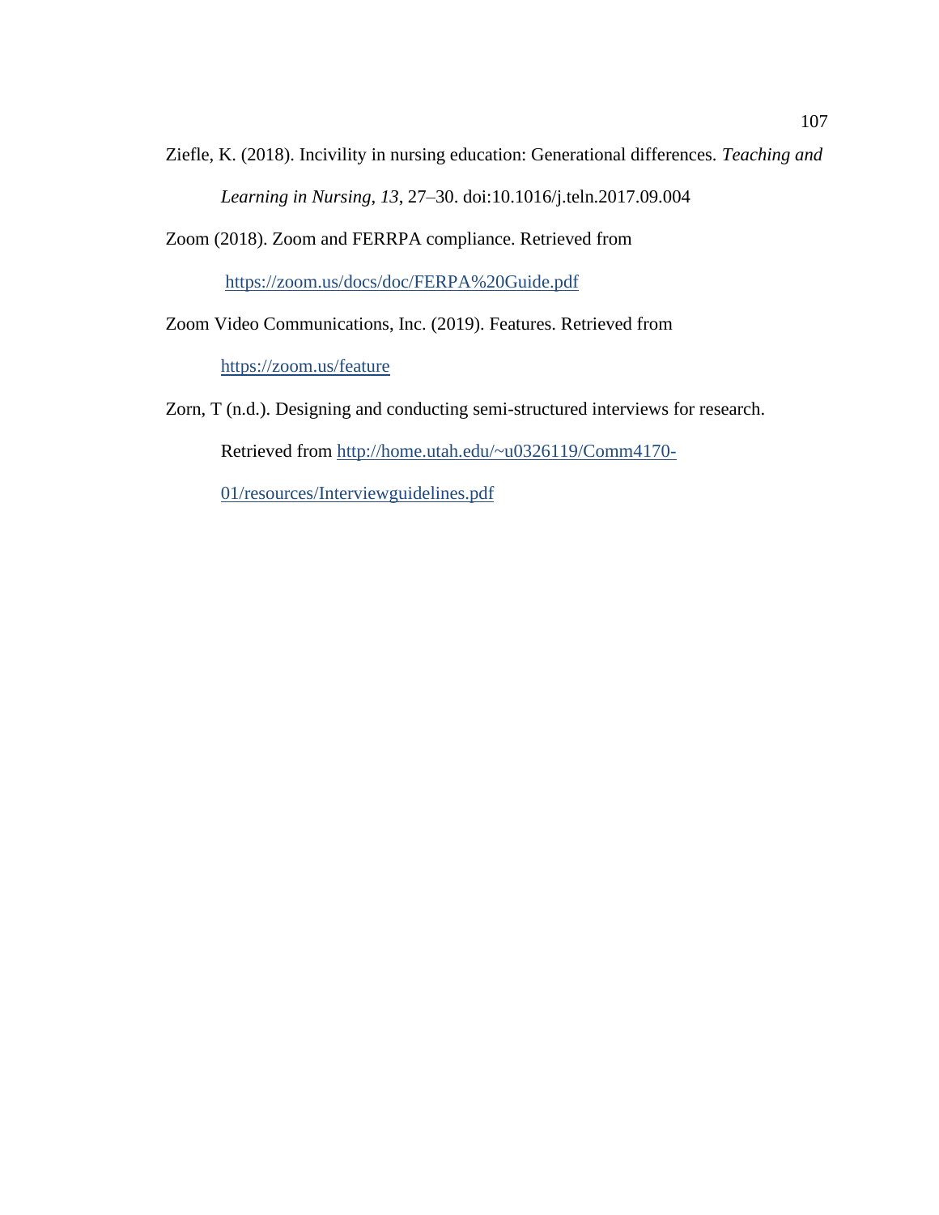Ziefle, K. (2018). Incivility in nursing education: Generational differences. *Teaching and Learning in Nursing*, *13*, 27–30. doi:10.1016/j.teln.2017.09.004

Zoom (2018). Zoom and FERRPA compliance. Retrieved from https://zoom.us/docs/doc/FERPA%20Guide.pdf

Zoom Video Communications, Inc. (2019). Features. Retrieved from https://zoom.us/feature

Zorn, T (n.d.). Designing and conducting semi-structured interviews for research. Retrieved from http://home.utah.edu/~u0326119/Comm4170-01/resources/Interviewguidelines.pdf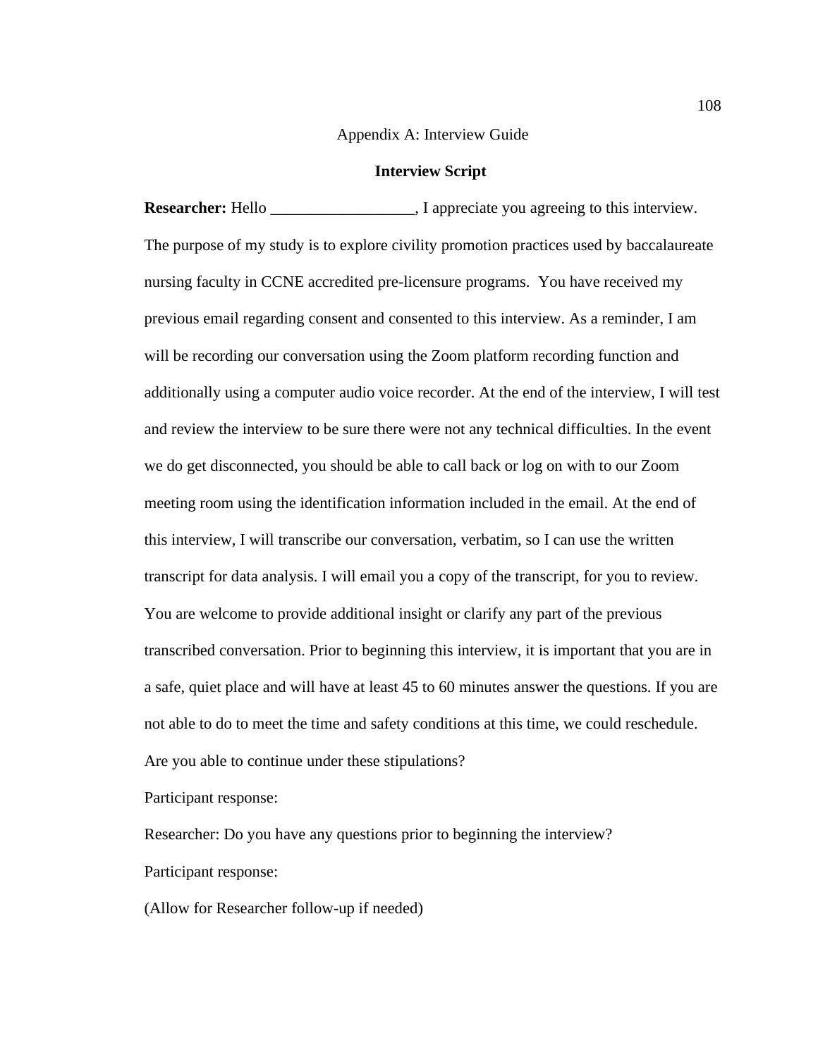# Appendix A: Interview Guide

## Interview Script

**Researcher:** Hello __________________, I appreciate you agreeing to this interview. The purpose of my study is to explore civility promotion practices used by baccalaureate nursing faculty in CCNE accredited pre-licensure programs.  You have received my previous email regarding consent and consented to this interview. As a reminder, I am will be recording our conversation using the Zoom platform recording function and additionally using a computer audio voice recorder. At the end of the interview, I will test and review the interview to be sure there were not any technical difficulties. In the event we do get disconnected, you should be able to call back or log on with to our Zoom meeting room using the identification information included in the email. At the end of this interview, I will transcribe our conversation, verbatim, so I can use the written transcript for data analysis. I will email you a copy of the transcript, for you to review. You are welcome to provide additional insight or clarify any part of the previous transcribed conversation. Prior to beginning this interview, it is important that you are in a safe, quiet place and will have at least 45 to 60 minutes answer the questions. If you are not able to do to meet the time and safety conditions at this time, we could reschedule. Are you able to continue under these stipulations?

Participant response:

Researcher: Do you have any questions prior to beginning the interview?

Participant response:

(Allow for Researcher follow-up if needed)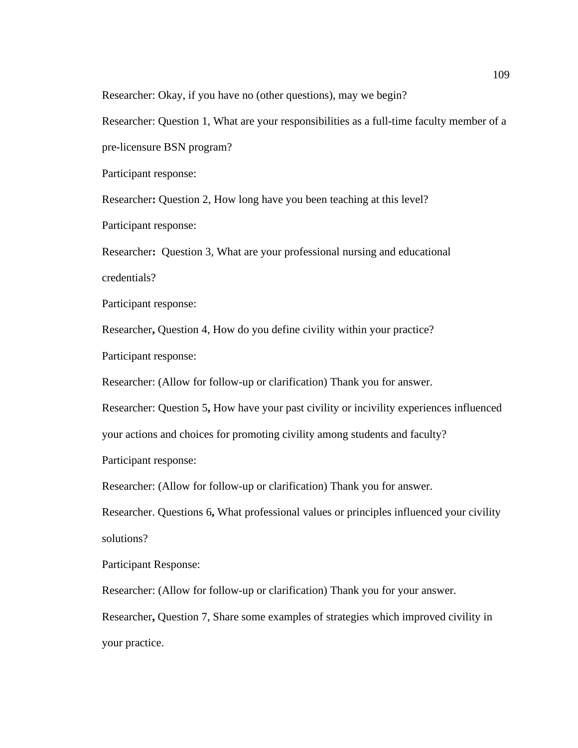Researcher: Okay, if you have no (other questions), may we begin?

Researcher: Question 1, What are your responsibilities as a full-time faculty member of a pre-licensure BSN program?

Participant response:

Researcher**:** Question 2, How long have you been teaching at this level?

Participant response:

Researcher**:** Question 3, What are your professional nursing and educational credentials?

Participant response:

Researcher**,** Question 4, How do you define civility within your practice?

Participant response:

Researcher: (Allow for follow-up or clarification) Thank you for answer.

Researcher: Question 5**,** How have your past civility or incivility experiences influenced your actions and choices for promoting civility among students and faculty?

Participant response:

Researcher: (Allow for follow-up or clarification) Thank you for answer.

Researcher. Questions 6**,** What professional values or principles influenced your civility solutions?

Participant Response:

Researcher: (Allow for follow-up or clarification) Thank you for your answer.

Researcher**,** Question 7, Share some examples of strategies which improved civility in your practice.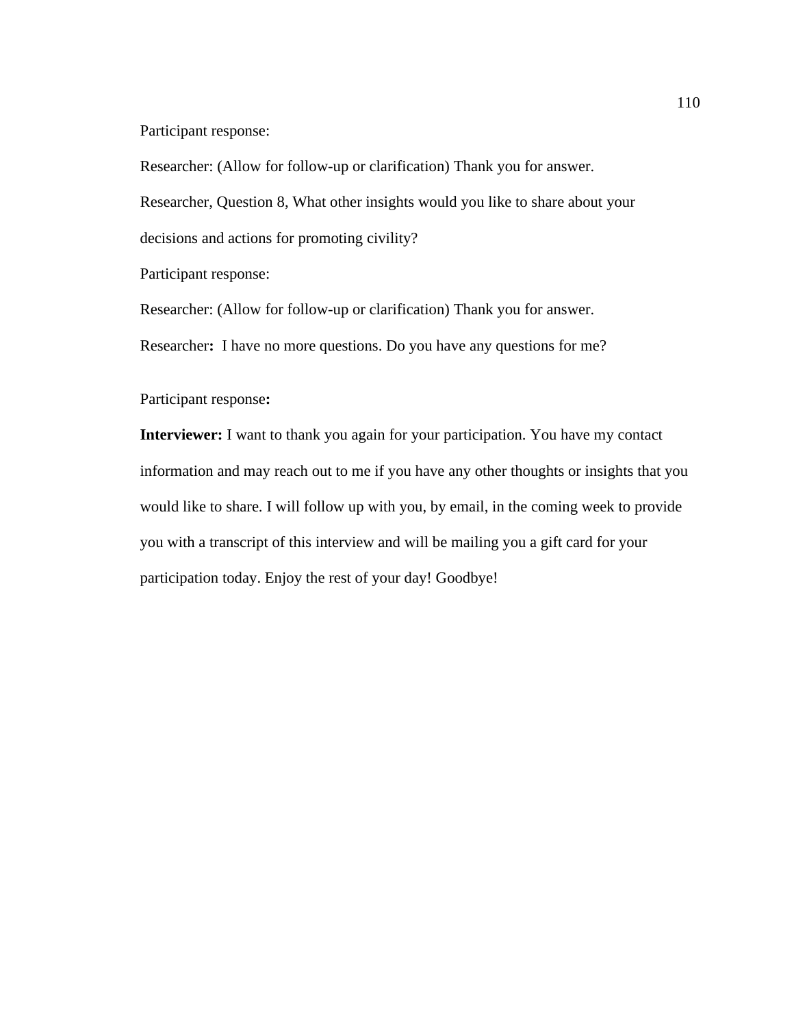Participant response:

Researcher: (Allow for follow-up or clarification) Thank you for answer.

Researcher, Question 8, What other insights would you like to share about your decisions and actions for promoting civility?

Participant response:

Researcher: (Allow for follow-up or clarification) Thank you for answer.

Researcher**:** I have no more questions. Do you have any questions for me?

Participant response**:**

**Interviewer:** I want to thank you again for your participation. You have my contact information and may reach out to me if you have any other thoughts or insights that you would like to share. I will follow up with you, by email, in the coming week to provide you with a transcript of this interview and will be mailing you a gift card for your participation today. Enjoy the rest of your day! Goodbye!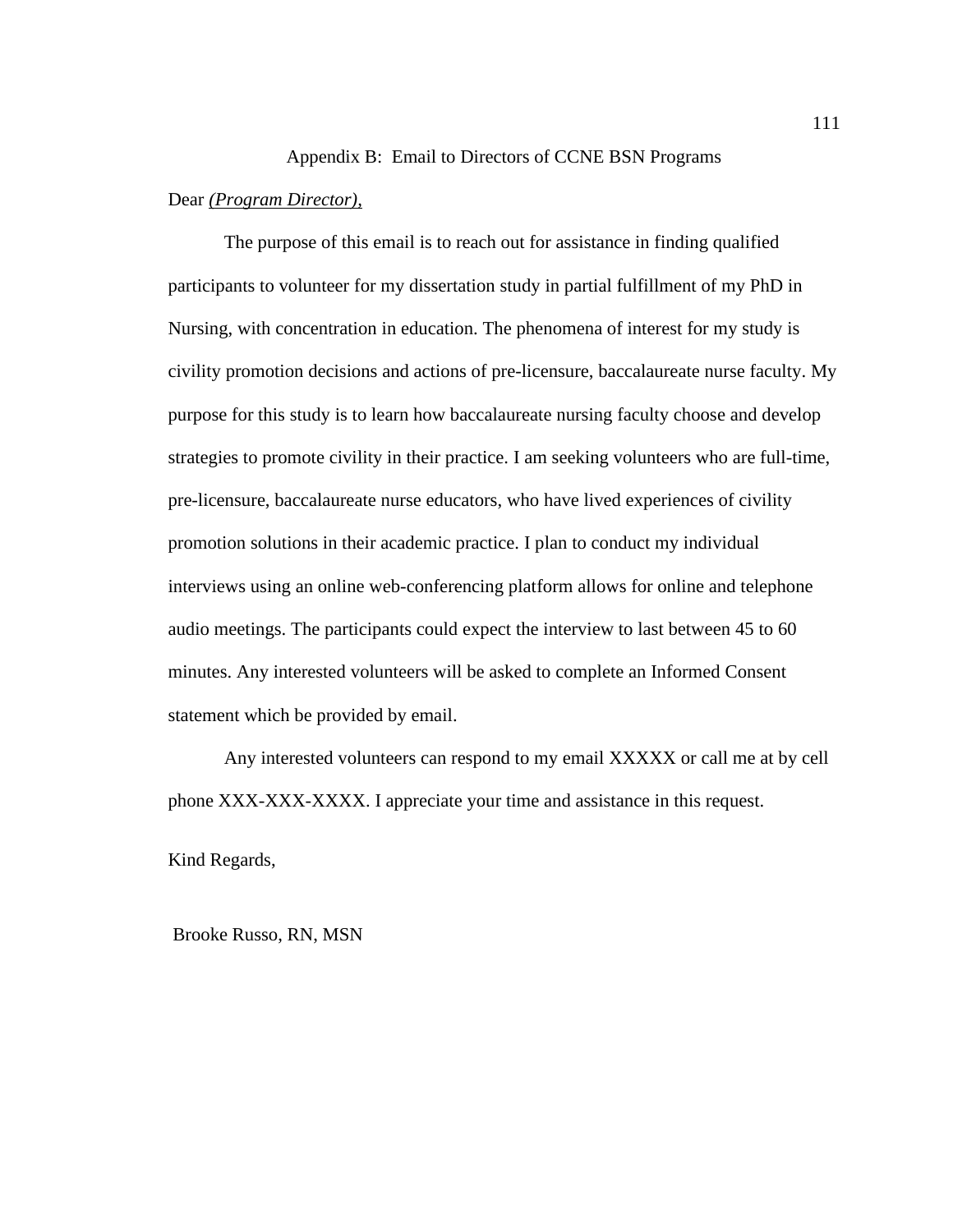# Appendix B: Email to Directors of CCNE BSN Programs

Dear *(Program Director),*

The purpose of this email is to reach out for assistance in finding qualified participants to volunteer for my dissertation study in partial fulfillment of my PhD in Nursing, with concentration in education. The phenomena of interest for my study is civility promotion decisions and actions of pre-licensure, baccalaureate nurse faculty. My purpose for this study is to learn how baccalaureate nursing faculty choose and develop strategies to promote civility in their practice. I am seeking volunteers who are full-time, pre-licensure, baccalaureate nurse educators, who have lived experiences of civility promotion solutions in their academic practice. I plan to conduct my individual interviews using an online web-conferencing platform allows for online and telephone audio meetings. The participants could expect the interview to last between 45 to 60 minutes. Any interested volunteers will be asked to complete an Informed Consent statement which be provided by email.

Any interested volunteers can respond to my email XXXXX or call me at by cell phone XXX-XXX-XXXX. I appreciate your time and assistance in this request.

Kind Regards,

Brooke Russo, RN, MSN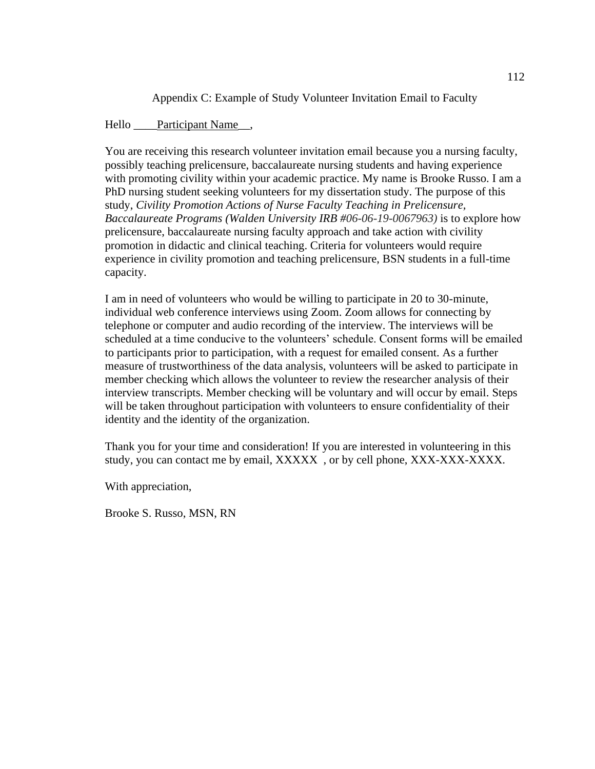# Appendix C: Example of Study Volunteer Invitation Email to Faculty

Hello ____Participant Name__,

You are receiving this research volunteer invitation email because you a nursing faculty, possibly teaching prelicensure, baccalaureate nursing students and having experience with promoting civility within your academic practice. My name is Brooke Russo. I am a PhD nursing student seeking volunteers for my dissertation study. The purpose of this study, *Civility Promotion Actions of Nurse Faculty Teaching in Prelicensure, Baccalaureate Programs (Walden University IRB #06-06-19-0067963)* is to explore how prelicensure, baccalaureate nursing faculty approach and take action with civility promotion in didactic and clinical teaching. Criteria for volunteers would require experience in civility promotion and teaching prelicensure, BSN students in a full-time capacity.

I am in need of volunteers who would be willing to participate in 20 to 30-minute, individual web conference interviews using Zoom. Zoom allows for connecting by telephone or computer and audio recording of the interview. The interviews will be scheduled at a time conducive to the volunteers' schedule. Consent forms will be emailed to participants prior to participation, with a request for emailed consent. As a further measure of trustworthiness of the data analysis, volunteers will be asked to participate in member checking which allows the volunteer to review the researcher analysis of their interview transcripts. Member checking will be voluntary and will occur by email. Steps will be taken throughout participation with volunteers to ensure confidentiality of their identity and the identity of the organization.

Thank you for your time and consideration! If you are interested in volunteering in this study, you can contact me by email, XXXXX , or by cell phone, XXX-XXX-XXXX.

With appreciation,

Brooke S. Russo, MSN, RN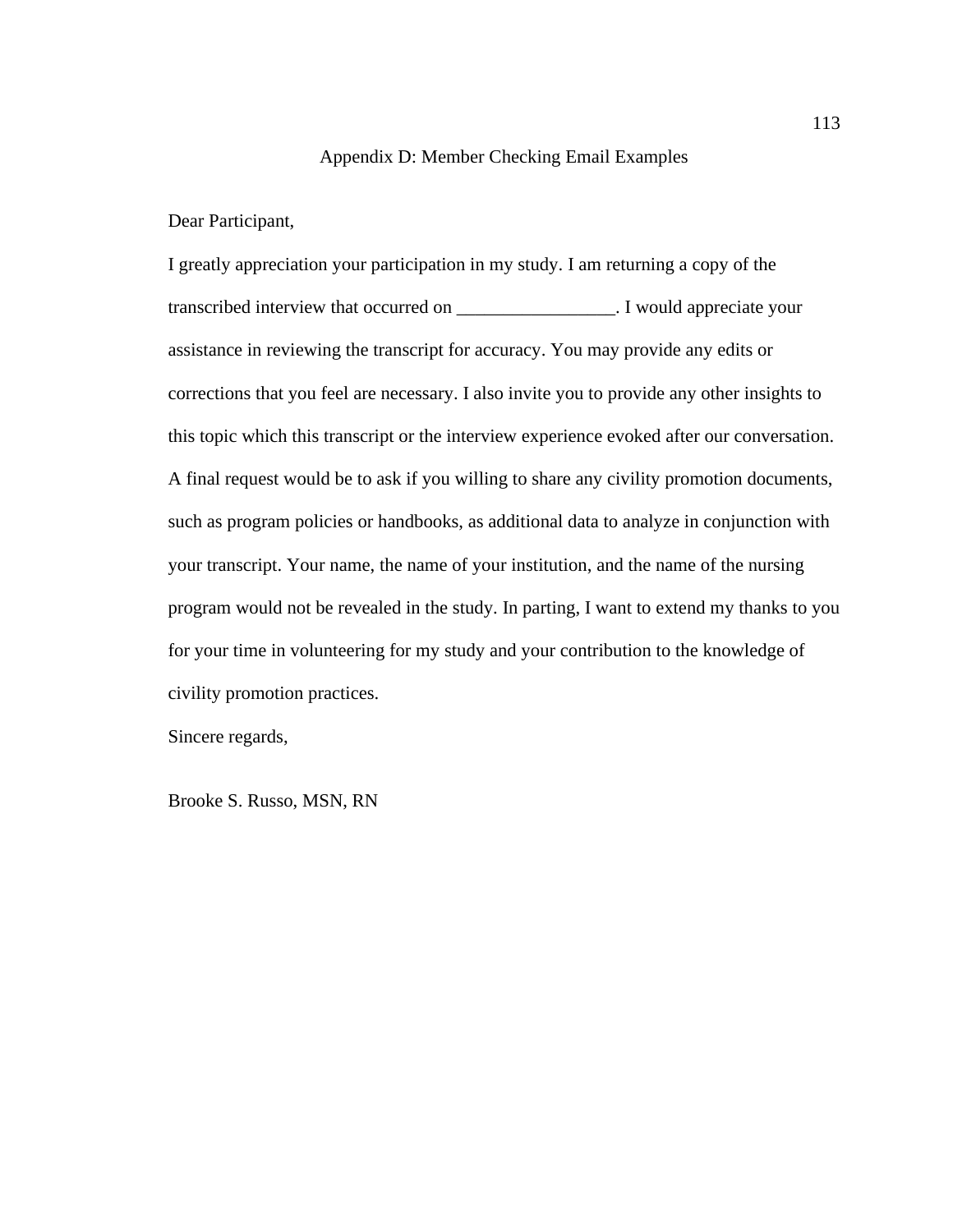# Appendix D: Member Checking Email Examples

Dear Participant,

I greatly appreciation your participation in my study. I am returning a copy of the transcribed interview that occurred on _________________. I would appreciate your assistance in reviewing the transcript for accuracy. You may provide any edits or corrections that you feel are necessary. I also invite you to provide any other insights to this topic which this transcript or the interview experience evoked after our conversation. A final request would be to ask if you willing to share any civility promotion documents, such as program policies or handbooks, as additional data to analyze in conjunction with your transcript. Your name, the name of your institution, and the name of the nursing program would not be revealed in the study. In parting, I want to extend my thanks to you for your time in volunteering for my study and your contribution to the knowledge of civility promotion practices.

Sincere regards,

Brooke S. Russo, MSN, RN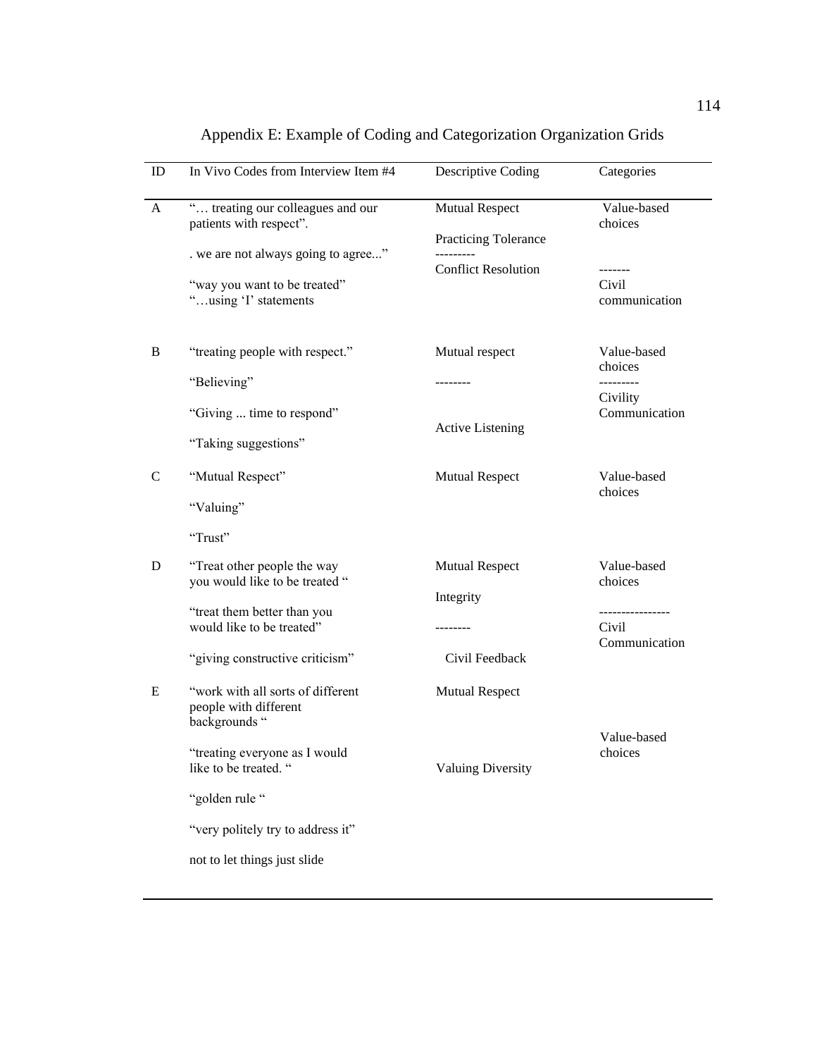# Appendix E: Example of Coding and Categorization Organization Grids

| ID | In Vivo Codes from Interview Item #4 | Descriptive Coding | Categories |
|---|---|---|---|
| A | "… treating our colleagues and our patients with respect".<br><br>. we are not always going to agree..."<br><br>"way you want to be treated"<br>"…using 'I' statements | Mutual Respect<br><br>Practicing Tolerance<br>---------<br>Conflict Resolution | Value-based choices<br><br>-------<br>Civil communication |
| B | "treating people with respect."<br><br>"Believing"<br><br>"Giving ... time to respond"<br><br>"Taking suggestions" | Mutual respect<br><br>--------<br><br>Active Listening | Value-based choices<br>---------<br>Civility Communication |
| C | "Mutual Respect"<br><br>"Valuing"<br><br>"Trust" | Mutual Respect | Value-based choices |
| D | "Treat other people the way you would like to be treated "<br><br>"treat them better than you would like to be treated"<br><br>"giving constructive criticism" | Mutual Respect<br><br>Integrity<br><br>--------<br><br>Civil Feedback | Value-based choices<br><br>----------------<br>Civil Communication |
| E | "work with all sorts of different people with different backgrounds "<br><br>"treating everyone as I would like to be treated. "<br><br>"golden rule "<br><br>"very politely try to address it"<br><br>not to let things just slide | Mutual Respect<br><br>Valuing Diversity | Value-based choices |